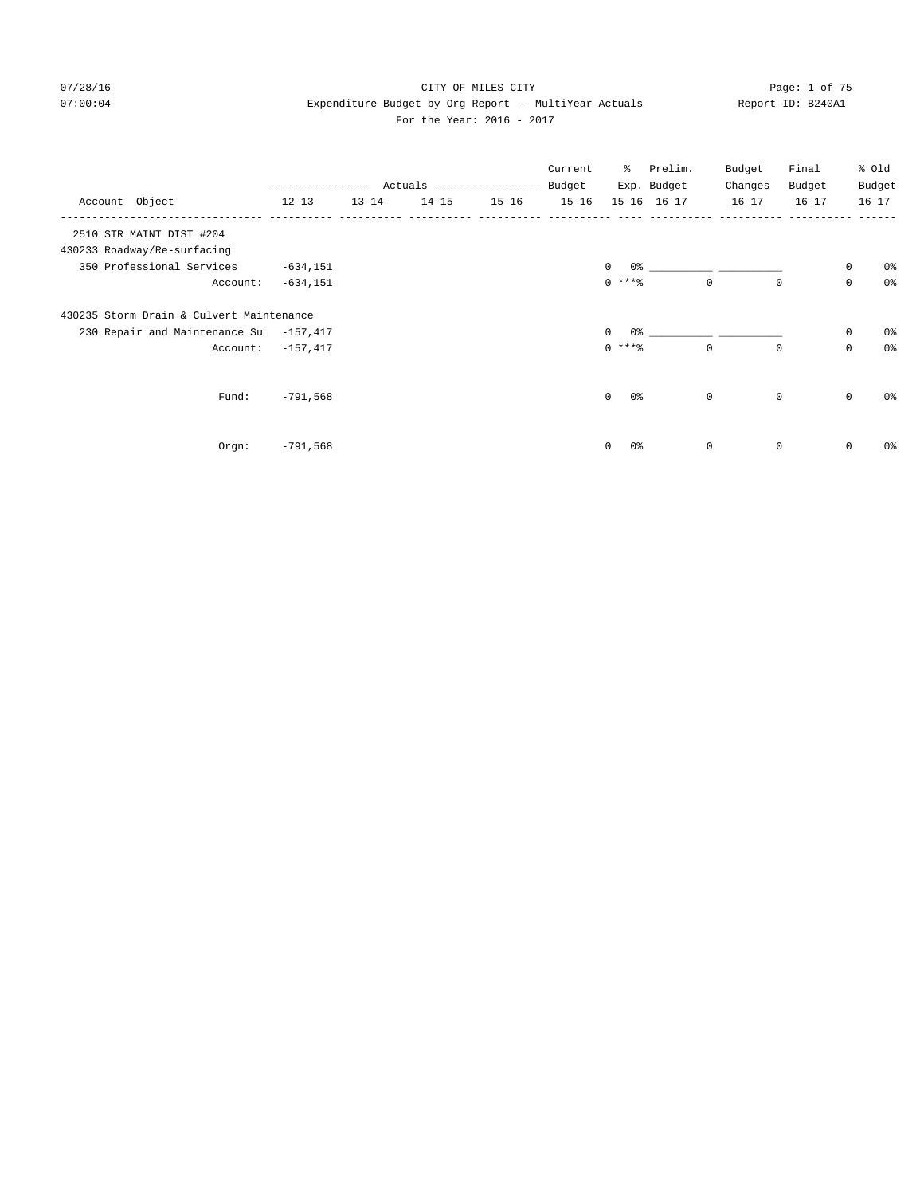CITY OF MILES CITY

Expenditure Budget by Org Report -- MultiYear Actuals

For the Year: 2016 - 2017

07/28/16 07:00:04 Report ID: B240A1

| Account Object | Actuals 12-13 | Actuals 13-14 | Actuals 14-15 | Actuals 15-16 | Current Budget 15-16 | % Exp. 15-16 | Prelim. Budget 16-17 | Budget Changes 16-17 | Final Budget 16-17 | % Old Budget 16-17 |
|---|---|---|---|---|---|---|---|---|---|---|
| 2510 STR MAINT DIST #204 | | | | | | | | | | |
| 430233 Roadway/Re-surfacing | | | | | | | | | | |
| 350 Professional Services | -634,151 | | | | 0 | 0% | ___________ | ___________ | 0 | 0% |
| Account: | -634,151 | | | | 0 | ***% | 0 | 0 | 0 | 0% |
| 430235 Storm Drain & Culvert Maintenance | | | | | | | | | | |
| 230 Repair and Maintenance Su | -157,417 | | | | 0 | 0% | ___________ | ___________ | 0 | 0% |
| Account: | -157,417 | | | | 0 | ***% | 0 | 0 | 0 | 0% |
| Fund: | -791,568 | | | | 0 | 0% | 0 | 0 | 0 | 0% |
| Orgn: | -791,568 | | | | 0 | 0% | 0 | 0 | 0 | 0% |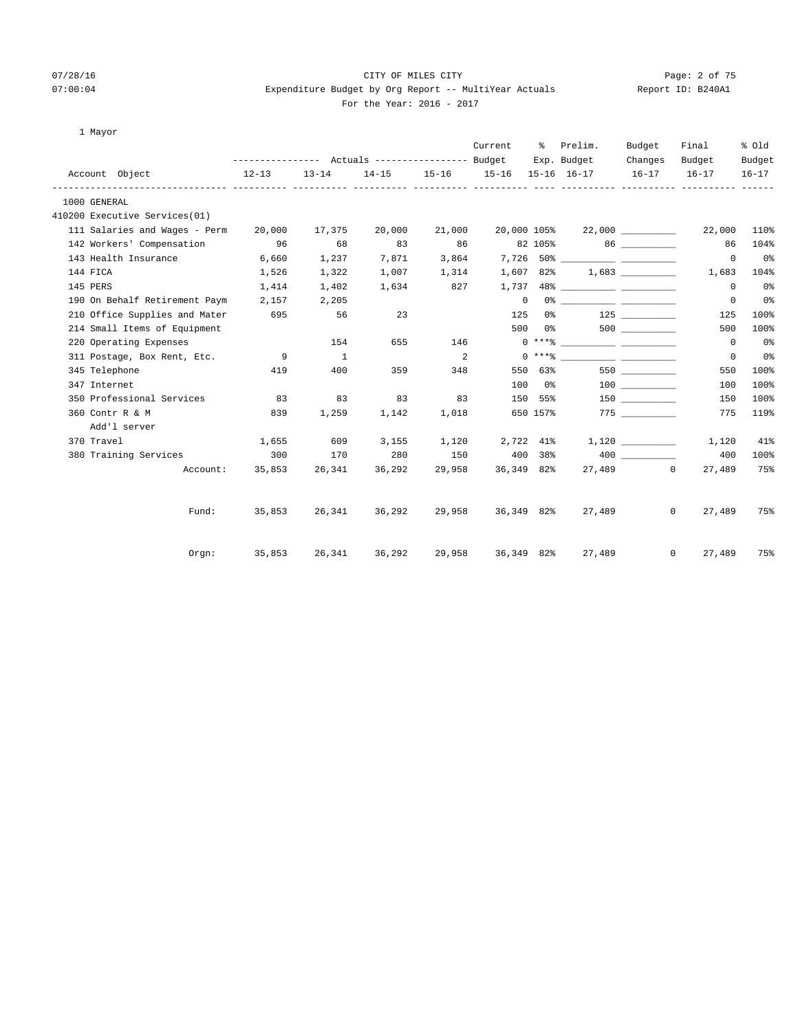CITY OF MILES CITY

Expenditure Budget by Org Report -- MultiYear Actuals

For the Year: 2016 - 2017

1 Mayor

| Account Object | Actuals 12-13 | Actuals 13-14 | Actuals 14-15 | Actuals 15-16 | Current Budget 15-16 | % Exp. 15-16 | Prelim. Budget 16-17 | Budget Changes 16-17 | Final Budget 16-17 | % Old Budget 16-17 |
|---|---|---|---|---|---|---|---|---|---|---|
| 1000 GENERAL | | | | | | | | | | |
| 410200 Executive Services(01) | | | | | | | | | | |
| 111 Salaries and Wages - Perm | 20,000 | 17,375 | 20,000 | 21,000 | 20,000 | 105% | 22,000 | __________ | 22,000 | 110% |
| 142 Workers' Compensation | 96 | 68 | 83 | 86 | 82 | 105% | 86 | __________ | 86 | 104% |
| 143 Health Insurance | 6,660 | 1,237 | 7,871 | 3,864 | 7,726 | 50% | __________ | __________ | 0 | 0% |
| 144 FICA | 1,526 | 1,322 | 1,007 | 1,314 | 1,607 | 82% | 1,683 | __________ | 1,683 | 104% |
| 145 PERS | 1,414 | 1,402 | 1,634 | 827 | 1,737 | 48% | __________ | __________ | 0 | 0% |
| 190 On Behalf Retirement Paym | 2,157 | 2,205 | | | 0 | 0% | __________ | __________ | 0 | 0% |
| 210 Office Supplies and Mater | 695 | 56 | 23 | | 125 | 0% | 125 | __________ | 125 | 100% |
| 214 Small Items of Equipment | | | | | 500 | 0% | 500 | __________ | 500 | 100% |
| 220 Operating Expenses | | 154 | 655 | 146 | 0 | ***% | __________ | __________ | 0 | 0% |
| 311 Postage, Box Rent, Etc. | 9 | 1 | | 2 | 0 | ***% | __________ | __________ | 0 | 0% |
| 345 Telephone | 419 | 400 | 359 | 348 | 550 | 63% | 550 | __________ | 550 | 100% |
| 347 Internet | | | | | 100 | 0% | 100 | __________ | 100 | 100% |
| 350 Professional Services | 83 | 83 | 83 | 83 | 150 | 55% | 150 | __________ | 150 | 100% |
| 360 Contr R & M | 839 | 1,259 | 1,142 | 1,018 | 650 | 157% | 775 | __________ | 775 | 119% |
| Add'l server | | | | | | | | | | |
| 370 Travel | 1,655 | 609 | 3,155 | 1,120 | 2,722 | 41% | 1,120 | __________ | 1,120 | 41% |
| 380 Training Services | 300 | 170 | 280 | 150 | 400 | 38% | 400 | __________ | 400 | 100% |
| Account: | 35,853 | 26,341 | 36,292 | 29,958 | 36,349 | 82% | 27,489 | 0 | 27,489 | 75% |
| Fund: | 35,853 | 26,341 | 36,292 | 29,958 | 36,349 | 82% | 27,489 | 0 | 27,489 | 75% |
| Orgn: | 35,853 | 26,341 | 36,292 | 29,958 | 36,349 | 82% | 27,489 | 0 | 27,489 | 75% |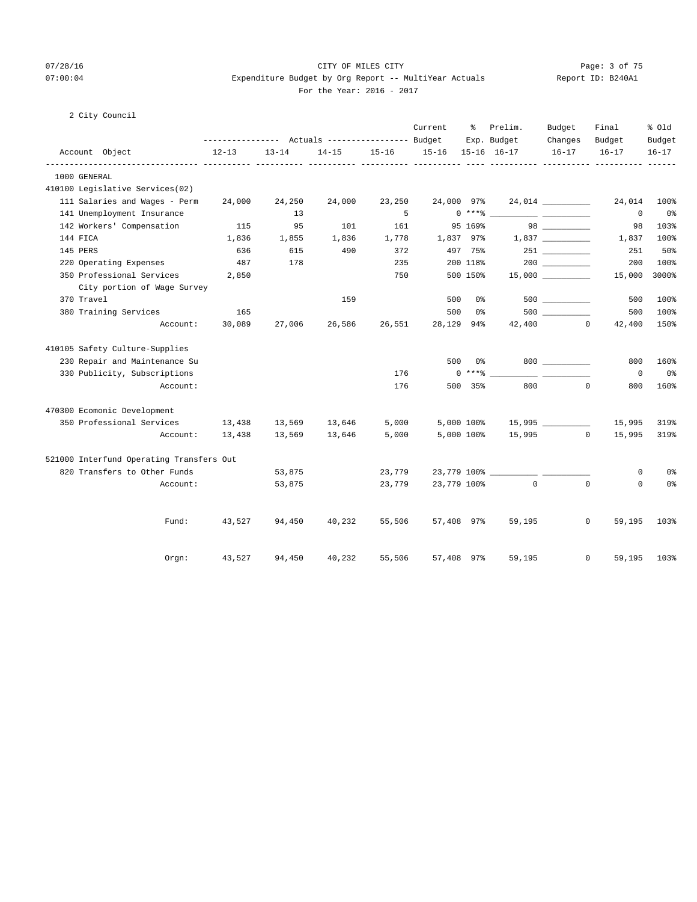CITY OF MILES CITY
Expenditure Budget by Org Report -- MultiYear Actuals
For the Year: 2016 - 2017

2 City Council

| Account Object | Actuals 12-13 | Actuals 13-14 | Actuals 14-15 | Actuals 15-16 | Current Budget 15-16 | % Exp. 15-16 | Prelim. Budget 16-17 | Budget Changes 16-17 | Final Budget 16-17 | % Old Budget 16-17 |
|---|---|---|---|---|---|---|---|---|---|---|
| 1000 GENERAL | | | | | | | | | | |
| 410100 Legislative Services(02) | | | | | | | | | | |
| 111 Salaries and Wages - Perm | 24,000 | 24,250 | 24,000 | 23,250 | 24,000 | 97% | 24,014 | __________ | 24,014 | 100% |
| 141 Unemployment Insurance | | 13 | | 5 | 0 | ***% | __________ | __________ | 0 | 0% |
| 142 Workers' Compensation | 115 | 95 | 101 | 161 | 95 | 169% | 98 | __________ | 98 | 103% |
| 144 FICA | 1,836 | 1,855 | 1,836 | 1,778 | 1,837 | 97% | 1,837 | __________ | 1,837 | 100% |
| 145 PERS | 636 | 615 | 490 | 372 | 497 | 75% | 251 | __________ | 251 | 50% |
| 220 Operating Expenses | 487 | 178 | | 235 | 200 | 118% | 200 | __________ | 200 | 100% |
| 350 Professional Services | 2,850 | | | 750 | 500 | 150% | 15,000 | __________ | 15,000 | 3000% |
| City portion of Wage Survey | | | | | | | | | | |
| 370 Travel | | | 159 | | 500 | 0% | 500 | __________ | 500 | 100% |
| 380 Training Services | 165 | | | | 500 | 0% | 500 | __________ | 500 | 100% |
| Account: | 30,089 | 27,006 | 26,586 | 26,551 | 28,129 | 94% | 42,400 | 0 | 42,400 | 150% |
| 410105 Safety Culture-Supplies | | | | | | | | | | |
| 230 Repair and Maintenance Su | | | | | 500 | 0% | 800 | __________ | 800 | 160% |
| 330 Publicity, Subscriptions | | | | 176 | 0 | ***% | __________ | __________ | 0 | 0% |
| Account: | | | | 176 | 500 | 35% | 800 | 0 | 800 | 160% |
| 470300 Ecomonic Development | | | | | | | | | | |
| 350 Professional Services | 13,438 | 13,569 | 13,646 | 5,000 | 5,000 | 100% | 15,995 | __________ | 15,995 | 319% |
| Account: | 13,438 | 13,569 | 13,646 | 5,000 | 5,000 | 100% | 15,995 | 0 | 15,995 | 319% |
| 521000 Interfund Operating Transfers Out | | | | | | | | | | |
| 820 Transfers to Other Funds | | 53,875 | | 23,779 | 23,779 | 100% | __________ | __________ | 0 | 0% |
| Account: | | 53,875 | | 23,779 | 23,779 | 100% | 0 | 0 | 0 | 0% |
| Fund: | 43,527 | 94,450 | 40,232 | 55,506 | 57,408 | 97% | 59,195 | 0 | 59,195 | 103% |
| Orgn: | 43,527 | 94,450 | 40,232 | 55,506 | 57,408 | 97% | 59,195 | 0 | 59,195 | 103% |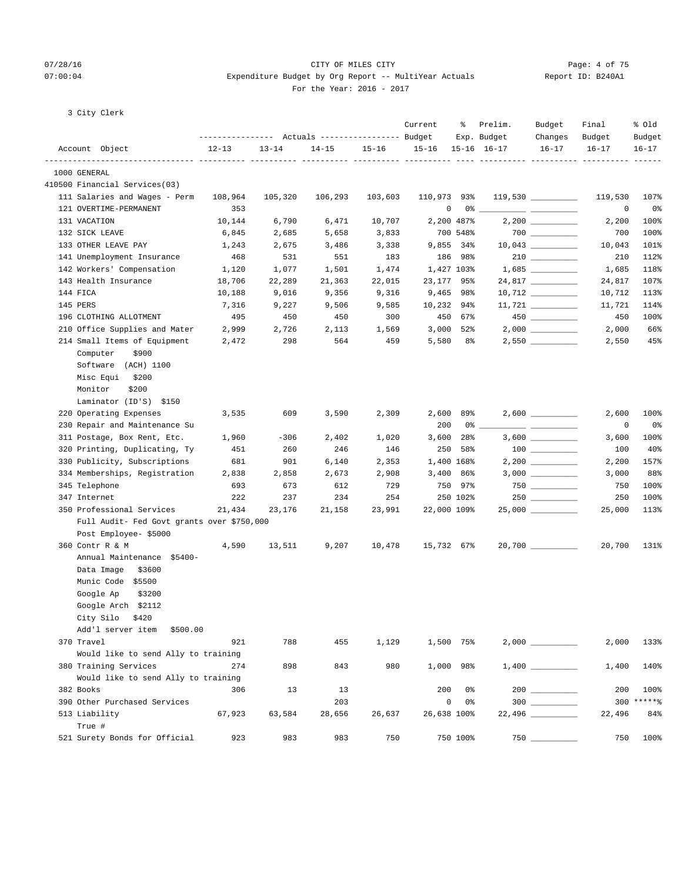3 City Clerk

| Account Object | Actuals 12-13 | Actuals 13-14 | Actuals 14-15 | Actuals 15-16 | Current Budget 15-16 | % Exp. 15-16 | Prelim. Budget 16-17 | Budget Changes 16-17 | Final Budget 16-17 | % Old Budget 16-17 |
|---|---|---|---|---|---|---|---|---|---|---|
| 1000 GENERAL | | | | | | | | | | |
| 410500 Financial Services(03) | | | | | | | | | | |
| 111 Salaries and Wages - Perm | 108,964 | 105,320 | 106,293 | 103,603 | 110,973 | 93% | 119,530 | | 119,530 | 107% |
| 121 OVERTIME-PERMANENT | 353 | | | | 0 | 0% | | | 0 | 0% |
| 131 VACATION | 10,144 | 6,790 | 6,471 | 10,707 | 2,200 | 487% | 2,200 | | 2,200 | 100% |
| 132 SICK LEAVE | 6,845 | 2,685 | 5,658 | 3,833 | 700 | 548% | 700 | | 700 | 100% |
| 133 OTHER LEAVE PAY | 1,243 | 2,675 | 3,486 | 3,338 | 9,855 | 34% | 10,043 | | 10,043 | 101% |
| 141 Unemployment Insurance | 468 | 531 | 551 | 183 | 186 | 98% | 210 | | 210 | 112% |
| 142 Workers' Compensation | 1,120 | 1,077 | 1,501 | 1,474 | 1,427 | 103% | 1,685 | | 1,685 | 118% |
| 143 Health Insurance | 18,706 | 22,289 | 21,363 | 22,015 | 23,177 | 95% | 24,817 | | 24,817 | 107% |
| 144 FICA | 10,188 | 9,016 | 9,356 | 9,316 | 9,465 | 98% | 10,712 | | 10,712 | 113% |
| 145 PERS | 7,316 | 9,227 | 9,506 | 9,585 | 10,232 | 94% | 11,721 | | 11,721 | 114% |
| 196 CLOTHING ALLOTMENT | 495 | 450 | 450 | 300 | 450 | 67% | 450 | | 450 | 100% |
| 210 Office Supplies and Mater | 2,999 | 2,726 | 2,113 | 1,569 | 3,000 | 52% | 2,000 | | 2,000 | 66% |
| 214 Small Items of Equipment | 2,472 | 298 | 564 | 459 | 5,580 | 8% | 2,550 | | 2,550 | 45% |
| Computer $900 | | | | | | | | | | |
| Software (ACH) 1100 | | | | | | | | | | |
| Misc Equi $200 | | | | | | | | | | |
| Monitor $200 | | | | | | | | | | |
| Laminator (ID'S) $150 | | | | | | | | | | |
| 220 Operating Expenses | 3,535 | 609 | 3,590 | 2,309 | 2,600 | 89% | 2,600 | | 2,600 | 100% |
| 230 Repair and Maintenance Su | | | | | 200 | 0% | | | 0 | 0% |
| 311 Postage, Box Rent, Etc. | 1,960 | -306 | 2,402 | 1,020 | 3,600 | 28% | 3,600 | | 3,600 | 100% |
| 320 Printing, Duplicating, Ty | 451 | 260 | 246 | 146 | 250 | 58% | 100 | | 100 | 40% |
| 330 Publicity, Subscriptions | 681 | 901 | 6,140 | 2,353 | 1,400 | 168% | 2,200 | | 2,200 | 157% |
| 334 Memberships, Registration | 2,838 | 2,858 | 2,673 | 2,908 | 3,400 | 86% | 3,000 | | 3,000 | 88% |
| 345 Telephone | 693 | 673 | 612 | 729 | 750 | 97% | 750 | | 750 | 100% |
| 347 Internet | 222 | 237 | 234 | 254 | 250 | 102% | 250 | | 250 | 100% |
| 350 Professional Services | 21,434 | 23,176 | 21,158 | 23,991 | 22,000 | 109% | 25,000 | | 25,000 | 113% |
| Full Audit- Fed Govt grants over $750,000 | | | | | | | | | | |
| Post Employee- $5000 | | | | | | | | | | |
| 360 Contr R & M | 4,590 | 13,511 | 9,207 | 10,478 | 15,732 | 67% | 20,700 | | 20,700 | 131% |
| Annual Maintenance $5400- | | | | | | | | | | |
| Data Image $3600 | | | | | | | | | | |
| Munic Code $5500 | | | | | | | | | | |
| Google Ap $3200 | | | | | | | | | | |
| Google Arch $2112 | | | | | | | | | | |
| City Silo $420 | | | | | | | | | | |
| Add'l server item $500.00 | | | | | | | | | | |
| 370 Travel | 921 | 788 | 455 | 1,129 | 1,500 | 75% | 2,000 | | 2,000 | 133% |
| Would like to send Ally to training | | | | | | | | | | |
| 380 Training Services | 274 | 898 | 843 | 980 | 1,000 | 98% | 1,400 | | 1,400 | 140% |
| Would like to send Ally to training | | | | | | | | | | |
| 382 Books | 306 | 13 | 13 | | 200 | 0% | 200 | | 200 | 100% |
| 390 Other Purchased Services | | | 203 | | 0 | 0% | 300 | | 300 | *****% |
| 513 Liability | 67,923 | 63,584 | 28,656 | 26,637 | 26,638 | 100% | 22,496 | | 22,496 | 84% |
| True # | | | | | | | | | | |
| 521 Surety Bonds for Official | 923 | 983 | 983 | 750 | 750 | 100% | 750 | | 750 | 100% |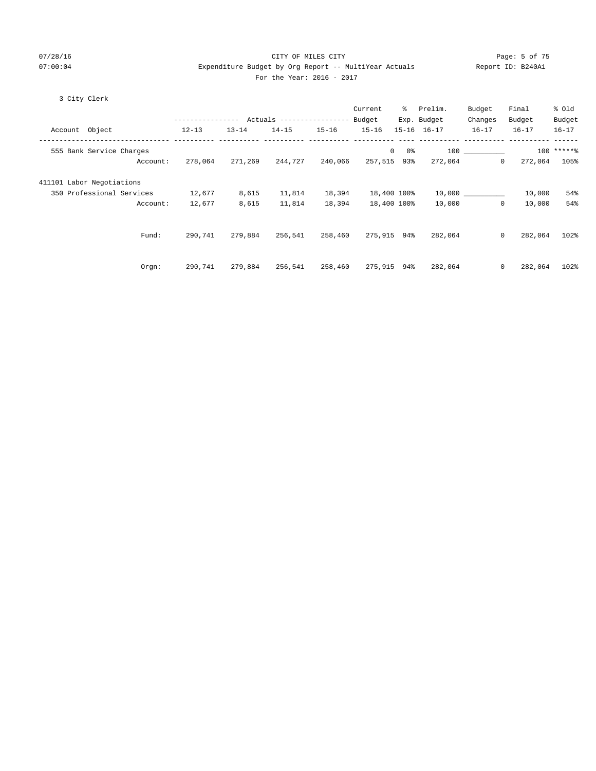CITY OF MILES CITY
Expenditure Budget by Org Report -- MultiYear Actuals
For the Year: 2016 - 2017

3 City Clerk

| Account Object | | Actuals 12-13 | Actuals 13-14 | Actuals 14-15 | Actuals 15-16 | Current Budget 15-16 | % Exp. 15-16 | Prelim. Budget 16-17 | Budget Changes 16-17 | Final Budget 16-17 | % Old Budget 16-17 |
|---|---|---|---|---|---|---|---|---|---|---|---|
| 555 Bank Service Charges | | | | | | 0 | 0% | 100 | __________ | 100 | *****% |
| | Account: | 278,064 | 271,269 | 244,727 | 240,066 | 257,515 | 93% | 272,064 | 0 | 272,064 | 105% |
| 411101 Labor Negotiations | | | | | | | | | | | |
| 350 Professional Services | | 12,677 | 8,615 | 11,814 | 18,394 | 18,400 | 100% | 10,000 | __________ | 10,000 | 54% |
| | Account: | 12,677 | 8,615 | 11,814 | 18,394 | 18,400 | 100% | 10,000 | 0 | 10,000 | 54% |
| | Fund: | 290,741 | 279,884 | 256,541 | 258,460 | 275,915 | 94% | 282,064 | 0 | 282,064 | 102% |
| | Orgn: | 290,741 | 279,884 | 256,541 | 258,460 | 275,915 | 94% | 282,064 | 0 | 282,064 | 102% |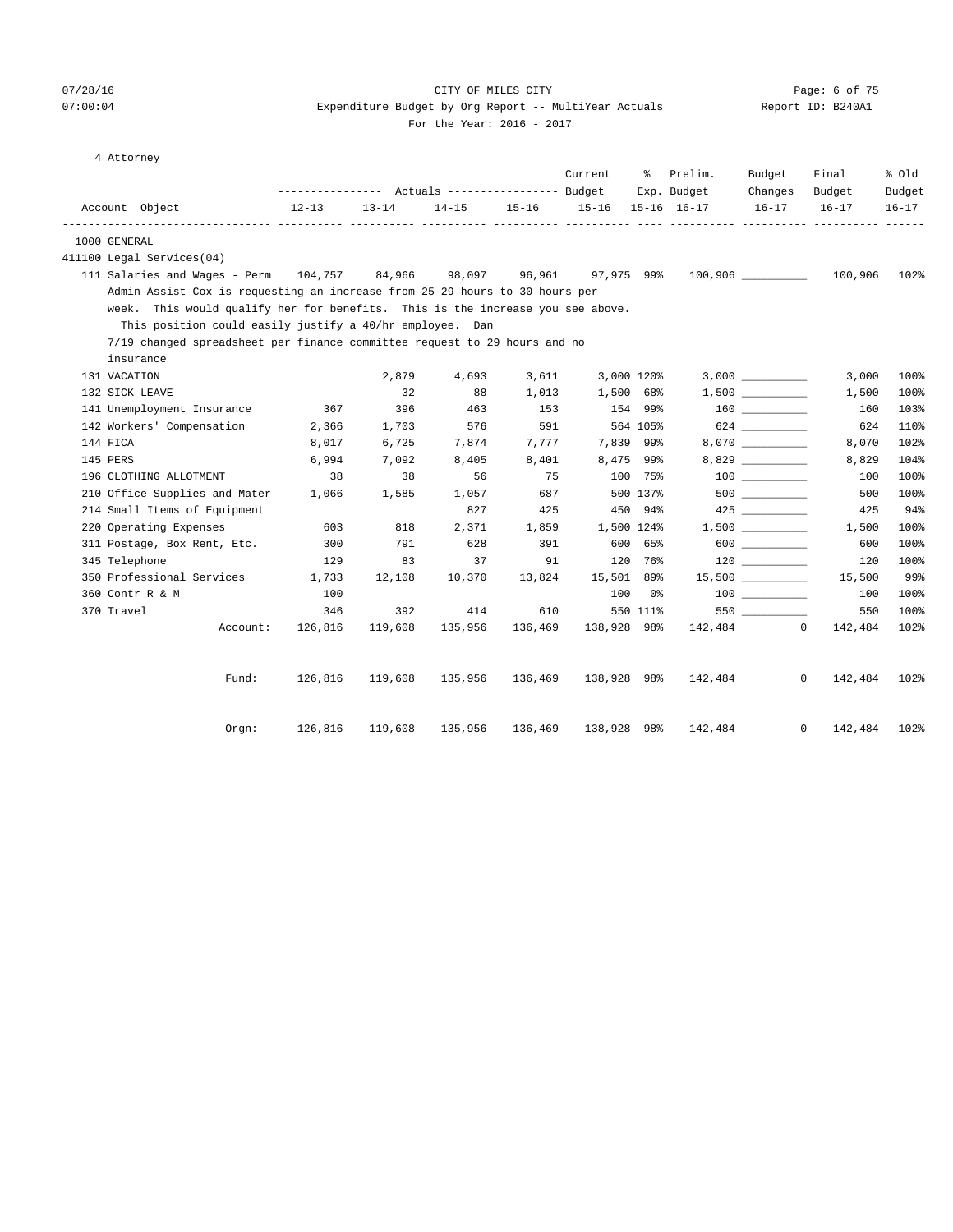CITY OF MILES CITY

Expenditure Budget by Org Report -- MultiYear Actuals

For the Year: 2016 - 2017

4 Attorney

| Account Object | Actuals 12-13 | Actuals 13-14 | Actuals 14-15 | Actuals 15-16 | Current Budget 15-16 | % Exp. 15-16 | Prelim. Budget 16-17 | Budget Changes 16-17 | Final Budget 16-17 | % Old Budget 16-17 |
|---|---|---|---|---|---|---|---|---|---|---|
| 1000 GENERAL | | | | | | | | | | |
| 411100 Legal Services(04) | | | | | | | | | | |
| 111 Salaries and Wages - Perm | 104,757 | 84,966 | 98,097 | 96,961 | 97,975 | 99% | 100,906 | __________ | 100,906 | 102% |
| Admin Assist Cox is requesting an increase from 25-29 hours to 30 hours per week. This would qualify her for benefits. This is the increase you see above. This position could easily justify a 40/hr employee. Dan 7/19 changed spreadsheet per finance committee request to 29 hours and no insurance | | | | | | | | | | |
| 131 VACATION | | 2,879 | 4,693 | 3,611 | 3,000 | 120% | 3,000 | __________ | 3,000 | 100% |
| 132 SICK LEAVE | | 32 | 88 | 1,013 | 1,500 | 68% | 1,500 | __________ | 1,500 | 100% |
| 141 Unemployment Insurance | 367 | 396 | 463 | 153 | 154 | 99% | 160 | __________ | 160 | 103% |
| 142 Workers' Compensation | 2,366 | 1,703 | 576 | 591 | 564 | 105% | 624 | __________ | 624 | 110% |
| 144 FICA | 8,017 | 6,725 | 7,874 | 7,777 | 7,839 | 99% | 8,070 | __________ | 8,070 | 102% |
| 145 PERS | 6,994 | 7,092 | 8,405 | 8,401 | 8,475 | 99% | 8,829 | __________ | 8,829 | 104% |
| 196 CLOTHING ALLOTMENT | 38 | 38 | 56 | 75 | 100 | 75% | 100 | __________ | 100 | 100% |
| 210 Office Supplies and Mater | 1,066 | 1,585 | 1,057 | 687 | 500 | 137% | 500 | __________ | 500 | 100% |
| 214 Small Items of Equipment | | | 827 | 425 | 450 | 94% | 425 | __________ | 425 | 94% |
| 220 Operating Expenses | 603 | 818 | 2,371 | 1,859 | 1,500 | 124% | 1,500 | __________ | 1,500 | 100% |
| 311 Postage, Box Rent, Etc. | 300 | 791 | 628 | 391 | 600 | 65% | 600 | __________ | 600 | 100% |
| 345 Telephone | 129 | 83 | 37 | 91 | 120 | 76% | 120 | __________ | 120 | 100% |
| 350 Professional Services | 1,733 | 12,108 | 10,370 | 13,824 | 15,501 | 89% | 15,500 | __________ | 15,500 | 99% |
| 360 Contr R & M | 100 | | | | 100 | 0% | 100 | __________ | 100 | 100% |
| 370 Travel | 346 | 392 | 414 | 610 | 550 | 111% | 550 | __________ | 550 | 100% |
| Account: | 126,816 | 119,608 | 135,956 | 136,469 | 138,928 | 98% | 142,484 | 0 | 142,484 | 102% |
| Fund: | 126,816 | 119,608 | 135,956 | 136,469 | 138,928 | 98% | 142,484 | 0 | 142,484 | 102% |
| Orgn: | 126,816 | 119,608 | 135,956 | 136,469 | 138,928 | 98% | 142,484 | 0 | 142,484 | 102% |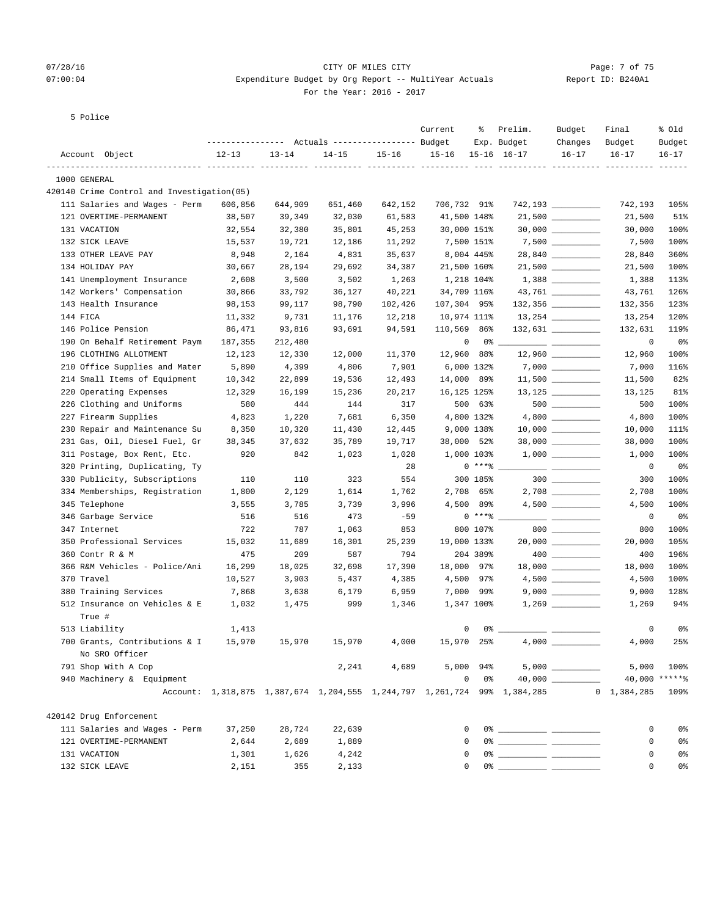CITY OF MILES CITY
Expenditure Budget by Org Report -- MultiYear Actuals
For the Year: 2016 - 2017

07/28/16 07:00:04 Report ID: B240A1

5 Police

| Account Object | Actuals 12-13 | Actuals 13-14 | Actuals 14-15 | Actuals 15-16 | Current Budget 15-16 | % Exp. 15-16 | Prelim. Budget 16-17 | Budget Changes 16-17 | Final Budget 16-17 | % Old Budget 16-17 |
|---|---|---|---|---|---|---|---|---|---|---|
| 1000 GENERAL | | | | | | | | | | |
| 420140 Crime Control and Investigation(05) | | | | | | | | | | |
| 111 Salaries and Wages - Perm | 606,856 | 644,909 | 651,460 | 642,152 | 706,732 | 91% | 742,193 | | 742,193 | 105% |
| 121 OVERTIME-PERMANENT | 38,507 | 39,349 | 32,030 | 61,583 | 41,500 | 148% | 21,500 | | 21,500 | 51% |
| 131 VACATION | 32,554 | 32,380 | 35,801 | 45,253 | 30,000 | 151% | 30,000 | | 30,000 | 100% |
| 132 SICK LEAVE | 15,537 | 19,721 | 12,186 | 11,292 | 7,500 | 151% | 7,500 | | 7,500 | 100% |
| 133 OTHER LEAVE PAY | 8,948 | 2,164 | 4,831 | 35,637 | 8,004 | 445% | 28,840 | | 28,840 | 360% |
| 134 HOLIDAY PAY | 30,667 | 28,194 | 29,692 | 34,387 | 21,500 | 160% | 21,500 | | 21,500 | 100% |
| 141 Unemployment Insurance | 2,608 | 3,500 | 3,502 | 1,263 | 1,218 | 104% | 1,388 | | 1,388 | 113% |
| 142 Workers' Compensation | 30,866 | 33,792 | 36,127 | 40,221 | 34,709 | 116% | 43,761 | | 43,761 | 126% |
| 143 Health Insurance | 98,153 | 99,117 | 98,790 | 102,426 | 107,304 | 95% | 132,356 | | 132,356 | 123% |
| 144 FICA | 11,332 | 9,731 | 11,176 | 12,218 | 10,974 | 111% | 13,254 | | 13,254 | 120% |
| 146 Police Pension | 86,471 | 93,816 | 93,691 | 94,591 | 110,569 | 86% | 132,631 | | 132,631 | 119% |
| 190 On Behalf Retirement Paym | 187,355 | 212,480 | | | 0 | 0% | | | 0 | 0% |
| 196 CLOTHING ALLOTMENT | 12,123 | 12,330 | 12,000 | 11,370 | 12,960 | 88% | 12,960 | | 12,960 | 100% |
| 210 Office Supplies and Mater | 5,890 | 4,399 | 4,806 | 7,901 | 6,000 | 132% | 7,000 | | 7,000 | 116% |
| 214 Small Items of Equipment | 10,342 | 22,899 | 19,536 | 12,493 | 14,000 | 89% | 11,500 | | 11,500 | 82% |
| 220 Operating Expenses | 12,329 | 16,199 | 15,236 | 20,217 | 16,125 | 125% | 13,125 | | 13,125 | 81% |
| 226 Clothing and Uniforms | 580 | 444 | 144 | 317 | 500 | 63% | 500 | | 500 | 100% |
| 227 Firearm Supplies | 4,823 | 1,220 | 7,681 | 6,350 | 4,800 | 132% | 4,800 | | 4,800 | 100% |
| 230 Repair and Maintenance Su | 8,350 | 10,320 | 11,430 | 12,445 | 9,000 | 138% | 10,000 | | 10,000 | 111% |
| 231 Gas, Oil, Diesel Fuel, Gr | 38,345 | 37,632 | 35,789 | 19,717 | 38,000 | 52% | 38,000 | | 38,000 | 100% |
| 311 Postage, Box Rent, Etc. | 920 | 842 | 1,023 | 1,028 | 1,000 | 103% | 1,000 | | 1,000 | 100% |
| 320 Printing, Duplicating, Ty | | | | 28 | 0 | ***% | | | 0 | 0% |
| 330 Publicity, Subscriptions | 110 | 110 | 323 | 554 | 300 | 185% | 300 | | 300 | 100% |
| 334 Memberships, Registration | 1,800 | 2,129 | 1,614 | 1,762 | 2,708 | 65% | 2,708 | | 2,708 | 100% |
| 345 Telephone | 3,555 | 3,785 | 3,739 | 3,996 | 4,500 | 89% | 4,500 | | 4,500 | 100% |
| 346 Garbage Service | 516 | 516 | 473 | -59 | 0 | ***% | | | 0 | 0% |
| 347 Internet | 722 | 787 | 1,063 | 853 | 800 | 107% | 800 | | 800 | 100% |
| 350 Professional Services | 15,032 | 11,689 | 16,301 | 25,239 | 19,000 | 133% | 20,000 | | 20,000 | 105% |
| 360 Contr R & M | 475 | 209 | 587 | 794 | 204 | 389% | 400 | | 400 | 196% |
| 366 R&M Vehicles - Police/Ani | 16,299 | 18,025 | 32,698 | 17,390 | 18,000 | 97% | 18,000 | | 18,000 | 100% |
| 370 Travel | 10,527 | 3,903 | 5,437 | 4,385 | 4,500 | 97% | 4,500 | | 4,500 | 100% |
| 380 Training Services | 7,868 | 3,638 | 6,179 | 6,959 | 7,000 | 99% | 9,000 | | 9,000 | 128% |
| 512 Insurance on Vehicles & E True # | 1,032 | 1,475 | 999 | 1,346 | 1,347 | 100% | 1,269 | | 1,269 | 94% |
| 513 Liability | 1,413 | | | | 0 | 0% | | | 0 | 0% |
| 700 Grants, Contributions & I No SRO Officer | 15,970 | 15,970 | 15,970 | 4,000 | 15,970 | 25% | 4,000 | | 4,000 | 25% |
| 791 Shop With A Cop | | | 2,241 | 4,689 | 5,000 | 94% | 5,000 | | 5,000 | 100% |
| 940 Machinery & Equipment | | | | | 0 | 0% | 40,000 | | 40,000 | *****% |
| Account: | 1,318,875 | 1,387,674 | 1,204,555 | 1,244,797 | 1,261,724 | 99% | 1,384,285 | 0 | 1,384,285 | 109% |
| 420142 Drug Enforcement | | | | | | | | | | |
| 111 Salaries and Wages - Perm | 37,250 | 28,724 | 22,639 | | 0 | 0% | | | 0 | 0% |
| 121 OVERTIME-PERMANENT | 2,644 | 2,689 | 1,889 | | 0 | 0% | | | 0 | 0% |
| 131 VACATION | 1,301 | 1,626 | 4,242 | | 0 | 0% | | | 0 | 0% |
| 132 SICK LEAVE | 2,151 | 355 | 2,133 | | 0 | 0% | | | 0 | 0% |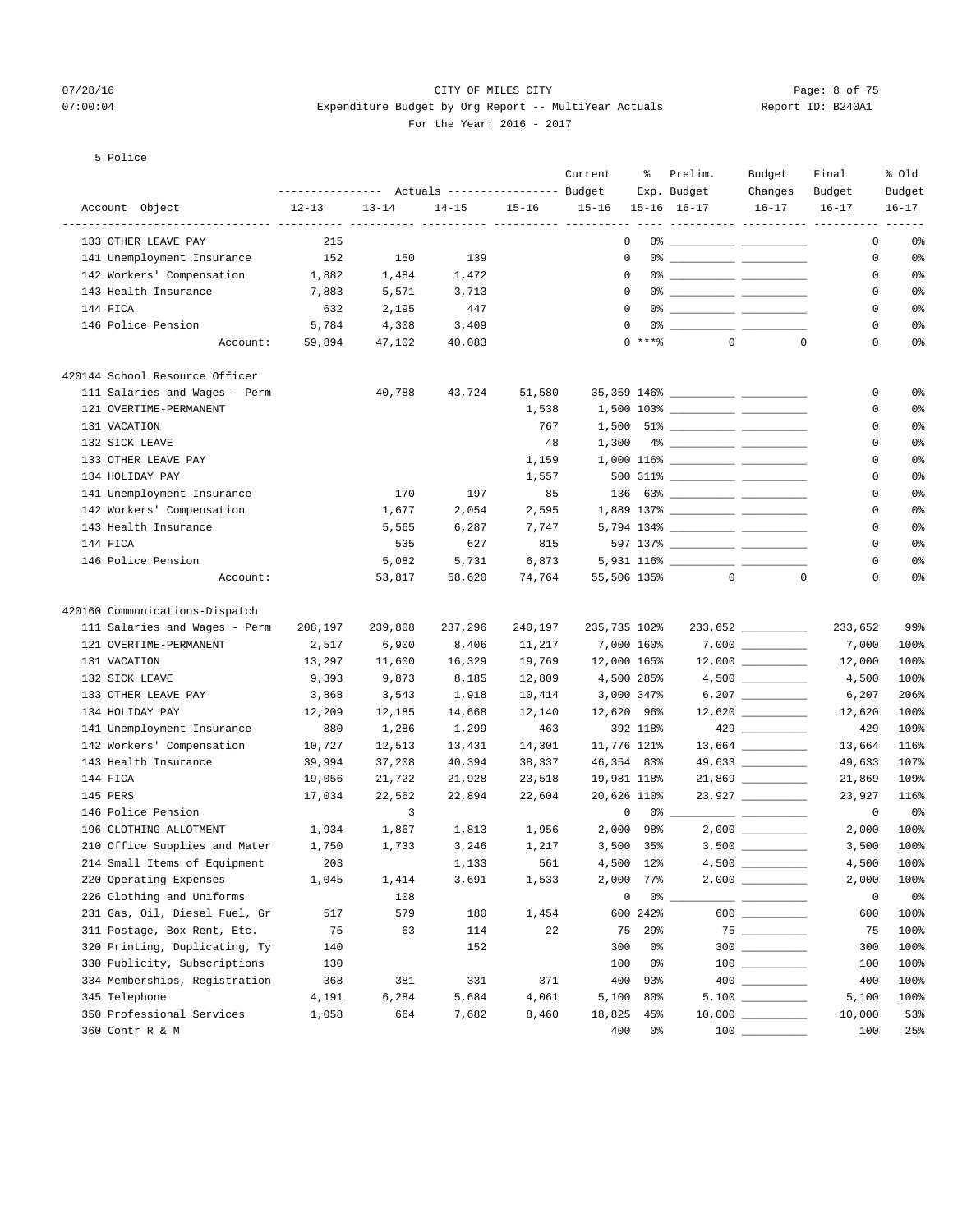CITY OF MILES CITY
Expenditure Budget by Org Report -- MultiYear Actuals
For the Year: 2016 - 2017

5 Police

| Account Object | Actuals 12-13 | Actuals 13-14 | Actuals 14-15 | Actuals 15-16 | Current Budget 15-16 | % Exp. 15-16 | Prelim. Budget 16-17 | Budget Changes 16-17 | Final Budget 16-17 | % Old Budget 16-17 |
|---|---|---|---|---|---|---|---|---|---|---|
| 133 OTHER LEAVE PAY | 215 | | | | 0 | 0% | | | 0 | 0% |
| 141 Unemployment Insurance | 152 | 150 | 139 | | 0 | 0% | | | 0 | 0% |
| 142 Workers' Compensation | 1,882 | 1,484 | 1,472 | | 0 | 0% | | | 0 | 0% |
| 143 Health Insurance | 7,883 | 5,571 | 3,713 | | 0 | 0% | | | 0 | 0% |
| 144 FICA | 632 | 2,195 | 447 | | 0 | 0% | | | 0 | 0% |
| 146 Police Pension | 5,784 | 4,308 | 3,409 | | 0 | 0% | | | 0 | 0% |
| Account: | 59,894 | 47,102 | 40,083 | | 0 | ***% | 0 | 0 | 0 | 0% |
| **420144 School Resource Officer** | | | | | | | | | | |
| 111 Salaries and Wages - Perm | | 40,788 | 43,724 | 51,580 | 35,359 | 146% | | | 0 | 0% |
| 121 OVERTIME-PERMANENT | | | | 1,538 | 1,500 | 103% | | | 0 | 0% |
| 131 VACATION | | | | 767 | 1,500 | 51% | | | 0 | 0% |
| 132 SICK LEAVE | | | | 48 | 1,300 | 4% | | | 0 | 0% |
| 133 OTHER LEAVE PAY | | | | 1,159 | 1,000 | 116% | | | 0 | 0% |
| 134 HOLIDAY PAY | | | | 1,557 | 500 | 311% | | | 0 | 0% |
| 141 Unemployment Insurance | | 170 | 197 | 85 | 136 | 63% | | | 0 | 0% |
| 142 Workers' Compensation | | 1,677 | 2,054 | 2,595 | 1,889 | 137% | | | 0 | 0% |
| 143 Health Insurance | | 5,565 | 6,287 | 7,747 | 5,794 | 134% | | | 0 | 0% |
| 144 FICA | | 535 | 627 | 815 | 597 | 137% | | | 0 | 0% |
| 146 Police Pension | | 5,082 | 5,731 | 6,873 | 5,931 | 116% | | | 0 | 0% |
| Account: | | 53,817 | 58,620 | 74,764 | 55,506 | 135% | 0 | 0 | 0 | 0% |
| **420160 Communications-Dispatch** | | | | | | | | | | |
| 111 Salaries and Wages - Perm | 208,197 | 239,808 | 237,296 | 240,197 | 235,735 | 102% | 233,652 | | 233,652 | 99% |
| 121 OVERTIME-PERMANENT | 2,517 | 6,900 | 8,406 | 11,217 | 7,000 | 160% | 7,000 | | 7,000 | 100% |
| 131 VACATION | 13,297 | 11,600 | 16,329 | 19,769 | 12,000 | 165% | 12,000 | | 12,000 | 100% |
| 132 SICK LEAVE | 9,393 | 9,873 | 8,185 | 12,809 | 4,500 | 285% | 4,500 | | 4,500 | 100% |
| 133 OTHER LEAVE PAY | 3,868 | 3,543 | 1,918 | 10,414 | 3,000 | 347% | 6,207 | | 6,207 | 206% |
| 134 HOLIDAY PAY | 12,209 | 12,185 | 14,668 | 12,140 | 12,620 | 96% | 12,620 | | 12,620 | 100% |
| 141 Unemployment Insurance | 880 | 1,286 | 1,299 | 463 | 392 | 118% | 429 | | 429 | 109% |
| 142 Workers' Compensation | 10,727 | 12,513 | 13,431 | 14,301 | 11,776 | 121% | 13,664 | | 13,664 | 116% |
| 143 Health Insurance | 39,994 | 37,208 | 40,394 | 38,337 | 46,354 | 83% | 49,633 | | 49,633 | 107% |
| 144 FICA | 19,056 | 21,722 | 21,928 | 23,518 | 19,981 | 118% | 21,869 | | 21,869 | 109% |
| 145 PERS | 17,034 | 22,562 | 22,894 | 22,604 | 20,626 | 110% | 23,927 | | 23,927 | 116% |
| 146 Police Pension | | 3 | | | 0 | 0% | | | 0 | 0% |
| 196 CLOTHING ALLOTMENT | 1,934 | 1,867 | 1,813 | 1,956 | 2,000 | 98% | 2,000 | | 2,000 | 100% |
| 210 Office Supplies and Mater | 1,750 | 1,733 | 3,246 | 1,217 | 3,500 | 35% | 3,500 | | 3,500 | 100% |
| 214 Small Items of Equipment | 203 | | 1,133 | 561 | 4,500 | 12% | 4,500 | | 4,500 | 100% |
| 220 Operating Expenses | 1,045 | 1,414 | 3,691 | 1,533 | 2,000 | 77% | 2,000 | | 2,000 | 100% |
| 226 Clothing and Uniforms | | 108 | | | 0 | 0% | | | 0 | 0% |
| 231 Gas, Oil, Diesel Fuel, Gr | 517 | 579 | 180 | 1,454 | 600 | 242% | 600 | | 600 | 100% |
| 311 Postage, Box Rent, Etc. | 75 | 63 | 114 | 22 | 75 | 29% | 75 | | 75 | 100% |
| 320 Printing, Duplicating, Ty | 140 | | 152 | | 300 | 0% | 300 | | 300 | 100% |
| 330 Publicity, Subscriptions | 130 | | | | 100 | 0% | 100 | | 100 | 100% |
| 334 Memberships, Registration | 368 | 381 | 331 | 371 | 400 | 93% | 400 | | 400 | 100% |
| 345 Telephone | 4,191 | 6,284 | 5,684 | 4,061 | 5,100 | 80% | 5,100 | | 5,100 | 100% |
| 350 Professional Services | 1,058 | 664 | 7,682 | 8,460 | 18,825 | 45% | 10,000 | | 10,000 | 53% |
| 360 Contr R & M | | | | | 400 | 0% | 100 | | 100 | 25% |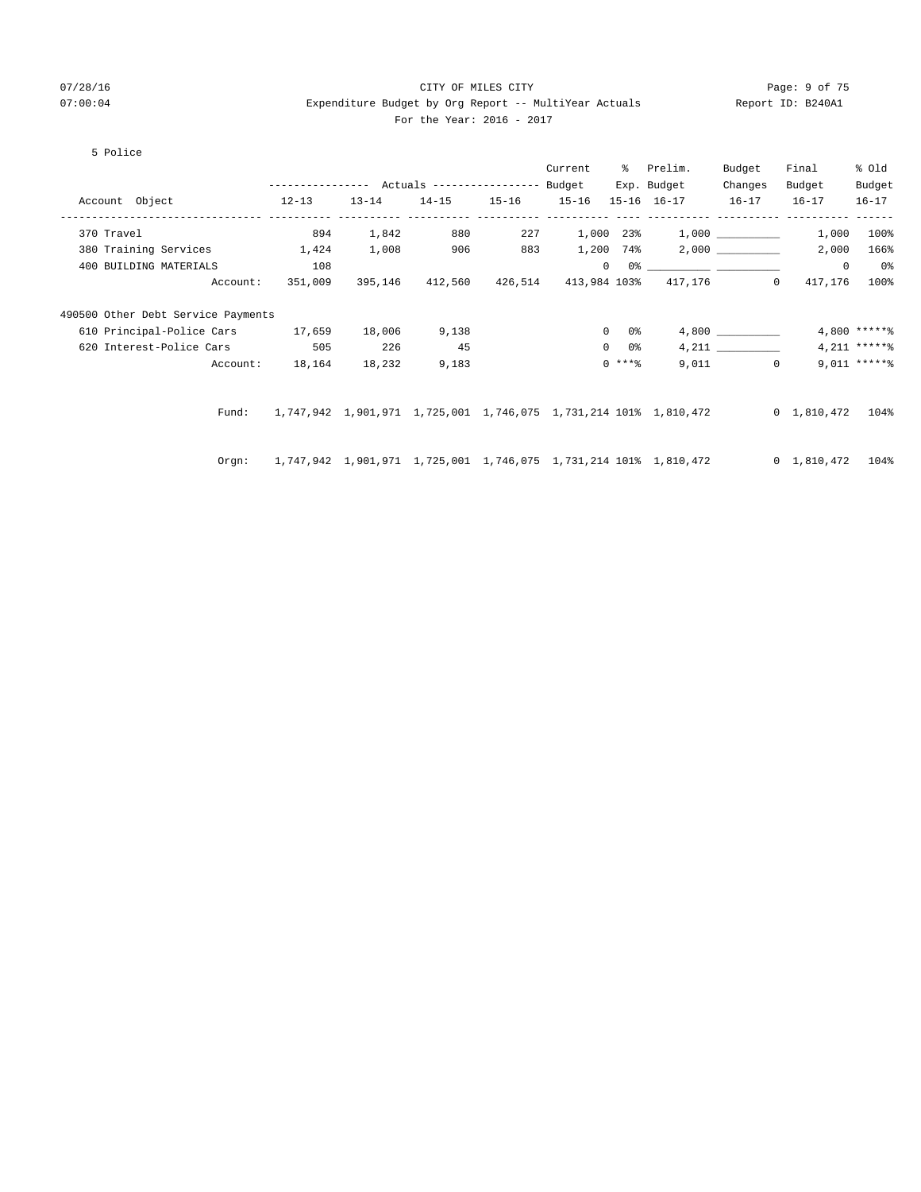CITY OF MILES CITY

Expenditure Budget by Org Report -- MultiYear Actuals

For the Year: 2016 - 2017

5 Police

| Account Object | 12-13 | 13-14 | 14-15 | 15-16 | Current Budget 15-16 | % Exp. 15-16 | Prelim. Budget 16-17 | Budget Changes 16-17 | Final Budget 16-17 | % Old Budget 16-17 |
|---|---|---|---|---|---|---|---|---|---|---|
| 370 Travel | 894 | 1,842 | 880 | 227 | 1,000 | 23% | 1,000 | __________ | 1,000 | 100% |
| 380 Training Services | 1,424 | 1,008 | 906 | 883 | 1,200 | 74% | 2,000 | __________ | 2,000 | 166% |
| 400 BUILDING MATERIALS | 108 | | | | 0 | 0% | __________ | __________ | 0 | 0% |
| Account: | 351,009 | 395,146 | 412,560 | 426,514 | 413,984 | 103% | 417,176 | 0 | 417,176 | 100% |
| **490500 Other Debt Service Payments** | | | | | | | | | | |
| 610 Principal-Police Cars | 17,659 | 18,006 | 9,138 | | 0 | 0% | 4,800 | __________ | 4,800 | *****% |
| 620 Interest-Police Cars | 505 | 226 | 45 | | 0 | 0% | 4,211 | __________ | 4,211 | *****% |
| Account: | 18,164 | 18,232 | 9,183 | | 0 | ***% | 9,011 | 0 | 9,011 | *****% |
| Fund: | 1,747,942 | 1,901,971 | 1,725,001 | 1,746,075 | 1,731,214 | 101% | 1,810,472 | 0 | 1,810,472 | 104% |
| Orgn: | 1,747,942 | 1,901,971 | 1,725,001 | 1,746,075 | 1,731,214 | 101% | 1,810,472 | 0 | 1,810,472 | 104% |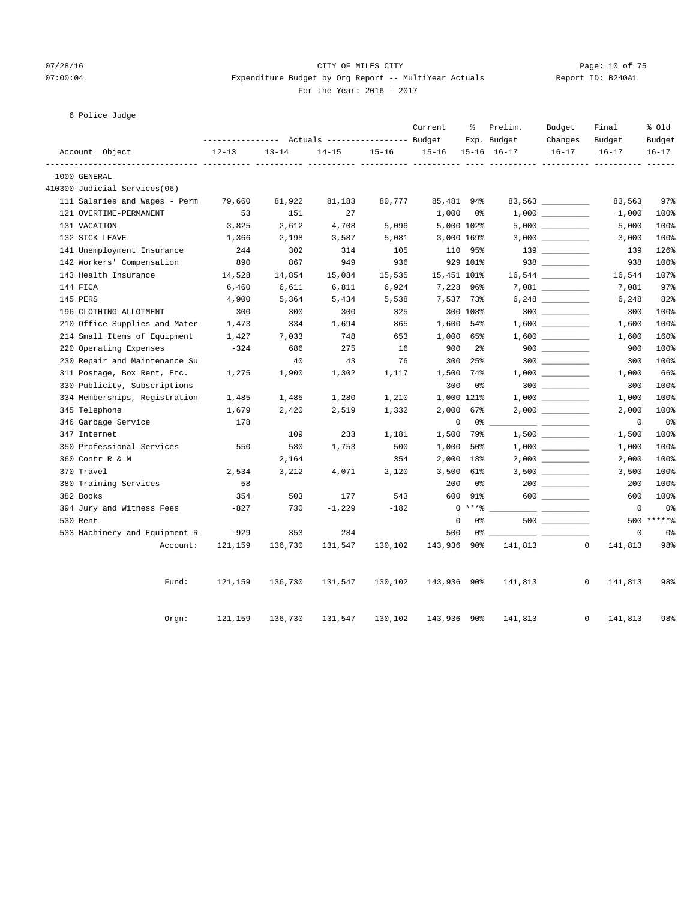CITY OF MILES CITY
Expenditure Budget by Org Report -- MultiYear Actuals
For the Year: 2016 - 2017

6 Police Judge

| Account Object | Actuals 12-13 | Actuals 13-14 | Actuals 14-15 | Actuals 15-16 | Current Budget 15-16 | % Exp. 15-16 | Prelim. Budget 16-17 | Budget Changes 16-17 | Final Budget 16-17 | % Old Budget 16-17 |
|---|---|---|---|---|---|---|---|---|---|---|
| 1000 GENERAL | | | | | | | | | | |
| 410300 Judicial Services(06) | | | | | | | | | | |
| 111 Salaries and Wages - Perm | 79,660 | 81,922 | 81,183 | 80,777 | 85,481 | 94% | 83,563 | __________ | 83,563 | 97% |
| 121 OVERTIME-PERMANENT | 53 | 151 | 27 | | 1,000 | 0% | 1,000 | __________ | 1,000 | 100% |
| 131 VACATION | 3,825 | 2,612 | 4,708 | 5,096 | 5,000 | 102% | 5,000 | __________ | 5,000 | 100% |
| 132 SICK LEAVE | 1,366 | 2,198 | 3,587 | 5,081 | 3,000 | 169% | 3,000 | __________ | 3,000 | 100% |
| 141 Unemployment Insurance | 244 | 302 | 314 | 105 | 110 | 95% | 139 | __________ | 139 | 126% |
| 142 Workers' Compensation | 890 | 867 | 949 | 936 | 929 | 101% | 938 | __________ | 938 | 100% |
| 143 Health Insurance | 14,528 | 14,854 | 15,084 | 15,535 | 15,451 | 101% | 16,544 | __________ | 16,544 | 107% |
| 144 FICA | 6,460 | 6,611 | 6,811 | 6,924 | 7,228 | 96% | 7,081 | __________ | 7,081 | 97% |
| 145 PERS | 4,900 | 5,364 | 5,434 | 5,538 | 7,537 | 73% | 6,248 | __________ | 6,248 | 82% |
| 196 CLOTHING ALLOTMENT | 300 | 300 | 300 | 325 | 300 | 108% | 300 | __________ | 300 | 100% |
| 210 Office Supplies and Mater | 1,473 | 334 | 1,694 | 865 | 1,600 | 54% | 1,600 | __________ | 1,600 | 100% |
| 214 Small Items of Equipment | 1,427 | 7,033 | 748 | 653 | 1,000 | 65% | 1,600 | __________ | 1,600 | 160% |
| 220 Operating Expenses | -324 | 686 | 275 | 16 | 900 | 2% | 900 | __________ | 900 | 100% |
| 230 Repair and Maintenance Su | | 40 | 43 | 76 | 300 | 25% | 300 | __________ | 300 | 100% |
| 311 Postage, Box Rent, Etc. | 1,275 | 1,900 | 1,302 | 1,117 | 1,500 | 74% | 1,000 | __________ | 1,000 | 66% |
| 330 Publicity, Subscriptions | | | | | 300 | 0% | 300 | __________ | 300 | 100% |
| 334 Memberships, Registration | 1,485 | 1,485 | 1,280 | 1,210 | 1,000 | 121% | 1,000 | __________ | 1,000 | 100% |
| 345 Telephone | 1,679 | 2,420 | 2,519 | 1,332 | 2,000 | 67% | 2,000 | __________ | 2,000 | 100% |
| 346 Garbage Service | 178 | | | | 0 | 0% | __________ | __________ | 0 | 0% |
| 347 Internet | | 109 | 233 | 1,181 | 1,500 | 79% | 1,500 | __________ | 1,500 | 100% |
| 350 Professional Services | 550 | 580 | 1,753 | 500 | 1,000 | 50% | 1,000 | __________ | 1,000 | 100% |
| 360 Contr R & M | | 2,164 | | 354 | 2,000 | 18% | 2,000 | __________ | 2,000 | 100% |
| 370 Travel | 2,534 | 3,212 | 4,071 | 2,120 | 3,500 | 61% | 3,500 | __________ | 3,500 | 100% |
| 380 Training Services | 58 | | | | 200 | 0% | 200 | __________ | 200 | 100% |
| 382 Books | 354 | 503 | 177 | 543 | 600 | 91% | 600 | __________ | 600 | 100% |
| 394 Jury and Witness Fees | -827 | 730 | -1,229 | -182 | 0 | ***% | __________ | __________ | 0 | 0% |
| 530 Rent | | | | | 0 | 0% | 500 | __________ | 500 | *****% |
| 533 Machinery and Equipment R | -929 | 353 | 284 | | 500 | 0% | __________ | __________ | 0 | 0% |
| Account: | 121,159 | 136,730 | 131,547 | 130,102 | 143,936 | 90% | 141,813 | 0 | 141,813 | 98% |
| Fund: | 121,159 | 136,730 | 131,547 | 130,102 | 143,936 | 90% | 141,813 | 0 | 141,813 | 98% |
| Orgn: | 121,159 | 136,730 | 131,547 | 130,102 | 143,936 | 90% | 141,813 | 0 | 141,813 | 98% |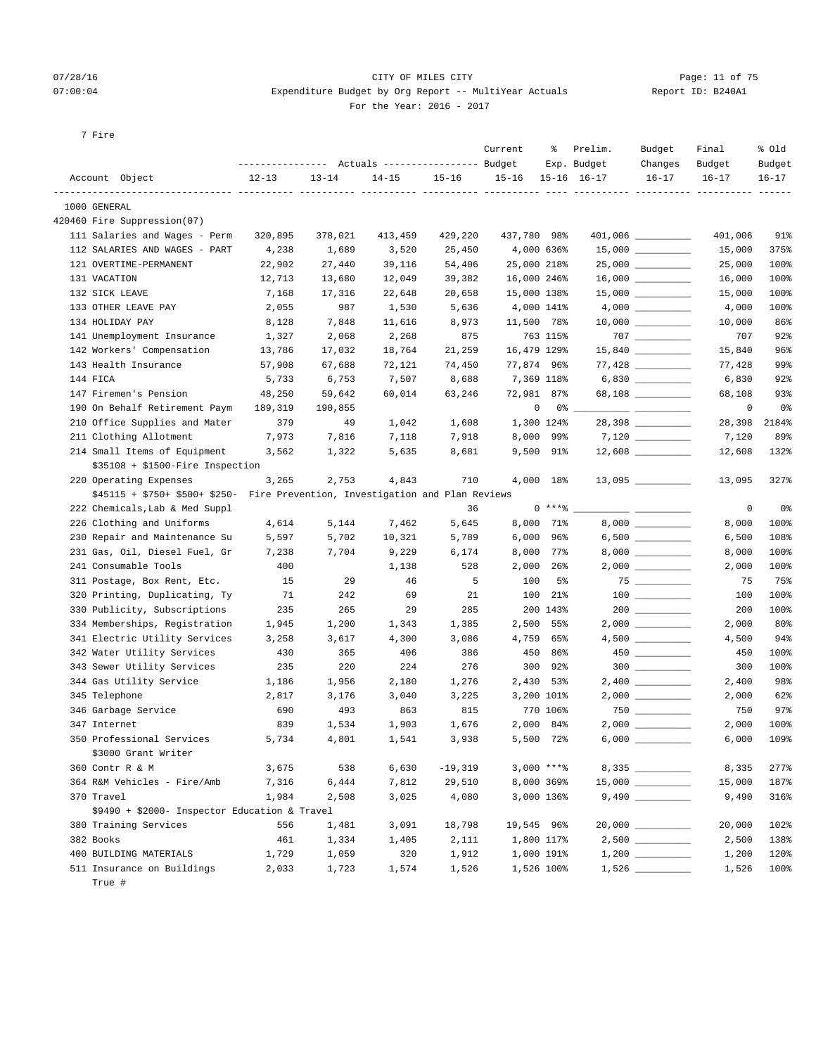CITY OF MILES CITY
Expenditure Budget by Org Report -- MultiYear Actuals
For the Year: 2016 - 2017

07/28/16 07:00:04 — Report ID: B240A1

7 Fire

| Account Object | Actuals 12-13 | Actuals 13-14 | Actuals 14-15 | Actuals 15-16 | Current Budget 15-16 | % Exp. 15-16 | Prelim. Budget 16-17 | Budget Changes 16-17 | Final Budget 16-17 | % Old Budget 16-17 |
|---|---|---|---|---|---|---|---|---|---|---|
| 1000 GENERAL | | | | | | | | | | |
| 420460 Fire Suppression(07) | | | | | | | | | | |
| 111 Salaries and Wages - Perm | 320,895 | 378,021 | 413,459 | 429,220 | 437,780 | 98% | 401,006 | __________ | 401,006 | 91% |
| 112 SALARIES AND WAGES - PART | 4,238 | 1,689 | 3,520 | 25,450 | 4,000 | 636% | 15,000 | __________ | 15,000 | 375% |
| 121 OVERTIME-PERMANENT | 22,902 | 27,440 | 39,116 | 54,406 | 25,000 | 218% | 25,000 | __________ | 25,000 | 100% |
| 131 VACATION | 12,713 | 13,680 | 12,049 | 39,382 | 16,000 | 246% | 16,000 | __________ | 16,000 | 100% |
| 132 SICK LEAVE | 7,168 | 17,316 | 22,648 | 20,658 | 15,000 | 138% | 15,000 | __________ | 15,000 | 100% |
| 133 OTHER LEAVE PAY | 2,055 | 987 | 1,530 | 5,636 | 4,000 | 141% | 4,000 | __________ | 4,000 | 100% |
| 134 HOLIDAY PAY | 8,128 | 7,848 | 11,616 | 8,973 | 11,500 | 78% | 10,000 | __________ | 10,000 | 86% |
| 141 Unemployment Insurance | 1,327 | 2,068 | 2,268 | 875 | 763 | 115% | 707 | __________ | 707 | 92% |
| 142 Workers' Compensation | 13,786 | 17,032 | 18,764 | 21,259 | 16,479 | 129% | 15,840 | __________ | 15,840 | 96% |
| 143 Health Insurance | 57,908 | 67,688 | 72,121 | 74,450 | 77,874 | 96% | 77,428 | __________ | 77,428 | 99% |
| 144 FICA | 5,733 | 6,753 | 7,507 | 8,688 | 7,369 | 118% | 6,830 | __________ | 6,830 | 92% |
| 147 Firemen's Pension | 48,250 | 59,642 | 60,014 | 63,246 | 72,981 | 87% | 68,108 | __________ | 68,108 | 93% |
| 190 On Behalf Retirement Paym | 189,319 | 190,855 | | | 0 | 0% | __________ | __________ | 0 | 0% |
| 210 Office Supplies and Mater | 379 | 49 | 1,042 | 1,608 | 1,300 | 124% | 28,398 | __________ | 28,398 | 2184% |
| 211 Clothing Allotment | 7,973 | 7,816 | 7,118 | 7,918 | 8,000 | 99% | 7,120 | __________ | 7,120 | 89% |
| 214 Small Items of Equipment | 3,562 | 1,322 | 5,635 | 8,681 | 9,500 | 91% | 12,608 | __________ | 12,608 | 132% |
| $35108 + $1500-Fire Inspection | | | | | | | | | | |
| 220 Operating Expenses | 3,265 | 2,753 | 4,843 | 710 | 4,000 | 18% | 13,095 | __________ | 13,095 | 327% |
| $45115 + $750+ $500+ $250- Fire Prevention, Investigation and Plan Reviews | | | | | | | | | | |
| 222 Chemicals,Lab & Med Suppl | | | | 36 | 0 | ***% | __________ | __________ | 0 | 0% |
| 226 Clothing and Uniforms | 4,614 | 5,144 | 7,462 | 5,645 | 8,000 | 71% | 8,000 | __________ | 8,000 | 100% |
| 230 Repair and Maintenance Su | 5,597 | 5,702 | 10,321 | 5,789 | 6,000 | 96% | 6,500 | __________ | 6,500 | 108% |
| 231 Gas, Oil, Diesel Fuel, Gr | 7,238 | 7,704 | 9,229 | 6,174 | 8,000 | 77% | 8,000 | __________ | 8,000 | 100% |
| 241 Consumable Tools | 400 | | 1,138 | 528 | 2,000 | 26% | 2,000 | __________ | 2,000 | 100% |
| 311 Postage, Box Rent, Etc. | 15 | 29 | 46 | 5 | 100 | 5% | 75 | __________ | 75 | 75% |
| 320 Printing, Duplicating, Ty | 71 | 242 | 69 | 21 | 100 | 21% | 100 | __________ | 100 | 100% |
| 330 Publicity, Subscriptions | 235 | 265 | 29 | 285 | 200 | 143% | 200 | __________ | 200 | 100% |
| 334 Memberships, Registration | 1,945 | 1,200 | 1,343 | 1,385 | 2,500 | 55% | 2,000 | __________ | 2,000 | 80% |
| 341 Electric Utility Services | 3,258 | 3,617 | 4,300 | 3,086 | 4,759 | 65% | 4,500 | __________ | 4,500 | 94% |
| 342 Water Utility Services | 430 | 365 | 406 | 386 | 450 | 86% | 450 | __________ | 450 | 100% |
| 343 Sewer Utility Services | 235 | 220 | 224 | 276 | 300 | 92% | 300 | __________ | 300 | 100% |
| 344 Gas Utility Service | 1,186 | 1,956 | 2,180 | 1,276 | 2,430 | 53% | 2,400 | __________ | 2,400 | 98% |
| 345 Telephone | 2,817 | 3,176 | 3,040 | 3,225 | 3,200 | 101% | 2,000 | __________ | 2,000 | 62% |
| 346 Garbage Service | 690 | 493 | 863 | 815 | 770 | 106% | 750 | __________ | 750 | 97% |
| 347 Internet | 839 | 1,534 | 1,903 | 1,676 | 2,000 | 84% | 2,000 | __________ | 2,000 | 100% |
| 350 Professional Services | 5,734 | 4,801 | 1,541 | 3,938 | 5,500 | 72% | 6,000 | __________ | 6,000 | 109% |
| $3000 Grant Writer | | | | | | | | | | |
| 360 Contr R & M | 3,675 | 538 | 6,630 | -19,319 | 3,000 | ***% | 8,335 | __________ | 8,335 | 277% |
| 364 R&M Vehicles - Fire/Amb | 7,316 | 6,444 | 7,812 | 29,510 | 8,000 | 369% | 15,000 | __________ | 15,000 | 187% |
| 370 Travel | 1,984 | 2,508 | 3,025 | 4,080 | 3,000 | 136% | 9,490 | __________ | 9,490 | 316% |
| $9490 + $2000- Inspector Education & Travel | | | | | | | | | | |
| 380 Training Services | 556 | 1,481 | 3,091 | 18,798 | 19,545 | 96% | 20,000 | __________ | 20,000 | 102% |
| 382 Books | 461 | 1,334 | 1,405 | 2,111 | 1,800 | 117% | 2,500 | __________ | 2,500 | 138% |
| 400 BUILDING MATERIALS | 1,729 | 1,059 | 320 | 1,912 | 1,000 | 191% | 1,200 | __________ | 1,200 | 120% |
| 511 Insurance on Buildings | 2,033 | 1,723 | 1,574 | 1,526 | 1,526 | 100% | 1,526 | __________ | 1,526 | 100% |
| True # | | | | | | | | | | |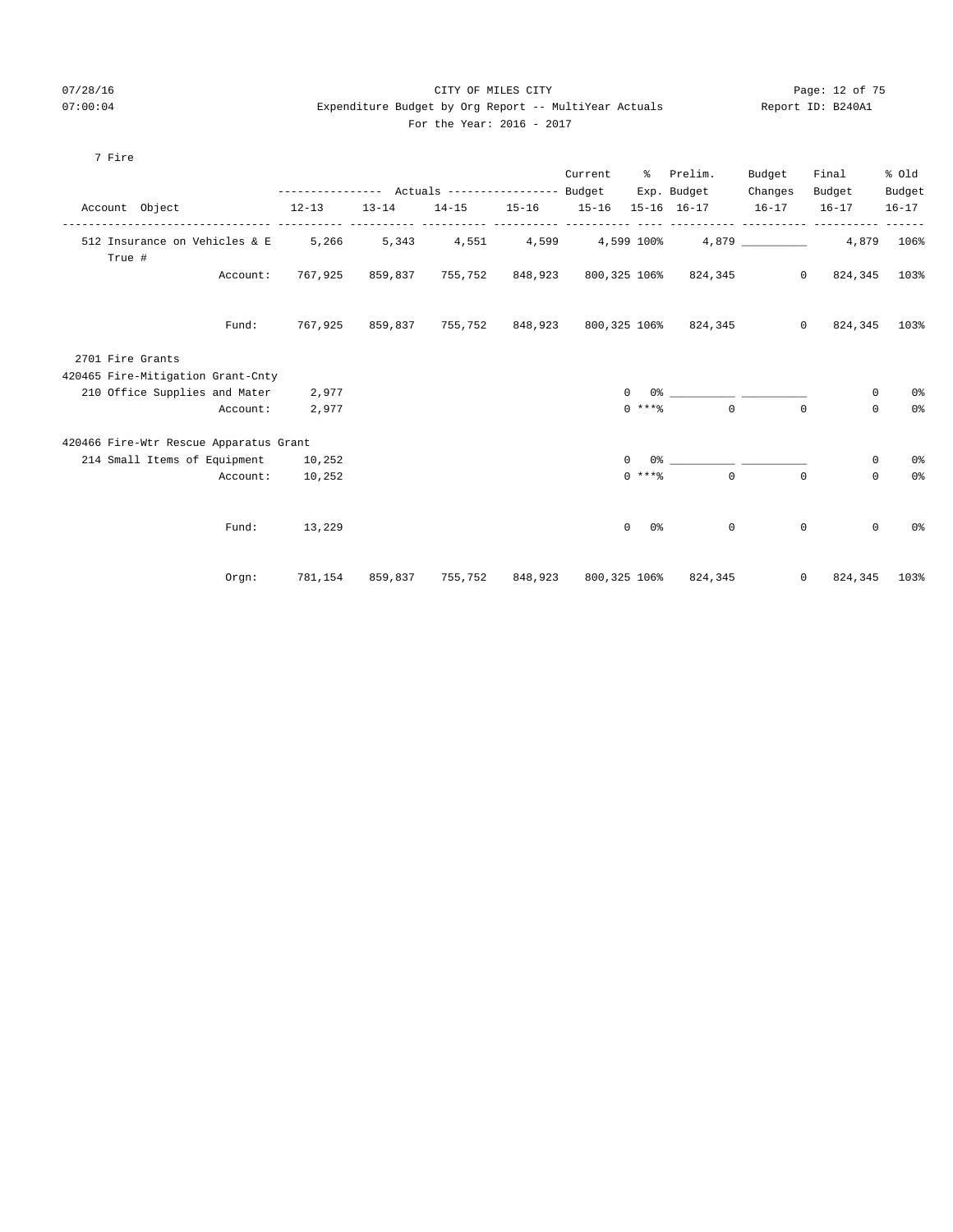CITY OF MILES CITY
Expenditure Budget by Org Report -- MultiYear Actuals
For the Year: 2016 - 2017

7 Fire

| Account Object | Actuals 12-13 | Actuals 13-14 | Actuals 14-15 | Actuals 15-16 | Current Budget 15-16 | % Exp. 15-16 | Prelim. Budget 16-17 | Budget Changes 16-17 | Final Budget 16-17 | % Old Budget 16-17 |
|---|---|---|---|---|---|---|---|---|---|---|
| 512 Insurance on Vehicles & E True # | 5,266 | 5,343 | 4,551 | 4,599 | 4,599 | 100% | 4,879 | __________ | 4,879 | 106% |
| Account: | 767,925 | 859,837 | 755,752 | 848,923 | 800,325 | 106% | 824,345 | 0 | 824,345 | 103% |
| Fund: | 767,925 | 859,837 | 755,752 | 848,923 | 800,325 | 106% | 824,345 | 0 | 824,345 | 103% |
| **2701 Fire Grants** | | | | | | | | | | |
| **420465 Fire-Mitigation Grant-Cnty** | | | | | | | | | | |
| 210 Office Supplies and Mater | 2,977 | | | | 0 | 0% | __________ | __________ | 0 | 0% |
| Account: | 2,977 | | | | 0 | ***% | 0 | 0 | 0 | 0% |
| **420466 Fire-Wtr Rescue Apparatus Grant** | | | | | | | | | | |
| 214 Small Items of Equipment | 10,252 | | | | 0 | 0% | __________ | __________ | 0 | 0% |
| Account: | 10,252 | | | | 0 | ***% | 0 | 0 | 0 | 0% |
| Fund: | 13,229 | | | | 0 | 0% | 0 | 0 | 0 | 0% |
| Orgn: | 781,154 | 859,837 | 755,752 | 848,923 | 800,325 | 106% | 824,345 | 0 | 824,345 | 103% |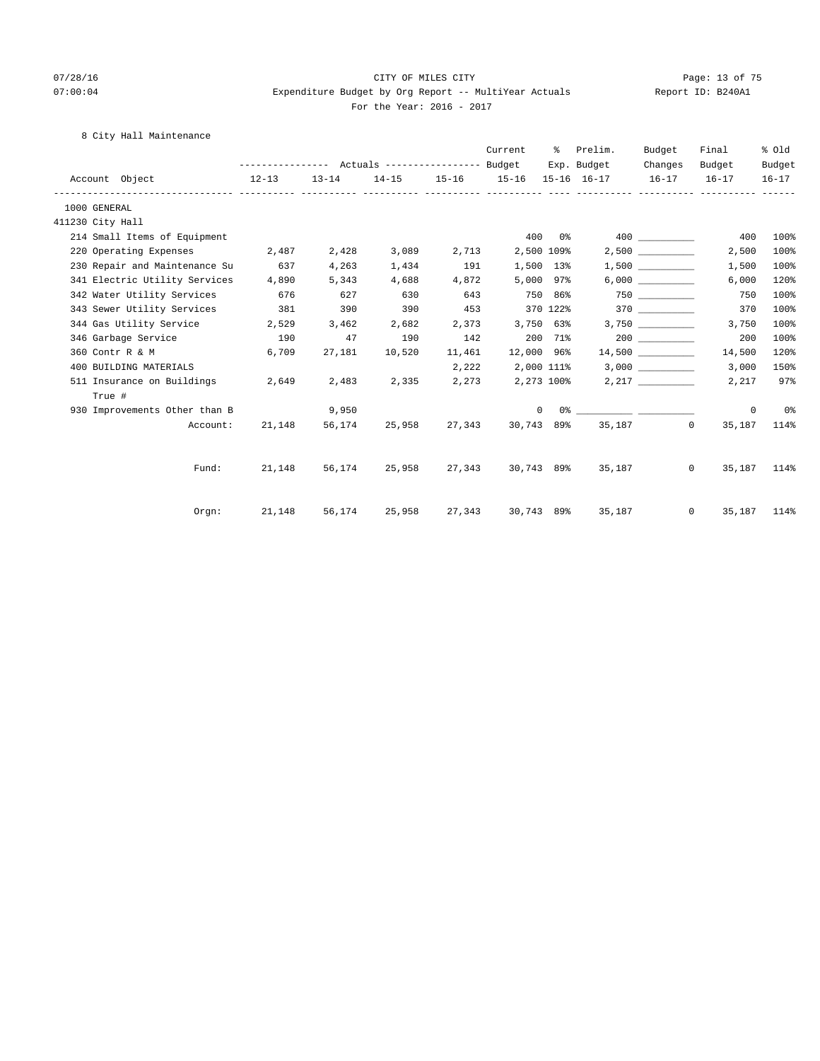CITY OF MILES CITY

Expenditure Budget by Org Report -- MultiYear Actuals

For the Year: 2016 - 2017

07/28/16 07:00:04 — Report ID: B240A1

8 City Hall Maintenance

| Account Object | Actuals 12-13 | Actuals 13-14 | Actuals 14-15 | Actuals 15-16 | Current Budget 15-16 | % Exp. 15-16 | Prelim. Budget 16-17 | Budget Changes 16-17 | Final Budget 16-17 | % Old Budget 16-17 |
|---|---|---|---|---|---|---|---|---|---|---|
| 1000 GENERAL | | | | | | | | | | |
| 411230 City Hall | | | | | | | | | | |
| 214 Small Items of Equipment | | | | | 400 | 0% | 400 | | 400 | 100% |
| 220 Operating Expenses | 2,487 | 2,428 | 3,089 | 2,713 | 2,500 | 109% | 2,500 | | 2,500 | 100% |
| 230 Repair and Maintenance Su | 637 | 4,263 | 1,434 | 191 | 1,500 | 13% | 1,500 | | 1,500 | 100% |
| 341 Electric Utility Services | 4,890 | 5,343 | 4,688 | 4,872 | 5,000 | 97% | 6,000 | | 6,000 | 120% |
| 342 Water Utility Services | 676 | 627 | 630 | 643 | 750 | 86% | 750 | | 750 | 100% |
| 343 Sewer Utility Services | 381 | 390 | 390 | 453 | 370 | 122% | 370 | | 370 | 100% |
| 344 Gas Utility Service | 2,529 | 3,462 | 2,682 | 2,373 | 3,750 | 63% | 3,750 | | 3,750 | 100% |
| 346 Garbage Service | 190 | 47 | 190 | 142 | 200 | 71% | 200 | | 200 | 100% |
| 360 Contr R & M | 6,709 | 27,181 | 10,520 | 11,461 | 12,000 | 96% | 14,500 | | 14,500 | 120% |
| 400 BUILDING MATERIALS | | | | 2,222 | 2,000 | 111% | 3,000 | | 3,000 | 150% |
| 511 Insurance on Buildings True # | 2,649 | 2,483 | 2,335 | 2,273 | 2,273 | 100% | 2,217 | | 2,217 | 97% |
| 930 Improvements Other than B | | 9,950 | | | 0 | 0% | | | 0 | 0% |
| Account: | 21,148 | 56,174 | 25,958 | 27,343 | 30,743 | 89% | 35,187 | 0 | 35,187 | 114% |
| Fund: | 21,148 | 56,174 | 25,958 | 27,343 | 30,743 | 89% | 35,187 | 0 | 35,187 | 114% |
| Orgn: | 21,148 | 56,174 | 25,958 | 27,343 | 30,743 | 89% | 35,187 | 0 | 35,187 | 114% |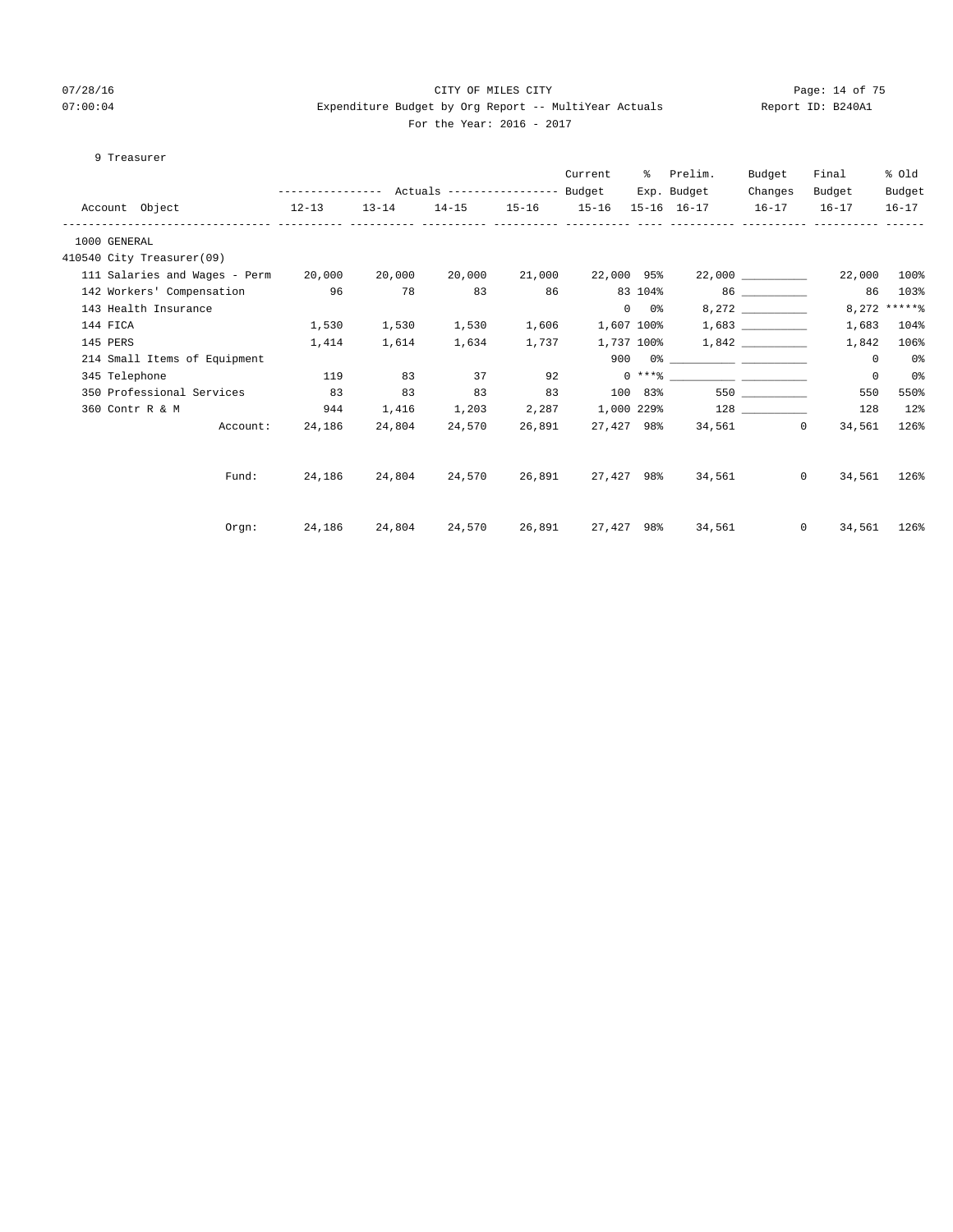CITY OF MILES CITY
Expenditure Budget by Org Report -- MultiYear Actuals
For the Year: 2016 - 2017

9 Treasurer

| Account Object | Actuals 12-13 | Actuals 13-14 | Actuals 14-15 | Actuals 15-16 | Current Budget 15-16 | % Exp. 15-16 | Prelim. Budget 16-17 | Budget Changes 16-17 | Final Budget 16-17 | % Old Budget 16-17 |
|---|---|---|---|---|---|---|---|---|---|---|
| 1000 GENERAL | | | | | | | | | | |
| 410540 City Treasurer(09) | | | | | | | | | | |
| 111 Salaries and Wages - Perm | 20,000 | 20,000 | 20,000 | 21,000 | 22,000 | 95% | 22,000 | __________ | 22,000 | 100% |
| 142 Workers' Compensation | 96 | 78 | 83 | 86 | 83 | 104% | 86 | __________ | 86 | 103% |
| 143 Health Insurance | | | | | 0 | 0% | 8,272 | __________ | 8,272 | *****% |
| 144 FICA | 1,530 | 1,530 | 1,530 | 1,606 | 1,607 | 100% | 1,683 | __________ | 1,683 | 104% |
| 145 PERS | 1,414 | 1,614 | 1,634 | 1,737 | 1,737 | 100% | 1,842 | __________ | 1,842 | 106% |
| 214 Small Items of Equipment | | | | | 900 | 0% | __________ | __________ | 0 | 0% |
| 345 Telephone | 119 | 83 | 37 | 92 | 0 | ***% | __________ | __________ | 0 | 0% |
| 350 Professional Services | 83 | 83 | 83 | 83 | 100 | 83% | 550 | __________ | 550 | 550% |
| 360 Contr R & M | 944 | 1,416 | 1,203 | 2,287 | 1,000 | 229% | 128 | __________ | 128 | 12% |
| Account: | 24,186 | 24,804 | 24,570 | 26,891 | 27,427 | 98% | 34,561 | 0 | 34,561 | 126% |
| Fund: | 24,186 | 24,804 | 24,570 | 26,891 | 27,427 | 98% | 34,561 | 0 | 34,561 | 126% |
| Orgn: | 24,186 | 24,804 | 24,570 | 26,891 | 27,427 | 98% | 34,561 | 0 | 34,561 | 126% |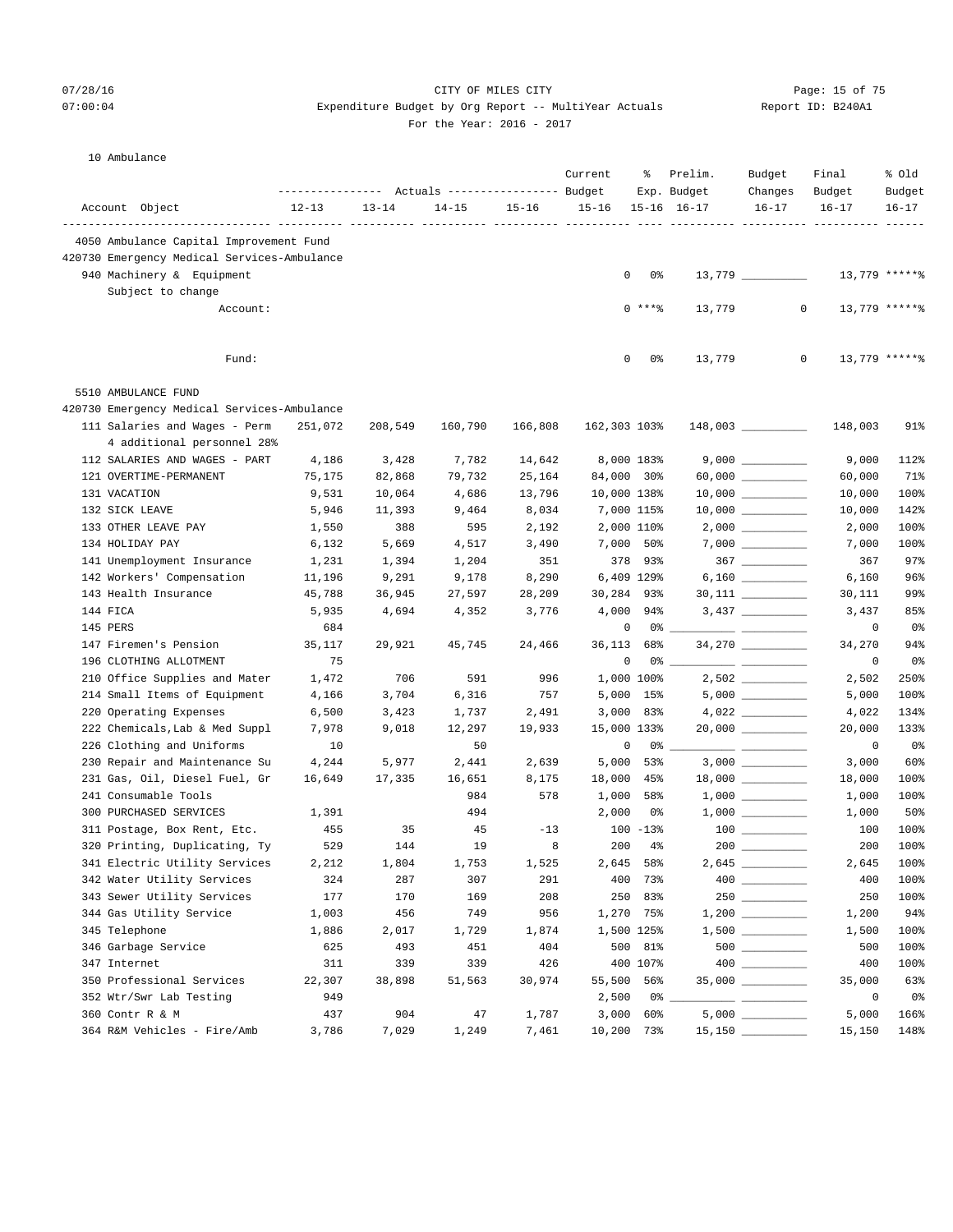CITY OF MILES CITY
Expenditure Budget by Org Report -- MultiYear Actuals
For the Year: 2016 - 2017

07/28/16 07:00:04 Report ID: B240A1

10 Ambulance

| Account Object | 12-13 Actuals | 13-14 Actuals | 14-15 Actuals | 15-16 Actuals | Current Budget 15-16 | % Exp. 15-16 | Prelim. Budget 16-17 | Budget Changes 16-17 | Final Budget 16-17 | % Old Budget 16-17 |
|---|---|---|---|---|---|---|---|---|---|---|
| **4050 Ambulance Capital Improvement Fund** | | | | | | | | | | |
| **420730 Emergency Medical Services-Ambulance** | | | | | | | | | | |
| 940 Machinery & Equipment | | | | | 0 | 0% | 13,779 | __________ | 13,779 | *****% |
| Subject to change | | | | | | | | | | |
| Account: | | | | | 0 | ***% | 13,779 | 0 | 13,779 | *****% |
| Fund: | | | | | 0 | 0% | 13,779 | 0 | 13,779 | *****% |
| **5510 AMBULANCE FUND** | | | | | | | | | | |
| **420730 Emergency Medical Services-Ambulance** | | | | | | | | | | |
| 111 Salaries and Wages - Perm | 251,072 | 208,549 | 160,790 | 166,808 | 162,303 | 103% | 148,003 | __________ | 148,003 | 91% |
| 4 additional personnel 28% | | | | | | | | | | |
| 112 SALARIES AND WAGES - PART | 4,186 | 3,428 | 7,782 | 14,642 | 8,000 | 183% | 9,000 | __________ | 9,000 | 112% |
| 121 OVERTIME-PERMANENT | 75,175 | 82,868 | 79,732 | 25,164 | 84,000 | 30% | 60,000 | __________ | 60,000 | 71% |
| 131 VACATION | 9,531 | 10,064 | 4,686 | 13,796 | 10,000 | 138% | 10,000 | __________ | 10,000 | 100% |
| 132 SICK LEAVE | 5,946 | 11,393 | 9,464 | 8,034 | 7,000 | 115% | 10,000 | __________ | 10,000 | 142% |
| 133 OTHER LEAVE PAY | 1,550 | 388 | 595 | 2,192 | 2,000 | 110% | 2,000 | __________ | 2,000 | 100% |
| 134 HOLIDAY PAY | 6,132 | 5,669 | 4,517 | 3,490 | 7,000 | 50% | 7,000 | __________ | 7,000 | 100% |
| 141 Unemployment Insurance | 1,231 | 1,394 | 1,204 | 351 | 378 | 93% | 367 | __________ | 367 | 97% |
| 142 Workers' Compensation | 11,196 | 9,291 | 9,178 | 8,290 | 6,409 | 129% | 6,160 | __________ | 6,160 | 96% |
| 143 Health Insurance | 45,788 | 36,945 | 27,597 | 28,209 | 30,284 | 93% | 30,111 | __________ | 30,111 | 99% |
| 144 FICA | 5,935 | 4,694 | 4,352 | 3,776 | 4,000 | 94% | 3,437 | __________ | 3,437 | 85% |
| 145 PERS | 684 | | | | 0 | 0% | __________ | __________ | 0 | 0% |
| 147 Firemen's Pension | 35,117 | 29,921 | 45,745 | 24,466 | 36,113 | 68% | 34,270 | __________ | 34,270 | 94% |
| 196 CLOTHING ALLOTMENT | 75 | | | | 0 | 0% | __________ | __________ | 0 | 0% |
| 210 Office Supplies and Mater | 1,472 | 706 | 591 | 996 | 1,000 | 100% | 2,502 | __________ | 2,502 | 250% |
| 214 Small Items of Equipment | 4,166 | 3,704 | 6,316 | 757 | 5,000 | 15% | 5,000 | __________ | 5,000 | 100% |
| 220 Operating Expenses | 6,500 | 3,423 | 1,737 | 2,491 | 3,000 | 83% | 4,022 | __________ | 4,022 | 134% |
| 222 Chemicals,Lab & Med Suppl | 7,978 | 9,018 | 12,297 | 19,933 | 15,000 | 133% | 20,000 | __________ | 20,000 | 133% |
| 226 Clothing and Uniforms | 10 | | 50 | | 0 | 0% | __________ | __________ | 0 | 0% |
| 230 Repair and Maintenance Su | 4,244 | 5,977 | 2,441 | 2,639 | 5,000 | 53% | 3,000 | __________ | 3,000 | 60% |
| 231 Gas, Oil, Diesel Fuel, Gr | 16,649 | 17,335 | 16,651 | 8,175 | 18,000 | 45% | 18,000 | __________ | 18,000 | 100% |
| 241 Consumable Tools | | | 984 | 578 | 1,000 | 58% | 1,000 | __________ | 1,000 | 100% |
| 300 PURCHASED SERVICES | 1,391 | | 494 | | 2,000 | 0% | 1,000 | __________ | 1,000 | 50% |
| 311 Postage, Box Rent, Etc. | 455 | 35 | 45 | -13 | 100 | -13% | 100 | __________ | 100 | 100% |
| 320 Printing, Duplicating, Ty | 529 | 144 | 19 | 8 | 200 | 4% | 200 | __________ | 200 | 100% |
| 341 Electric Utility Services | 2,212 | 1,804 | 1,753 | 1,525 | 2,645 | 58% | 2,645 | __________ | 2,645 | 100% |
| 342 Water Utility Services | 324 | 287 | 307 | 291 | 400 | 73% | 400 | __________ | 400 | 100% |
| 343 Sewer Utility Services | 177 | 170 | 169 | 208 | 250 | 83% | 250 | __________ | 250 | 100% |
| 344 Gas Utility Service | 1,003 | 456 | 749 | 956 | 1,270 | 75% | 1,200 | __________ | 1,200 | 94% |
| 345 Telephone | 1,886 | 2,017 | 1,729 | 1,874 | 1,500 | 125% | 1,500 | __________ | 1,500 | 100% |
| 346 Garbage Service | 625 | 493 | 451 | 404 | 500 | 81% | 500 | __________ | 500 | 100% |
| 347 Internet | 311 | 339 | 339 | 426 | 400 | 107% | 400 | __________ | 400 | 100% |
| 350 Professional Services | 22,307 | 38,898 | 51,563 | 30,974 | 55,500 | 56% | 35,000 | __________ | 35,000 | 63% |
| 352 Wtr/Swr Lab Testing | 949 | | | | 2,500 | 0% | __________ | __________ | 0 | 0% |
| 360 Contr R & M | 437 | 904 | 47 | 1,787 | 3,000 | 60% | 5,000 | __________ | 5,000 | 166% |
| 364 R&M Vehicles - Fire/Amb | 3,786 | 7,029 | 1,249 | 7,461 | 10,200 | 73% | 15,150 | __________ | 15,150 | 148% |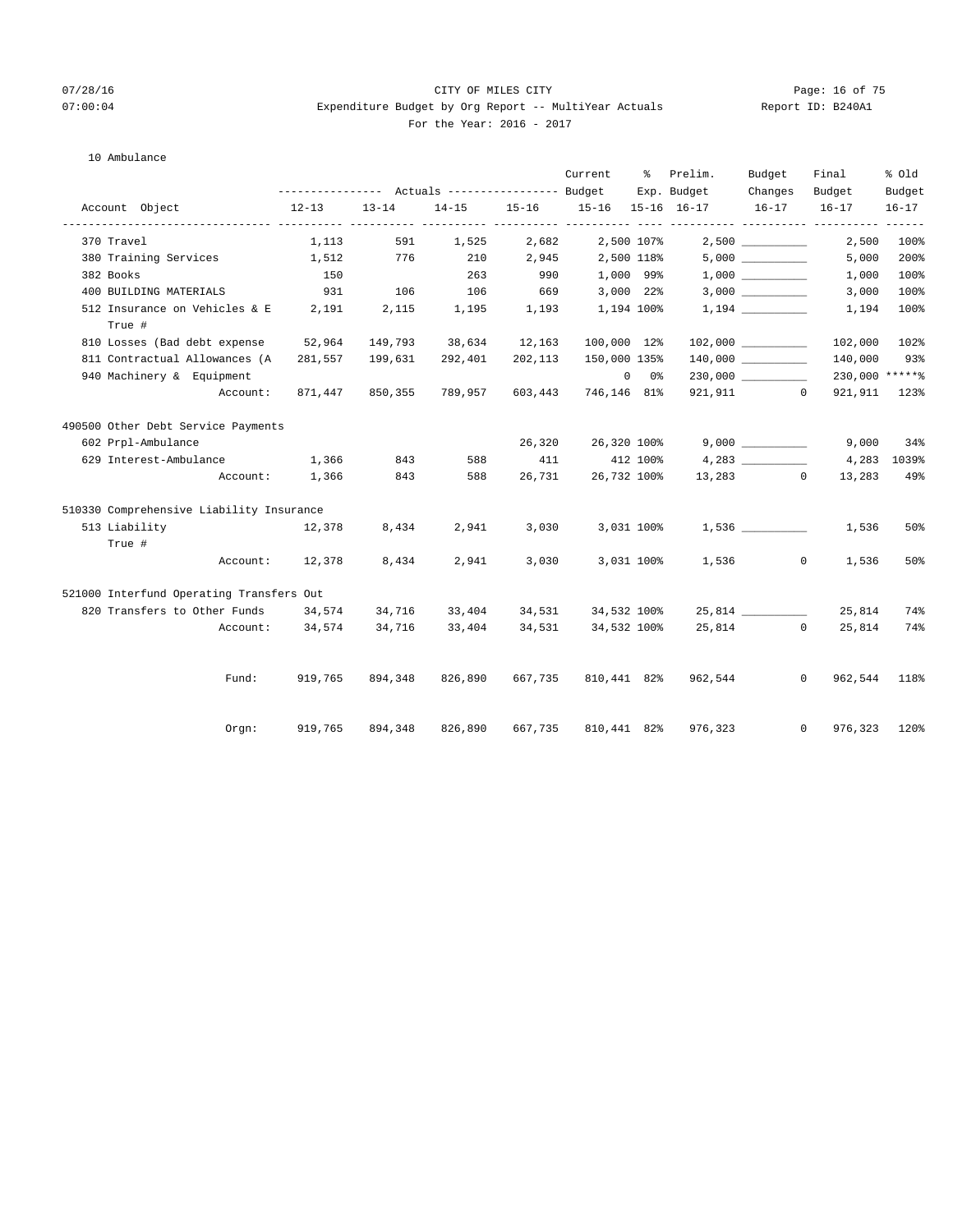CITY OF MILES CITY

Expenditure Budget by Org Report -- MultiYear Actuals

For the Year: 2016 - 2017

10 Ambulance

| Account Object | Actuals 12-13 | Actuals 13-14 | Actuals 14-15 | Actuals 15-16 | Current Budget 15-16 | % Exp. 15-16 | Prelim. Budget 16-17 | Budget Changes 16-17 | Final Budget 16-17 | % Old Budget 16-17 |
|---|---|---|---|---|---|---|---|---|---|---|
| 370 Travel | 1,113 | 591 | 1,525 | 2,682 | 2,500 | 107% | 2,500 | __________ | 2,500 | 100% |
| 380 Training Services | 1,512 | 776 | 210 | 2,945 | 2,500 | 118% | 5,000 | __________ | 5,000 | 200% |
| 382 Books | 150 | | 263 | 990 | 1,000 | 99% | 1,000 | __________ | 1,000 | 100% |
| 400 BUILDING MATERIALS | 931 | 106 | 106 | 669 | 3,000 | 22% | 3,000 | __________ | 3,000 | 100% |
| 512 Insurance on Vehicles & E True # | 2,191 | 2,115 | 1,195 | 1,193 | 1,194 | 100% | 1,194 | __________ | 1,194 | 100% |
| 810 Losses (Bad debt expense | 52,964 | 149,793 | 38,634 | 12,163 | 100,000 | 12% | 102,000 | __________ | 102,000 | 102% |
| 811 Contractual Allowances (A | 281,557 | 199,631 | 292,401 | 202,113 | 150,000 | 135% | 140,000 | __________ | 140,000 | 93% |
| 940 Machinery & Equipment | | | | | 0 | 0% | 230,000 | __________ | 230,000 | *****% |
| Account: | 871,447 | 850,355 | 789,957 | 603,443 | 746,146 | 81% | 921,911 | 0 | 921,911 | 123% |
| **490500 Other Debt Service Payments** | | | | | | | | | | |
| 602 Prpl-Ambulance | | | | 26,320 | 26,320 | 100% | 9,000 | __________ | 9,000 | 34% |
| 629 Interest-Ambulance | 1,366 | 843 | 588 | 411 | 412 | 100% | 4,283 | __________ | 4,283 | 1039% |
| Account: | 1,366 | 843 | 588 | 26,731 | 26,732 | 100% | 13,283 | 0 | 13,283 | 49% |
| **510330 Comprehensive Liability Insurance** | | | | | | | | | | |
| 513 Liability True # | 12,378 | 8,434 | 2,941 | 3,030 | 3,031 | 100% | 1,536 | __________ | 1,536 | 50% |
| Account: | 12,378 | 8,434 | 2,941 | 3,030 | 3,031 | 100% | 1,536 | 0 | 1,536 | 50% |
| **521000 Interfund Operating Transfers Out** | | | | | | | | | | |
| 820 Transfers to Other Funds | 34,574 | 34,716 | 33,404 | 34,531 | 34,532 | 100% | 25,814 | __________ | 25,814 | 74% |
| Account: | 34,574 | 34,716 | 33,404 | 34,531 | 34,532 | 100% | 25,814 | 0 | 25,814 | 74% |
| Fund: | 919,765 | 894,348 | 826,890 | 667,735 | 810,441 | 82% | 962,544 | 0 | 962,544 | 118% |
| Orgn: | 919,765 | 894,348 | 826,890 | 667,735 | 810,441 | 82% | 976,323 | 0 | 976,323 | 120% |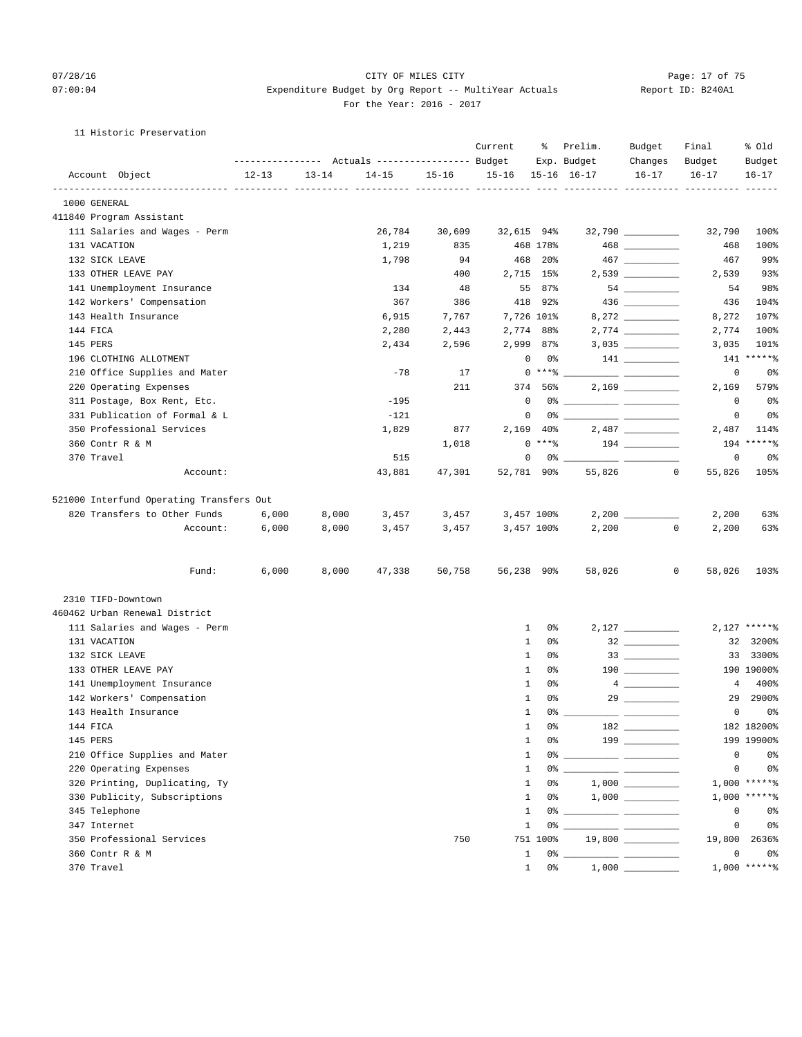CITY OF MILES CITY

Expenditure Budget by Org Report -- MultiYear Actuals

For the Year: 2016 - 2017

07/28/16 07:00:04 Report ID: B240A1

11 Historic Preservation

| Account Object | Actuals 12-13 | Actuals 13-14 | Actuals 14-15 | Actuals 15-16 | Current Budget 15-16 | % Exp. 15-16 | Prelim. Budget 16-17 | Budget Changes 16-17 | Final Budget 16-17 | % Old Budget 16-17 |
|---|---|---|---|---|---|---|---|---|---|---|
| **1000 GENERAL** | | | | | | | | | | |
| **411840 Program Assistant** | | | | | | | | | | |
| 111 Salaries and Wages - Perm | | | 26,784 | 30,609 | 32,615 | 94% | 32,790 | | 32,790 | 100% |
| 131 VACATION | | | 1,219 | 835 | 468 | 178% | 468 | | 468 | 100% |
| 132 SICK LEAVE | | | 1,798 | 94 | 468 | 20% | 467 | | 467 | 99% |
| 133 OTHER LEAVE PAY | | | | 400 | 2,715 | 15% | 2,539 | | 2,539 | 93% |
| 141 Unemployment Insurance | | | 134 | 48 | 55 | 87% | 54 | | 54 | 98% |
| 142 Workers' Compensation | | | 367 | 386 | 418 | 92% | 436 | | 436 | 104% |
| 143 Health Insurance | | | 6,915 | 7,767 | 7,726 | 101% | 8,272 | | 8,272 | 107% |
| 144 FICA | | | 2,280 | 2,443 | 2,774 | 88% | 2,774 | | 2,774 | 100% |
| 145 PERS | | | 2,434 | 2,596 | 2,999 | 87% | 3,035 | | 3,035 | 101% |
| 196 CLOTHING ALLOTMENT | | | | | 0 | 0% | 141 | | 141 | *****% |
| 210 Office Supplies and Mater | | | -78 | 17 | 0 | ***% | | | 0 | 0% |
| 220 Operating Expenses | | | | 211 | 374 | 56% | 2,169 | | 2,169 | 579% |
| 311 Postage, Box Rent, Etc. | | | -195 | | 0 | 0% | | | 0 | 0% |
| 331 Publication of Formal & L | | | -121 | | 0 | 0% | | | 0 | 0% |
| 350 Professional Services | | | 1,829 | 877 | 2,169 | 40% | 2,487 | | 2,487 | 114% |
| 360 Contr R & M | | | | 1,018 | 0 | ***% | 194 | | 194 | *****% |
| 370 Travel | | | 515 | | 0 | 0% | | | 0 | 0% |
| Account: | | | 43,881 | 47,301 | 52,781 | 90% | 55,826 | 0 | 55,826 | 105% |
| **521000 Interfund Operating Transfers Out** | | | | | | | | | | |
| 820 Transfers to Other Funds | 6,000 | 8,000 | 3,457 | 3,457 | 3,457 | 100% | 2,200 | | 2,200 | 63% |
| Account: | 6,000 | 8,000 | 3,457 | 3,457 | 3,457 | 100% | 2,200 | 0 | 2,200 | 63% |
| Fund: | 6,000 | 8,000 | 47,338 | 50,758 | 56,238 | 90% | 58,026 | 0 | 58,026 | 103% |
| **2310 TIFD-Downtown** | | | | | | | | | | |
| **460462 Urban Renewal District** | | | | | | | | | | |
| 111 Salaries and Wages - Perm | | | | | 1 | 0% | 2,127 | | 2,127 | *****% |
| 131 VACATION | | | | | 1 | 0% | 32 | | 32 | 3200% |
| 132 SICK LEAVE | | | | | 1 | 0% | 33 | | 33 | 3300% |
| 133 OTHER LEAVE PAY | | | | | 1 | 0% | 190 | | 190 | 19000% |
| 141 Unemployment Insurance | | | | | 1 | 0% | 4 | | 4 | 400% |
| 142 Workers' Compensation | | | | | 1 | 0% | 29 | | 29 | 2900% |
| 143 Health Insurance | | | | | 1 | 0% | | | 0 | 0% |
| 144 FICA | | | | | 1 | 0% | 182 | | 182 | 18200% |
| 145 PERS | | | | | 1 | 0% | 199 | | 199 | 19900% |
| 210 Office Supplies and Mater | | | | | 1 | 0% | | | 0 | 0% |
| 220 Operating Expenses | | | | | 1 | 0% | | | 0 | 0% |
| 320 Printing, Duplicating, Ty | | | | | 1 | 0% | 1,000 | | 1,000 | *****% |
| 330 Publicity, Subscriptions | | | | | 1 | 0% | 1,000 | | 1,000 | *****% |
| 345 Telephone | | | | | 1 | 0% | | | 0 | 0% |
| 347 Internet | | | | | 1 | 0% | | | 0 | 0% |
| 350 Professional Services | | | | 750 | 751 | 100% | 19,800 | | 19,800 | 2636% |
| 360 Contr R & M | | | | | 1 | 0% | | | 0 | 0% |
| 370 Travel | | | | | 1 | 0% | 1,000 | | 1,000 | *****% |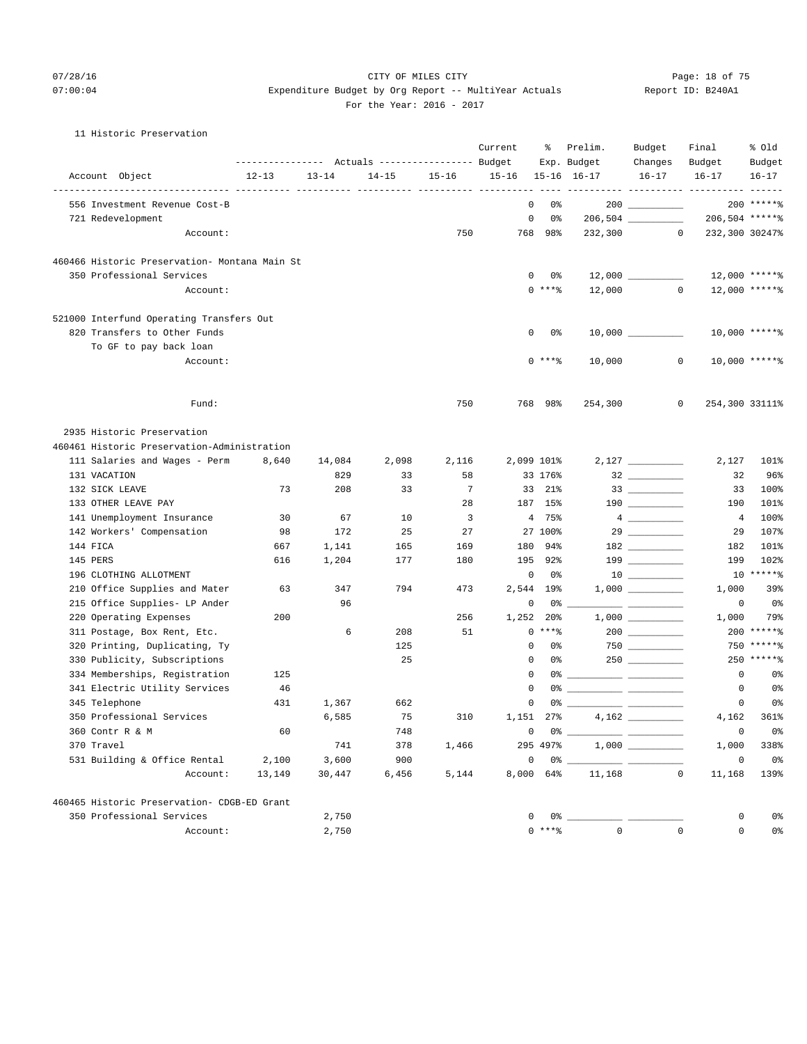CITY OF MILES CITY

Expenditure Budget by Org Report -- MultiYear Actuals

For the Year: 2016 - 2017

11 Historic Preservation

| Account Object | Actuals 12-13 | Actuals 13-14 | Actuals 14-15 | Actuals 15-16 | Current Budget 15-16 | % Exp. 15-16 | Prelim. Budget 16-17 | Budget Changes 16-17 | Final Budget 16-17 | % Old Budget 16-17 |
|---|---|---|---|---|---|---|---|---|---|---|
| 556 Investment Revenue Cost-B | | | | | 0 | 0% | 200 | | 200 | *****% |
| 721 Redevelopment | | | | | 0 | 0% | 206,504 | | 206,504 | *****% |
| Account: | | | | 750 | 768 | 98% | 232,300 | 0 | 232,300 | 30247% |
| **460466 Historic Preservation- Montana Main St** | | | | | | | | | | |
| 350 Professional Services | | | | | 0 | 0% | 12,000 | | 12,000 | *****% |
| Account: | | | | | 0 | ***% | 12,000 | 0 | 12,000 | *****% |
| **521000 Interfund Operating Transfers Out** | | | | | | | | | | |
| 820 Transfers to Other Funds | | | | | 0 | 0% | 10,000 | | 10,000 | *****% |
| To GF to pay back loan | | | | | | | | | | |
| Account: | | | | | 0 | ***% | 10,000 | 0 | 10,000 | *****% |
| Fund: | | | | 750 | 768 | 98% | 254,300 | 0 | 254,300 | 33111% |

2935 Historic Preservation

| Account Object | Actuals 12-13 | Actuals 13-14 | Actuals 14-15 | Actuals 15-16 | Current Budget 15-16 | % Exp. 15-16 | Prelim. Budget 16-17 | Budget Changes 16-17 | Final Budget 16-17 | % Old Budget 16-17 |
|---|---|---|---|---|---|---|---|---|---|---|
| **460461 Historic Preservation-Administration** | | | | | | | | | | |
| 111 Salaries and Wages - Perm | 8,640 | 14,084 | 2,098 | 2,116 | 2,099 | 101% | 2,127 | | 2,127 | 101% |
| 131 VACATION | | 829 | 33 | 58 | 33 | 176% | 32 | | 32 | 96% |
| 132 SICK LEAVE | 73 | 208 | 33 | 7 | 33 | 21% | 33 | | 33 | 100% |
| 133 OTHER LEAVE PAY | | | | 28 | 187 | 15% | 190 | | 190 | 101% |
| 141 Unemployment Insurance | 30 | 67 | 10 | 3 | 4 | 75% | 4 | | 4 | 100% |
| 142 Workers' Compensation | 98 | 172 | 25 | 27 | 27 | 100% | 29 | | 29 | 107% |
| 144 FICA | 667 | 1,141 | 165 | 169 | 180 | 94% | 182 | | 182 | 101% |
| 145 PERS | 616 | 1,204 | 177 | 180 | 195 | 92% | 199 | | 199 | 102% |
| 196 CLOTHING ALLOTMENT | | | | | 0 | 0% | 10 | | 10 | *****% |
| 210 Office Supplies and Mater | 63 | 347 | 794 | 473 | 2,544 | 19% | 1,000 | | 1,000 | 39% |
| 215 Office Supplies- LP Ander | | 96 | | | 0 | 0% | | | 0 | 0% |
| 220 Operating Expenses | 200 | | | 256 | 1,252 | 20% | 1,000 | | 1,000 | 79% |
| 311 Postage, Box Rent, Etc. | | 6 | 208 | 51 | 0 | ***% | 200 | | 200 | *****% |
| 320 Printing, Duplicating, Ty | | | 125 | | 0 | 0% | 750 | | 750 | *****% |
| 330 Publicity, Subscriptions | | | 25 | | 0 | 0% | 250 | | 250 | *****% |
| 334 Memberships, Registration | 125 | | | | 0 | 0% | | | 0 | 0% |
| 341 Electric Utility Services | 46 | | | | 0 | 0% | | | 0 | 0% |
| 345 Telephone | 431 | 1,367 | 662 | | 0 | 0% | | | 0 | 0% |
| 350 Professional Services | | 6,585 | 75 | 310 | 1,151 | 27% | 4,162 | | 4,162 | 361% |
| 360 Contr R & M | 60 | | 748 | | 0 | 0% | | | 0 | 0% |
| 370 Travel | | 741 | 378 | 1,466 | 295 | 497% | 1,000 | | 1,000 | 338% |
| 531 Building & Office Rental | 2,100 | 3,600 | 900 | | 0 | 0% | | | 0 | 0% |
| Account: | 13,149 | 30,447 | 6,456 | 5,144 | 8,000 | 64% | 11,168 | 0 | 11,168 | 139% |
| **460465 Historic Preservation- CDGB-ED Grant** | | | | | | | | | | |
| 350 Professional Services | | 2,750 | | | 0 | 0% | | | 0 | 0% |
| Account: | | 2,750 | | | 0 | ***% | 0 | 0 | 0 | 0% |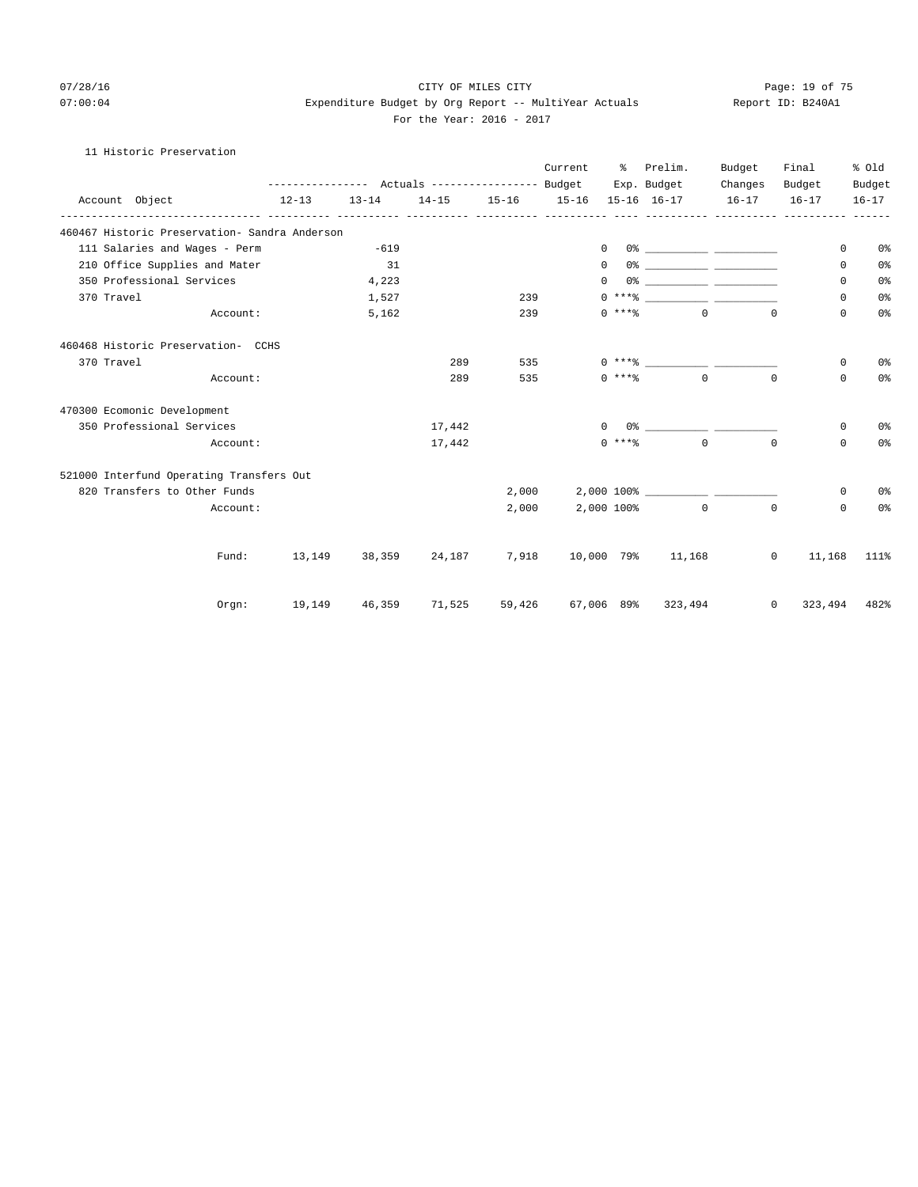CITY OF MILES CITY

Expenditure Budget by Org Report -- MultiYear Actuals

For the Year: 2016 - 2017

07/28/16 07:00:04 Page: 19 of 75 Report ID: B240A1

11 Historic Preservation

| Account Object | Actuals 12-13 | Actuals 13-14 | Actuals 14-15 | Actuals 15-16 | Current Budget 15-16 | % Exp. 15-16 | Prelim. Budget 16-17 | Budget Changes 16-17 | Final Budget 16-17 | % Old Budget 16-17 |
|---|---|---|---|---|---|---|---|---|---|---|
| **460467 Historic Preservation- Sandra Anderson** | | | | | | | | | | |
| 111 Salaries and Wages - Perm | | -619 | | | 0 | 0% | ___________ | ___________ | 0 | 0% |
| 210 Office Supplies and Mater | | 31 | | | 0 | 0% | ___________ | ___________ | 0 | 0% |
| 350 Professional Services | | 4,223 | | | 0 | 0% | ___________ | ___________ | 0 | 0% |
| 370 Travel | | 1,527 | | 239 | 0 | ***% | ___________ | ___________ | 0 | 0% |
| Account: | | 5,162 | | 239 | 0 | ***% | 0 | 0 | 0 | 0% |
| **460468 Historic Preservation- CCHS** | | | | | | | | | | |
| 370 Travel | | | 289 | 535 | 0 | ***% | ___________ | ___________ | 0 | 0% |
| Account: | | | 289 | 535 | 0 | ***% | 0 | 0 | 0 | 0% |
| **470300 Ecomonic Development** | | | | | | | | | | |
| 350 Professional Services | | | 17,442 | | 0 | 0% | ___________ | ___________ | 0 | 0% |
| Account: | | | 17,442 | | 0 | ***% | 0 | 0 | 0 | 0% |
| **521000 Interfund Operating Transfers Out** | | | | | | | | | | |
| 820 Transfers to Other Funds | | | | 2,000 | 2,000 | 100% | ___________ | ___________ | 0 | 0% |
| Account: | | | | 2,000 | 2,000 | 100% | 0 | 0 | 0 | 0% |
| Fund: | 13,149 | 38,359 | 24,187 | 7,918 | 10,000 | 79% | 11,168 | 0 | 11,168 | 111% |
| Orgn: | 19,149 | 46,359 | 71,525 | 59,426 | 67,006 | 89% | 323,494 | 0 | 323,494 | 482% |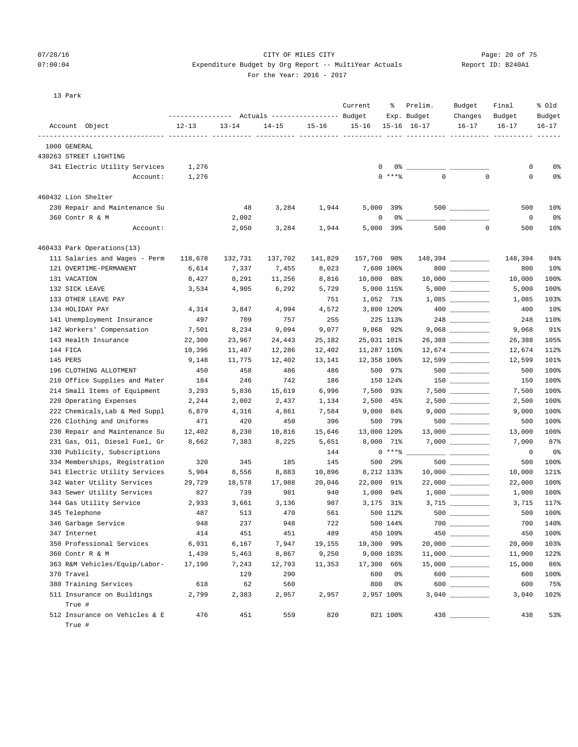CITY OF MILES CITY
Expenditure Budget by Org Report -- MultiYear Actuals
For the Year: 2016 - 2017

07/28/16 07:00:04 — Report ID: B240A1

13 Park

| Account Object | Actuals 12-13 | Actuals 13-14 | Actuals 14-15 | Actuals 15-16 | Current Budget 15-16 | % Exp. 15-16 | Prelim. Budget 16-17 | Budget Changes 16-17 | Final Budget 16-17 | % Old Budget 16-17 |
|---|---|---|---|---|---|---|---|---|---|---|
| 1000 GENERAL | | | | | | | | | | |
| 430263 STREET LIGHTING | | | | | | | | | | |
| 341 Electric Utility Services | 1,276 | | | | 0 | 0% | | | 0 | 0% |
| Account: | 1,276 | | | | 0 | ***% | 0 | 0 | 0 | 0% |
| 460432 Lion Shelter | | | | | | | | | | |
| 230 Repair and Maintenance Su | | 48 | 3,284 | 1,944 | 5,000 | 39% | 500 | | 500 | 10% |
| 360 Contr R & M | | 2,002 | | | 0 | 0% | | | 0 | 0% |
| Account: | | 2,050 | 3,284 | 1,944 | 5,000 | 39% | 500 | 0 | 500 | 10% |
| 460433 Park Operations(13) | | | | | | | | | | |
| 111 Salaries and Wages - Perm | 118,678 | 132,731 | 137,702 | 141,829 | 157,760 | 90% | 148,394 | | 148,394 | 94% |
| 121 OVERTIME-PERMANENT | 6,614 | 7,337 | 7,455 | 8,023 | 7,600 | 106% | 800 | | 800 | 10% |
| 131 VACATION | 8,427 | 8,291 | 11,256 | 8,816 | 10,000 | 88% | 10,000 | | 10,000 | 100% |
| 132 SICK LEAVE | 3,534 | 4,905 | 6,292 | 5,729 | 5,000 | 115% | 5,000 | | 5,000 | 100% |
| 133 OTHER LEAVE PAY | | | | 751 | 1,052 | 71% | 1,085 | | 1,085 | 103% |
| 134 HOLIDAY PAY | 4,314 | 3,847 | 4,994 | 4,572 | 3,800 | 120% | 400 | | 400 | 10% |
| 141 Unemployment Insurance | 497 | 709 | 757 | 255 | 225 | 113% | 248 | | 248 | 110% |
| 142 Workers' Compensation | 7,501 | 8,234 | 9,094 | 9,077 | 9,868 | 92% | 9,068 | | 9,068 | 91% |
| 143 Health Insurance | 22,300 | 23,967 | 24,443 | 25,182 | 25,031 | 101% | 26,388 | | 26,388 | 105% |
| 144 FICA | 10,396 | 11,487 | 12,286 | 12,402 | 11,287 | 110% | 12,674 | | 12,674 | 112% |
| 145 PERS | 9,148 | 11,775 | 12,402 | 13,141 | 12,358 | 106% | 12,599 | | 12,599 | 101% |
| 196 CLOTHING ALLOTMENT | 450 | 458 | 486 | 486 | 500 | 97% | 500 | | 500 | 100% |
| 210 Office Supplies and Mater | 184 | 246 | 742 | 186 | 150 | 124% | 150 | | 150 | 100% |
| 214 Small Items of Equipment | 3,293 | 5,836 | 15,619 | 6,996 | 7,500 | 93% | 7,500 | | 7,500 | 100% |
| 220 Operating Expenses | 2,244 | 2,002 | 2,437 | 1,134 | 2,500 | 45% | 2,500 | | 2,500 | 100% |
| 222 Chemicals,Lab & Med Suppl | 6,879 | 4,316 | 4,861 | 7,584 | 9,000 | 84% | 9,000 | | 9,000 | 100% |
| 226 Clothing and Uniforms | 471 | 420 | 450 | 396 | 500 | 79% | 500 | | 500 | 100% |
| 230 Repair and Maintenance Su | 12,402 | 8,230 | 10,816 | 15,646 | 13,000 | 120% | 13,000 | | 13,000 | 100% |
| 231 Gas, Oil, Diesel Fuel, Gr | 8,662 | 7,383 | 8,225 | 5,651 | 8,000 | 71% | 7,000 | | 7,000 | 87% |
| 330 Publicity, Subscriptions | | | | 144 | 0 | ***% | | | 0 | 0% |
| 334 Memberships, Registration | 320 | 345 | 185 | 145 | 500 | 29% | 500 | | 500 | 100% |
| 341 Electric Utility Services | 5,904 | 8,556 | 8,883 | 10,896 | 8,212 | 133% | 10,000 | | 10,000 | 121% |
| 342 Water Utility Services | 29,729 | 18,578 | 17,988 | 20,046 | 22,000 | 91% | 22,000 | | 22,000 | 100% |
| 343 Sewer Utility Services | 827 | 739 | 981 | 940 | 1,000 | 94% | 1,000 | | 1,000 | 100% |
| 344 Gas Utility Service | 2,933 | 3,661 | 3,136 | 987 | 3,175 | 31% | 3,715 | | 3,715 | 117% |
| 345 Telephone | 487 | 513 | 470 | 561 | 500 | 112% | 500 | | 500 | 100% |
| 346 Garbage Service | 948 | 237 | 948 | 722 | 500 | 144% | 700 | | 700 | 140% |
| 347 Internet | 414 | 451 | 451 | 489 | 450 | 109% | 450 | | 450 | 100% |
| 350 Professional Services | 6,931 | 6,167 | 7,947 | 19,155 | 19,300 | 99% | 20,000 | | 20,000 | 103% |
| 360 Contr R & M | 1,439 | 5,463 | 8,867 | 9,250 | 9,000 | 103% | 11,000 | | 11,000 | 122% |
| 363 R&M Vehicles/Equip/Labor- | 17,190 | 7,243 | 12,793 | 11,353 | 17,300 | 66% | 15,000 | | 15,000 | 86% |
| 370 Travel | | 129 | 290 | | 600 | 0% | 600 | | 600 | 100% |
| 380 Training Services | 618 | 62 | 560 | | 800 | 0% | 600 | | 600 | 75% |
| 511 Insurance on Buildings True # | 2,799 | 2,383 | 2,957 | 2,957 | 2,957 | 100% | 3,040 | | 3,040 | 102% |
| 512 Insurance on Vehicles & E True # | 476 | 451 | 559 | 820 | 821 | 100% | 438 | | 438 | 53% |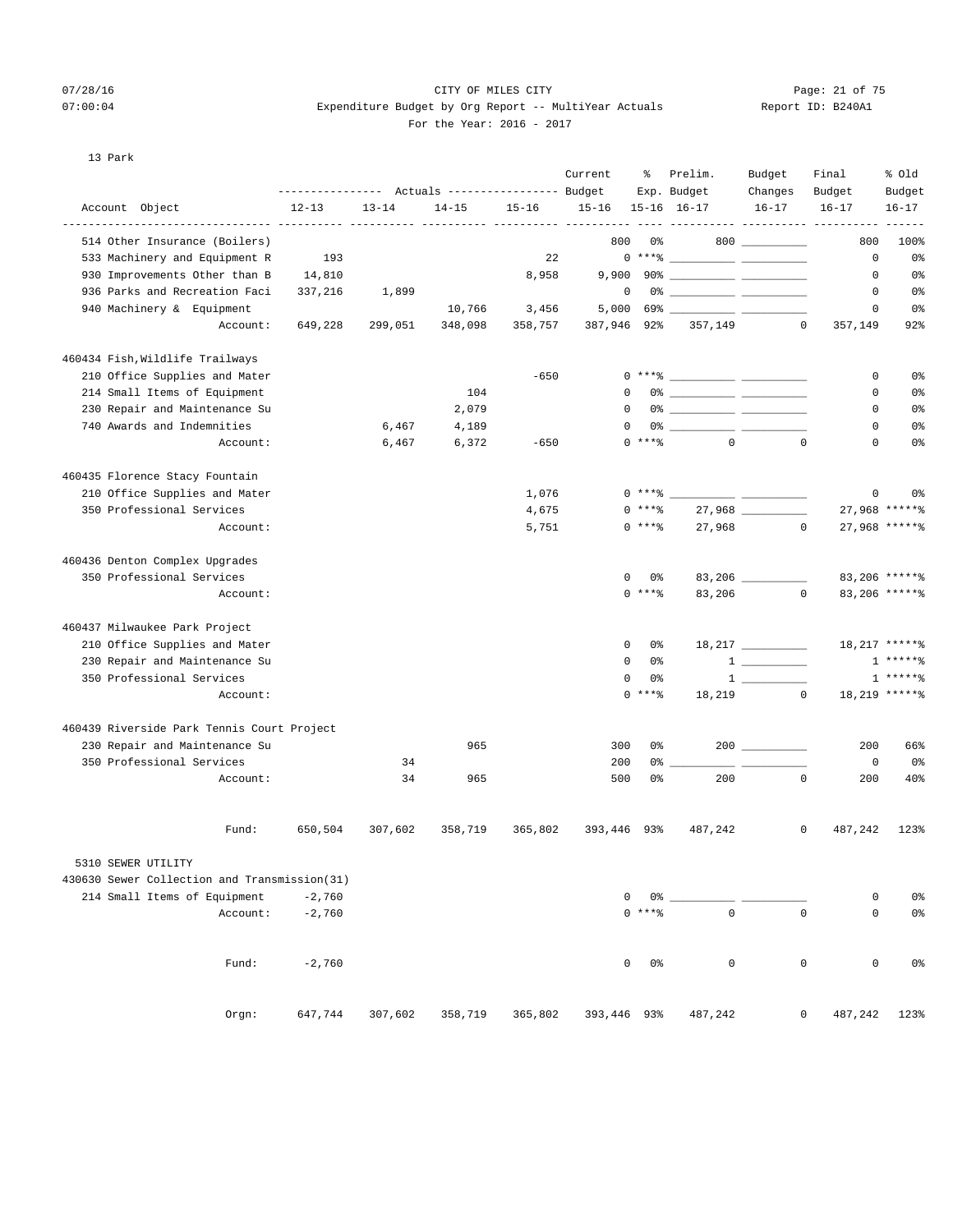CITY OF MILES CITY

Expenditure Budget by Org Report -- MultiYear Actuals

For the Year: 2016 - 2017

13 Park

| Account Object | Actuals 12-13 | Actuals 13-14 | Actuals 14-15 | Actuals 15-16 | Current Budget 15-16 | % Exp. 15-16 | Prelim. Budget 16-17 | Budget Changes 16-17 | Final Budget 16-17 | % Old Budget 16-17 |
|---|---|---|---|---|---|---|---|---|---|---|
| 514 Other Insurance (Boilers) | | | | | 800 | 0% | 800 | | 800 | 100% |
| 533 Machinery and Equipment R | 193 | | | 22 | 0 | ***% | | | 0 | 0% |
| 930 Improvements Other than B | 14,810 | | | 8,958 | 9,900 | 90% | | | 0 | 0% |
| 936 Parks and Recreation Faci | 337,216 | 1,899 | | | 0 | 0% | | | 0 | 0% |
| 940 Machinery & Equipment | | | 10,766 | 3,456 | 5,000 | 69% | | | 0 | 0% |
| Account: | 649,228 | 299,051 | 348,098 | 358,757 | 387,946 | 92% | 357,149 | 0 | 357,149 | 92% |
| **460434 Fish,Wildlife Trailways** | | | | | | | | | | |
| 210 Office Supplies and Mater | | | | -650 | 0 | ***% | | | 0 | 0% |
| 214 Small Items of Equipment | | | 104 | | 0 | 0% | | | 0 | 0% |
| 230 Repair and Maintenance Su | | | 2,079 | | 0 | 0% | | | 0 | 0% |
| 740 Awards and Indemnities | | 6,467 | 4,189 | | 0 | 0% | | | 0 | 0% |
| Account: | | 6,467 | 6,372 | -650 | 0 | ***% | 0 | 0 | 0 | 0% |
| **460435 Florence Stacy Fountain** | | | | | | | | | | |
| 210 Office Supplies and Mater | | | | 1,076 | 0 | ***% | | | 0 | 0% |
| 350 Professional Services | | | | 4,675 | 0 | ***% | 27,968 | | 27,968 | *****% |
| Account: | | | | 5,751 | 0 | ***% | 27,968 | 0 | 27,968 | *****% |
| **460436 Denton Complex Upgrades** | | | | | | | | | | |
| 350 Professional Services | | | | | 0 | 0% | 83,206 | | 83,206 | *****% |
| Account: | | | | | 0 | ***% | 83,206 | 0 | 83,206 | *****% |
| **460437 Milwaukee Park Project** | | | | | | | | | | |
| 210 Office Supplies and Mater | | | | | 0 | 0% | 18,217 | | 18,217 | *****% |
| 230 Repair and Maintenance Su | | | | | 0 | 0% | 1 | | 1 | *****% |
| 350 Professional Services | | | | | 0 | 0% | 1 | | 1 | *****% |
| Account: | | | | | 0 | ***% | 18,219 | 0 | 18,219 | *****% |
| **460439 Riverside Park Tennis Court Project** | | | | | | | | | | |
| 230 Repair and Maintenance Su | | | 965 | | 300 | 0% | 200 | | 200 | 66% |
| 350 Professional Services | | 34 | | | 200 | 0% | | | 0 | 0% |
| Account: | | 34 | 965 | | 500 | 0% | 200 | 0 | 200 | 40% |
| Fund: | 650,504 | 307,602 | 358,719 | 365,802 | 393,446 | 93% | 487,242 | 0 | 487,242 | 123% |
| **5310 SEWER UTILITY** | | | | | | | | | | |
| **430630 Sewer Collection and Transmission(31)** | | | | | | | | | | |
| 214 Small Items of Equipment | -2,760 | | | | 0 | 0% | | | 0 | 0% |
| Account: | -2,760 | | | | 0 | ***% | 0 | 0 | 0 | 0% |
| Fund: | -2,760 | | | | 0 | 0% | 0 | 0 | 0 | 0% |
| Orgn: | 647,744 | 307,602 | 358,719 | 365,802 | 393,446 | 93% | 487,242 | 0 | 487,242 | 123% |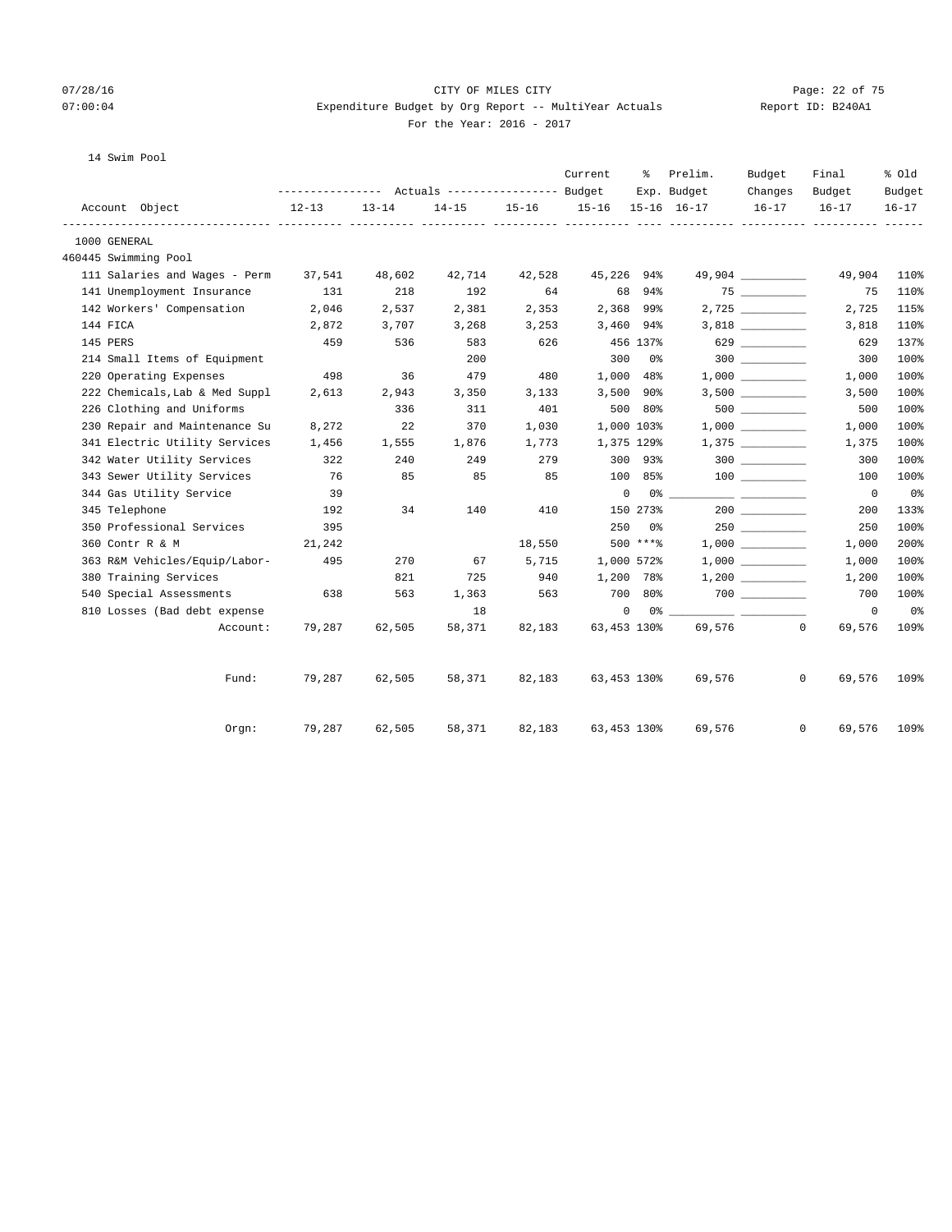CITY OF MILES CITY

Expenditure Budget by Org Report -- MultiYear Actuals

For the Year: 2016 - 2017

14 Swim Pool

| Account Object | Actuals 12-13 | Actuals 13-14 | Actuals 14-15 | Actuals 15-16 | Current Budget 15-16 | % Exp. 15-16 | Prelim. Budget 16-17 | Budget Changes 16-17 | Final Budget 16-17 | % Old Budget 16-17 |
|---|---|---|---|---|---|---|---|---|---|---|
| 1000 GENERAL | | | | | | | | | | |
| 460445 Swimming Pool | | | | | | | | | | |
| 111 Salaries and Wages - Perm | 37,541 | 48,602 | 42,714 | 42,528 | 45,226 | 94% | 49,904 | | 49,904 | 110% |
| 141 Unemployment Insurance | 131 | 218 | 192 | 64 | 68 | 94% | 75 | | 75 | 110% |
| 142 Workers' Compensation | 2,046 | 2,537 | 2,381 | 2,353 | 2,368 | 99% | 2,725 | | 2,725 | 115% |
| 144 FICA | 2,872 | 3,707 | 3,268 | 3,253 | 3,460 | 94% | 3,818 | | 3,818 | 110% |
| 145 PERS | 459 | 536 | 583 | 626 | 456 | 137% | 629 | | 629 | 137% |
| 214 Small Items of Equipment | | | 200 | | 300 | 0% | 300 | | 300 | 100% |
| 220 Operating Expenses | 498 | 36 | 479 | 480 | 1,000 | 48% | 1,000 | | 1,000 | 100% |
| 222 Chemicals,Lab & Med Suppl | 2,613 | 2,943 | 3,350 | 3,133 | 3,500 | 90% | 3,500 | | 3,500 | 100% |
| 226 Clothing and Uniforms | | 336 | 311 | 401 | 500 | 80% | 500 | | 500 | 100% |
| 230 Repair and Maintenance Su | 8,272 | 22 | 370 | 1,030 | 1,000 | 103% | 1,000 | | 1,000 | 100% |
| 341 Electric Utility Services | 1,456 | 1,555 | 1,876 | 1,773 | 1,375 | 129% | 1,375 | | 1,375 | 100% |
| 342 Water Utility Services | 322 | 240 | 249 | 279 | 300 | 93% | 300 | | 300 | 100% |
| 343 Sewer Utility Services | 76 | 85 | 85 | 85 | 100 | 85% | 100 | | 100 | 100% |
| 344 Gas Utility Service | 39 | | | | 0 | 0% | | | 0 | 0% |
| 345 Telephone | 192 | 34 | 140 | 410 | 150 | 273% | 200 | | 200 | 133% |
| 350 Professional Services | 395 | | | | 250 | 0% | 250 | | 250 | 100% |
| 360 Contr R & M | 21,242 | | | 18,550 | 500 | ***% | 1,000 | | 1,000 | 200% |
| 363 R&M Vehicles/Equip/Labor- | 495 | 270 | 67 | 5,715 | 1,000 | 572% | 1,000 | | 1,000 | 100% |
| 380 Training Services | | 821 | 725 | 940 | 1,200 | 78% | 1,200 | | 1,200 | 100% |
| 540 Special Assessments | 638 | 563 | 1,363 | 563 | 700 | 80% | 700 | | 700 | 100% |
| 810 Losses (Bad debt expense | | | 18 | | 0 | 0% | | | 0 | 0% |
| Account: | 79,287 | 62,505 | 58,371 | 82,183 | 63,453 | 130% | 69,576 | 0 | 69,576 | 109% |
| Fund: | 79,287 | 62,505 | 58,371 | 82,183 | 63,453 | 130% | 69,576 | 0 | 69,576 | 109% |
| Orgn: | 79,287 | 62,505 | 58,371 | 82,183 | 63,453 | 130% | 69,576 | 0 | 69,576 | 109% |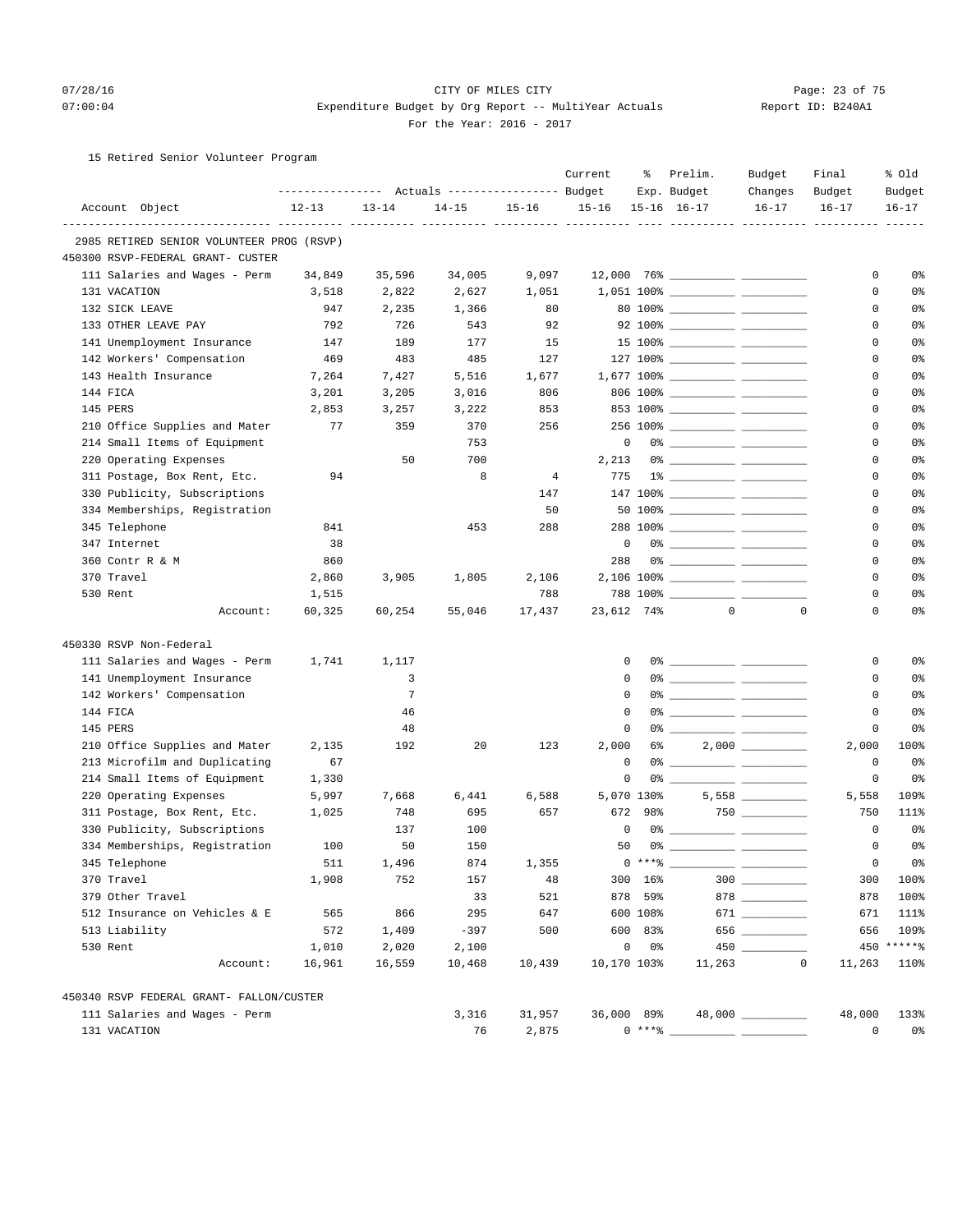CITY OF MILES CITY
Expenditure Budget by Org Report -- MultiYear Actuals
For the Year: 2016 - 2017

07/28/16 07:00:04 — Report ID: B240A1

15 Retired Senior Volunteer Program

| Account Object | Actuals 12-13 | Actuals 13-14 | Actuals 14-15 | Actuals 15-16 | Current Budget 15-16 | % Exp. 15-16 | Prelim. Budget 16-17 | Budget Changes 16-17 | Final Budget 16-17 | % Old Budget 16-17 |
|---|---|---|---|---|---|---|---|---|---|---|
| **2985 RETIRED SENIOR VOLUNTEER PROG (RSVP)** | | | | | | | | | | |
| **450300 RSVP-FEDERAL GRANT- CUSTER** | | | | | | | | | | |
| 111 Salaries and Wages - Perm | 34,849 | 35,596 | 34,005 | 9,097 | 12,000 | 76% | | | 0 | 0% |
| 131 VACATION | 3,518 | 2,822 | 2,627 | 1,051 | 1,051 | 100% | | | 0 | 0% |
| 132 SICK LEAVE | 947 | 2,235 | 1,366 | 80 | 80 | 100% | | | 0 | 0% |
| 133 OTHER LEAVE PAY | 792 | 726 | 543 | 92 | 92 | 100% | | | 0 | 0% |
| 141 Unemployment Insurance | 147 | 189 | 177 | 15 | 15 | 100% | | | 0 | 0% |
| 142 Workers' Compensation | 469 | 483 | 485 | 127 | 127 | 100% | | | 0 | 0% |
| 143 Health Insurance | 7,264 | 7,427 | 5,516 | 1,677 | 1,677 | 100% | | | 0 | 0% |
| 144 FICA | 3,201 | 3,205 | 3,016 | 806 | 806 | 100% | | | 0 | 0% |
| 145 PERS | 2,853 | 3,257 | 3,222 | 853 | 853 | 100% | | | 0 | 0% |
| 210 Office Supplies and Mater | 77 | 359 | 370 | 256 | 256 | 100% | | | 0 | 0% |
| 214 Small Items of Equipment | | | 753 | | 0 | 0% | | | 0 | 0% |
| 220 Operating Expenses | | 50 | 700 | | 2,213 | 0% | | | 0 | 0% |
| 311 Postage, Box Rent, Etc. | 94 | | 8 | 4 | 775 | 1% | | | 0 | 0% |
| 330 Publicity, Subscriptions | | | | 147 | 147 | 100% | | | 0 | 0% |
| 334 Memberships, Registration | | | | 50 | 50 | 100% | | | 0 | 0% |
| 345 Telephone | 841 | | 453 | 288 | 288 | 100% | | | 0 | 0% |
| 347 Internet | 38 | | | | 0 | 0% | | | 0 | 0% |
| 360 Contr R & M | 860 | | | | 288 | 0% | | | 0 | 0% |
| 370 Travel | 2,860 | 3,905 | 1,805 | 2,106 | 2,106 | 100% | | | 0 | 0% |
| 530 Rent | 1,515 | | | 788 | 788 | 100% | | | 0 | 0% |
| Account: | 60,325 | 60,254 | 55,046 | 17,437 | 23,612 | 74% | 0 | 0 | 0 | 0% |
| **450330 RSVP Non-Federal** | | | | | | | | | | |
| 111 Salaries and Wages - Perm | 1,741 | 1,117 | | | 0 | 0% | | | 0 | 0% |
| 141 Unemployment Insurance | | 3 | | | 0 | 0% | | | 0 | 0% |
| 142 Workers' Compensation | | 7 | | | 0 | 0% | | | 0 | 0% |
| 144 FICA | | 46 | | | 0 | 0% | | | 0 | 0% |
| 145 PERS | | 48 | | | 0 | 0% | | | 0 | 0% |
| 210 Office Supplies and Mater | 2,135 | 192 | 20 | 123 | 2,000 | 6% | 2,000 | | 2,000 | 100% |
| 213 Microfilm and Duplicating | 67 | | | | 0 | 0% | | | 0 | 0% |
| 214 Small Items of Equipment | 1,330 | | | | 0 | 0% | | | 0 | 0% |
| 220 Operating Expenses | 5,997 | 7,668 | 6,441 | 6,588 | 5,070 | 130% | 5,558 | | 5,558 | 109% |
| 311 Postage, Box Rent, Etc. | 1,025 | 748 | 695 | 657 | 672 | 98% | 750 | | 750 | 111% |
| 330 Publicity, Subscriptions | | 137 | 100 | | 0 | 0% | | | 0 | 0% |
| 334 Memberships, Registration | 100 | 50 | 150 | | 50 | 0% | | | 0 | 0% |
| 345 Telephone | 511 | 1,496 | 874 | 1,355 | 0 | ***% | | | 0 | 0% |
| 370 Travel | 1,908 | 752 | 157 | 48 | 300 | 16% | 300 | | 300 | 100% |
| 379 Other Travel | | | 33 | 521 | 878 | 59% | 878 | | 878 | 100% |
| 512 Insurance on Vehicles & E | 565 | 866 | 295 | 647 | 600 | 108% | 671 | | 671 | 111% |
| 513 Liability | 572 | 1,409 | -397 | 500 | 600 | 83% | 656 | | 656 | 109% |
| 530 Rent | 1,010 | 2,020 | 2,100 | | 0 | 0% | 450 | | 450 | *****% |
| Account: | 16,961 | 16,559 | 10,468 | 10,439 | 10,170 | 103% | 11,263 | 0 | 11,263 | 110% |
| **450340 RSVP FEDERAL GRANT- FALLON/CUSTER** | | | | | | | | | | |
| 111 Salaries and Wages - Perm | | | 3,316 | 31,957 | 36,000 | 89% | 48,000 | | 48,000 | 133% |
| 131 VACATION | | | 76 | 2,875 | 0 | ***% | | | 0 | 0% |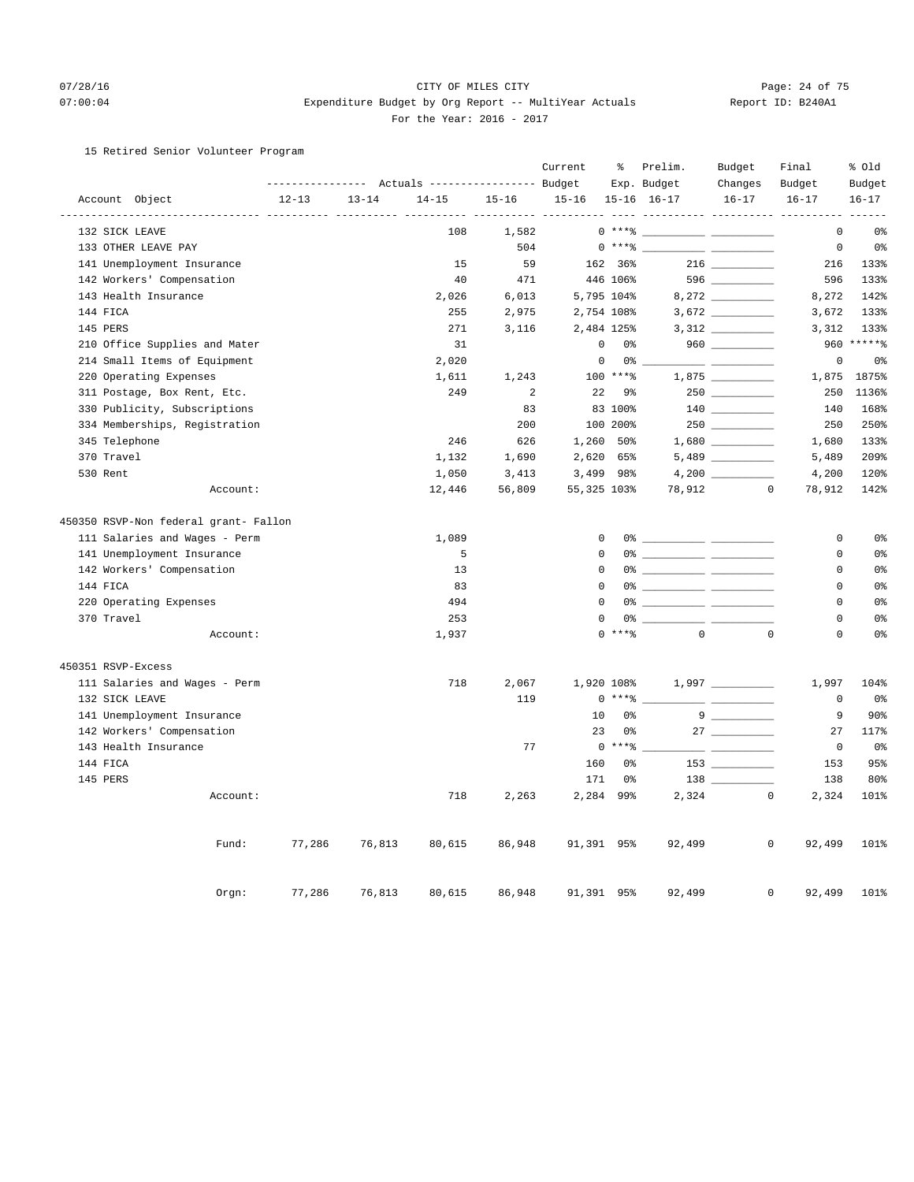CITY OF MILES CITY
Expenditure Budget by Org Report -- MultiYear Actuals
For the Year: 2016 - 2017

15 Retired Senior Volunteer Program

| Account Object | Actuals 12-13 | Actuals 13-14 | Actuals 14-15 | Actuals 15-16 | Current Budget 15-16 | % Exp. 15-16 | Prelim. Budget 16-17 | Budget Changes 16-17 | Final Budget 16-17 | % Old Budget 16-17 |
|---|---|---|---|---|---|---|---|---|---|---|
| 132 SICK LEAVE | | | 108 | 1,582 | 0 | ***% | __________ | __________ | 0 | 0% |
| 133 OTHER LEAVE PAY | | | | 504 | 0 | ***% | __________ | __________ | 0 | 0% |
| 141 Unemployment Insurance | | | 15 | 59 | 162 | 36% | 216 | __________ | 216 | 133% |
| 142 Workers' Compensation | | | 40 | 471 | 446 | 106% | 596 | __________ | 596 | 133% |
| 143 Health Insurance | | | 2,026 | 6,013 | 5,795 | 104% | 8,272 | __________ | 8,272 | 142% |
| 144 FICA | | | 255 | 2,975 | 2,754 | 108% | 3,672 | __________ | 3,672 | 133% |
| 145 PERS | | | 271 | 3,116 | 2,484 | 125% | 3,312 | __________ | 3,312 | 133% |
| 210 Office Supplies and Mater | | | 31 | | 0 | 0% | 960 | __________ | 960 | *****% |
| 214 Small Items of Equipment | | | 2,020 | | 0 | 0% | __________ | __________ | 0 | 0% |
| 220 Operating Expenses | | | 1,611 | 1,243 | 100 | ***% | 1,875 | __________ | 1,875 | 1875% |
| 311 Postage, Box Rent, Etc. | | | 249 | 2 | 22 | 9% | 250 | __________ | 250 | 1136% |
| 330 Publicity, Subscriptions | | | | 83 | 83 | 100% | 140 | __________ | 140 | 168% |
| 334 Memberships, Registration | | | | 200 | 100 | 200% | 250 | __________ | 250 | 250% |
| 345 Telephone | | | 246 | 626 | 1,260 | 50% | 1,680 | __________ | 1,680 | 133% |
| 370 Travel | | | 1,132 | 1,690 | 2,620 | 65% | 5,489 | __________ | 5,489 | 209% |
| 530 Rent | | | 1,050 | 3,413 | 3,499 | 98% | 4,200 | __________ | 4,200 | 120% |
| Account: | | | 12,446 | 56,809 | 55,325 | 103% | 78,912 | 0 | 78,912 | 142% |
| **450350 RSVP-Non federal grant- Fallon** | | | | | | | | | | |
| 111 Salaries and Wages - Perm | | | 1,089 | | 0 | 0% | __________ | __________ | 0 | 0% |
| 141 Unemployment Insurance | | | 5 | | 0 | 0% | __________ | __________ | 0 | 0% |
| 142 Workers' Compensation | | | 13 | | 0 | 0% | __________ | __________ | 0 | 0% |
| 144 FICA | | | 83 | | 0 | 0% | __________ | __________ | 0 | 0% |
| 220 Operating Expenses | | | 494 | | 0 | 0% | __________ | __________ | 0 | 0% |
| 370 Travel | | | 253 | | 0 | 0% | __________ | __________ | 0 | 0% |
| Account: | | | 1,937 | | 0 | ***% | 0 | 0 | 0 | 0% |
| **450351 RSVP-Excess** | | | | | | | | | | |
| 111 Salaries and Wages - Perm | | | 718 | 2,067 | 1,920 | 108% | 1,997 | __________ | 1,997 | 104% |
| 132 SICK LEAVE | | | | 119 | 0 | ***% | __________ | __________ | 0 | 0% |
| 141 Unemployment Insurance | | | | | 10 | 0% | 9 | __________ | 9 | 90% |
| 142 Workers' Compensation | | | | | 23 | 0% | 27 | __________ | 27 | 117% |
| 143 Health Insurance | | | | 77 | 0 | ***% | __________ | __________ | 0 | 0% |
| 144 FICA | | | | | 160 | 0% | 153 | __________ | 153 | 95% |
| 145 PERS | | | | | 171 | 0% | 138 | __________ | 138 | 80% |
| Account: | | | 718 | 2,263 | 2,284 | 99% | 2,324 | 0 | 2,324 | 101% |
| Fund: | 77,286 | 76,813 | 80,615 | 86,948 | 91,391 | 95% | 92,499 | 0 | 92,499 | 101% |
| Orgn: | 77,286 | 76,813 | 80,615 | 86,948 | 91,391 | 95% | 92,499 | 0 | 92,499 | 101% |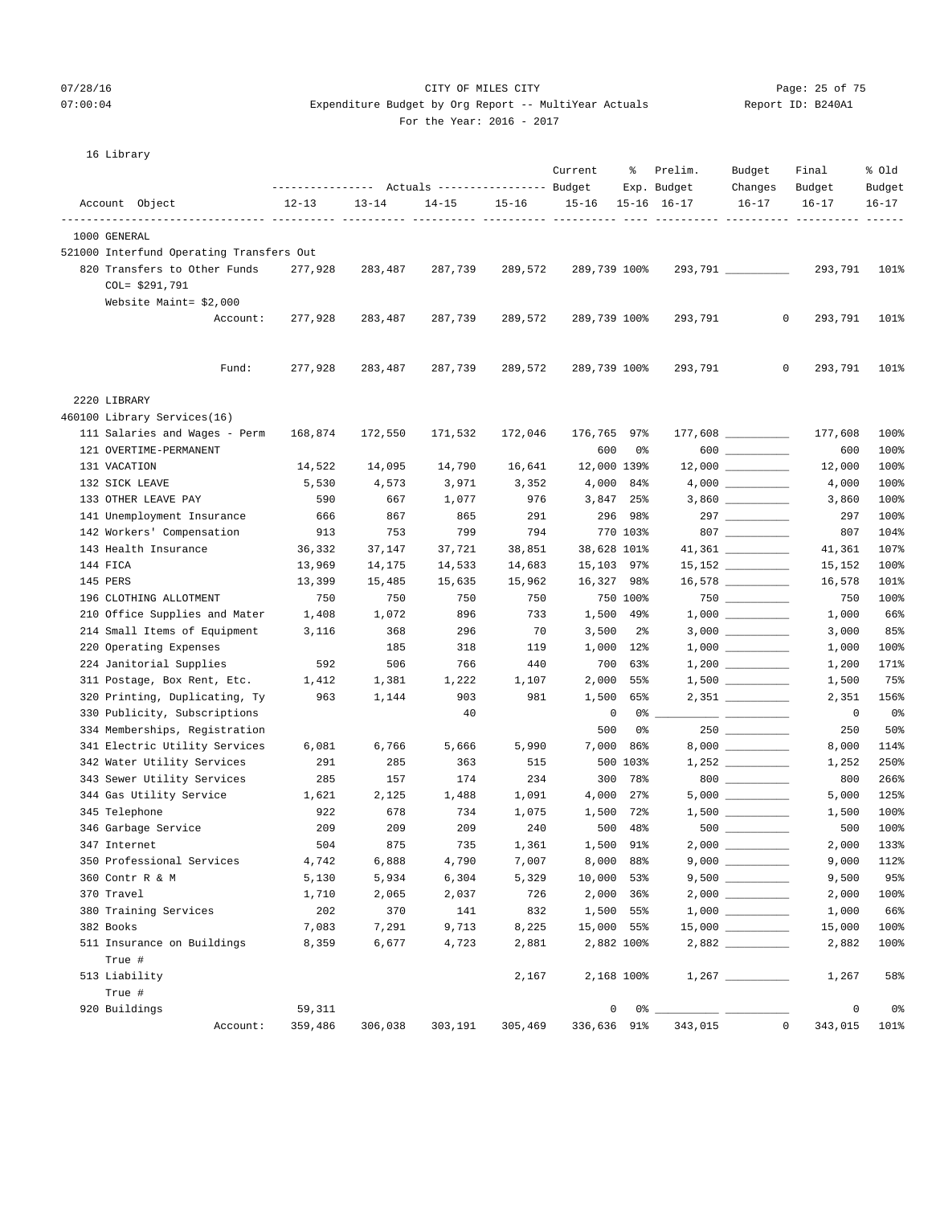CITY OF MILES CITY
Expenditure Budget by Org Report -- MultiYear Actuals
For the Year: 2016 - 2017

Report ID: B240A1

16 Library

| Account Object | Actuals 12-13 | Actuals 13-14 | Actuals 14-15 | Actuals 15-16 | Current Budget 15-16 | % Exp. 15-16 | Prelim. Budget 16-17 | Budget Changes 16-17 | Final Budget 16-17 | % Old Budget 16-17 |
|---|---|---|---|---|---|---|---|---|---|---|
| **1000 GENERAL** | | | | | | | | | | |
| 521000 Interfund Operating Transfers Out | | | | | | | | | | |
| 820 Transfers to Other Funds | 277,928 | 283,487 | 287,739 | 289,572 | 289,739 | 100% | 293,791 | __________ | 293,791 | 101% |
| COL= $291,791 | | | | | | | | | | |
| Website Maint= $2,000 | | | | | | | | | | |
| Account: | 277,928 | 283,487 | 287,739 | 289,572 | 289,739 | 100% | 293,791 | 0 | 293,791 | 101% |
| Fund: | 277,928 | 283,487 | 287,739 | 289,572 | 289,739 | 100% | 293,791 | 0 | 293,791 | 101% |
| **2220 LIBRARY** | | | | | | | | | | |
| 460100 Library Services(16) | | | | | | | | | | |
| 111 Salaries and Wages - Perm | 168,874 | 172,550 | 171,532 | 172,046 | 176,765 | 97% | 177,608 | __________ | 177,608 | 100% |
| 121 OVERTIME-PERMANENT | | | | | 600 | 0% | 600 | __________ | 600 | 100% |
| 131 VACATION | 14,522 | 14,095 | 14,790 | 16,641 | 12,000 | 139% | 12,000 | __________ | 12,000 | 100% |
| 132 SICK LEAVE | 5,530 | 4,573 | 3,971 | 3,352 | 4,000 | 84% | 4,000 | __________ | 4,000 | 100% |
| 133 OTHER LEAVE PAY | 590 | 667 | 1,077 | 976 | 3,847 | 25% | 3,860 | __________ | 3,860 | 100% |
| 141 Unemployment Insurance | 666 | 867 | 865 | 291 | 296 | 98% | 297 | __________ | 297 | 100% |
| 142 Workers' Compensation | 913 | 753 | 799 | 794 | 770 | 103% | 807 | __________ | 807 | 104% |
| 143 Health Insurance | 36,332 | 37,147 | 37,721 | 38,851 | 38,628 | 101% | 41,361 | __________ | 41,361 | 107% |
| 144 FICA | 13,969 | 14,175 | 14,533 | 14,683 | 15,103 | 97% | 15,152 | __________ | 15,152 | 100% |
| 145 PERS | 13,399 | 15,485 | 15,635 | 15,962 | 16,327 | 98% | 16,578 | __________ | 16,578 | 101% |
| 196 CLOTHING ALLOTMENT | 750 | 750 | 750 | 750 | 750 | 100% | 750 | __________ | 750 | 100% |
| 210 Office Supplies and Mater | 1,408 | 1,072 | 896 | 733 | 1,500 | 49% | 1,000 | __________ | 1,000 | 66% |
| 214 Small Items of Equipment | 3,116 | 368 | 296 | 70 | 3,500 | 2% | 3,000 | __________ | 3,000 | 85% |
| 220 Operating Expenses | | 185 | 318 | 119 | 1,000 | 12% | 1,000 | __________ | 1,000 | 100% |
| 224 Janitorial Supplies | 592 | 506 | 766 | 440 | 700 | 63% | 1,200 | __________ | 1,200 | 171% |
| 311 Postage, Box Rent, Etc. | 1,412 | 1,381 | 1,222 | 1,107 | 2,000 | 55% | 1,500 | __________ | 1,500 | 75% |
| 320 Printing, Duplicating, Ty | 963 | 1,144 | 903 | 981 | 1,500 | 65% | 2,351 | __________ | 2,351 | 156% |
| 330 Publicity, Subscriptions | | | 40 | | 0 | 0% | __________ | __________ | 0 | 0% |
| 334 Memberships, Registration | | | | | 500 | 0% | 250 | __________ | 250 | 50% |
| 341 Electric Utility Services | 6,081 | 6,766 | 5,666 | 5,990 | 7,000 | 86% | 8,000 | __________ | 8,000 | 114% |
| 342 Water Utility Services | 291 | 285 | 363 | 515 | 500 | 103% | 1,252 | __________ | 1,252 | 250% |
| 343 Sewer Utility Services | 285 | 157 | 174 | 234 | 300 | 78% | 800 | __________ | 800 | 266% |
| 344 Gas Utility Service | 1,621 | 2,125 | 1,488 | 1,091 | 4,000 | 27% | 5,000 | __________ | 5,000 | 125% |
| 345 Telephone | 922 | 678 | 734 | 1,075 | 1,500 | 72% | 1,500 | __________ | 1,500 | 100% |
| 346 Garbage Service | 209 | 209 | 209 | 240 | 500 | 48% | 500 | __________ | 500 | 100% |
| 347 Internet | 504 | 875 | 735 | 1,361 | 1,500 | 91% | 2,000 | __________ | 2,000 | 133% |
| 350 Professional Services | 4,742 | 6,888 | 4,790 | 7,007 | 8,000 | 88% | 9,000 | __________ | 9,000 | 112% |
| 360 Contr R & M | 5,130 | 5,934 | 6,304 | 5,329 | 10,000 | 53% | 9,500 | __________ | 9,500 | 95% |
| 370 Travel | 1,710 | 2,065 | 2,037 | 726 | 2,000 | 36% | 2,000 | __________ | 2,000 | 100% |
| 380 Training Services | 202 | 370 | 141 | 832 | 1,500 | 55% | 1,000 | __________ | 1,000 | 66% |
| 382 Books | 7,083 | 7,291 | 9,713 | 8,225 | 15,000 | 55% | 15,000 | __________ | 15,000 | 100% |
| 511 Insurance on Buildings | 8,359 | 6,677 | 4,723 | 2,881 | 2,882 | 100% | 2,882 | __________ | 2,882 | 100% |
| True # | | | | | | | | | | |
| 513 Liability | | | | 2,167 | 2,168 | 100% | 1,267 | __________ | 1,267 | 58% |
| True # | | | | | | | | | | |
| 920 Buildings | 59,311 | | | | 0 | 0% | __________ | __________ | 0 | 0% |
| Account: | 359,486 | 306,038 | 303,191 | 305,469 | 336,636 | 91% | 343,015 | 0 | 343,015 | 101% |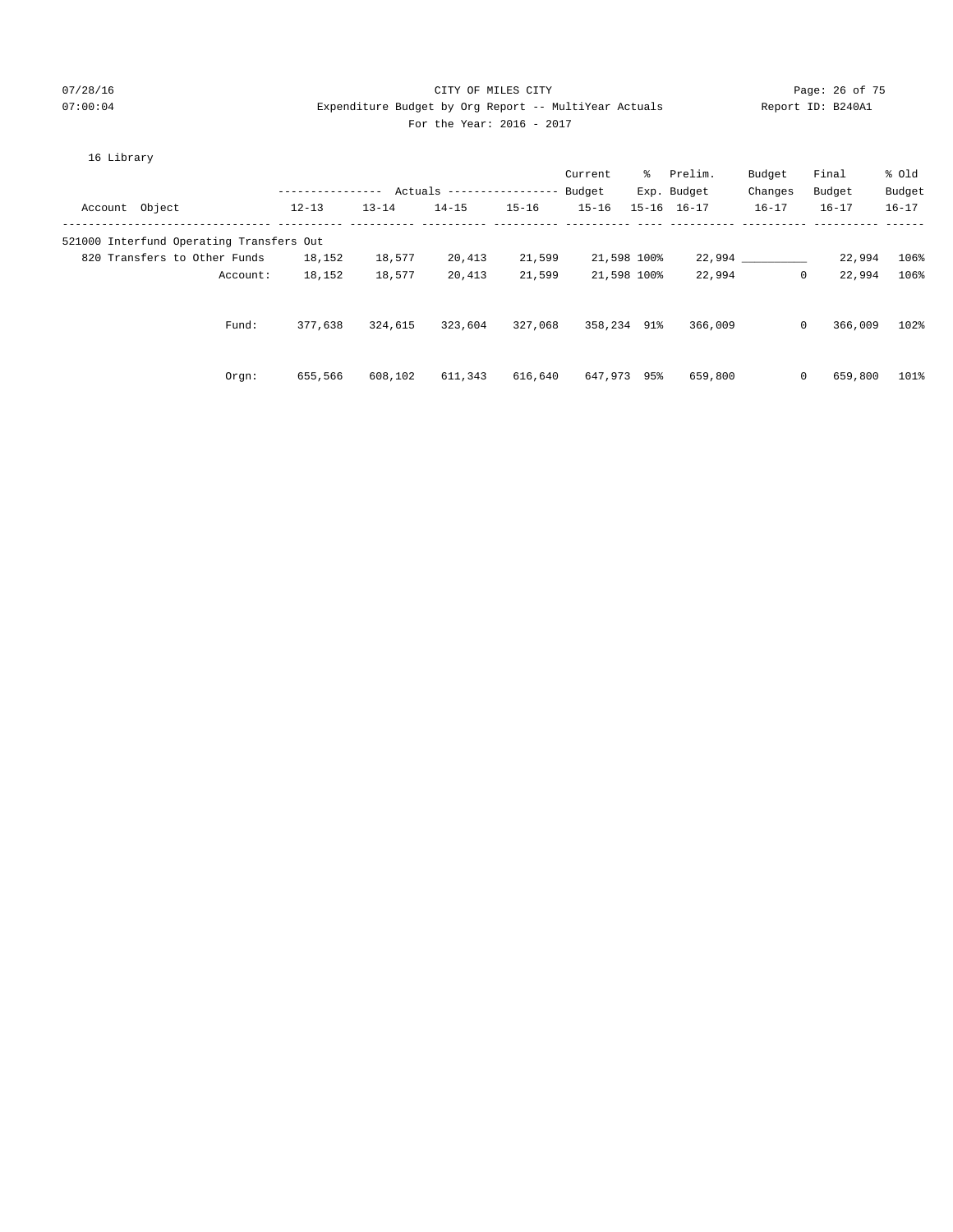CITY OF MILES CITY
Expenditure Budget by Org Report -- MultiYear Actuals
For the Year: 2016 - 2017

16 Library

| Account Object | Actuals 12-13 | Actuals 13-14 | Actuals 14-15 | Actuals 15-16 | Current Budget 15-16 | % Exp. 15-16 | Prelim. Budget 16-17 | Budget Changes 16-17 | Final Budget 16-17 | % Old Budget 16-17 |
|---|---|---|---|---|---|---|---|---|---|---|
| 521000 Interfund Operating Transfers Out | | | | | | | | | | |
| 820 Transfers to Other Funds | 18,152 | 18,577 | 20,413 | 21,599 | 21,598 | 100% | 22,994 | __________ | 22,994 | 106% |
| Account: | 18,152 | 18,577 | 20,413 | 21,599 | 21,598 | 100% | 22,994 | 0 | 22,994 | 106% |
| Fund: | 377,638 | 324,615 | 323,604 | 327,068 | 358,234 | 91% | 366,009 | 0 | 366,009 | 102% |
| Orgn: | 655,566 | 608,102 | 611,343 | 616,640 | 647,973 | 95% | 659,800 | 0 | 659,800 | 101% |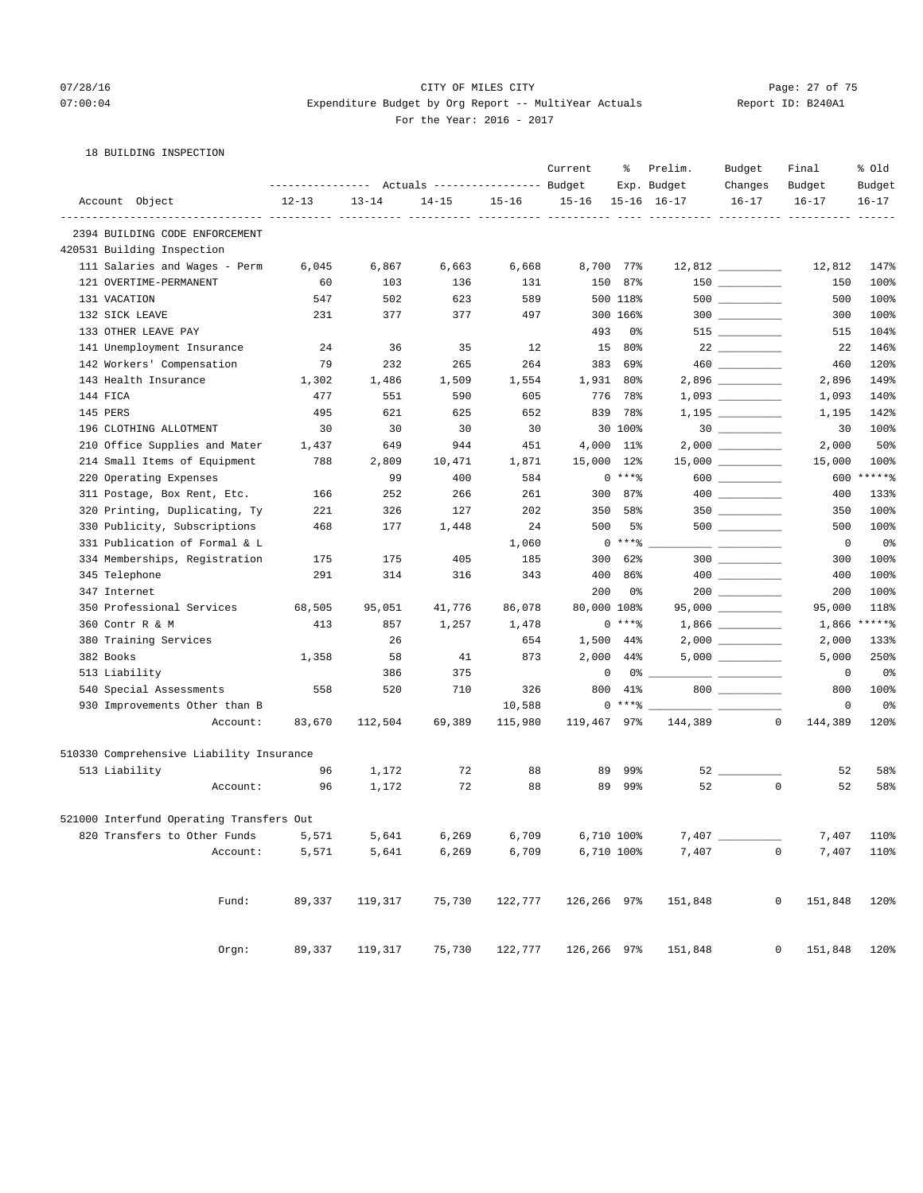CITY OF MILES CITY
Expenditure Budget by Org Report -- MultiYear Actuals
For the Year: 2016 - 2017

07/28/16 07:00:04 — Report ID: B240A1

18 BUILDING INSPECTION

| Account Object | Actuals 12-13 | Actuals 13-14 | Actuals 14-15 | Actuals 15-16 | Current Budget 15-16 | % Exp. 15-16 | Prelim. Budget 16-17 | Budget Changes 16-17 | Final Budget 16-17 | % Old Budget 16-17 |
|---|---|---|---|---|---|---|---|---|---|---|
| **2394 BUILDING CODE ENFORCEMENT** | | | | | | | | | | |
| **420531 Building Inspection** | | | | | | | | | | |
| 111 Salaries and Wages - Perm | 6,045 | 6,867 | 6,663 | 6,668 | 8,700 | 77% | 12,812 | __________ | 12,812 | 147% |
| 121 OVERTIME-PERMANENT | 60 | 103 | 136 | 131 | 150 | 87% | 150 | __________ | 150 | 100% |
| 131 VACATION | 547 | 502 | 623 | 589 | 500 | 118% | 500 | __________ | 500 | 100% |
| 132 SICK LEAVE | 231 | 377 | 377 | 497 | 300 | 166% | 300 | __________ | 300 | 100% |
| 133 OTHER LEAVE PAY | | | | | 493 | 0% | 515 | __________ | 515 | 104% |
| 141 Unemployment Insurance | 24 | 36 | 35 | 12 | 15 | 80% | 22 | __________ | 22 | 146% |
| 142 Workers' Compensation | 79 | 232 | 265 | 264 | 383 | 69% | 460 | __________ | 460 | 120% |
| 143 Health Insurance | 1,302 | 1,486 | 1,509 | 1,554 | 1,931 | 80% | 2,896 | __________ | 2,896 | 149% |
| 144 FICA | 477 | 551 | 590 | 605 | 776 | 78% | 1,093 | __________ | 1,093 | 140% |
| 145 PERS | 495 | 621 | 625 | 652 | 839 | 78% | 1,195 | __________ | 1,195 | 142% |
| 196 CLOTHING ALLOTMENT | 30 | 30 | 30 | 30 | 30 | 100% | 30 | __________ | 30 | 100% |
| 210 Office Supplies and Mater | 1,437 | 649 | 944 | 451 | 4,000 | 11% | 2,000 | __________ | 2,000 | 50% |
| 214 Small Items of Equipment | 788 | 2,809 | 10,471 | 1,871 | 15,000 | 12% | 15,000 | __________ | 15,000 | 100% |
| 220 Operating Expenses | | 99 | 400 | 584 | 0 | ***% | 600 | __________ | 600 | *****% |
| 311 Postage, Box Rent, Etc. | 166 | 252 | 266 | 261 | 300 | 87% | 400 | __________ | 400 | 133% |
| 320 Printing, Duplicating, Ty | 221 | 326 | 127 | 202 | 350 | 58% | 350 | __________ | 350 | 100% |
| 330 Publicity, Subscriptions | 468 | 177 | 1,448 | 24 | 500 | 5% | 500 | __________ | 500 | 100% |
| 331 Publication of Formal & L | | | | 1,060 | 0 | ***% | __________ | __________ | 0 | 0% |
| 334 Memberships, Registration | 175 | 175 | 405 | 185 | 300 | 62% | 300 | __________ | 300 | 100% |
| 345 Telephone | 291 | 314 | 316 | 343 | 400 | 86% | 400 | __________ | 400 | 100% |
| 347 Internet | | | | | 200 | 0% | 200 | __________ | 200 | 100% |
| 350 Professional Services | 68,505 | 95,051 | 41,776 | 86,078 | 80,000 | 108% | 95,000 | __________ | 95,000 | 118% |
| 360 Contr R & M | 413 | 857 | 1,257 | 1,478 | 0 | ***% | 1,866 | __________ | 1,866 | *****% |
| 380 Training Services | | 26 | | 654 | 1,500 | 44% | 2,000 | __________ | 2,000 | 133% |
| 382 Books | 1,358 | 58 | 41 | 873 | 2,000 | 44% | 5,000 | __________ | 5,000 | 250% |
| 513 Liability | | 386 | 375 | | 0 | 0% | __________ | __________ | 0 | 0% |
| 540 Special Assessments | 558 | 520 | 710 | 326 | 800 | 41% | 800 | __________ | 800 | 100% |
| 930 Improvements Other than B | | | | 10,588 | 0 | ***% | __________ | __________ | 0 | 0% |
| Account: | 83,670 | 112,504 | 69,389 | 115,980 | 119,467 | 97% | 144,389 | 0 | 144,389 | 120% |
| **510330 Comprehensive Liability Insurance** | | | | | | | | | | |
| 513 Liability | 96 | 1,172 | 72 | 88 | 89 | 99% | 52 | __________ | 52 | 58% |
| Account: | 96 | 1,172 | 72 | 88 | 89 | 99% | 52 | 0 | 52 | 58% |
| **521000 Interfund Operating Transfers Out** | | | | | | | | | | |
| 820 Transfers to Other Funds | 5,571 | 5,641 | 6,269 | 6,709 | 6,710 | 100% | 7,407 | __________ | 7,407 | 110% |
| Account: | 5,571 | 5,641 | 6,269 | 6,709 | 6,710 | 100% | 7,407 | 0 | 7,407 | 110% |
| Fund: | 89,337 | 119,317 | 75,730 | 122,777 | 126,266 | 97% | 151,848 | 0 | 151,848 | 120% |
| Orgn: | 89,337 | 119,317 | 75,730 | 122,777 | 126,266 | 97% | 151,848 | 0 | 151,848 | 120% |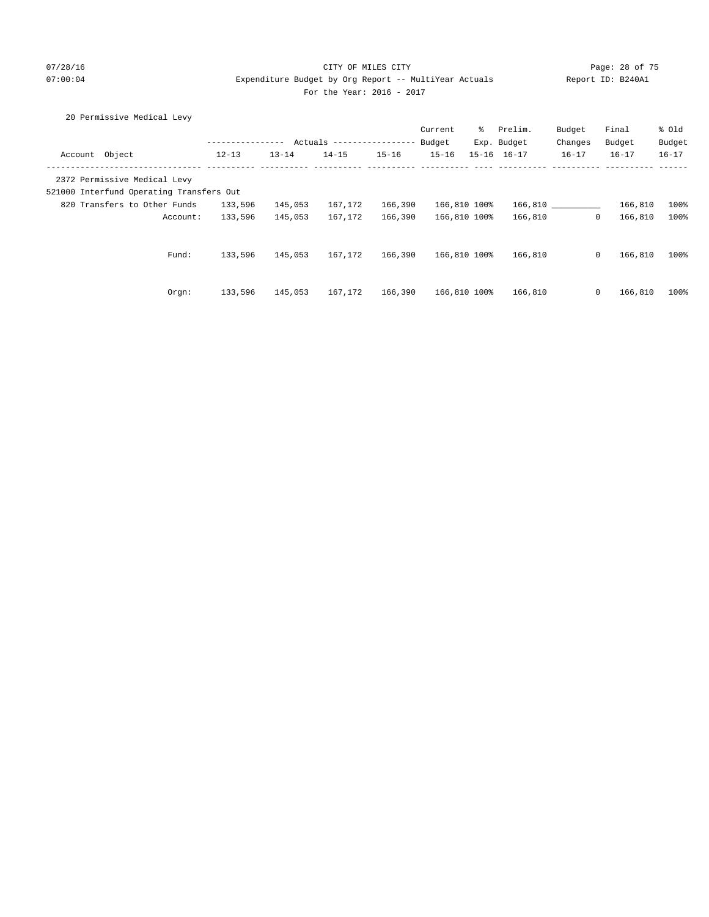CITY OF MILES CITY

Expenditure Budget by Org Report -- MultiYear Actuals

For the Year: 2016 - 2017

20 Permissive Medical Levy

| Account Object | Actuals 12-13 | Actuals 13-14 | Actuals 14-15 | Actuals 15-16 | Current Budget 15-16 | % Exp. 15-16 | Prelim. Budget 16-17 | Budget Changes 16-17 | Final Budget 16-17 | % Old Budget 16-17 |
|---|---|---|---|---|---|---|---|---|---|---|
| 2372 Permissive Medical Levy | | | | | | | | | | |
| 521000 Interfund Operating Transfers Out | | | | | | | | | | |
| 820 Transfers to Other Funds | 133,596 | 145,053 | 167,172 | 166,390 | 166,810 | 100% | 166,810 | __________ | 166,810 | 100% |
| Account: | 133,596 | 145,053 | 167,172 | 166,390 | 166,810 | 100% | 166,810 | 0 | 166,810 | 100% |
| Fund: | 133,596 | 145,053 | 167,172 | 166,390 | 166,810 | 100% | 166,810 | 0 | 166,810 | 100% |
| Orgn: | 133,596 | 145,053 | 167,172 | 166,390 | 166,810 | 100% | 166,810 | 0 | 166,810 | 100% |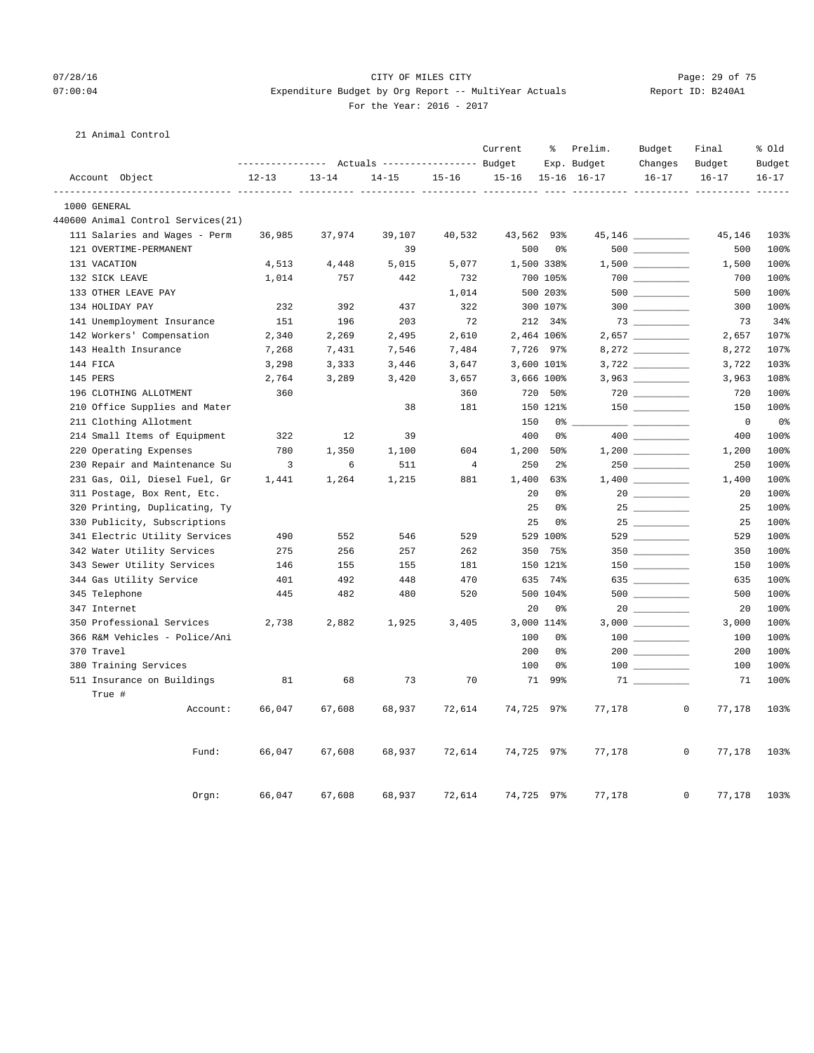CITY OF MILES CITY

Expenditure Budget by Org Report -- MultiYear Actuals

For the Year: 2016 - 2017

21 Animal Control

| Account Object | Actuals 12-13 | Actuals 13-14 | Actuals 14-15 | Actuals 15-16 | Current Budget 15-16 | % Exp. 15-16 | Prelim. Budget 16-17 | Budget Changes 16-17 | Final Budget 16-17 | % Old Budget 16-17 |
|---|---|---|---|---|---|---|---|---|---|---|
| 1000 GENERAL | | | | | | | | | | |
| 440600 Animal Control Services(21) | | | | | | | | | | |
| 111 Salaries and Wages - Perm | 36,985 | 37,974 | 39,107 | 40,532 | 43,562 | 93% | 45,146 | __________ | 45,146 | 103% |
| 121 OVERTIME-PERMANENT | | | 39 | | 500 | 0% | 500 | __________ | 500 | 100% |
| 131 VACATION | 4,513 | 4,448 | 5,015 | 5,077 | 1,500 | 338% | 1,500 | __________ | 1,500 | 100% |
| 132 SICK LEAVE | 1,014 | 757 | 442 | 732 | 700 | 105% | 700 | __________ | 700 | 100% |
| 133 OTHER LEAVE PAY | | | | 1,014 | 500 | 203% | 500 | __________ | 500 | 100% |
| 134 HOLIDAY PAY | 232 | 392 | 437 | 322 | 300 | 107% | 300 | __________ | 300 | 100% |
| 141 Unemployment Insurance | 151 | 196 | 203 | 72 | 212 | 34% | 73 | __________ | 73 | 34% |
| 142 Workers' Compensation | 2,340 | 2,269 | 2,495 | 2,610 | 2,464 | 106% | 2,657 | __________ | 2,657 | 107% |
| 143 Health Insurance | 7,268 | 7,431 | 7,546 | 7,484 | 7,726 | 97% | 8,272 | __________ | 8,272 | 107% |
| 144 FICA | 3,298 | 3,333 | 3,446 | 3,647 | 3,600 | 101% | 3,722 | __________ | 3,722 | 103% |
| 145 PERS | 2,764 | 3,289 | 3,420 | 3,657 | 3,666 | 100% | 3,963 | __________ | 3,963 | 108% |
| 196 CLOTHING ALLOTMENT | 360 | | | 360 | 720 | 50% | 720 | __________ | 720 | 100% |
| 210 Office Supplies and Mater | | | 38 | 181 | 150 | 121% | 150 | __________ | 150 | 100% |
| 211 Clothing Allotment | | | | | 150 | 0% | __________ | __________ | 0 | 0% |
| 214 Small Items of Equipment | 322 | 12 | 39 | | 400 | 0% | 400 | __________ | 400 | 100% |
| 220 Operating Expenses | 780 | 1,350 | 1,100 | 604 | 1,200 | 50% | 1,200 | __________ | 1,200 | 100% |
| 230 Repair and Maintenance Su | 3 | 6 | 511 | 4 | 250 | 2% | 250 | __________ | 250 | 100% |
| 231 Gas, Oil, Diesel Fuel, Gr | 1,441 | 1,264 | 1,215 | 881 | 1,400 | 63% | 1,400 | __________ | 1,400 | 100% |
| 311 Postage, Box Rent, Etc. | | | | | 20 | 0% | 20 | __________ | 20 | 100% |
| 320 Printing, Duplicating, Ty | | | | | 25 | 0% | 25 | __________ | 25 | 100% |
| 330 Publicity, Subscriptions | | | | | 25 | 0% | 25 | __________ | 25 | 100% |
| 341 Electric Utility Services | 490 | 552 | 546 | 529 | 529 | 100% | 529 | __________ | 529 | 100% |
| 342 Water Utility Services | 275 | 256 | 257 | 262 | 350 | 75% | 350 | __________ | 350 | 100% |
| 343 Sewer Utility Services | 146 | 155 | 155 | 181 | 150 | 121% | 150 | __________ | 150 | 100% |
| 344 Gas Utility Service | 401 | 492 | 448 | 470 | 635 | 74% | 635 | __________ | 635 | 100% |
| 345 Telephone | 445 | 482 | 480 | 520 | 500 | 104% | 500 | __________ | 500 | 100% |
| 347 Internet | | | | | 20 | 0% | 20 | __________ | 20 | 100% |
| 350 Professional Services | 2,738 | 2,882 | 1,925 | 3,405 | 3,000 | 114% | 3,000 | __________ | 3,000 | 100% |
| 366 R&M Vehicles - Police/Ani | | | | | 100 | 0% | 100 | __________ | 100 | 100% |
| 370 Travel | | | | | 200 | 0% | 200 | __________ | 200 | 100% |
| 380 Training Services | | | | | 100 | 0% | 100 | __________ | 100 | 100% |
| 511 Insurance on Buildings | 81 | 68 | 73 | 70 | 71 | 99% | 71 | __________ | 71 | 100% |
| True # | | | | | | | | | | |
| Account: | 66,047 | 67,608 | 68,937 | 72,614 | 74,725 | 97% | 77,178 | 0 | 77,178 | 103% |
| Fund: | 66,047 | 67,608 | 68,937 | 72,614 | 74,725 | 97% | 77,178 | 0 | 77,178 | 103% |
| Orgn: | 66,047 | 67,608 | 68,937 | 72,614 | 74,725 | 97% | 77,178 | 0 | 77,178 | 103% |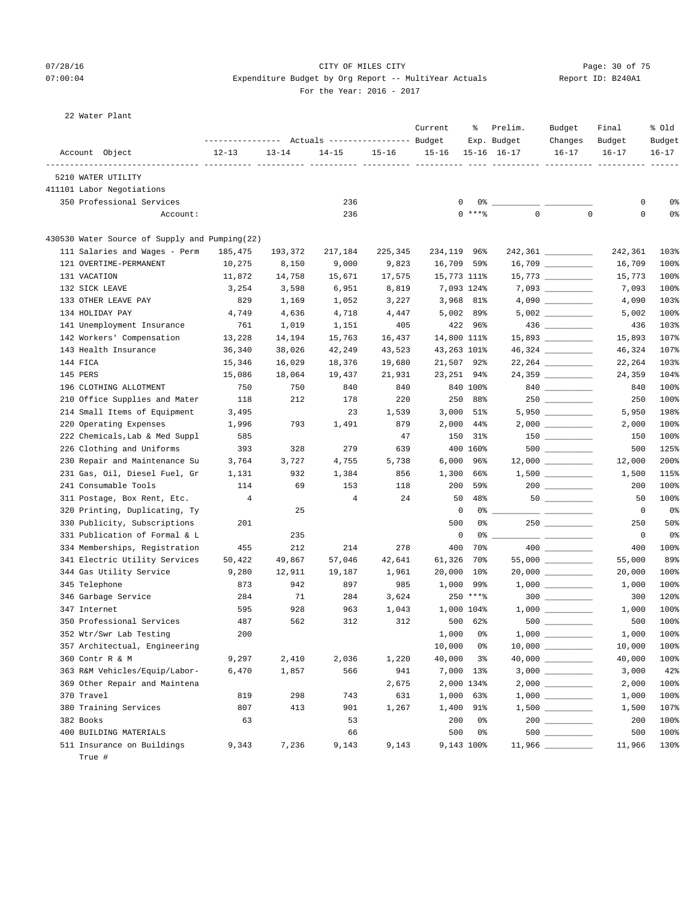CITY OF MILES CITY
Expenditure Budget by Org Report -- MultiYear Actuals
For the Year: 2016 - 2017

22 Water Plant

| Account Object | Actuals 12-13 | Actuals 13-14 | Actuals 14-15 | Actuals 15-16 | Current Budget 15-16 | % Exp. 15-16 | Prelim. Budget 16-17 | Budget Changes 16-17 | Final Budget 16-17 | % Old Budget 16-17 |
|---|---|---|---|---|---|---|---|---|---|---|
| 5210 WATER UTILITY | | | | | | | | | | |
| 411101 Labor Negotiations | | | | | | | | | | |
| 350 Professional Services | | | 236 | | 0 | 0% | __________ | __________ | 0 | 0% |
| Account: | | | 236 | | 0 | ***% | 0 | 0 | 0 | 0% |
| 430530 Water Source of Supply and Pumping(22) | | | | | | | | | | |
| 111 Salaries and Wages - Perm | 185,475 | 193,372 | 217,184 | 225,345 | 234,119 | 96% | 242,361 | __________ | 242,361 | 103% |
| 121 OVERTIME-PERMANENT | 10,275 | 8,150 | 9,000 | 9,823 | 16,709 | 59% | 16,709 | __________ | 16,709 | 100% |
| 131 VACATION | 11,872 | 14,758 | 15,671 | 17,575 | 15,773 | 111% | 15,773 | __________ | 15,773 | 100% |
| 132 SICK LEAVE | 3,254 | 3,598 | 6,951 | 8,819 | 7,093 | 124% | 7,093 | __________ | 7,093 | 100% |
| 133 OTHER LEAVE PAY | 829 | 1,169 | 1,052 | 3,227 | 3,968 | 81% | 4,090 | __________ | 4,090 | 103% |
| 134 HOLIDAY PAY | 4,749 | 4,636 | 4,718 | 4,447 | 5,002 | 89% | 5,002 | __________ | 5,002 | 100% |
| 141 Unemployment Insurance | 761 | 1,019 | 1,151 | 405 | 422 | 96% | 436 | __________ | 436 | 103% |
| 142 Workers' Compensation | 13,228 | 14,194 | 15,763 | 16,437 | 14,800 | 111% | 15,893 | __________ | 15,893 | 107% |
| 143 Health Insurance | 36,340 | 38,026 | 42,249 | 43,523 | 43,263 | 101% | 46,324 | __________ | 46,324 | 107% |
| 144 FICA | 15,346 | 16,029 | 18,376 | 19,680 | 21,507 | 92% | 22,264 | __________ | 22,264 | 103% |
| 145 PERS | 15,086 | 18,064 | 19,437 | 21,931 | 23,251 | 94% | 24,359 | __________ | 24,359 | 104% |
| 196 CLOTHING ALLOTMENT | 750 | 750 | 840 | 840 | 840 | 100% | 840 | __________ | 840 | 100% |
| 210 Office Supplies and Mater | 118 | 212 | 178 | 220 | 250 | 88% | 250 | __________ | 250 | 100% |
| 214 Small Items of Equipment | 3,495 | | 23 | 1,539 | 3,000 | 51% | 5,950 | __________ | 5,950 | 198% |
| 220 Operating Expenses | 1,996 | 793 | 1,491 | 879 | 2,000 | 44% | 2,000 | __________ | 2,000 | 100% |
| 222 Chemicals,Lab & Med Suppl | 585 | | | 47 | 150 | 31% | 150 | __________ | 150 | 100% |
| 226 Clothing and Uniforms | 393 | 328 | 279 | 639 | 400 | 160% | 500 | __________ | 500 | 125% |
| 230 Repair and Maintenance Su | 3,764 | 3,727 | 4,755 | 5,738 | 6,000 | 96% | 12,000 | __________ | 12,000 | 200% |
| 231 Gas, Oil, Diesel Fuel, Gr | 1,131 | 932 | 1,384 | 856 | 1,300 | 66% | 1,500 | __________ | 1,500 | 115% |
| 241 Consumable Tools | 114 | 69 | 153 | 118 | 200 | 59% | 200 | __________ | 200 | 100% |
| 311 Postage, Box Rent, Etc. | 4 | | 4 | 24 | 50 | 48% | 50 | __________ | 50 | 100% |
| 320 Printing, Duplicating, Ty | | 25 | | | 0 | 0% | __________ | __________ | 0 | 0% |
| 330 Publicity, Subscriptions | 201 | | | | 500 | 0% | 250 | __________ | 250 | 50% |
| 331 Publication of Formal & L | | 235 | | | 0 | 0% | __________ | __________ | 0 | 0% |
| 334 Memberships, Registration | 455 | 212 | 214 | 278 | 400 | 70% | 400 | __________ | 400 | 100% |
| 341 Electric Utility Services | 50,422 | 49,867 | 57,046 | 42,641 | 61,326 | 70% | 55,000 | __________ | 55,000 | 89% |
| 344 Gas Utility Service | 9,280 | 12,911 | 19,187 | 1,961 | 20,000 | 10% | 20,000 | __________ | 20,000 | 100% |
| 345 Telephone | 873 | 942 | 897 | 985 | 1,000 | 99% | 1,000 | __________ | 1,000 | 100% |
| 346 Garbage Service | 284 | 71 | 284 | 3,624 | 250 | ***% | 300 | __________ | 300 | 120% |
| 347 Internet | 595 | 928 | 963 | 1,043 | 1,000 | 104% | 1,000 | __________ | 1,000 | 100% |
| 350 Professional Services | 487 | 562 | 312 | 312 | 500 | 62% | 500 | __________ | 500 | 100% |
| 352 Wtr/Swr Lab Testing | 200 | | | | 1,000 | 0% | 1,000 | __________ | 1,000 | 100% |
| 357 Architectual, Engineering | | | | | 10,000 | 0% | 10,000 | __________ | 10,000 | 100% |
| 360 Contr R & M | 9,297 | 2,410 | 2,036 | 1,220 | 40,000 | 3% | 40,000 | __________ | 40,000 | 100% |
| 363 R&M Vehicles/Equip/Labor- | 6,470 | 1,857 | 566 | 941 | 7,000 | 13% | 3,000 | __________ | 3,000 | 42% |
| 369 Other Repair and Maintena | | | | 2,675 | 2,000 | 134% | 2,000 | __________ | 2,000 | 100% |
| 370 Travel | 819 | 298 | 743 | 631 | 1,000 | 63% | 1,000 | __________ | 1,000 | 100% |
| 380 Training Services | 807 | 413 | 901 | 1,267 | 1,400 | 91% | 1,500 | __________ | 1,500 | 107% |
| 382 Books | 63 | | 53 | | 200 | 0% | 200 | __________ | 200 | 100% |
| 400 BUILDING MATERIALS | | | 66 | | 500 | 0% | 500 | __________ | 500 | 100% |
| 511 Insurance on Buildings | 9,343 | 7,236 | 9,143 | 9,143 | 9,143 | 100% | 11,966 | __________ | 11,966 | 130% |

True #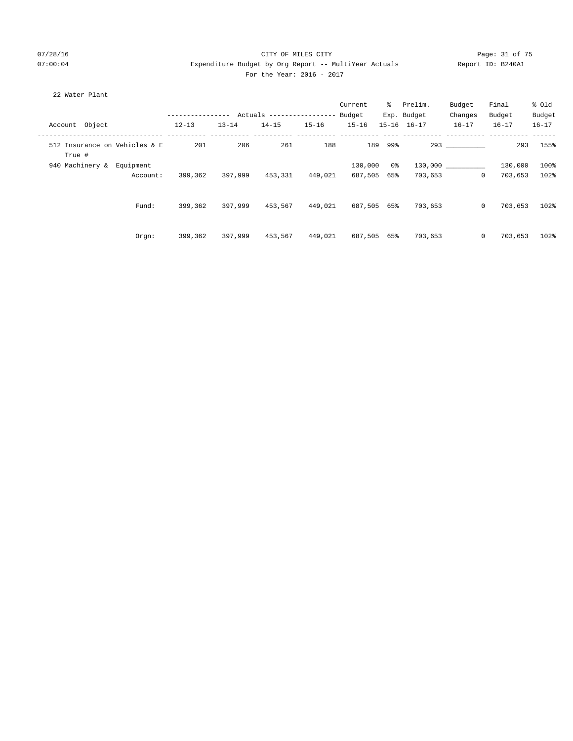CITY OF MILES CITY

Expenditure Budget by Org Report -- MultiYear Actuals

For the Year: 2016 - 2017

22 Water Plant

| Account Object | Actuals 12-13 | Actuals 13-14 | Actuals 14-15 | Actuals 15-16 | Current Budget 15-16 | % Exp. 15-16 | Prelim. Budget 16-17 | Budget Changes 16-17 | Final Budget 16-17 | % Old Budget 16-17 |
|---|---|---|---|---|---|---|---|---|---|---|
| 512 Insurance on Vehicles & E True # | 201 | 206 | 261 | 188 | 189 | 99% | 293 | __________ | 293 | 155% |
| 940 Machinery & Equipment | | | | | 130,000 | 0% | 130,000 | __________ | 130,000 | 100% |
| Account: | 399,362 | 397,999 | 453,331 | 449,021 | 687,505 | 65% | 703,653 | 0 | 703,653 | 102% |
| Fund: | 399,362 | 397,999 | 453,567 | 449,021 | 687,505 | 65% | 703,653 | 0 | 703,653 | 102% |
| Orgn: | 399,362 | 397,999 | 453,567 | 449,021 | 687,505 | 65% | 703,653 | 0 | 703,653 | 102% |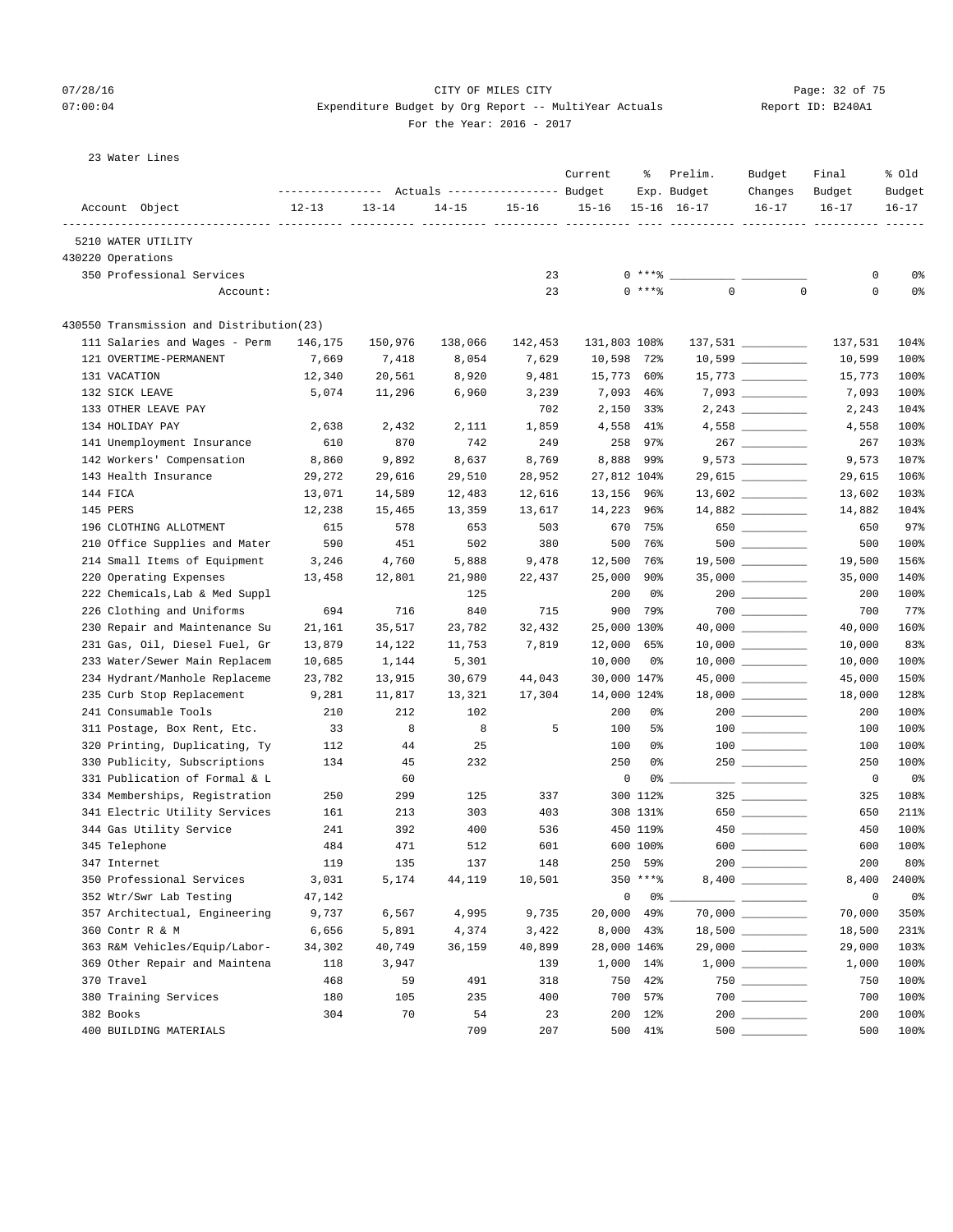CITY OF MILES CITY
Expenditure Budget by Org Report -- MultiYear Actuals
For the Year: 2016 - 2017

23 Water Lines

| Account Object | 12-13 Actuals | 13-14 Actuals | 14-15 Actuals | 15-16 Actuals | Current Budget 15-16 | % Exp. 15-16 | Prelim. Budget 16-17 | Budget Changes 16-17 | Final Budget 16-17 | % Old Budget 16-17 |
|---|---|---|---|---|---|---|---|---|---|---|
| **5210 WATER UTILITY** | | | | | | | | | | |
| **430220 Operations** | | | | | | | | | | |
| 350 Professional Services | | | | 23 | 0 | ***% | | | 0 | 0% |
| Account: | | | | 23 | 0 | ***% | 0 | 0 | 0 | 0% |
| **430550 Transmission and Distribution(23)** | | | | | | | | | | |
| 111 Salaries and Wages - Perm | 146,175 | 150,976 | 138,066 | 142,453 | 131,803 | 108% | 137,531 | | 137,531 | 104% |
| 121 OVERTIME-PERMANENT | 7,669 | 7,418 | 8,054 | 7,629 | 10,598 | 72% | 10,599 | | 10,599 | 100% |
| 131 VACATION | 12,340 | 20,561 | 8,920 | 9,481 | 15,773 | 60% | 15,773 | | 15,773 | 100% |
| 132 SICK LEAVE | 5,074 | 11,296 | 6,960 | 3,239 | 7,093 | 46% | 7,093 | | 7,093 | 100% |
| 133 OTHER LEAVE PAY | | | | 702 | 2,150 | 33% | 2,243 | | 2,243 | 104% |
| 134 HOLIDAY PAY | 2,638 | 2,432 | 2,111 | 1,859 | 4,558 | 41% | 4,558 | | 4,558 | 100% |
| 141 Unemployment Insurance | 610 | 870 | 742 | 249 | 258 | 97% | 267 | | 267 | 103% |
| 142 Workers' Compensation | 8,860 | 9,892 | 8,637 | 8,769 | 8,888 | 99% | 9,573 | | 9,573 | 107% |
| 143 Health Insurance | 29,272 | 29,616 | 29,510 | 28,952 | 27,812 | 104% | 29,615 | | 29,615 | 106% |
| 144 FICA | 13,071 | 14,589 | 12,483 | 12,616 | 13,156 | 96% | 13,602 | | 13,602 | 103% |
| 145 PERS | 12,238 | 15,465 | 13,359 | 13,617 | 14,223 | 96% | 14,882 | | 14,882 | 104% |
| 196 CLOTHING ALLOTMENT | 615 | 578 | 653 | 503 | 670 | 75% | 650 | | 650 | 97% |
| 210 Office Supplies and Mater | 590 | 451 | 502 | 380 | 500 | 76% | 500 | | 500 | 100% |
| 214 Small Items of Equipment | 3,246 | 4,760 | 5,888 | 9,478 | 12,500 | 76% | 19,500 | | 19,500 | 156% |
| 220 Operating Expenses | 13,458 | 12,801 | 21,980 | 22,437 | 25,000 | 90% | 35,000 | | 35,000 | 140% |
| 222 Chemicals,Lab & Med Suppl | | | 125 | | 200 | 0% | 200 | | 200 | 100% |
| 226 Clothing and Uniforms | 694 | 716 | 840 | 715 | 900 | 79% | 700 | | 700 | 77% |
| 230 Repair and Maintenance Su | 21,161 | 35,517 | 23,782 | 32,432 | 25,000 | 130% | 40,000 | | 40,000 | 160% |
| 231 Gas, Oil, Diesel Fuel, Gr | 13,879 | 14,122 | 11,753 | 7,819 | 12,000 | 65% | 10,000 | | 10,000 | 83% |
| 233 Water/Sewer Main Replacem | 10,685 | 1,144 | 5,301 | | 10,000 | 0% | 10,000 | | 10,000 | 100% |
| 234 Hydrant/Manhole Replaceme | 23,782 | 13,915 | 30,679 | 44,043 | 30,000 | 147% | 45,000 | | 45,000 | 150% |
| 235 Curb Stop Replacement | 9,281 | 11,817 | 13,321 | 17,304 | 14,000 | 124% | 18,000 | | 18,000 | 128% |
| 241 Consumable Tools | 210 | 212 | 102 | | 200 | 0% | 200 | | 200 | 100% |
| 311 Postage, Box Rent, Etc. | 33 | 8 | 8 | 5 | 100 | 5% | 100 | | 100 | 100% |
| 320 Printing, Duplicating, Ty | 112 | 44 | 25 | | 100 | 0% | 100 | | 100 | 100% |
| 330 Publicity, Subscriptions | 134 | 45 | 232 | | 250 | 0% | 250 | | 250 | 100% |
| 331 Publication of Formal & L | | 60 | | | 0 | 0% | | | 0 | 0% |
| 334 Memberships, Registration | 250 | 299 | 125 | 337 | 300 | 112% | 325 | | 325 | 108% |
| 341 Electric Utility Services | 161 | 213 | 303 | 403 | 308 | 131% | 650 | | 650 | 211% |
| 344 Gas Utility Service | 241 | 392 | 400 | 536 | 450 | 119% | 450 | | 450 | 100% |
| 345 Telephone | 484 | 471 | 512 | 601 | 600 | 100% | 600 | | 600 | 100% |
| 347 Internet | 119 | 135 | 137 | 148 | 250 | 59% | 200 | | 200 | 80% |
| 350 Professional Services | 3,031 | 5,174 | 44,119 | 10,501 | 350 | ***% | 8,400 | | 8,400 | 2400% |
| 352 Wtr/Swr Lab Testing | 47,142 | | | | 0 | 0% | | | 0 | 0% |
| 357 Architectual, Engineering | 9,737 | 6,567 | 4,995 | 9,735 | 20,000 | 49% | 70,000 | | 70,000 | 350% |
| 360 Contr R & M | 6,656 | 5,891 | 4,374 | 3,422 | 8,000 | 43% | 18,500 | | 18,500 | 231% |
| 363 R&M Vehicles/Equip/Labor- | 34,302 | 40,749 | 36,159 | 40,899 | 28,000 | 146% | 29,000 | | 29,000 | 103% |
| 369 Other Repair and Maintena | 118 | 3,947 | | 139 | 1,000 | 14% | 1,000 | | 1,000 | 100% |
| 370 Travel | 468 | 59 | 491 | 318 | 750 | 42% | 750 | | 750 | 100% |
| 380 Training Services | 180 | 105 | 235 | 400 | 700 | 57% | 700 | | 700 | 100% |
| 382 Books | 304 | 70 | 54 | 23 | 200 | 12% | 200 | | 200 | 100% |
| 400 BUILDING MATERIALS | | | 709 | 207 | 500 | 41% | 500 | | 500 | 100% |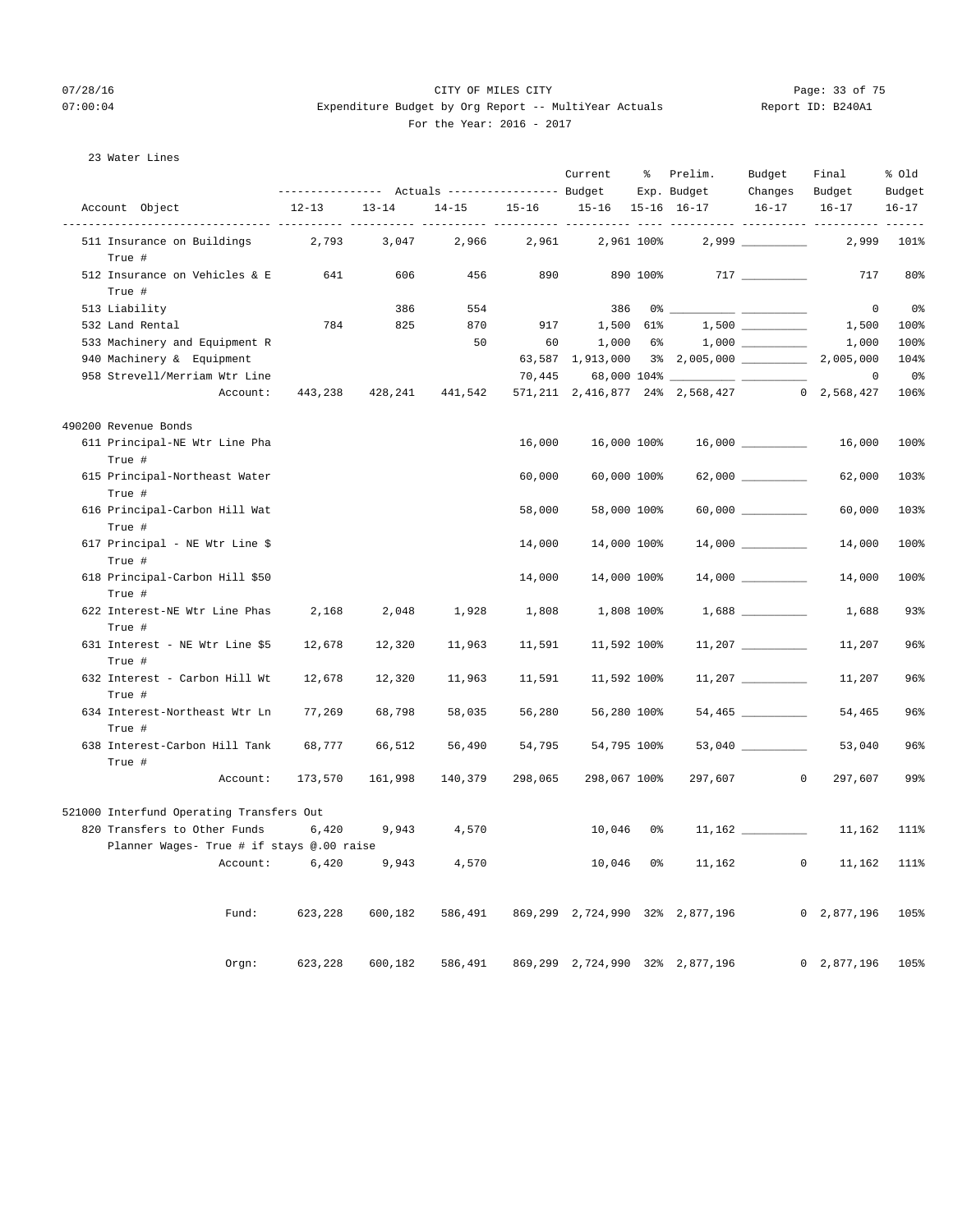CITY OF MILES CITY

Expenditure Budget by Org Report -- MultiYear Actuals

For the Year: 2016 - 2017

07/28/16 07:00:04 Report ID: B240A1

23 Water Lines

| Account Object | Actuals 12-13 | Actuals 13-14 | Actuals 14-15 | Actuals 15-16 | Current Budget 15-16 | % Exp. 15-16 | Prelim. Budget 16-17 | Budget Changes 16-17 | Final Budget 16-17 | % Old Budget 16-17 |
|---|---|---|---|---|---|---|---|---|---|---|
| 511 Insurance on Buildings True # | 2,793 | 3,047 | 2,966 | 2,961 | 2,961 | 100% | 2,999 | __________ | 2,999 | 101% |
| 512 Insurance on Vehicles & E True # | 641 | 606 | 456 | 890 | 890 | 100% | 717 | __________ | 717 | 80% |
| 513 Liability | | 386 | 554 | | 386 | 0% | __________ | __________ | 0 | 0% |
| 532 Land Rental | 784 | 825 | 870 | 917 | 1,500 | 61% | 1,500 | __________ | 1,500 | 100% |
| 533 Machinery and Equipment R | | | 50 | 60 | 1,000 | 6% | 1,000 | __________ | 1,000 | 100% |
| 940 Machinery & Equipment | | | | 63,587 | 1,913,000 | 3% | 2,005,000 | __________ | 2,005,000 | 104% |
| 958 Strevell/Merriam Wtr Line | | | | 70,445 | 68,000 | 104% | __________ | __________ | 0 | 0% |
| Account: | 443,238 | 428,241 | 441,542 | 571,211 | 2,416,877 | 24% | 2,568,427 | 0 | 2,568,427 | 106% |
| **490200 Revenue Bonds** | | | | | | | | | | |
| 611 Principal-NE Wtr Line Pha True # | | | | 16,000 | 16,000 | 100% | 16,000 | __________ | 16,000 | 100% |
| 615 Principal-Northeast Water True # | | | | 60,000 | 60,000 | 100% | 62,000 | __________ | 62,000 | 103% |
| 616 Principal-Carbon Hill Wat True # | | | | 58,000 | 58,000 | 100% | 60,000 | __________ | 60,000 | 103% |
| 617 Principal - NE Wtr Line $ True # | | | | 14,000 | 14,000 | 100% | 14,000 | __________ | 14,000 | 100% |
| 618 Principal-Carbon Hill $50 True # | | | | 14,000 | 14,000 | 100% | 14,000 | __________ | 14,000 | 100% |
| 622 Interest-NE Wtr Line Phas True # | 2,168 | 2,048 | 1,928 | 1,808 | 1,808 | 100% | 1,688 | __________ | 1,688 | 93% |
| 631 Interest - NE Wtr Line $5 True # | 12,678 | 12,320 | 11,963 | 11,591 | 11,592 | 100% | 11,207 | __________ | 11,207 | 96% |
| 632 Interest - Carbon Hill Wt True # | 12,678 | 12,320 | 11,963 | 11,591 | 11,592 | 100% | 11,207 | __________ | 11,207 | 96% |
| 634 Interest-Northeast Wtr Ln True # | 77,269 | 68,798 | 58,035 | 56,280 | 56,280 | 100% | 54,465 | __________ | 54,465 | 96% |
| 638 Interest-Carbon Hill Tank True # | 68,777 | 66,512 | 56,490 | 54,795 | 54,795 | 100% | 53,040 | __________ | 53,040 | 96% |
| Account: | 173,570 | 161,998 | 140,379 | 298,065 | 298,067 | 100% | 297,607 | 0 | 297,607 | 99% |
| **521000 Interfund Operating Transfers Out** | | | | | | | | | | |
| 820 Transfers to Other Funds Planner Wages- True # if stays @.00 raise | 6,420 | 9,943 | 4,570 | | 10,046 | 0% | 11,162 | __________ | 11,162 | 111% |
| Account: | 6,420 | 9,943 | 4,570 | | 10,046 | 0% | 11,162 | 0 | 11,162 | 111% |
| Fund: | 623,228 | 600,182 | 586,491 | 869,299 | 2,724,990 | 32% | 2,877,196 | 0 | 2,877,196 | 105% |
| Orgn: | 623,228 | 600,182 | 586,491 | 869,299 | 2,724,990 | 32% | 2,877,196 | 0 | 2,877,196 | 105% |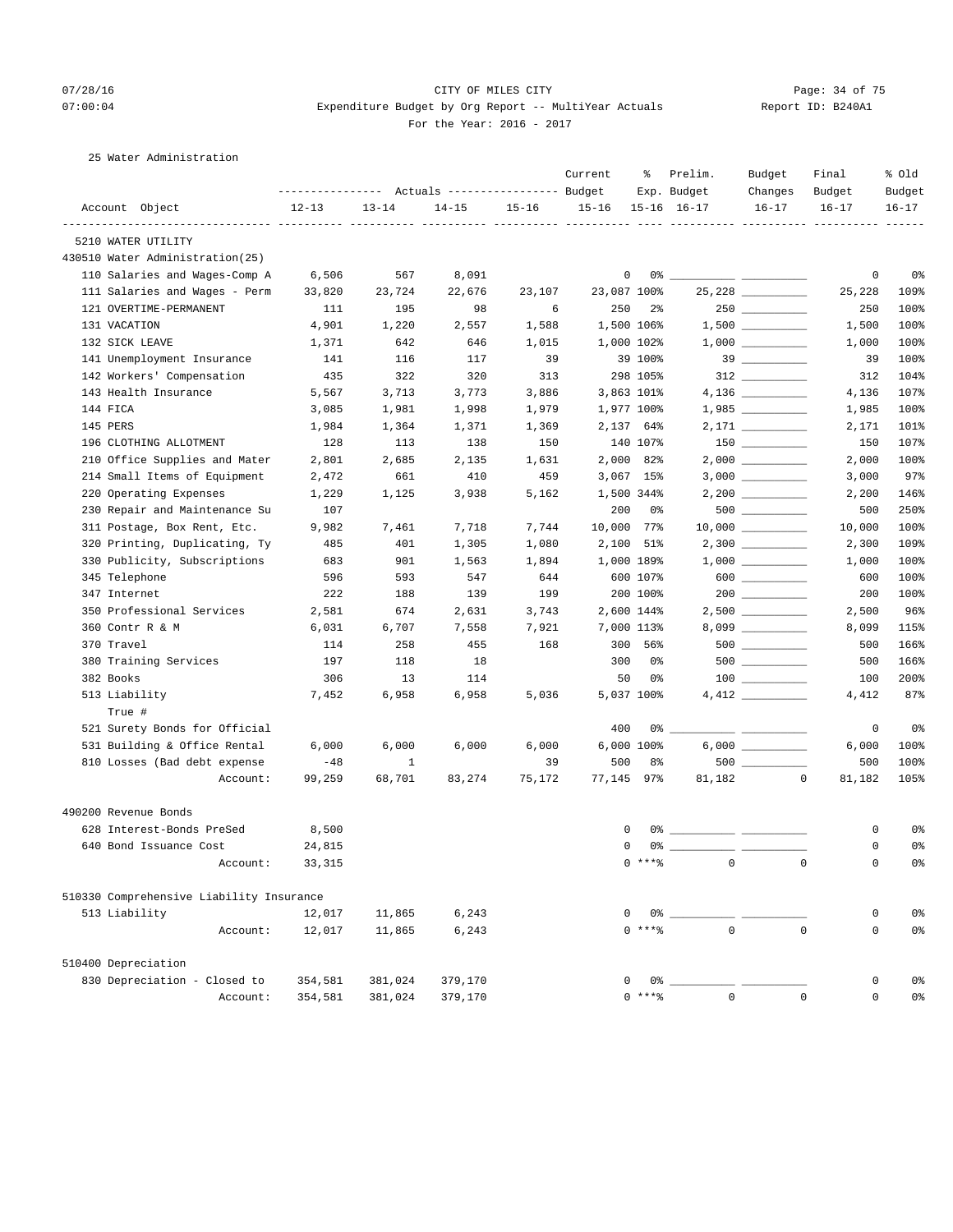CITY OF MILES CITY
Expenditure Budget by Org Report -- MultiYear Actuals
For the Year: 2016 - 2017

07/28/16
07:00:04

Report ID: B240A1

25 Water Administration

| Account Object | Actuals 12-13 | Actuals 13-14 | Actuals 14-15 | Actuals 15-16 | Current Budget 15-16 | % Exp. 15-16 | Prelim. Budget 16-17 | Budget Changes 16-17 | Final Budget 16-17 | % Old Budget 16-17 |
|---|---|---|---|---|---|---|---|---|---|---|
| **5210 WATER UTILITY** | | | | | | | | | | |
| **430510 Water Administration(25)** | | | | | | | | | | |
| 110 Salaries and Wages-Comp A | 6,506 | 567 | 8,091 | | 0 | 0% | | | 0 | 0% |
| 111 Salaries and Wages - Perm | 33,820 | 23,724 | 22,676 | 23,107 | 23,087 | 100% | 25,228 | | 25,228 | 109% |
| 121 OVERTIME-PERMANENT | 111 | 195 | 98 | 6 | 250 | 2% | 250 | | 250 | 100% |
| 131 VACATION | 4,901 | 1,220 | 2,557 | 1,588 | 1,500 | 106% | 1,500 | | 1,500 | 100% |
| 132 SICK LEAVE | 1,371 | 642 | 646 | 1,015 | 1,000 | 102% | 1,000 | | 1,000 | 100% |
| 141 Unemployment Insurance | 141 | 116 | 117 | 39 | 39 | 100% | 39 | | 39 | 100% |
| 142 Workers' Compensation | 435 | 322 | 320 | 313 | 298 | 105% | 312 | | 312 | 104% |
| 143 Health Insurance | 5,567 | 3,713 | 3,773 | 3,886 | 3,863 | 101% | 4,136 | | 4,136 | 107% |
| 144 FICA | 3,085 | 1,981 | 1,998 | 1,979 | 1,977 | 100% | 1,985 | | 1,985 | 100% |
| 145 PERS | 1,984 | 1,364 | 1,371 | 1,369 | 2,137 | 64% | 2,171 | | 2,171 | 101% |
| 196 CLOTHING ALLOTMENT | 128 | 113 | 138 | 150 | 140 | 107% | 150 | | 150 | 107% |
| 210 Office Supplies and Mater | 2,801 | 2,685 | 2,135 | 1,631 | 2,000 | 82% | 2,000 | | 2,000 | 100% |
| 214 Small Items of Equipment | 2,472 | 661 | 410 | 459 | 3,067 | 15% | 3,000 | | 3,000 | 97% |
| 220 Operating Expenses | 1,229 | 1,125 | 3,938 | 5,162 | 1,500 | 344% | 2,200 | | 2,200 | 146% |
| 230 Repair and Maintenance Su | 107 | | | | 200 | 0% | 500 | | 500 | 250% |
| 311 Postage, Box Rent, Etc. | 9,982 | 7,461 | 7,718 | 7,744 | 10,000 | 77% | 10,000 | | 10,000 | 100% |
| 320 Printing, Duplicating, Ty | 485 | 401 | 1,305 | 1,080 | 2,100 | 51% | 2,300 | | 2,300 | 109% |
| 330 Publicity, Subscriptions | 683 | 901 | 1,563 | 1,894 | 1,000 | 189% | 1,000 | | 1,000 | 100% |
| 345 Telephone | 596 | 593 | 547 | 644 | 600 | 107% | 600 | | 600 | 100% |
| 347 Internet | 222 | 188 | 139 | 199 | 200 | 100% | 200 | | 200 | 100% |
| 350 Professional Services | 2,581 | 674 | 2,631 | 3,743 | 2,600 | 144% | 2,500 | | 2,500 | 96% |
| 360 Contr R & M | 6,031 | 6,707 | 7,558 | 7,921 | 7,000 | 113% | 8,099 | | 8,099 | 115% |
| 370 Travel | 114 | 258 | 455 | 168 | 300 | 56% | 500 | | 500 | 166% |
| 380 Training Services | 197 | 118 | 18 | | 300 | 0% | 500 | | 500 | 166% |
| 382 Books | 306 | 13 | 114 | | 50 | 0% | 100 | | 100 | 200% |
| 513 Liability True # | 7,452 | 6,958 | 6,958 | 5,036 | 5,037 | 100% | 4,412 | | 4,412 | 87% |
| 521 Surety Bonds for Official | | | | | 400 | 0% | | | 0 | 0% |
| 531 Building & Office Rental | 6,000 | 6,000 | 6,000 | 6,000 | 6,000 | 100% | 6,000 | | 6,000 | 100% |
| 810 Losses (Bad debt expense | -48 | 1 | | 39 | 500 | 8% | 500 | | 500 | 100% |
| Account: | 99,259 | 68,701 | 83,274 | 75,172 | 77,145 | 97% | 81,182 | 0 | 81,182 | 105% |
| **490200 Revenue Bonds** | | | | | | | | | | |
| 628 Interest-Bonds PreSed | 8,500 | | | | 0 | 0% | | | 0 | 0% |
| 640 Bond Issuance Cost | 24,815 | | | | 0 | 0% | | | 0 | 0% |
| Account: | 33,315 | | | | 0 | ***% | 0 | 0 | 0 | 0% |
| **510330 Comprehensive Liability Insurance** | | | | | | | | | | |
| 513 Liability | 12,017 | 11,865 | 6,243 | | 0 | 0% | | | 0 | 0% |
| Account: | 12,017 | 11,865 | 6,243 | | 0 | ***% | 0 | 0 | 0 | 0% |
| **510400 Depreciation** | | | | | | | | | | |
| 830 Depreciation - Closed to | 354,581 | 381,024 | 379,170 | | 0 | 0% | | | 0 | 0% |
| Account: | 354,581 | 381,024 | 379,170 | | 0 | ***% | 0 | 0 | 0 | 0% |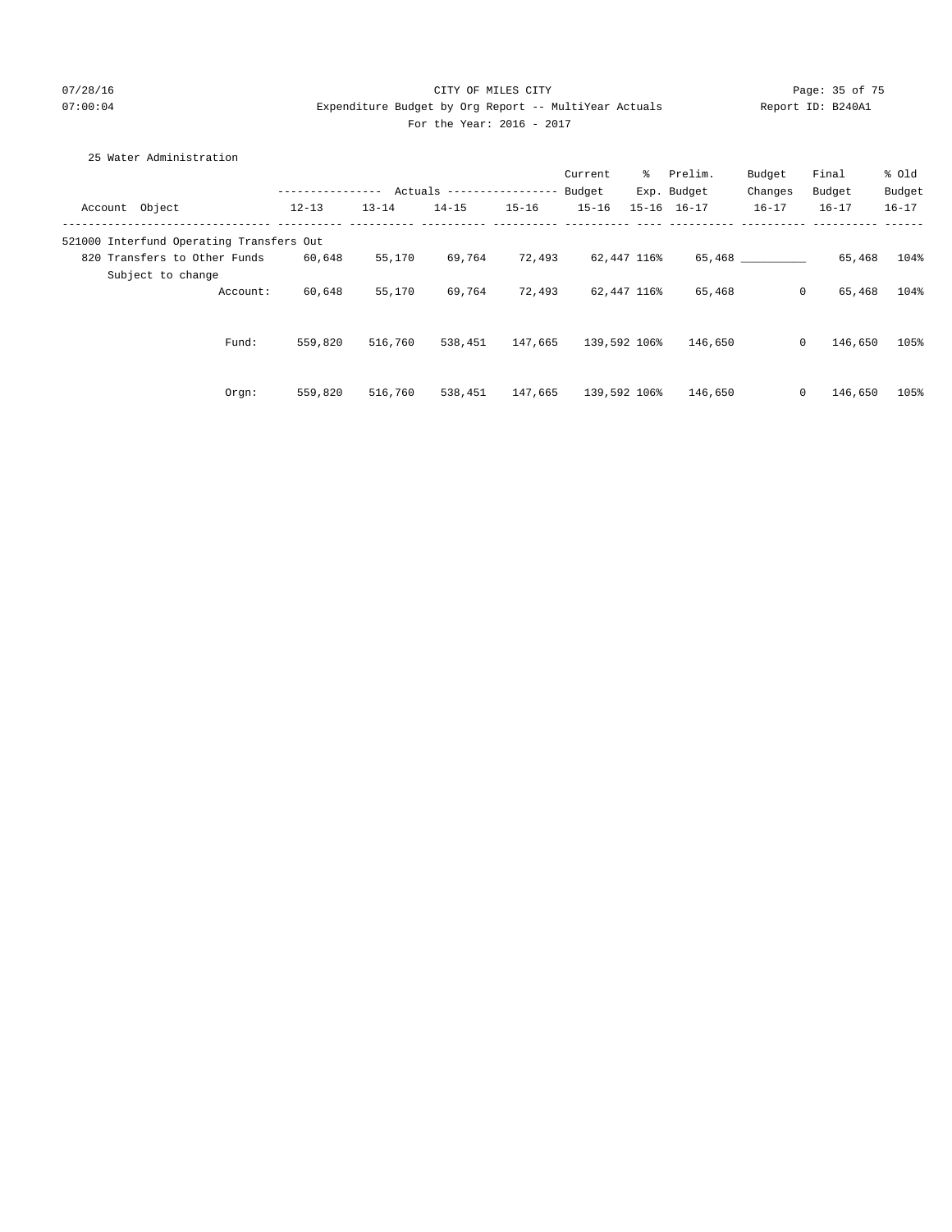CITY OF MILES CITY
Expenditure Budget by Org Report -- MultiYear Actuals
For the Year: 2016 - 2017

25 Water Administration

| Account Object | Actuals 12-13 | Actuals 13-14 | Actuals 14-15 | Actuals 15-16 | Current Budget 15-16 | % Exp. 15-16 | Prelim. Budget 16-17 | Budget Changes 16-17 | Final Budget 16-17 | % Old Budget 16-17 |
|---|---|---|---|---|---|---|---|---|---|---|
| 521000 Interfund Operating Transfers Out | | | | | | | | | | |
| 820 Transfers to Other Funds | 60,648 | 55,170 | 69,764 | 72,493 | 62,447 | 116% | 65,468 | __________ | 65,468 | 104% |
| Subject to change | | | | | | | | | | |
| Account: | 60,648 | 55,170 | 69,764 | 72,493 | 62,447 | 116% | 65,468 | 0 | 65,468 | 104% |
| Fund: | 559,820 | 516,760 | 538,451 | 147,665 | 139,592 | 106% | 146,650 | 0 | 146,650 | 105% |
| Orgn: | 559,820 | 516,760 | 538,451 | 147,665 | 139,592 | 106% | 146,650 | 0 | 146,650 | 105% |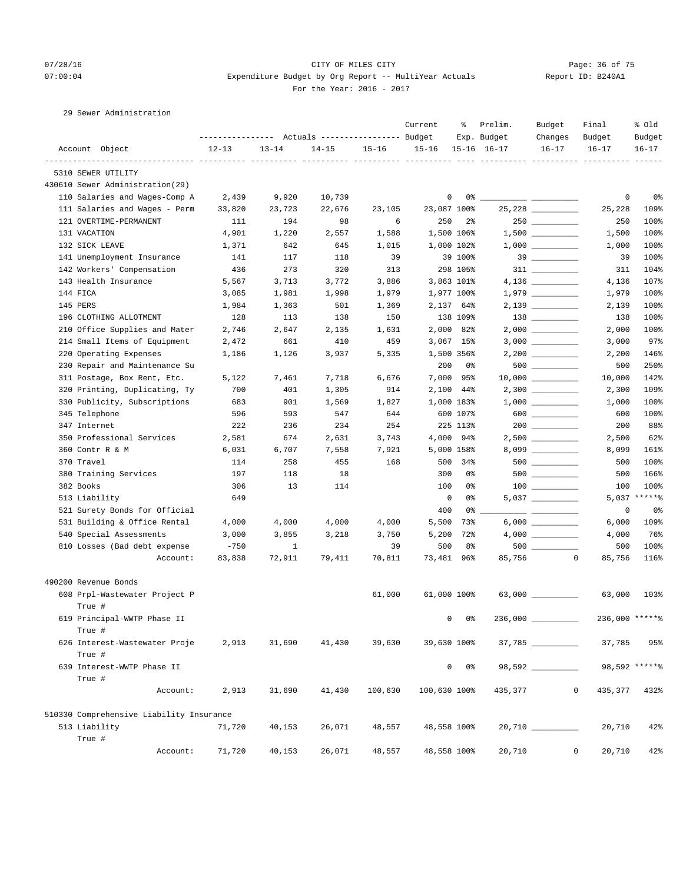CITY OF MILES CITY

Expenditure Budget by Org Report -- MultiYear Actuals

For the Year: 2016 - 2017

29 Sewer Administration

| Account Object | Actuals 12-13 | Actuals 13-14 | Actuals 14-15 | Actuals 15-16 | Current Budget 15-16 | % Exp. 15-16 | Prelim. Budget 16-17 | Budget Changes 16-17 | Final Budget 16-17 | % Old Budget 16-17 |
|---|---|---|---|---|---|---|---|---|---|---|
| 5310 SEWER UTILITY | | | | | | | | | | |
| 430610 Sewer Administration(29) | | | | | | | | | | |
| 110 Salaries and Wages-Comp A | 2,439 | 9,920 | 10,739 | | 0 | 0% | | | 0 | 0% |
| 111 Salaries and Wages - Perm | 33,820 | 23,723 | 22,676 | 23,105 | 23,087 | 100% | 25,228 | | 25,228 | 109% |
| 121 OVERTIME-PERMANENT | 111 | 194 | 98 | 6 | 250 | 2% | 250 | | 250 | 100% |
| 131 VACATION | 4,901 | 1,220 | 2,557 | 1,588 | 1,500 | 106% | 1,500 | | 1,500 | 100% |
| 132 SICK LEAVE | 1,371 | 642 | 645 | 1,015 | 1,000 | 102% | 1,000 | | 1,000 | 100% |
| 141 Unemployment Insurance | 141 | 117 | 118 | 39 | 39 | 100% | 39 | | 39 | 100% |
| 142 Workers' Compensation | 436 | 273 | 320 | 313 | 298 | 105% | 311 | | 311 | 104% |
| 143 Health Insurance | 5,567 | 3,713 | 3,772 | 3,886 | 3,863 | 101% | 4,136 | | 4,136 | 107% |
| 144 FICA | 3,085 | 1,981 | 1,998 | 1,979 | 1,977 | 100% | 1,979 | | 1,979 | 100% |
| 145 PERS | 1,984 | 1,363 | 501 | 1,369 | 2,137 | 64% | 2,139 | | 2,139 | 100% |
| 196 CLOTHING ALLOTMENT | 128 | 113 | 138 | 150 | 138 | 109% | 138 | | 138 | 100% |
| 210 Office Supplies and Mater | 2,746 | 2,647 | 2,135 | 1,631 | 2,000 | 82% | 2,000 | | 2,000 | 100% |
| 214 Small Items of Equipment | 2,472 | 661 | 410 | 459 | 3,067 | 15% | 3,000 | | 3,000 | 97% |
| 220 Operating Expenses | 1,186 | 1,126 | 3,937 | 5,335 | 1,500 | 356% | 2,200 | | 2,200 | 146% |
| 230 Repair and Maintenance Su | | | | | 200 | 0% | 500 | | 500 | 250% |
| 311 Postage, Box Rent, Etc. | 5,122 | 7,461 | 7,718 | 6,676 | 7,000 | 95% | 10,000 | | 10,000 | 142% |
| 320 Printing, Duplicating, Ty | 700 | 401 | 1,305 | 914 | 2,100 | 44% | 2,300 | | 2,300 | 109% |
| 330 Publicity, Subscriptions | 683 | 901 | 1,569 | 1,827 | 1,000 | 183% | 1,000 | | 1,000 | 100% |
| 345 Telephone | 596 | 593 | 547 | 644 | 600 | 107% | 600 | | 600 | 100% |
| 347 Internet | 222 | 236 | 234 | 254 | 225 | 113% | 200 | | 200 | 88% |
| 350 Professional Services | 2,581 | 674 | 2,631 | 3,743 | 4,000 | 94% | 2,500 | | 2,500 | 62% |
| 360 Contr R & M | 6,031 | 6,707 | 7,558 | 7,921 | 5,000 | 158% | 8,099 | | 8,099 | 161% |
| 370 Travel | 114 | 258 | 455 | 168 | 500 | 34% | 500 | | 500 | 100% |
| 380 Training Services | 197 | 118 | 18 | | 300 | 0% | 500 | | 500 | 166% |
| 382 Books | 306 | 13 | 114 | | 100 | 0% | 100 | | 100 | 100% |
| 513 Liability | 649 | | | | 0 | 0% | 5,037 | | 5,037 | *****% |
| 521 Surety Bonds for Official | | | | | 400 | 0% | | | 0 | 0% |
| 531 Building & Office Rental | 4,000 | 4,000 | 4,000 | 4,000 | 5,500 | 73% | 6,000 | | 6,000 | 109% |
| 540 Special Assessments | 3,000 | 3,855 | 3,218 | 3,750 | 5,200 | 72% | 4,000 | | 4,000 | 76% |
| 810 Losses (Bad debt expense | -750 | 1 | | 39 | 500 | 8% | 500 | | 500 | 100% |
| Account: | 83,838 | 72,911 | 79,411 | 70,811 | 73,481 | 96% | 85,756 | 0 | 85,756 | 116% |
| 490200 Revenue Bonds | | | | | | | | | | |
| 608 Prpl-Wastewater Project P True # | | | | 61,000 | 61,000 | 100% | 63,000 | | 63,000 | 103% |
| 619 Principal-WWTP Phase II True # | | | | | 0 | 0% | 236,000 | | 236,000 | *****% |
| 626 Interest-Wastewater Proje True # | 2,913 | 31,690 | 41,430 | 39,630 | 39,630 | 100% | 37,785 | | 37,785 | 95% |
| 639 Interest-WWTP Phase II True # | | | | | 0 | 0% | 98,592 | | 98,592 | *****% |
| Account: | 2,913 | 31,690 | 41,430 | 100,630 | 100,630 | 100% | 435,377 | 0 | 435,377 | 432% |
| 510330 Comprehensive Liability Insurance | | | | | | | | | | |
| 513 Liability True # | 71,720 | 40,153 | 26,071 | 48,557 | 48,558 | 100% | 20,710 | | 20,710 | 42% |
| Account: | 71,720 | 40,153 | 26,071 | 48,557 | 48,558 | 100% | 20,710 | 0 | 20,710 | 42% |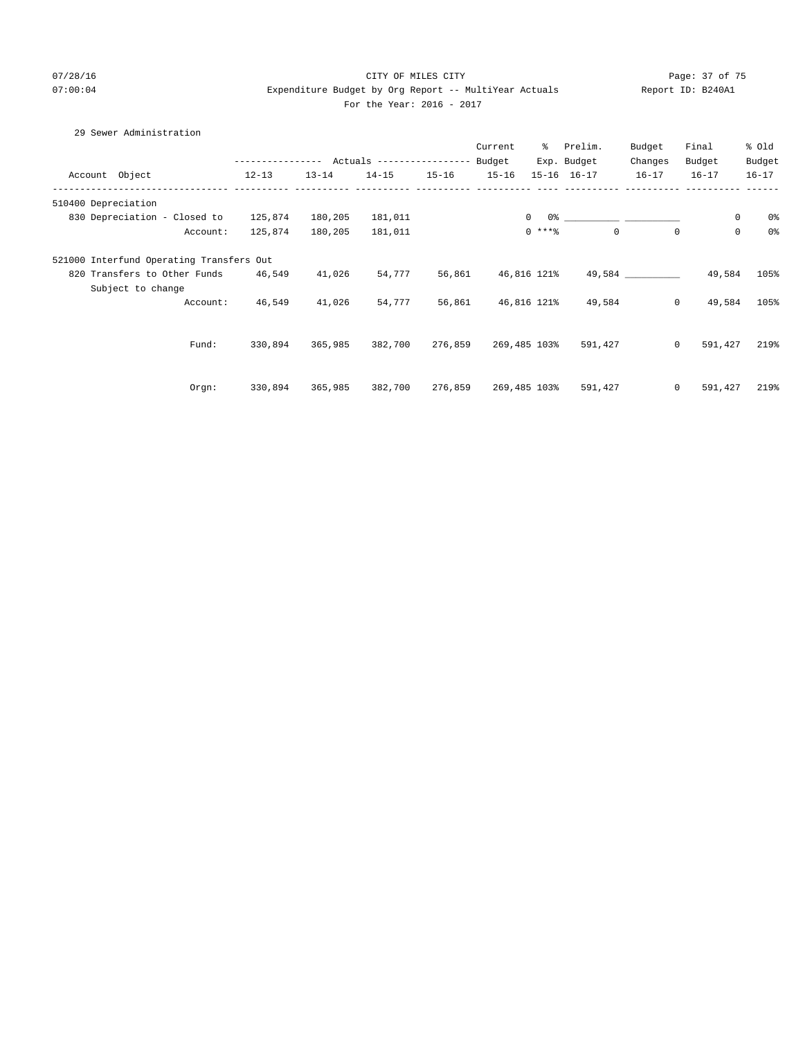CITY OF MILES CITY
Expenditure Budget by Org Report -- MultiYear Actuals
For the Year: 2016 - 2017

29 Sewer Administration

| Account Object | Actuals 12-13 | Actuals 13-14 | Actuals 14-15 | Actuals 15-16 | Current Budget 15-16 | % Exp. 15-16 | Prelim. Budget 16-17 | Budget Changes 16-17 | Final Budget 16-17 | % Old Budget 16-17 |
|---|---|---|---|---|---|---|---|---|---|---|
| 510400 Depreciation | | | | | | | | | | |
| 830 Depreciation - Closed to | 125,874 | 180,205 | 181,011 | | 0 | 0% | __________ | __________ | 0 | 0% |
| Account: | 125,874 | 180,205 | 181,011 | | 0 | ***% | 0 | 0 | 0 | 0% |
| 521000 Interfund Operating Transfers Out | | | | | | | | | | |
| 820 Transfers to Other Funds | 46,549 | 41,026 | 54,777 | 56,861 | 46,816 | 121% | 49,584 | __________ | 49,584 | 105% |
| Subject to change | | | | | | | | | | |
| Account: | 46,549 | 41,026 | 54,777 | 56,861 | 46,816 | 121% | 49,584 | 0 | 49,584 | 105% |
| Fund: | 330,894 | 365,985 | 382,700 | 276,859 | 269,485 | 103% | 591,427 | 0 | 591,427 | 219% |
| Orgn: | 330,894 | 365,985 | 382,700 | 276,859 | 269,485 | 103% | 591,427 | 0 | 591,427 | 219% |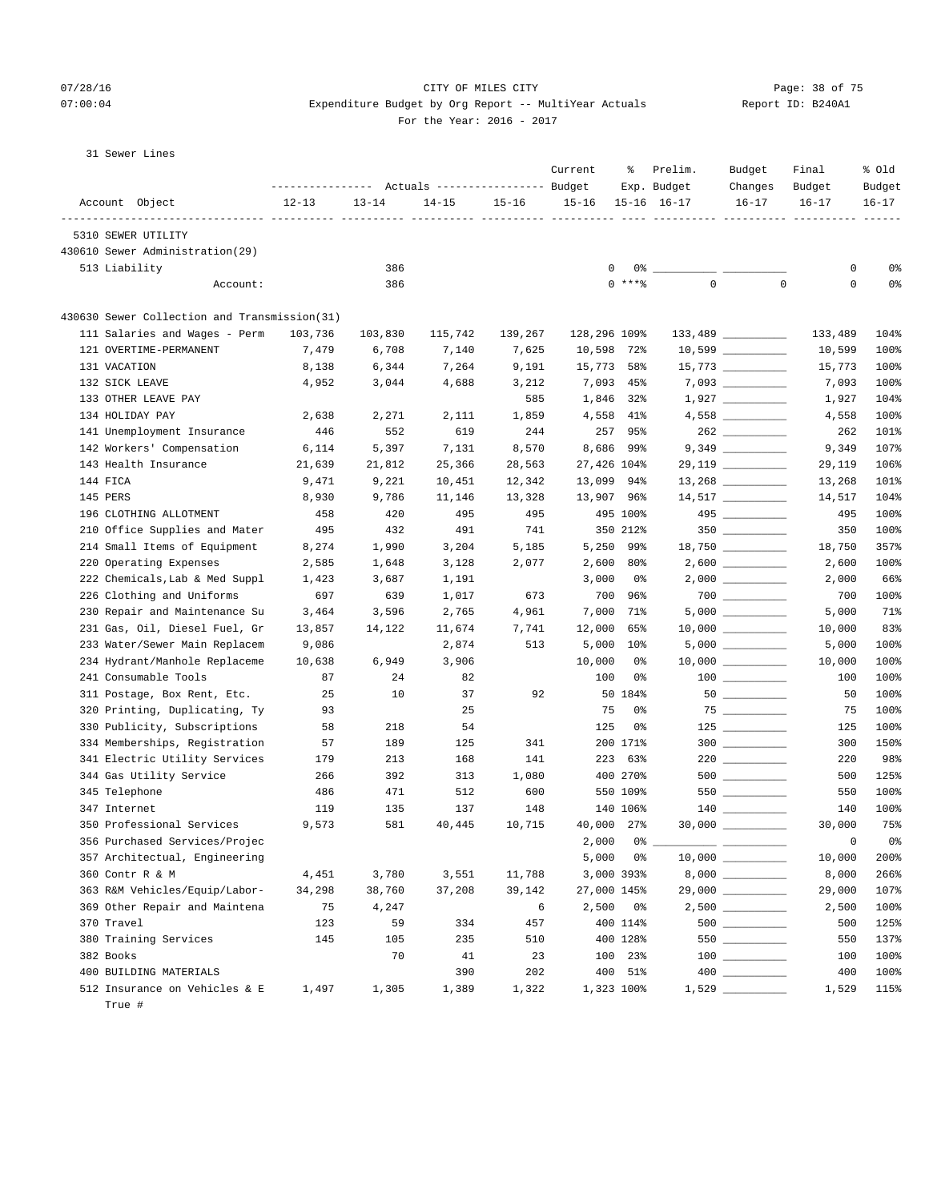CITY OF MILES CITY
Expenditure Budget by Org Report -- MultiYear Actuals
For the Year: 2016 - 2017

07/28/16 07:00:04 — Report ID: B240A1

31 Sewer Lines

| Account Object | Actuals 12-13 | Actuals 13-14 | Actuals 14-15 | Actuals 15-16 | Current Budget 15-16 | % Exp. 15-16 | Prelim. Budget 16-17 | Budget Changes 16-17 | Final Budget 16-17 | % Old Budget 16-17 |
|---|---|---|---|---|---|---|---|---|---|---|
| 5310 SEWER UTILITY | | | | | | | | | | |
| 430610 Sewer Administration(29) | | | | | | | | | | |
| 513 Liability | | 386 | | | 0 | 0% | | | 0 | 0% |
| Account: | | 386 | | | 0 | ***% | 0 | 0 | 0 | 0% |
| 430630 Sewer Collection and Transmission(31) | | | | | | | | | | |
| 111 Salaries and Wages - Perm | 103,736 | 103,830 | 115,742 | 139,267 | 128,296 | 109% | 133,489 | | 133,489 | 104% |
| 121 OVERTIME-PERMANENT | 7,479 | 6,708 | 7,140 | 7,625 | 10,598 | 72% | 10,599 | | 10,599 | 100% |
| 131 VACATION | 8,138 | 6,344 | 7,264 | 9,191 | 15,773 | 58% | 15,773 | | 15,773 | 100% |
| 132 SICK LEAVE | 4,952 | 3,044 | 4,688 | 3,212 | 7,093 | 45% | 7,093 | | 7,093 | 100% |
| 133 OTHER LEAVE PAY | | | | 585 | 1,846 | 32% | 1,927 | | 1,927 | 104% |
| 134 HOLIDAY PAY | 2,638 | 2,271 | 2,111 | 1,859 | 4,558 | 41% | 4,558 | | 4,558 | 100% |
| 141 Unemployment Insurance | 446 | 552 | 619 | 244 | 257 | 95% | 262 | | 262 | 101% |
| 142 Workers' Compensation | 6,114 | 5,397 | 7,131 | 8,570 | 8,686 | 99% | 9,349 | | 9,349 | 107% |
| 143 Health Insurance | 21,639 | 21,812 | 25,366 | 28,563 | 27,426 | 104% | 29,119 | | 29,119 | 106% |
| 144 FICA | 9,471 | 9,221 | 10,451 | 12,342 | 13,099 | 94% | 13,268 | | 13,268 | 101% |
| 145 PERS | 8,930 | 9,786 | 11,146 | 13,328 | 13,907 | 96% | 14,517 | | 14,517 | 104% |
| 196 CLOTHING ALLOTMENT | 458 | 420 | 495 | 495 | 495 | 100% | 495 | | 495 | 100% |
| 210 Office Supplies and Mater | 495 | 432 | 491 | 741 | 350 | 212% | 350 | | 350 | 100% |
| 214 Small Items of Equipment | 8,274 | 1,990 | 3,204 | 5,185 | 5,250 | 99% | 18,750 | | 18,750 | 357% |
| 220 Operating Expenses | 2,585 | 1,648 | 3,128 | 2,077 | 2,600 | 80% | 2,600 | | 2,600 | 100% |
| 222 Chemicals,Lab & Med Suppl | 1,423 | 3,687 | 1,191 | | 3,000 | 0% | 2,000 | | 2,000 | 66% |
| 226 Clothing and Uniforms | 697 | 639 | 1,017 | 673 | 700 | 96% | 700 | | 700 | 100% |
| 230 Repair and Maintenance Su | 3,464 | 3,596 | 2,765 | 4,961 | 7,000 | 71% | 5,000 | | 5,000 | 71% |
| 231 Gas, Oil, Diesel Fuel, Gr | 13,857 | 14,122 | 11,674 | 7,741 | 12,000 | 65% | 10,000 | | 10,000 | 83% |
| 233 Water/Sewer Main Replacem | 9,086 | | 2,874 | 513 | 5,000 | 10% | 5,000 | | 5,000 | 100% |
| 234 Hydrant/Manhole Replaceme | 10,638 | 6,949 | 3,906 | | 10,000 | 0% | 10,000 | | 10,000 | 100% |
| 241 Consumable Tools | 87 | 24 | 82 | | 100 | 0% | 100 | | 100 | 100% |
| 311 Postage, Box Rent, Etc. | 25 | 10 | 37 | 92 | 50 | 184% | 50 | | 50 | 100% |
| 320 Printing, Duplicating, Ty | 93 | | 25 | | 75 | 0% | 75 | | 75 | 100% |
| 330 Publicity, Subscriptions | 58 | 218 | 54 | | 125 | 0% | 125 | | 125 | 100% |
| 334 Memberships, Registration | 57 | 189 | 125 | 341 | 200 | 171% | 300 | | 300 | 150% |
| 341 Electric Utility Services | 179 | 213 | 168 | 141 | 223 | 63% | 220 | | 220 | 98% |
| 344 Gas Utility Service | 266 | 392 | 313 | 1,080 | 400 | 270% | 500 | | 500 | 125% |
| 345 Telephone | 486 | 471 | 512 | 600 | 550 | 109% | 550 | | 550 | 100% |
| 347 Internet | 119 | 135 | 137 | 148 | 140 | 106% | 140 | | 140 | 100% |
| 350 Professional Services | 9,573 | 581 | 40,445 | 10,715 | 40,000 | 27% | 30,000 | | 30,000 | 75% |
| 356 Purchased Services/Projec | | | | | 2,000 | 0% | | | 0 | 0% |
| 357 Architectual, Engineering | | | | | 5,000 | 0% | 10,000 | | 10,000 | 200% |
| 360 Contr R & M | 4,451 | 3,780 | 3,551 | 11,788 | 3,000 | 393% | 8,000 | | 8,000 | 266% |
| 363 R&M Vehicles/Equip/Labor- | 34,298 | 38,760 | 37,208 | 39,142 | 27,000 | 145% | 29,000 | | 29,000 | 107% |
| 369 Other Repair and Maintena | 75 | 4,247 | | 6 | 2,500 | 0% | 2,500 | | 2,500 | 100% |
| 370 Travel | 123 | 59 | 334 | 457 | 400 | 114% | 500 | | 500 | 125% |
| 380 Training Services | 145 | 105 | 235 | 510 | 400 | 128% | 550 | | 550 | 137% |
| 382 Books | | 70 | 41 | 23 | 100 | 23% | 100 | | 100 | 100% |
| 400 BUILDING MATERIALS | | | 390 | 202 | 400 | 51% | 400 | | 400 | 100% |
| 512 Insurance on Vehicles & E True # | 1,497 | 1,305 | 1,389 | 1,322 | 1,323 | 100% | 1,529 | | 1,529 | 115% |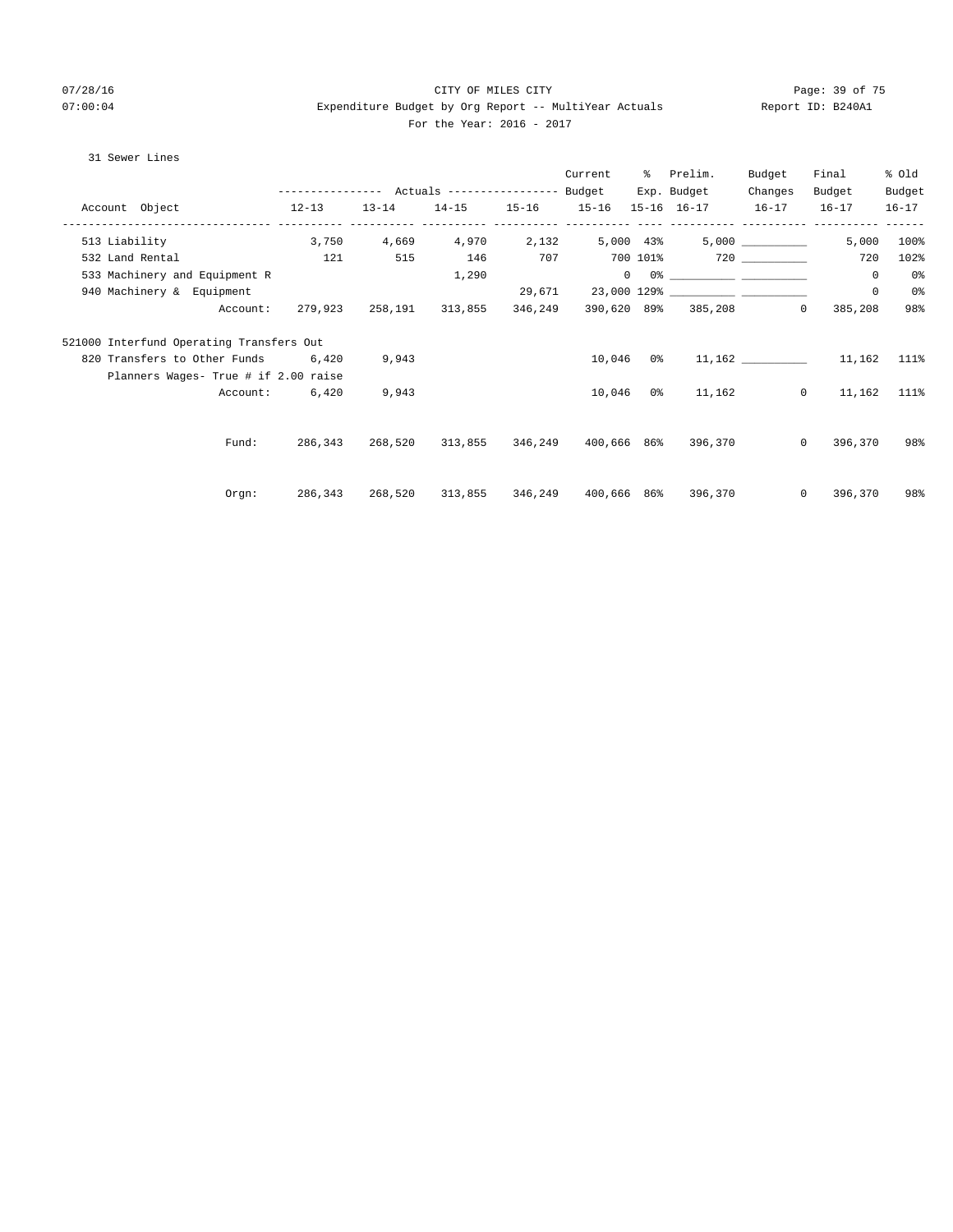CITY OF MILES CITY

Expenditure Budget by Org Report -- MultiYear Actuals

For the Year: 2016 - 2017

31 Sewer Lines

| Account Object | Actuals 12-13 | Actuals 13-14 | Actuals 14-15 | Actuals 15-16 | Current Budget 15-16 | % Exp. 15-16 | Prelim. Budget 16-17 | Budget Changes 16-17 | Final Budget 16-17 | % Old Budget 16-17 |
|---|---|---|---|---|---|---|---|---|---|---|
| 513 Liability | 3,750 | 4,669 | 4,970 | 2,132 | 5,000 | 43% | 5,000 | __________ | 5,000 | 100% |
| 532 Land Rental | 121 | 515 | 146 | 707 | 700 | 101% | 720 | __________ | 720 | 102% |
| 533 Machinery and Equipment R | | | 1,290 | | 0 | 0% | __________ | __________ | 0 | 0% |
| 940 Machinery & Equipment | | | | 29,671 | 23,000 | 129% | __________ | __________ | 0 | 0% |
| Account: | 279,923 | 258,191 | 313,855 | 346,249 | 390,620 | 89% | 385,208 | 0 | 385,208 | 98% |
| 521000 Interfund Operating Transfers Out | | | | | | | | | | |
| 820 Transfers to Other Funds | 6,420 | 9,943 | | | 10,046 | 0% | 11,162 | __________ | 11,162 | 111% |
| Planners Wages- True # if 2.00 raise | | | | | | | | | | |
| Account: | 6,420 | 9,943 | | | 10,046 | 0% | 11,162 | 0 | 11,162 | 111% |
| Fund: | 286,343 | 268,520 | 313,855 | 346,249 | 400,666 | 86% | 396,370 | 0 | 396,370 | 98% |
| Orgn: | 286,343 | 268,520 | 313,855 | 346,249 | 400,666 | 86% | 396,370 | 0 | 396,370 | 98% |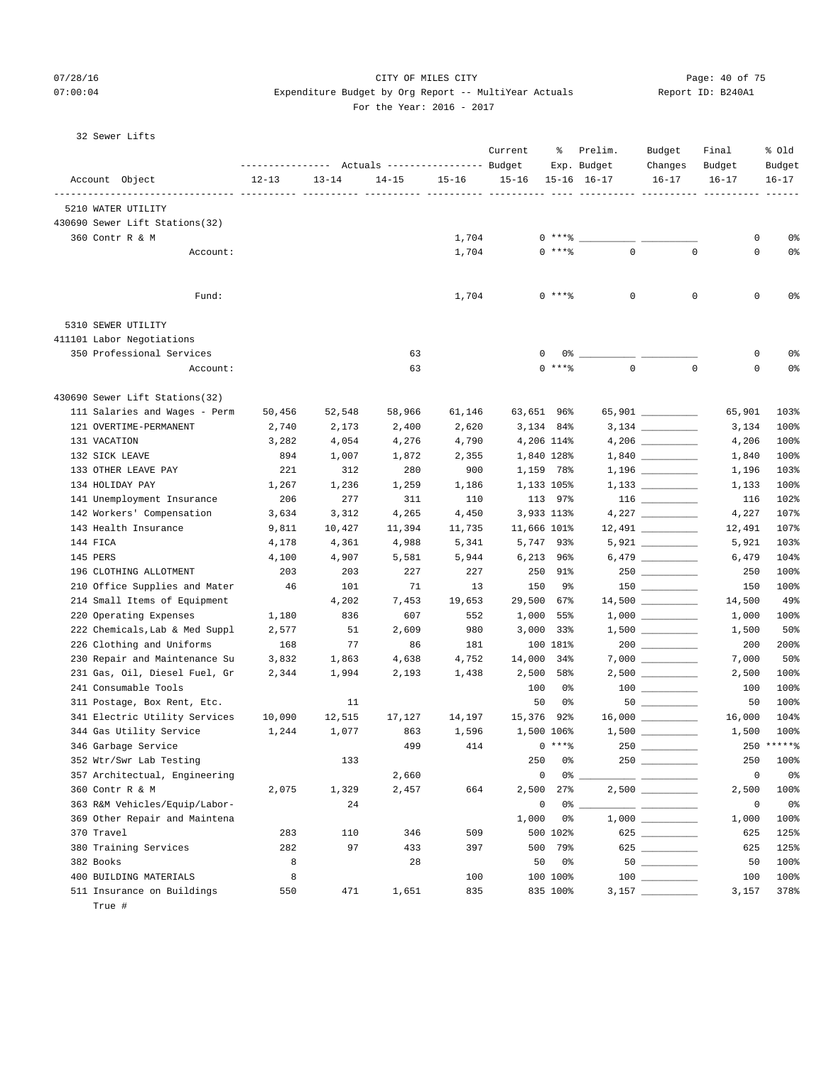CITY OF MILES CITY
Expenditure Budget by Org Report -- MultiYear Actuals
For the Year: 2016 - 2017

32 Sewer Lifts

| Account Object | Actuals 12-13 | Actuals 13-14 | Actuals 14-15 | Actuals 15-16 | Current Budget 15-16 | % Exp. 15-16 | Prelim. Budget 16-17 | Budget Changes 16-17 | Final Budget 16-17 | % Old Budget 16-17 |
|---|---|---|---|---|---|---|---|---|---|---|
| 5210 WATER UTILITY | | | | | | | | | | |
| 430690 Sewer Lift Stations(32) | | | | | | | | | | |
| 360 Contr R & M | | | | 1,704 | 0 | ***% | | | 0 | 0% |
| Account: | | | | 1,704 | 0 | ***% | 0 | 0 | 0 | 0% |
| Fund: | | | | 1,704 | 0 | ***% | 0 | 0 | 0 | 0% |
| 5310 SEWER UTILITY | | | | | | | | | | |
| 411101 Labor Negotiations | | | | | | | | | | |
| 350 Professional Services | | | 63 | | 0 | 0% | | | 0 | 0% |
| Account: | | | 63 | | 0 | ***% | 0 | 0 | 0 | 0% |
| 430690 Sewer Lift Stations(32) | | | | | | | | | | |
| 111 Salaries and Wages - Perm | 50,456 | 52,548 | 58,966 | 61,146 | 63,651 | 96% | 65,901 | | 65,901 | 103% |
| 121 OVERTIME-PERMANENT | 2,740 | 2,173 | 2,400 | 2,620 | 3,134 | 84% | 3,134 | | 3,134 | 100% |
| 131 VACATION | 3,282 | 4,054 | 4,276 | 4,790 | 4,206 | 114% | 4,206 | | 4,206 | 100% |
| 132 SICK LEAVE | 894 | 1,007 | 1,872 | 2,355 | 1,840 | 128% | 1,840 | | 1,840 | 100% |
| 133 OTHER LEAVE PAY | 221 | 312 | 280 | 900 | 1,159 | 78% | 1,196 | | 1,196 | 103% |
| 134 HOLIDAY PAY | 1,267 | 1,236 | 1,259 | 1,186 | 1,133 | 105% | 1,133 | | 1,133 | 100% |
| 141 Unemployment Insurance | 206 | 277 | 311 | 110 | 113 | 97% | 116 | | 116 | 102% |
| 142 Workers' Compensation | 3,634 | 3,312 | 4,265 | 4,450 | 3,933 | 113% | 4,227 | | 4,227 | 107% |
| 143 Health Insurance | 9,811 | 10,427 | 11,394 | 11,735 | 11,666 | 101% | 12,491 | | 12,491 | 107% |
| 144 FICA | 4,178 | 4,361 | 4,988 | 5,341 | 5,747 | 93% | 5,921 | | 5,921 | 103% |
| 145 PERS | 4,100 | 4,907 | 5,581 | 5,944 | 6,213 | 96% | 6,479 | | 6,479 | 104% |
| 196 CLOTHING ALLOTMENT | 203 | 203 | 227 | 227 | 250 | 91% | 250 | | 250 | 100% |
| 210 Office Supplies and Mater | 46 | 101 | 71 | 13 | 150 | 9% | 150 | | 150 | 100% |
| 214 Small Items of Equipment | | 4,202 | 7,453 | 19,653 | 29,500 | 67% | 14,500 | | 14,500 | 49% |
| 220 Operating Expenses | 1,180 | 836 | 607 | 552 | 1,000 | 55% | 1,000 | | 1,000 | 100% |
| 222 Chemicals,Lab & Med Suppl | 2,577 | 51 | 2,609 | 980 | 3,000 | 33% | 1,500 | | 1,500 | 50% |
| 226 Clothing and Uniforms | 168 | 77 | 86 | 181 | 100 | 181% | 200 | | 200 | 200% |
| 230 Repair and Maintenance Su | 3,832 | 1,863 | 4,638 | 4,752 | 14,000 | 34% | 7,000 | | 7,000 | 50% |
| 231 Gas, Oil, Diesel Fuel, Gr | 2,344 | 1,994 | 2,193 | 1,438 | 2,500 | 58% | 2,500 | | 2,500 | 100% |
| 241 Consumable Tools | | | | | 100 | 0% | 100 | | 100 | 100% |
| 311 Postage, Box Rent, Etc. | | 11 | | | 50 | 0% | 50 | | 50 | 100% |
| 341 Electric Utility Services | 10,090 | 12,515 | 17,127 | 14,197 | 15,376 | 92% | 16,000 | | 16,000 | 104% |
| 344 Gas Utility Service | 1,244 | 1,077 | 863 | 1,596 | 1,500 | 106% | 1,500 | | 1,500 | 100% |
| 346 Garbage Service | | | 499 | 414 | 0 | ***% | 250 | | 250 | *****% |
| 352 Wtr/Swr Lab Testing | | 133 | | | 250 | 0% | 250 | | 250 | 100% |
| 357 Architectual, Engineering | | | 2,660 | | 0 | 0% | | | 0 | 0% |
| 360 Contr R & M | 2,075 | 1,329 | 2,457 | 664 | 2,500 | 27% | 2,500 | | 2,500 | 100% |
| 363 R&M Vehicles/Equip/Labor- | | 24 | | | 0 | 0% | | | 0 | 0% |
| 369 Other Repair and Maintena | | | | | 1,000 | 0% | 1,000 | | 1,000 | 100% |
| 370 Travel | 283 | 110 | 346 | 509 | 500 | 102% | 625 | | 625 | 125% |
| 380 Training Services | 282 | 97 | 433 | 397 | 500 | 79% | 625 | | 625 | 125% |
| 382 Books | 8 | | 28 | | 50 | 0% | 50 | | 50 | 100% |
| 400 BUILDING MATERIALS | 8 | | | 100 | 100 | 100% | 100 | | 100 | 100% |
| 511 Insurance on Buildings | 550 | 471 | 1,651 | 835 | 835 | 100% | 3,157 | | 3,157 | 378% |

True #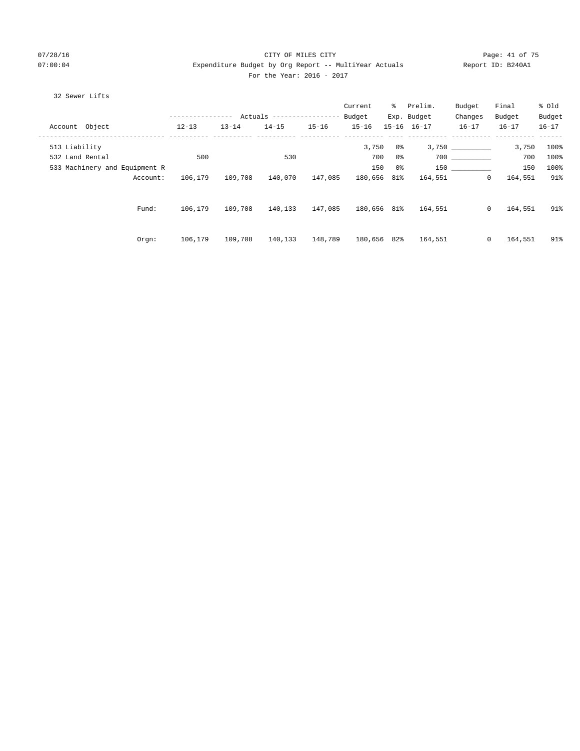# CITY OF MILES CITY

## Expenditure Budget by Org Report -- MultiYear Actuals

For the Year: 2016 - 2017

07/28/16
07:00:04

Report ID: B240A1

32 Sewer Lifts

| Account Object | Actuals 12-13 | Actuals 13-14 | Actuals 14-15 | Actuals 15-16 | Current Budget 15-16 | % Exp. 15-16 | Prelim. Budget 16-17 | Budget Changes 16-17 | Final Budget 16-17 | % Old Budget 16-17 |
|---|---|---|---|---|---|---|---|---|---|---|
| 513 Liability | | | | | 3,750 | 0% | 3,750 | __________ | 3,750 | 100% |
| 532 Land Rental | 500 | | 530 | | 700 | 0% | 700 | __________ | 700 | 100% |
| 533 Machinery and Equipment R | | | | | 150 | 0% | 150 | __________ | 150 | 100% |
| Account: | 106,179 | 109,708 | 140,070 | 147,085 | 180,656 | 81% | 164,551 | 0 | 164,551 | 91% |
| Fund: | 106,179 | 109,708 | 140,133 | 147,085 | 180,656 | 81% | 164,551 | 0 | 164,551 | 91% |
| Orgn: | 106,179 | 109,708 | 140,133 | 148,789 | 180,656 | 82% | 164,551 | 0 | 164,551 | 91% |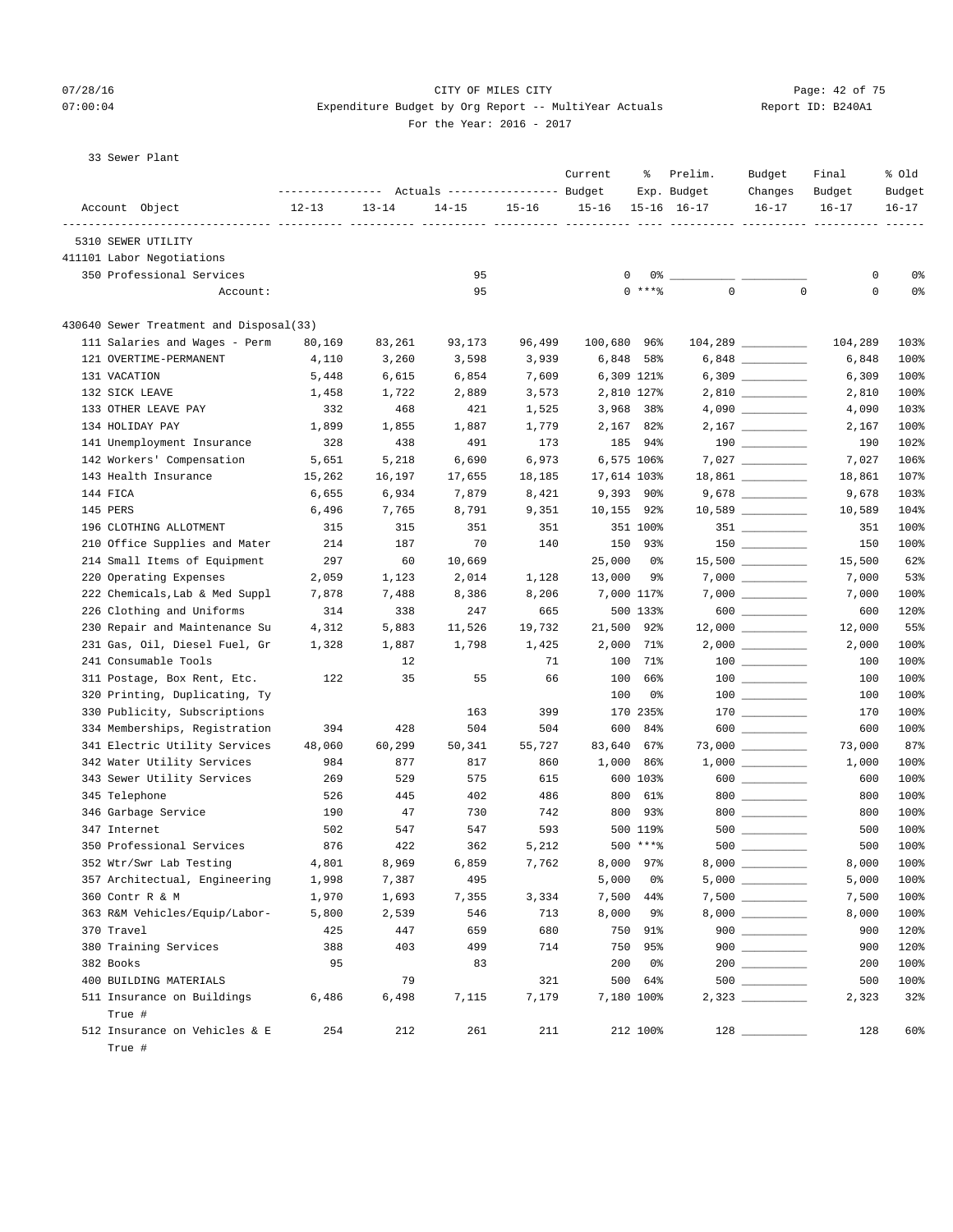CITY OF MILES CITY
Expenditure Budget by Org Report -- MultiYear Actuals
For the Year: 2016 - 2017

33 Sewer Plant

| Account Object | Actuals 12-13 | Actuals 13-14 | Actuals 14-15 | Actuals 15-16 | Current Budget 15-16 | % Exp. 15-16 | Prelim. Budget 16-17 | Budget Changes 16-17 | Final Budget 16-17 | % Old Budget 16-17 |
|---|---|---|---|---|---|---|---|---|---|---|
| 5310 SEWER UTILITY | | | | | | | | | | |
| 411101 Labor Negotiations | | | | | | | | | | |
| 350 Professional Services | | | 95 | | 0 | 0% | | | 0 | 0% |
| Account: | | | 95 | | 0 | ***% | 0 | 0 | 0 | 0% |
| 430640 Sewer Treatment and Disposal(33) | | | | | | | | | | |
| 111 Salaries and Wages - Perm | 80,169 | 83,261 | 93,173 | 96,499 | 100,680 | 96% | 104,289 | | 104,289 | 103% |
| 121 OVERTIME-PERMANENT | 4,110 | 3,260 | 3,598 | 3,939 | 6,848 | 58% | 6,848 | | 6,848 | 100% |
| 131 VACATION | 5,448 | 6,615 | 6,854 | 7,609 | 6,309 | 121% | 6,309 | | 6,309 | 100% |
| 132 SICK LEAVE | 1,458 | 1,722 | 2,889 | 3,573 | 2,810 | 127% | 2,810 | | 2,810 | 100% |
| 133 OTHER LEAVE PAY | 332 | 468 | 421 | 1,525 | 3,968 | 38% | 4,090 | | 4,090 | 103% |
| 134 HOLIDAY PAY | 1,899 | 1,855 | 1,887 | 1,779 | 2,167 | 82% | 2,167 | | 2,167 | 100% |
| 141 Unemployment Insurance | 328 | 438 | 491 | 173 | 185 | 94% | 190 | | 190 | 102% |
| 142 Workers' Compensation | 5,651 | 5,218 | 6,690 | 6,973 | 6,575 | 106% | 7,027 | | 7,027 | 106% |
| 143 Health Insurance | 15,262 | 16,197 | 17,655 | 18,185 | 17,614 | 103% | 18,861 | | 18,861 | 107% |
| 144 FICA | 6,655 | 6,934 | 7,879 | 8,421 | 9,393 | 90% | 9,678 | | 9,678 | 103% |
| 145 PERS | 6,496 | 7,765 | 8,791 | 9,351 | 10,155 | 92% | 10,589 | | 10,589 | 104% |
| 196 CLOTHING ALLOTMENT | 315 | 315 | 351 | 351 | 351 | 100% | 351 | | 351 | 100% |
| 210 Office Supplies and Mater | 214 | 187 | 70 | 140 | 150 | 93% | 150 | | 150 | 100% |
| 214 Small Items of Equipment | 297 | 60 | 10,669 | | 25,000 | 0% | 15,500 | | 15,500 | 62% |
| 220 Operating Expenses | 2,059 | 1,123 | 2,014 | 1,128 | 13,000 | 9% | 7,000 | | 7,000 | 53% |
| 222 Chemicals,Lab & Med Suppl | 7,878 | 7,488 | 8,386 | 8,206 | 7,000 | 117% | 7,000 | | 7,000 | 100% |
| 226 Clothing and Uniforms | 314 | 338 | 247 | 665 | 500 | 133% | 600 | | 600 | 120% |
| 230 Repair and Maintenance Su | 4,312 | 5,883 | 11,526 | 19,732 | 21,500 | 92% | 12,000 | | 12,000 | 55% |
| 231 Gas, Oil, Diesel Fuel, Gr | 1,328 | 1,887 | 1,798 | 1,425 | 2,000 | 71% | 2,000 | | 2,000 | 100% |
| 241 Consumable Tools | | 12 | | 71 | 100 | 71% | 100 | | 100 | 100% |
| 311 Postage, Box Rent, Etc. | 122 | 35 | 55 | 66 | 100 | 66% | 100 | | 100 | 100% |
| 320 Printing, Duplicating, Ty | | | | | 100 | 0% | 100 | | 100 | 100% |
| 330 Publicity, Subscriptions | | | 163 | 399 | 170 | 235% | 170 | | 170 | 100% |
| 334 Memberships, Registration | 394 | 428 | 504 | 504 | 600 | 84% | 600 | | 600 | 100% |
| 341 Electric Utility Services | 48,060 | 60,299 | 50,341 | 55,727 | 83,640 | 67% | 73,000 | | 73,000 | 87% |
| 342 Water Utility Services | 984 | 877 | 817 | 860 | 1,000 | 86% | 1,000 | | 1,000 | 100% |
| 343 Sewer Utility Services | 269 | 529 | 575 | 615 | 600 | 103% | 600 | | 600 | 100% |
| 345 Telephone | 526 | 445 | 402 | 486 | 800 | 61% | 800 | | 800 | 100% |
| 346 Garbage Service | 190 | 47 | 730 | 742 | 800 | 93% | 800 | | 800 | 100% |
| 347 Internet | 502 | 547 | 547 | 593 | 500 | 119% | 500 | | 500 | 100% |
| 350 Professional Services | 876 | 422 | 362 | 5,212 | 500 | ***% | 500 | | 500 | 100% |
| 352 Wtr/Swr Lab Testing | 4,801 | 8,969 | 6,859 | 7,762 | 8,000 | 97% | 8,000 | | 8,000 | 100% |
| 357 Architectual, Engineering | 1,998 | 7,387 | 495 | | 5,000 | 0% | 5,000 | | 5,000 | 100% |
| 360 Contr R & M | 1,970 | 1,693 | 7,355 | 3,334 | 7,500 | 44% | 7,500 | | 7,500 | 100% |
| 363 R&M Vehicles/Equip/Labor- | 5,800 | 2,539 | 546 | 713 | 8,000 | 9% | 8,000 | | 8,000 | 100% |
| 370 Travel | 425 | 447 | 659 | 680 | 750 | 91% | 900 | | 900 | 120% |
| 380 Training Services | 388 | 403 | 499 | 714 | 750 | 95% | 900 | | 900 | 120% |
| 382 Books | 95 | | 83 | | 200 | 0% | 200 | | 200 | 100% |
| 400 BUILDING MATERIALS | | 79 | | 321 | 500 | 64% | 500 | | 500 | 100% |
| 511 Insurance on Buildings True # | 6,486 | 6,498 | 7,115 | 7,179 | 7,180 | 100% | 2,323 | | 2,323 | 32% |
| 512 Insurance on Vehicles & E True # | 254 | 212 | 261 | 211 | 212 | 100% | 128 | | 128 | 60% |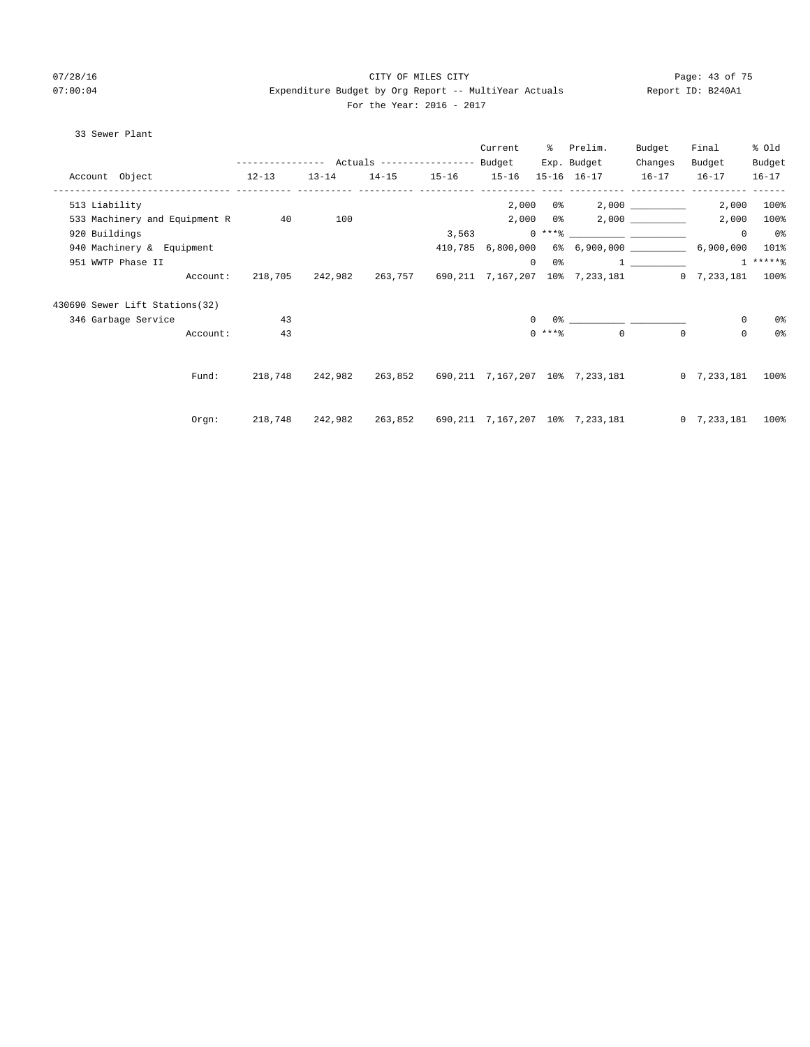CITY OF MILES CITY
Expenditure Budget by Org Report -- MultiYear Actuals
For the Year: 2016 - 2017

07/28/16
07:00:04
Report ID: B240A1

33 Sewer Plant

| Account Object | Actuals 12-13 | Actuals 13-14 | Actuals 14-15 | Actuals 15-16 | Current Budget 15-16 | % Exp. 15-16 | Prelim. Budget 16-17 | Budget Changes 16-17 | Final Budget 16-17 | % Old Budget 16-17 |
|---|---|---|---|---|---|---|---|---|---|---|
| 513 Liability | | | | | 2,000 | 0% | 2,000 | __________ | 2,000 | 100% |
| 533 Machinery and Equipment R | 40 | 100 | | | 2,000 | 0% | 2,000 | __________ | 2,000 | 100% |
| 920 Buildings | | | | 3,563 | 0 | ***% | __________ | __________ | 0 | 0% |
| 940 Machinery & Equipment | | | | 410,785 | 6,800,000 | 6% | 6,900,000 | __________ | 6,900,000 | 101% |
| 951 WWTP Phase II | | | | | 0 | 0% | 1 | __________ | 1 | *****% |
| Account: | 218,705 | 242,982 | 263,757 | 690,211 | 7,167,207 | 10% | 7,233,181 | 0 | 7,233,181 | 100% |
| **430690 Sewer Lift Stations(32)** | | | | | | | | | | |
| 346 Garbage Service | 43 | | | | 0 | 0% | __________ | __________ | 0 | 0% |
| Account: | 43 | | | | 0 | ***% | 0 | 0 | 0 | 0% |
| Fund: | 218,748 | 242,982 | 263,852 | 690,211 | 7,167,207 | 10% | 7,233,181 | 0 | 7,233,181 | 100% |
| Orgn: | 218,748 | 242,982 | 263,852 | 690,211 | 7,167,207 | 10% | 7,233,181 | 0 | 7,233,181 | 100% |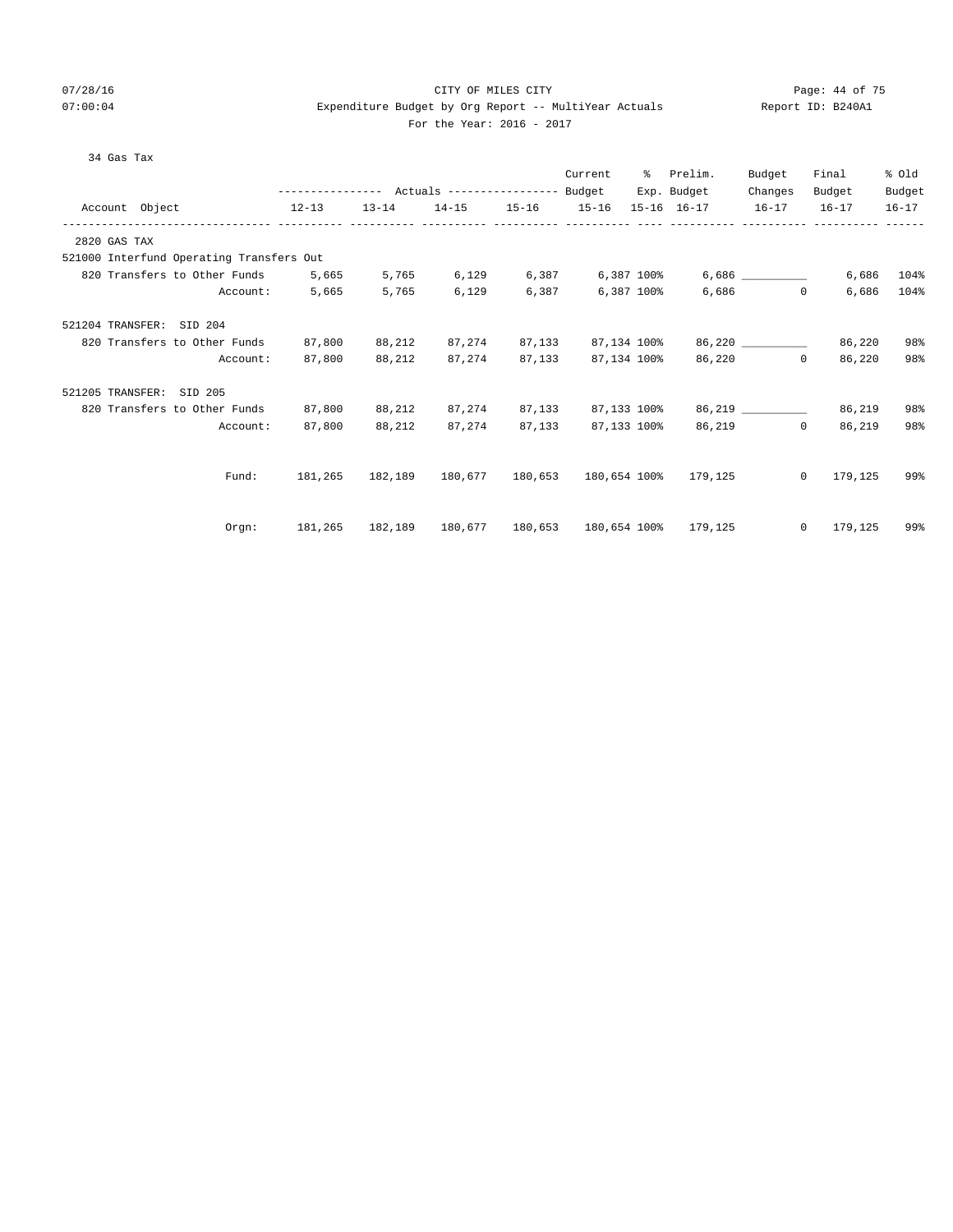CITY OF MILES CITY

Expenditure Budget by Org Report -- MultiYear Actuals

For the Year: 2016 - 2017

34 Gas Tax

| Account Object | Actuals 12-13 | Actuals 13-14 | Actuals 14-15 | Actuals 15-16 | Current Budget 15-16 | % Exp. 15-16 | Prelim. Budget 16-17 | Budget Changes 16-17 | Final Budget 16-17 | % Old Budget 16-17 |
|---|---|---|---|---|---|---|---|---|---|---|
| 2820 GAS TAX | | | | | | | | | | |
| 521000 Interfund Operating Transfers Out | | | | | | | | | | |
| 820 Transfers to Other Funds | 5,665 | 5,765 | 6,129 | 6,387 | 6,387 | 100% | 6,686 | __________ | 6,686 | 104% |
| Account: | 5,665 | 5,765 | 6,129 | 6,387 | 6,387 | 100% | 6,686 | 0 | 6,686 | 104% |
| 521204 TRANSFER: SID 204 | | | | | | | | | | |
| 820 Transfers to Other Funds | 87,800 | 88,212 | 87,274 | 87,133 | 87,134 | 100% | 86,220 | __________ | 86,220 | 98% |
| Account: | 87,800 | 88,212 | 87,274 | 87,133 | 87,134 | 100% | 86,220 | 0 | 86,220 | 98% |
| 521205 TRANSFER: SID 205 | | | | | | | | | | |
| 820 Transfers to Other Funds | 87,800 | 88,212 | 87,274 | 87,133 | 87,133 | 100% | 86,219 | __________ | 86,219 | 98% |
| Account: | 87,800 | 88,212 | 87,274 | 87,133 | 87,133 | 100% | 86,219 | 0 | 86,219 | 98% |
| Fund: | 181,265 | 182,189 | 180,677 | 180,653 | 180,654 | 100% | 179,125 | 0 | 179,125 | 99% |
| Orgn: | 181,265 | 182,189 | 180,677 | 180,653 | 180,654 | 100% | 179,125 | 0 | 179,125 | 99% |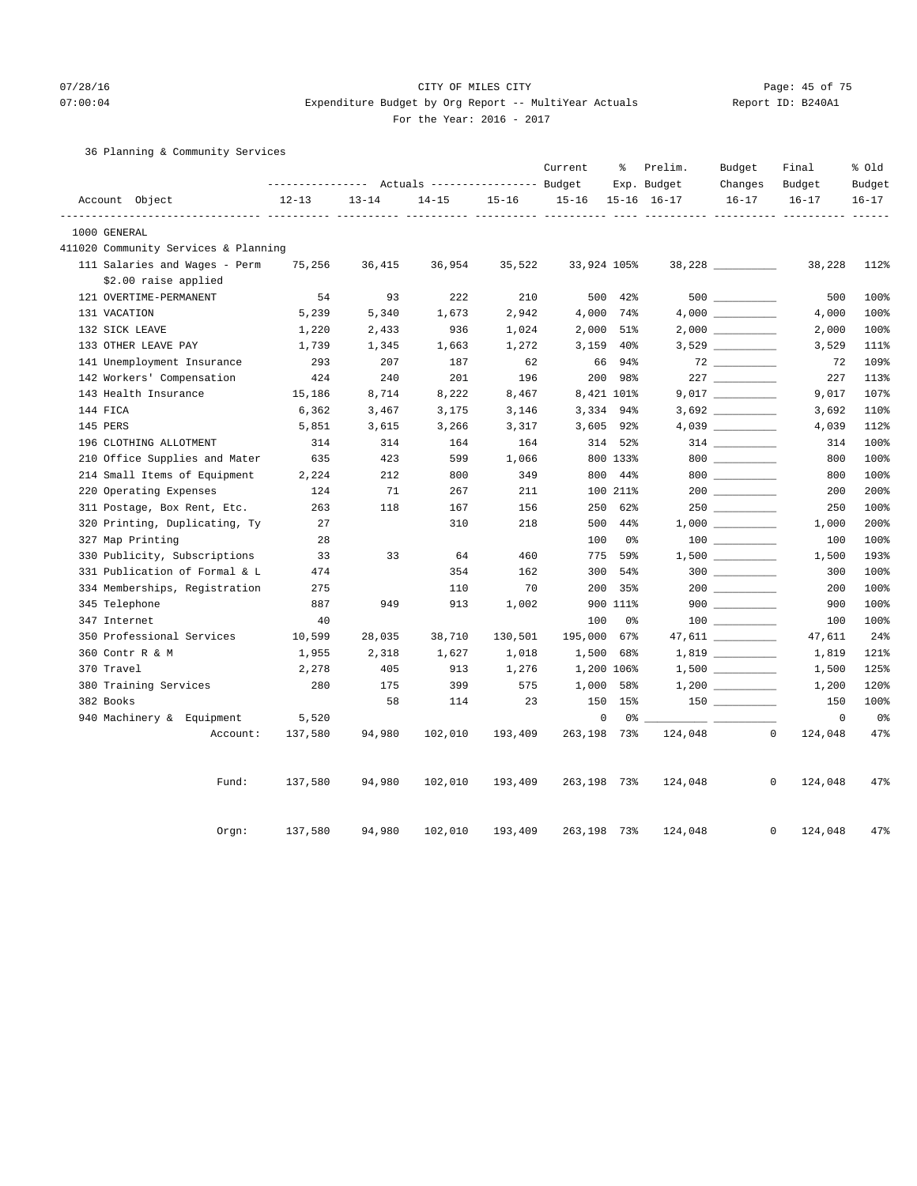CITY OF MILES CITY
Expenditure Budget by Org Report -- MultiYear Actuals
For the Year: 2016 - 2017

36 Planning & Community Services

| Account Object | Actuals 12-13 | Actuals 13-14 | Actuals 14-15 | Actuals 15-16 | Current Budget 15-16 | % Exp. 15-16 | Prelim. Budget 16-17 | Budget Changes 16-17 | Final Budget 16-17 | % Old Budget 16-17 |
|---|---|---|---|---|---|---|---|---|---|---|
| 1000 GENERAL | | | | | | | | | | |
| 411020 Community Services & Planning | | | | | | | | | | |
| 111 Salaries and Wages - Perm | 75,256 | 36,415 | 36,954 | 35,522 | 33,924 | 105% | 38,228 | __________ | 38,228 | 112% |
| $2.00 raise applied | | | | | | | | | | |
| 121 OVERTIME-PERMANENT | 54 | 93 | 222 | 210 | 500 | 42% | 500 | __________ | 500 | 100% |
| 131 VACATION | 5,239 | 5,340 | 1,673 | 2,942 | 4,000 | 74% | 4,000 | __________ | 4,000 | 100% |
| 132 SICK LEAVE | 1,220 | 2,433 | 936 | 1,024 | 2,000 | 51% | 2,000 | __________ | 2,000 | 100% |
| 133 OTHER LEAVE PAY | 1,739 | 1,345 | 1,663 | 1,272 | 3,159 | 40% | 3,529 | __________ | 3,529 | 111% |
| 141 Unemployment Insurance | 293 | 207 | 187 | 62 | 66 | 94% | 72 | __________ | 72 | 109% |
| 142 Workers' Compensation | 424 | 240 | 201 | 196 | 200 | 98% | 227 | __________ | 227 | 113% |
| 143 Health Insurance | 15,186 | 8,714 | 8,222 | 8,467 | 8,421 | 101% | 9,017 | __________ | 9,017 | 107% |
| 144 FICA | 6,362 | 3,467 | 3,175 | 3,146 | 3,334 | 94% | 3,692 | __________ | 3,692 | 110% |
| 145 PERS | 5,851 | 3,615 | 3,266 | 3,317 | 3,605 | 92% | 4,039 | __________ | 4,039 | 112% |
| 196 CLOTHING ALLOTMENT | 314 | 314 | 164 | 164 | 314 | 52% | 314 | __________ | 314 | 100% |
| 210 Office Supplies and Mater | 635 | 423 | 599 | 1,066 | 800 | 133% | 800 | __________ | 800 | 100% |
| 214 Small Items of Equipment | 2,224 | 212 | 800 | 349 | 800 | 44% | 800 | __________ | 800 | 100% |
| 220 Operating Expenses | 124 | 71 | 267 | 211 | 100 | 211% | 200 | __________ | 200 | 200% |
| 311 Postage, Box Rent, Etc. | 263 | 118 | 167 | 156 | 250 | 62% | 250 | __________ | 250 | 100% |
| 320 Printing, Duplicating, Ty | 27 | | 310 | 218 | 500 | 44% | 1,000 | __________ | 1,000 | 200% |
| 327 Map Printing | 28 | | | | 100 | 0% | 100 | __________ | 100 | 100% |
| 330 Publicity, Subscriptions | 33 | 33 | 64 | 460 | 775 | 59% | 1,500 | __________ | 1,500 | 193% |
| 331 Publication of Formal & L | 474 | | 354 | 162 | 300 | 54% | 300 | __________ | 300 | 100% |
| 334 Memberships, Registration | 275 | | 110 | 70 | 200 | 35% | 200 | __________ | 200 | 100% |
| 345 Telephone | 887 | 949 | 913 | 1,002 | 900 | 111% | 900 | __________ | 900 | 100% |
| 347 Internet | 40 | | | | 100 | 0% | 100 | __________ | 100 | 100% |
| 350 Professional Services | 10,599 | 28,035 | 38,710 | 130,501 | 195,000 | 67% | 47,611 | __________ | 47,611 | 24% |
| 360 Contr R & M | 1,955 | 2,318 | 1,627 | 1,018 | 1,500 | 68% | 1,819 | __________ | 1,819 | 121% |
| 370 Travel | 2,278 | 405 | 913 | 1,276 | 1,200 | 106% | 1,500 | __________ | 1,500 | 125% |
| 380 Training Services | 280 | 175 | 399 | 575 | 1,000 | 58% | 1,200 | __________ | 1,200 | 120% |
| 382 Books | | 58 | 114 | 23 | 150 | 15% | 150 | __________ | 150 | 100% |
| 940 Machinery & Equipment | 5,520 | | | | 0 | 0% | __________ | __________ | 0 | 0% |
| Account: | 137,580 | 94,980 | 102,010 | 193,409 | 263,198 | 73% | 124,048 | 0 | 124,048 | 47% |
| Fund: | 137,580 | 94,980 | 102,010 | 193,409 | 263,198 | 73% | 124,048 | 0 | 124,048 | 47% |
| Orgn: | 137,580 | 94,980 | 102,010 | 193,409 | 263,198 | 73% | 124,048 | 0 | 124,048 | 47% |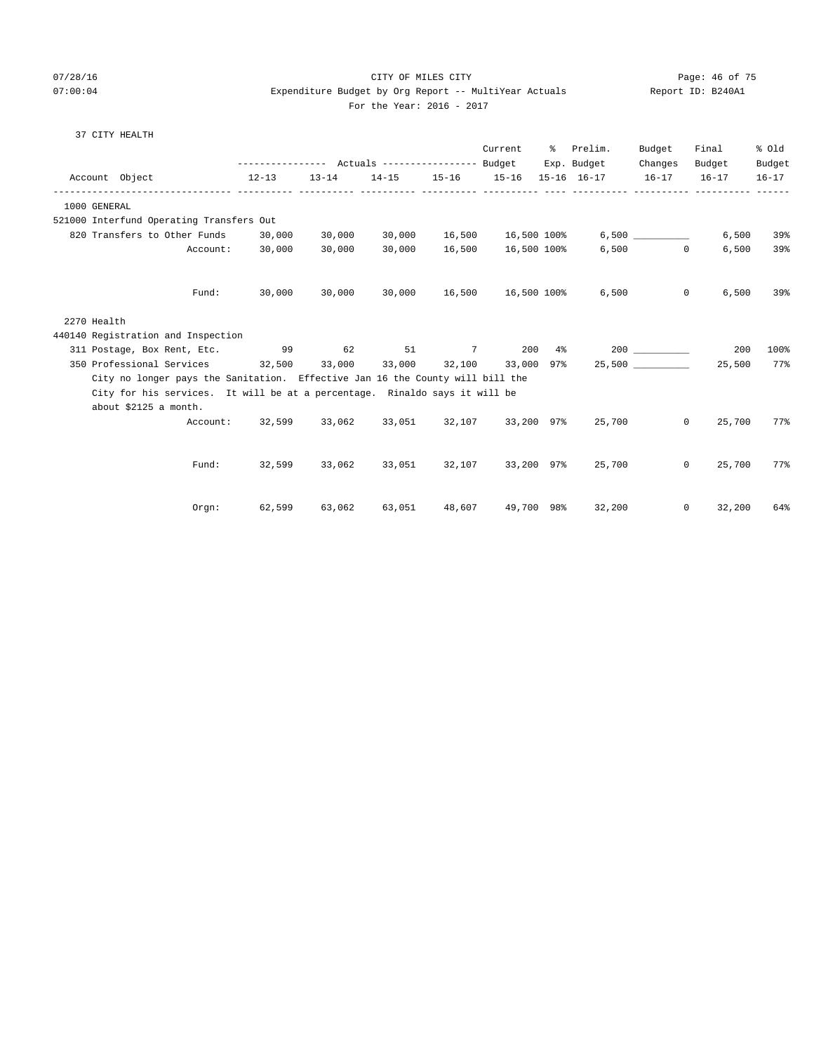CITY OF MILES CITY

Expenditure Budget by Org Report -- MultiYear Actuals

For the Year: 2016 - 2017

07/28/16 07:00:04 — Report ID: B240A1

37 CITY HEALTH

| Account Object | Actuals 12-13 | Actuals 13-14 | Actuals 14-15 | Actuals 15-16 | Current Budget 15-16 | % Exp. 15-16 | Prelim. Budget 16-17 | Budget Changes 16-17 | Final Budget 16-17 | % Old Budget 16-17 |
|---|---|---|---|---|---|---|---|---|---|---|
| **1000 GENERAL** | | | | | | | | | | |
| 521000 Interfund Operating Transfers Out | | | | | | | | | | |
| 820 Transfers to Other Funds | 30,000 | 30,000 | 30,000 | 16,500 | 16,500 | 100% | 6,500 | __________ | 6,500 | 39% |
| Account: | 30,000 | 30,000 | 30,000 | 16,500 | 16,500 | 100% | 6,500 | 0 | 6,500 | 39% |
| Fund: | 30,000 | 30,000 | 30,000 | 16,500 | 16,500 | 100% | 6,500 | 0 | 6,500 | 39% |
| **2270 Health** | | | | | | | | | | |
| 440140 Registration and Inspection | | | | | | | | | | |
| 311 Postage, Box Rent, Etc. | 99 | 62 | 51 | 7 | 200 | 4% | 200 | __________ | 200 | 100% |
| 350 Professional Services | 32,500 | 33,000 | 33,000 | 32,100 | 33,000 | 97% | 25,500 | __________ | 25,500 | 77% |
| City no longer pays the Sanitation. Effective Jan 16 the County will bill the City for his services. It will be at a percentage. Rinaldo says it will be about $2125 a month. | | | | | | | | | | |
| Account: | 32,599 | 33,062 | 33,051 | 32,107 | 33,200 | 97% | 25,700 | 0 | 25,700 | 77% |
| Fund: | 32,599 | 33,062 | 33,051 | 32,107 | 33,200 | 97% | 25,700 | 0 | 25,700 | 77% |
| Orgn: | 62,599 | 63,062 | 63,051 | 48,607 | 49,700 | 98% | 32,200 | 0 | 32,200 | 64% |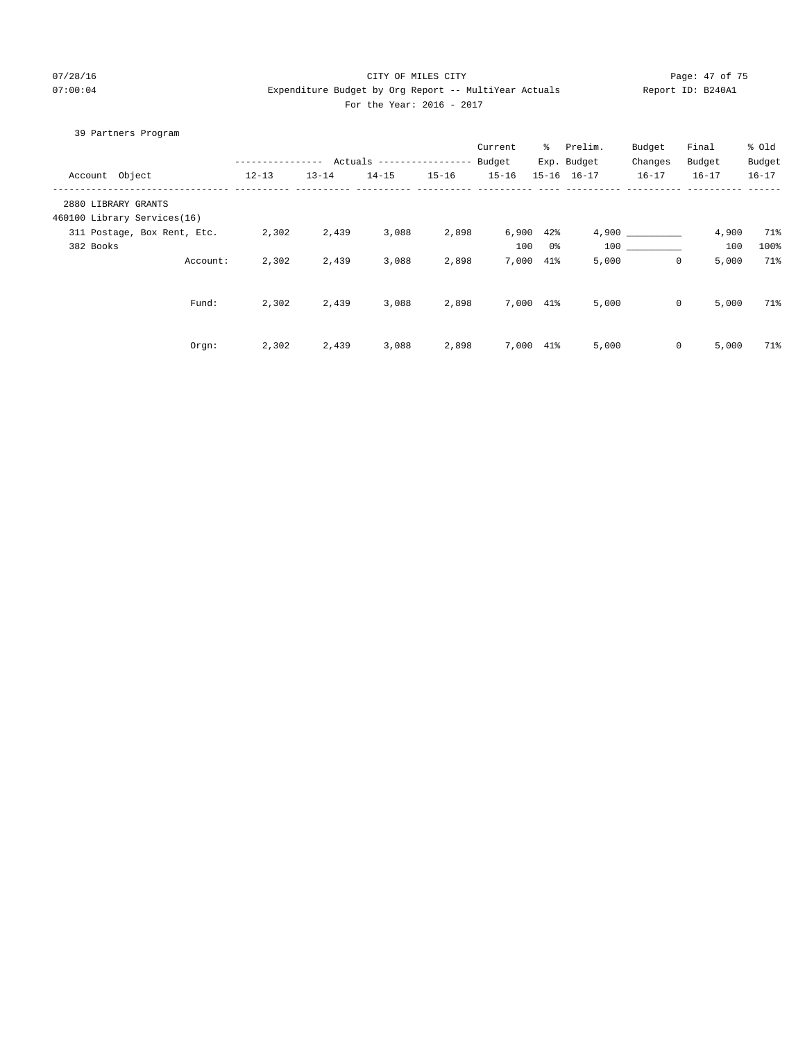CITY OF MILES CITY

Expenditure Budget by Org Report -- MultiYear Actuals

For the Year: 2016 - 2017

39 Partners Program

| Account Object | Actuals 12-13 | Actuals 13-14 | Actuals 14-15 | Actuals 15-16 | Current Budget 15-16 | % Exp. 15-16 | Prelim. Budget 16-17 | Budget Changes 16-17 | Final Budget 16-17 | % Old Budget 16-17 |
|---|---|---|---|---|---|---|---|---|---|---|
| 2880 LIBRARY GRANTS | | | | | | | | | | |
| 460100 Library Services(16) | | | | | | | | | | |
| 311 Postage, Box Rent, Etc. | 2,302 | 2,439 | 3,088 | 2,898 | 6,900 | 42% | 4,900 | __________ | 4,900 | 71% |
| 382 Books | | | | | 100 | 0% | 100 | __________ | 100 | 100% |
| Account: | 2,302 | 2,439 | 3,088 | 2,898 | 7,000 | 41% | 5,000 | 0 | 5,000 | 71% |
| Fund: | 2,302 | 2,439 | 3,088 | 2,898 | 7,000 | 41% | 5,000 | 0 | 5,000 | 71% |
| Orgn: | 2,302 | 2,439 | 3,088 | 2,898 | 7,000 | 41% | 5,000 | 0 | 5,000 | 71% |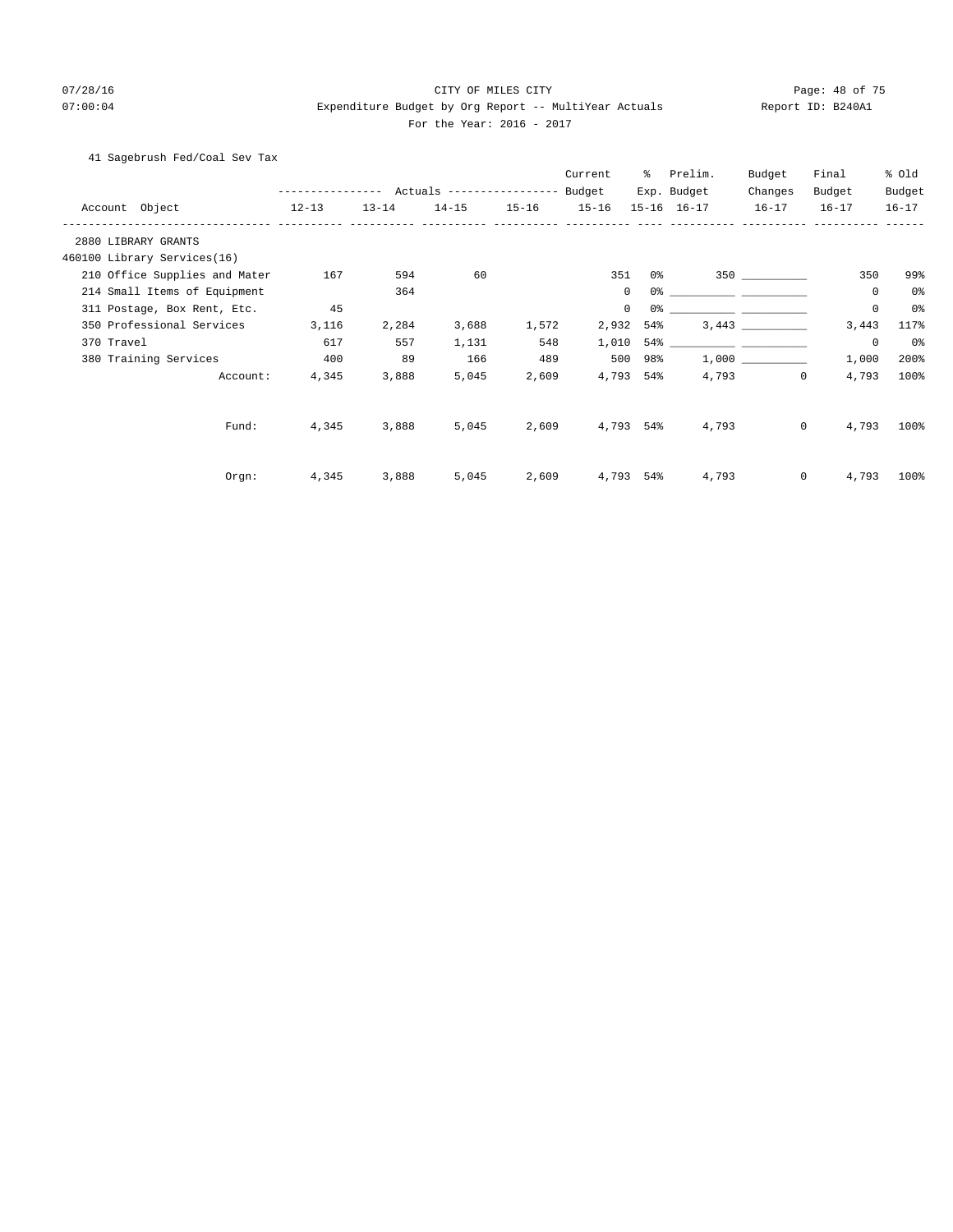CITY OF MILES CITY
Expenditure Budget by Org Report -- MultiYear Actuals
For the Year: 2016 - 2017

41 Sagebrush Fed/Coal Sev Tax

| Account Object | Actuals 12-13 | Actuals 13-14 | Actuals 14-15 | Actuals 15-16 | Current Budget 15-16 | % Exp. 15-16 | Prelim. Budget 16-17 | Budget Changes 16-17 | Final Budget 16-17 | % Old Budget 16-17 |
|---|---|---|---|---|---|---|---|---|---|---|
| 2880 LIBRARY GRANTS | | | | | | | | | | |
| 460100 Library Services(16) | | | | | | | | | | |
| 210 Office Supplies and Mater | 167 | 594 | 60 | | 351 | 0% | 350 | __________ | 350 | 99% |
| 214 Small Items of Equipment | | 364 | | | 0 | 0% | __________ | __________ | 0 | 0% |
| 311 Postage, Box Rent, Etc. | 45 | | | | 0 | 0% | __________ | __________ | 0 | 0% |
| 350 Professional Services | 3,116 | 2,284 | 3,688 | 1,572 | 2,932 | 54% | 3,443 | __________ | 3,443 | 117% |
| 370 Travel | 617 | 557 | 1,131 | 548 | 1,010 | 54% | __________ | __________ | 0 | 0% |
| 380 Training Services | 400 | 89 | 166 | 489 | 500 | 98% | 1,000 | __________ | 1,000 | 200% |
| Account: | 4,345 | 3,888 | 5,045 | 2,609 | 4,793 | 54% | 4,793 | 0 | 4,793 | 100% |
| Fund: | 4,345 | 3,888 | 5,045 | 2,609 | 4,793 | 54% | 4,793 | 0 | 4,793 | 100% |
| Orgn: | 4,345 | 3,888 | 5,045 | 2,609 | 4,793 | 54% | 4,793 | 0 | 4,793 | 100% |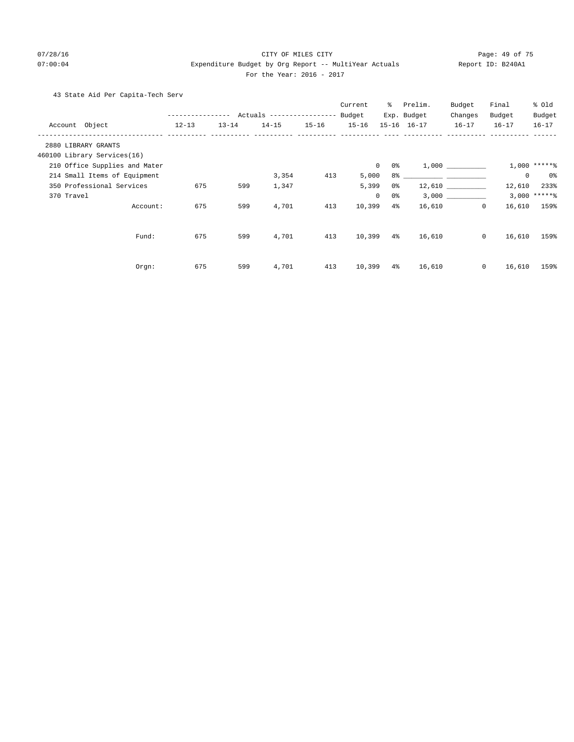CITY OF MILES CITY

Expenditure Budget by Org Report -- MultiYear Actuals

For the Year: 2016 - 2017

43 State Aid Per Capita-Tech Serv

| Account Object | Actuals 12-13 | Actuals 13-14 | Actuals 14-15 | Actuals 15-16 | Current Budget 15-16 | % Exp. 15-16 | Prelim. Budget 16-17 | Budget Changes 16-17 | Final Budget 16-17 | % Old Budget 16-17 |
|---|---|---|---|---|---|---|---|---|---|---|
| 2880 LIBRARY GRANTS | | | | | | | | | | |
| 460100 Library Services(16) | | | | | | | | | | |
| 210 Office Supplies and Mater | | | | | 0 | 0% | 1,000 | __________ | 1,000 | *****% |
| 214 Small Items of Equipment | | | 3,354 | 413 | 5,000 | 8% | __________ | __________ | 0 | 0% |
| 350 Professional Services | 675 | 599 | 1,347 | | 5,399 | 0% | 12,610 | __________ | 12,610 | 233% |
| 370 Travel | | | | | 0 | 0% | 3,000 | __________ | 3,000 | *****% |
| Account: | 675 | 599 | 4,701 | 413 | 10,399 | 4% | 16,610 | 0 | 16,610 | 159% |
| Fund: | 675 | 599 | 4,701 | 413 | 10,399 | 4% | 16,610 | 0 | 16,610 | 159% |
| Orgn: | 675 | 599 | 4,701 | 413 | 10,399 | 4% | 16,610 | 0 | 16,610 | 159% |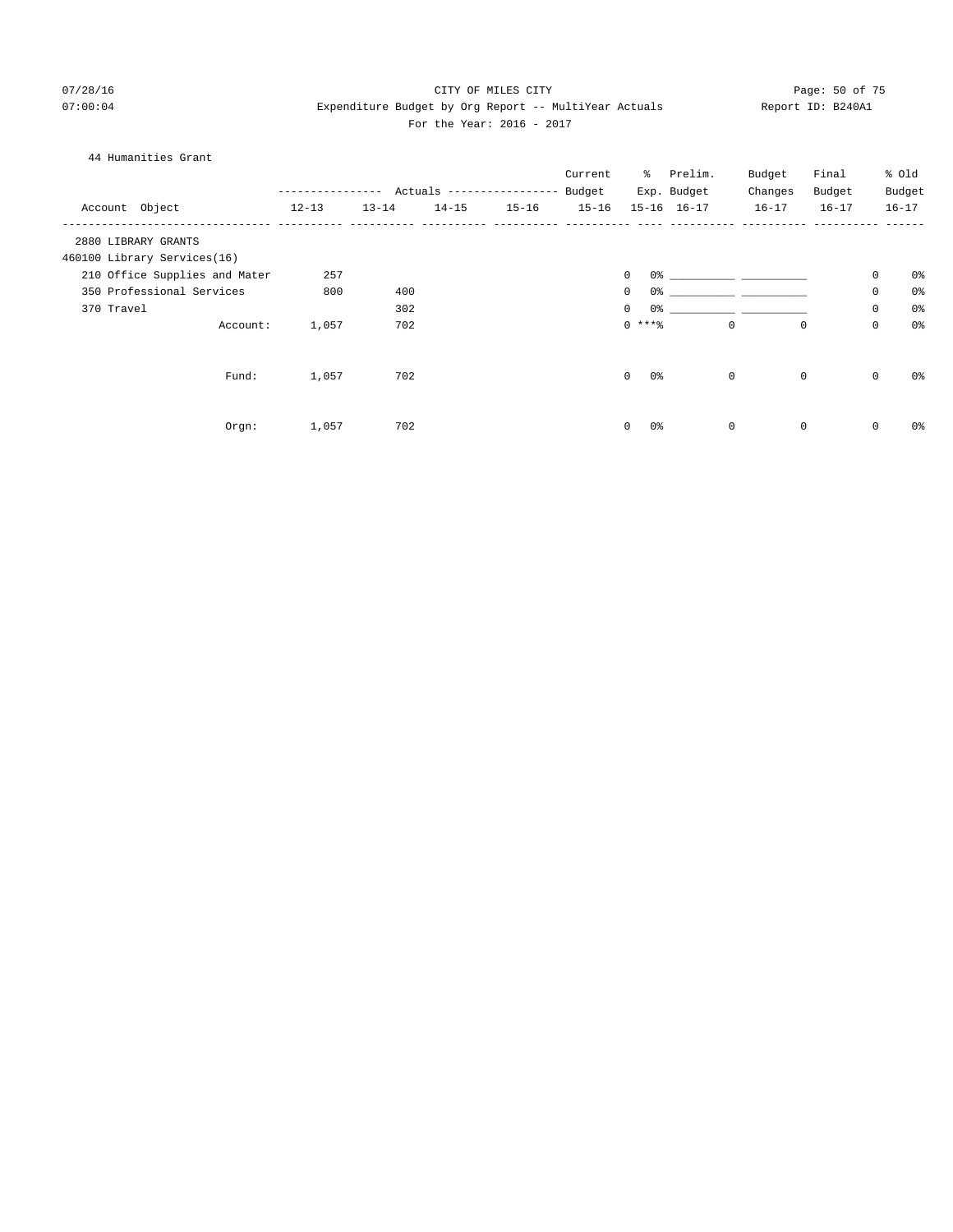CITY OF MILES CITY

Expenditure Budget by Org Report -- MultiYear Actuals

For the Year: 2016 - 2017

07/28/16
07:00:04

Report ID: B240A1

44 Humanities Grant

| Account Object | Actuals 12-13 | Actuals 13-14 | Actuals 14-15 | Actuals 15-16 | Current Budget 15-16 | % Exp. 15-16 | Prelim. Budget 16-17 | Budget Changes 16-17 | Final Budget 16-17 | % Old Budget 16-17 |
|---|---|---|---|---|---|---|---|---|---|---|
| 2880 LIBRARY GRANTS | | | | | | | | | | |
| 460100 Library Services(16) | | | | | | | | | | |
| 210 Office Supplies and Mater | 257 | | | | 0 | 0% | ___________ | ___________ | 0 | 0% |
| 350 Professional Services | 800 | 400 | | | 0 | 0% | ___________ | ___________ | 0 | 0% |
| 370 Travel | | 302 | | | 0 | 0% | ___________ | ___________ | 0 | 0% |
| Account: | 1,057 | 702 | | | 0 | ***% | 0 | 0 | 0 | 0% |
| Fund: | 1,057 | 702 | | | 0 | 0% | 0 | 0 | 0 | 0% |
| Orgn: | 1,057 | 702 | | | 0 | 0% | 0 | 0 | 0 | 0% |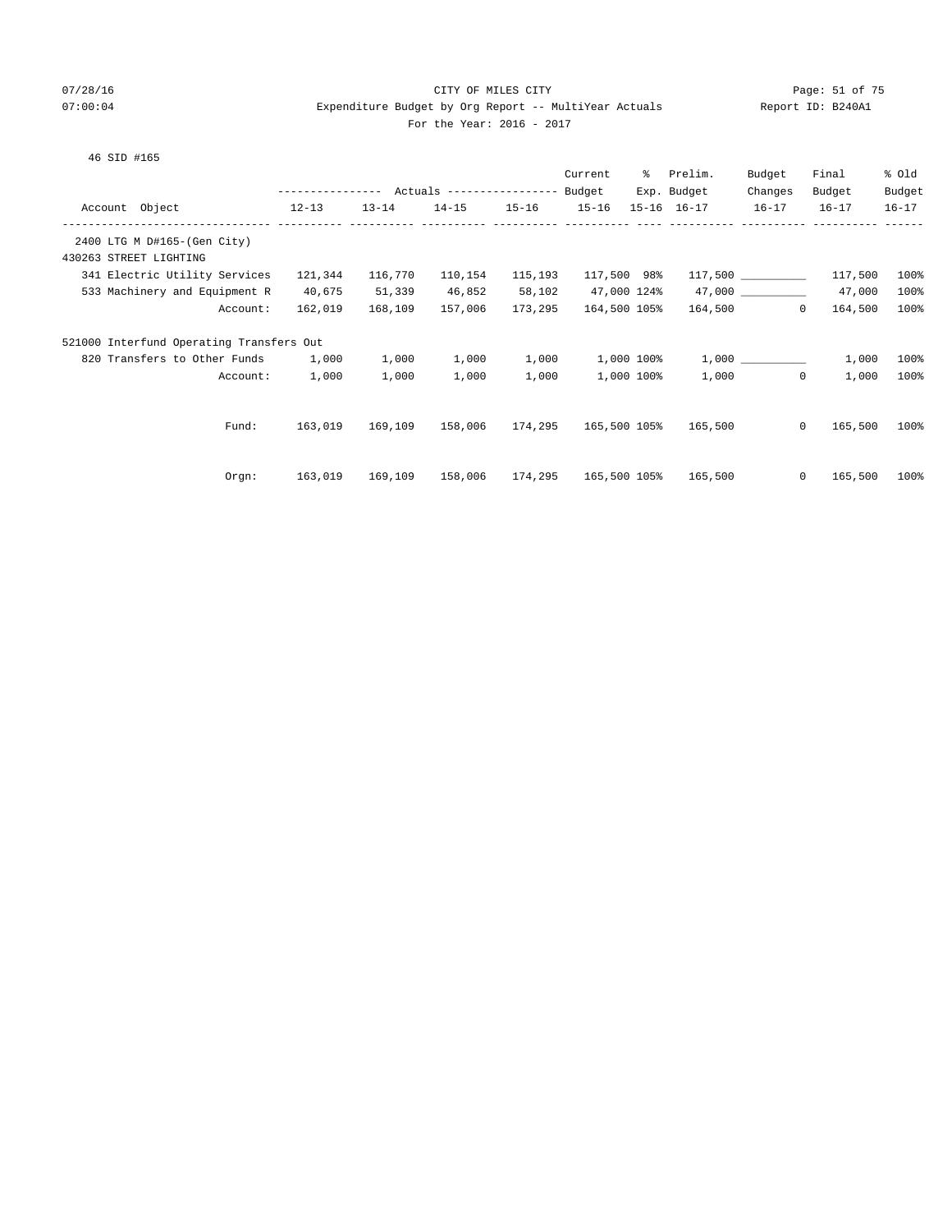CITY OF MILES CITY

Expenditure Budget by Org Report -- MultiYear Actuals

For the Year: 2016 - 2017

46 SID #165

| Account Object | Actuals 12-13 | Actuals 13-14 | Actuals 14-15 | Actuals 15-16 | Current Budget 15-16 | % Exp. 15-16 | Prelim. Budget 16-17 | Budget Changes 16-17 | Final Budget 16-17 | % Old Budget 16-17 |
|---|---|---|---|---|---|---|---|---|---|---|
| 2400 LTG M D#165-(Gen City) | | | | | | | | | | |
| 430263 STREET LIGHTING | | | | | | | | | | |
| 341 Electric Utility Services | 121,344 | 116,770 | 110,154 | 115,193 | 117,500 | 98% | 117,500 | __________ | 117,500 | 100% |
| 533 Machinery and Equipment R | 40,675 | 51,339 | 46,852 | 58,102 | 47,000 | 124% | 47,000 | __________ | 47,000 | 100% |
| Account: | 162,019 | 168,109 | 157,006 | 173,295 | 164,500 | 105% | 164,500 | 0 | 164,500 | 100% |
| 521000 Interfund Operating Transfers Out | | | | | | | | | | |
| 820 Transfers to Other Funds | 1,000 | 1,000 | 1,000 | 1,000 | 1,000 | 100% | 1,000 | __________ | 1,000 | 100% |
| Account: | 1,000 | 1,000 | 1,000 | 1,000 | 1,000 | 100% | 1,000 | 0 | 1,000 | 100% |
| Fund: | 163,019 | 169,109 | 158,006 | 174,295 | 165,500 | 105% | 165,500 | 0 | 165,500 | 100% |
| Orgn: | 163,019 | 169,109 | 158,006 | 174,295 | 165,500 | 105% | 165,500 | 0 | 165,500 | 100% |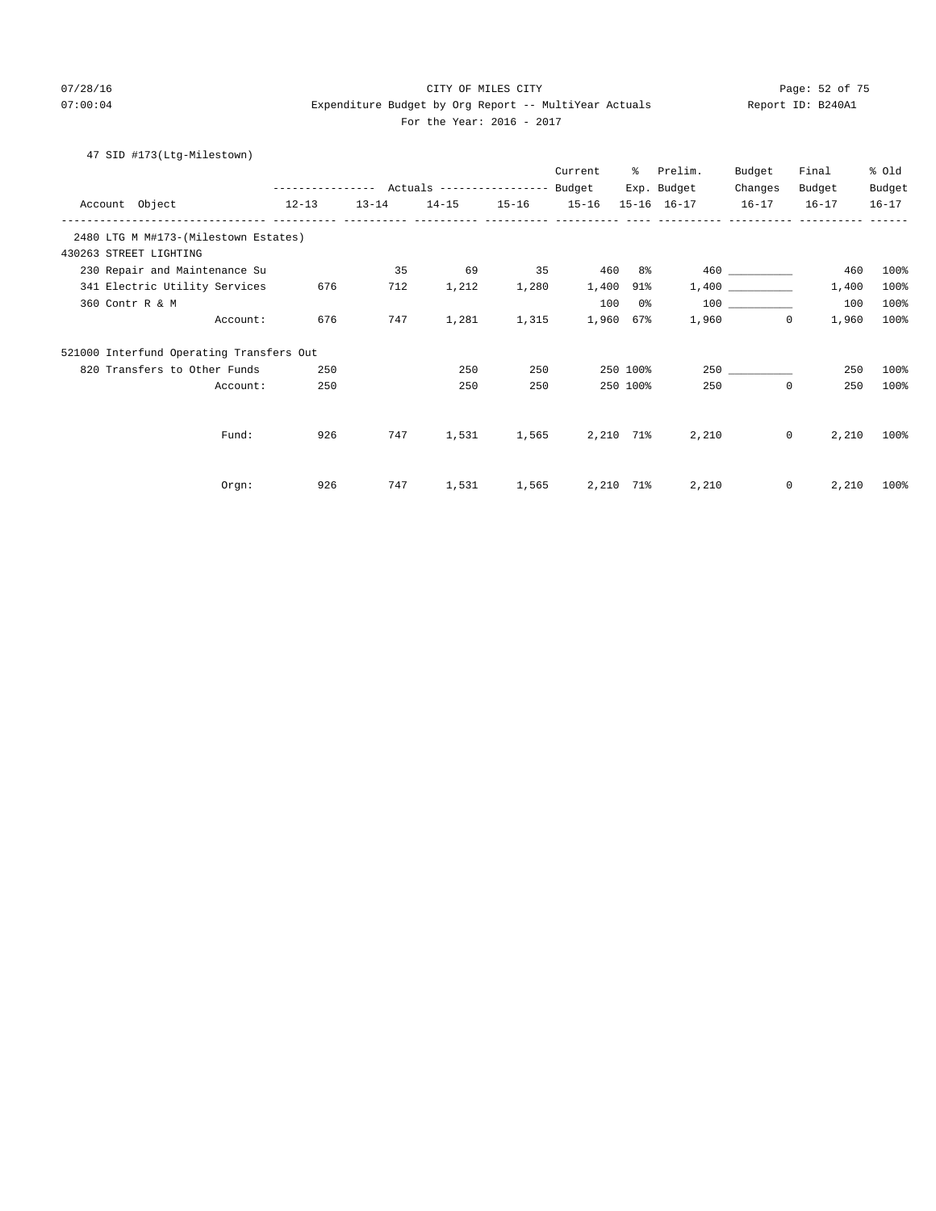CITY OF MILES CITY

Expenditure Budget by Org Report -- MultiYear Actuals

For the Year: 2016 - 2017

07/28/16 07:00:04 Report ID: B240A1

47 SID #173(Ltg-Milestown)

| Account Object | Actuals 12-13 | Actuals 13-14 | Actuals 14-15 | Actuals 15-16 | Current Budget 15-16 | % Exp. 15-16 | Prelim. Budget 16-17 | Budget Changes 16-17 | Final Budget 16-17 | % Old Budget 16-17 |
|---|---|---|---|---|---|---|---|---|---|---|
| 2480 LTG M M#173-(Milestown Estates) | | | | | | | | | | |
| 430263 STREET LIGHTING | | | | | | | | | | |
| 230 Repair and Maintenance Su | | 35 | 69 | 35 | 460 | 8% | 460 | __________ | 460 | 100% |
| 341 Electric Utility Services | 676 | 712 | 1,212 | 1,280 | 1,400 | 91% | 1,400 | __________ | 1,400 | 100% |
| 360 Contr R & M | | | | | 100 | 0% | 100 | __________ | 100 | 100% |
| Account: | 676 | 747 | 1,281 | 1,315 | 1,960 | 67% | 1,960 | 0 | 1,960 | 100% |
| 521000 Interfund Operating Transfers Out | | | | | | | | | | |
| 820 Transfers to Other Funds | 250 | | 250 | 250 | 250 | 100% | 250 | __________ | 250 | 100% |
| Account: | 250 | | 250 | 250 | 250 | 100% | 250 | 0 | 250 | 100% |
| Fund: | 926 | 747 | 1,531 | 1,565 | 2,210 | 71% | 2,210 | 0 | 2,210 | 100% |
| Orgn: | 926 | 747 | 1,531 | 1,565 | 2,210 | 71% | 2,210 | 0 | 2,210 | 100% |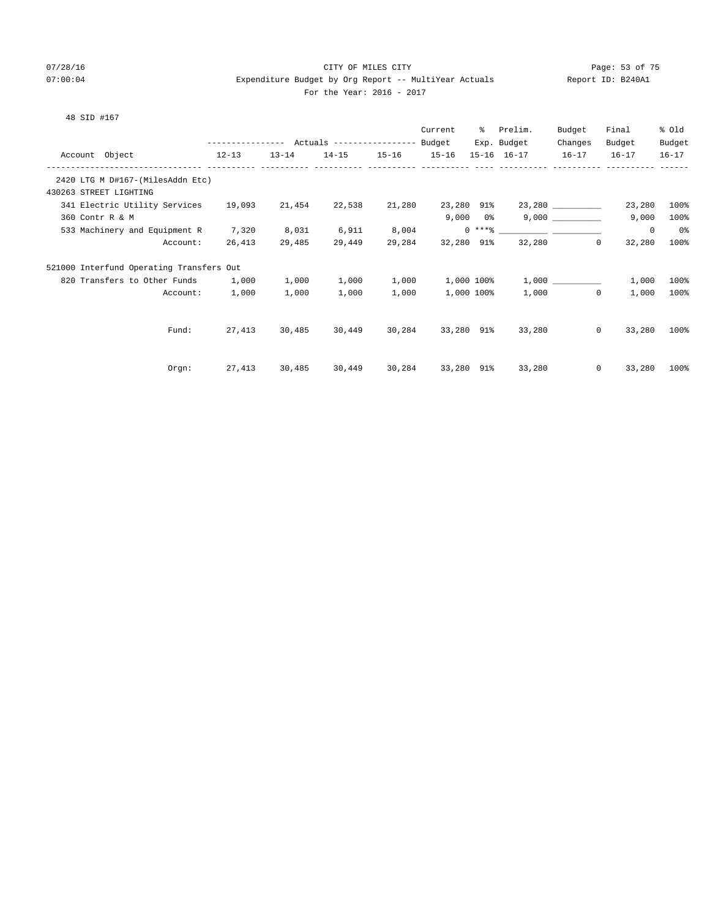CITY OF MILES CITY

Expenditure Budget by Org Report -- MultiYear Actuals

For the Year: 2016 - 2017

07/28/16 07:00:04 Report ID: B240A1

48 SID #167

| Account Object | Actuals 12-13 | Actuals 13-14 | Actuals 14-15 | Actuals 15-16 | Current Budget 15-16 | % Exp. 15-16 | Prelim. Budget 16-17 | Budget Changes 16-17 | Final Budget 16-17 | % Old Budget 16-17 |
|---|---|---|---|---|---|---|---|---|---|---|
| 2420 LTG M D#167-(MilesAddn Etc) | | | | | | | | | | |
| 430263 STREET LIGHTING | | | | | | | | | | |
| 341 Electric Utility Services | 19,093 | 21,454 | 22,538 | 21,280 | 23,280 | 91% | 23,280 | __________ | 23,280 | 100% |
| 360 Contr R & M | | | | | 9,000 | 0% | 9,000 | __________ | 9,000 | 100% |
| 533 Machinery and Equipment R | 7,320 | 8,031 | 6,911 | 8,004 | 0 | ***% | __________ | __________ | 0 | 0% |
| Account: | 26,413 | 29,485 | 29,449 | 29,284 | 32,280 | 91% | 32,280 | 0 | 32,280 | 100% |
| 521000 Interfund Operating Transfers Out | | | | | | | | | | |
| 820 Transfers to Other Funds | 1,000 | 1,000 | 1,000 | 1,000 | 1,000 | 100% | 1,000 | __________ | 1,000 | 100% |
| Account: | 1,000 | 1,000 | 1,000 | 1,000 | 1,000 | 100% | 1,000 | 0 | 1,000 | 100% |
| Fund: | 27,413 | 30,485 | 30,449 | 30,284 | 33,280 | 91% | 33,280 | 0 | 33,280 | 100% |
| Orgn: | 27,413 | 30,485 | 30,449 | 30,284 | 33,280 | 91% | 33,280 | 0 | 33,280 | 100% |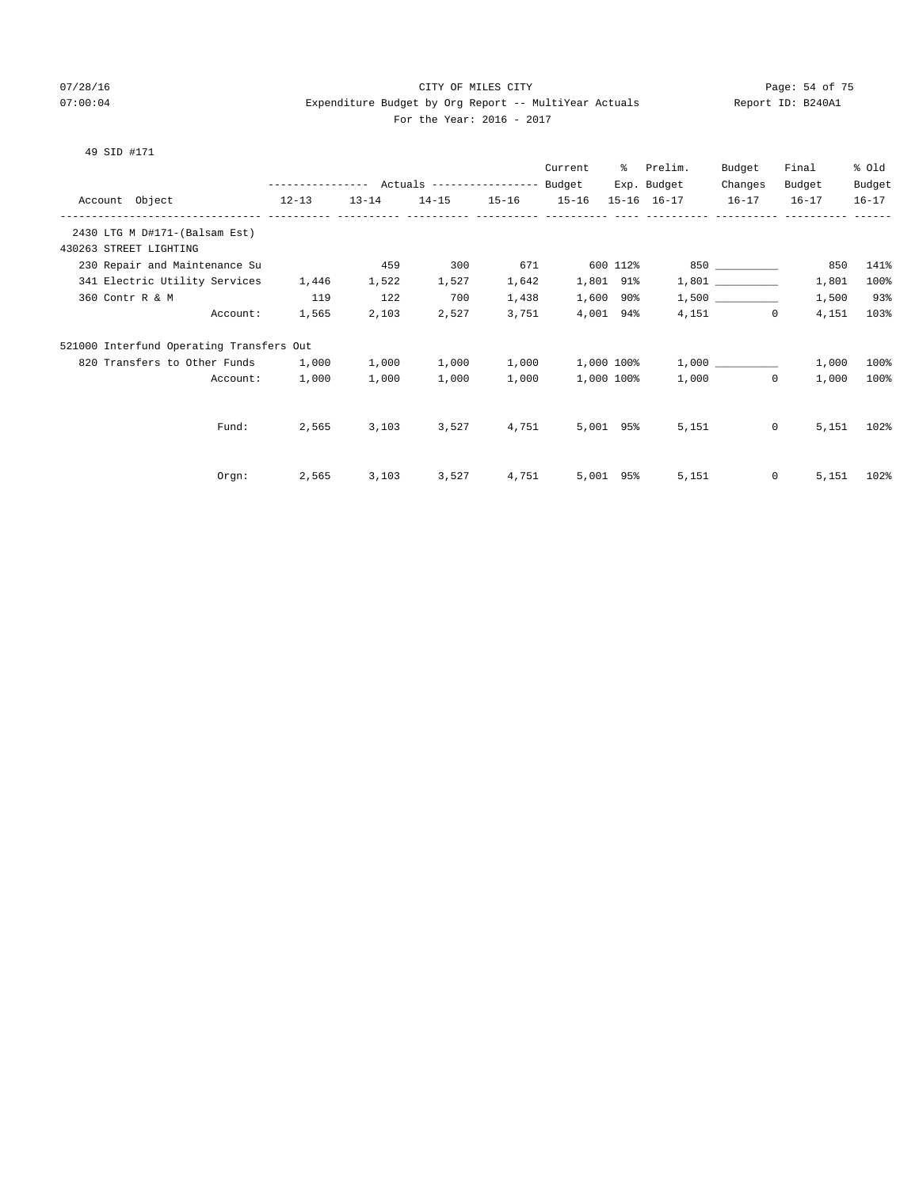CITY OF MILES CITY

Expenditure Budget by Org Report -- MultiYear Actuals

For the Year: 2016 - 2017

07/28/16 07:00:04 — Report ID: B240A1

49 SID #171

| Account Object | Actuals 12-13 | Actuals 13-14 | Actuals 14-15 | Actuals 15-16 | Current Budget 15-16 | % Exp. 15-16 | Prelim. Budget 16-17 | Budget Changes 16-17 | Final Budget 16-17 | % Old Budget 16-17 |
|---|---|---|---|---|---|---|---|---|---|---|
| 2430 LTG M D#171-(Balsam Est) | | | | | | | | | | |
| 430263 STREET LIGHTING | | | | | | | | | | |
| 230 Repair and Maintenance Su | | 459 | 300 | 671 | 600 | 112% | 850 | __________ | 850 | 141% |
| 341 Electric Utility Services | 1,446 | 1,522 | 1,527 | 1,642 | 1,801 | 91% | 1,801 | __________ | 1,801 | 100% |
| 360 Contr R & M | 119 | 122 | 700 | 1,438 | 1,600 | 90% | 1,500 | __________ | 1,500 | 93% |
| Account: | 1,565 | 2,103 | 2,527 | 3,751 | 4,001 | 94% | 4,151 | 0 | 4,151 | 103% |
| 521000 Interfund Operating Transfers Out | | | | | | | | | | |
| 820 Transfers to Other Funds | 1,000 | 1,000 | 1,000 | 1,000 | 1,000 | 100% | 1,000 | __________ | 1,000 | 100% |
| Account: | 1,000 | 1,000 | 1,000 | 1,000 | 1,000 | 100% | 1,000 | 0 | 1,000 | 100% |
| Fund: | 2,565 | 3,103 | 3,527 | 4,751 | 5,001 | 95% | 5,151 | 0 | 5,151 | 102% |
| Orgn: | 2,565 | 3,103 | 3,527 | 4,751 | 5,001 | 95% | 5,151 | 0 | 5,151 | 102% |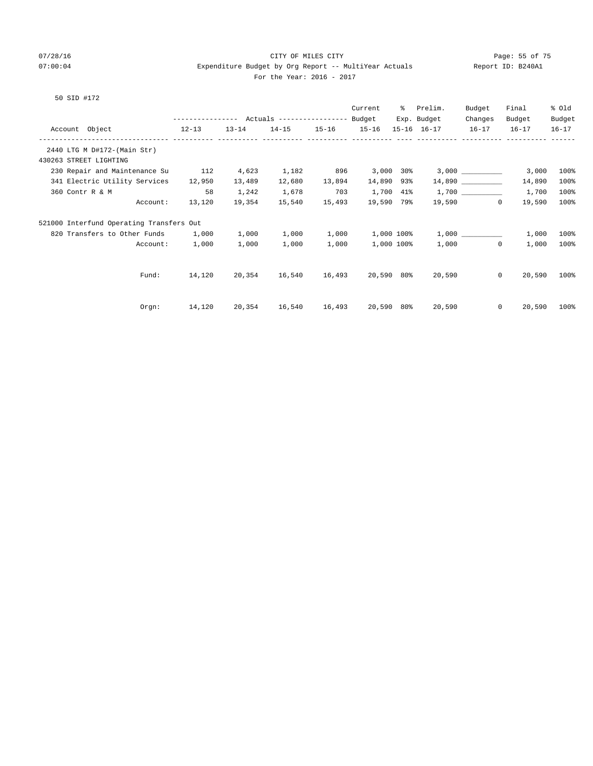07/28/16 CITY OF MILES CITY
07:00:04 Expenditure Budget by Org Report -- MultiYear Actuals Report ID: B240A1
For the Year: 2016 - 2017

50 SID #172

| Account Object | Actuals 12-13 | Actuals 13-14 | Actuals 14-15 | Actuals 15-16 | Current Budget 15-16 | % Exp. 15-16 | Prelim. Budget 16-17 | Budget Changes 16-17 | Final Budget 16-17 | % Old Budget 16-17 |
|---|---|---|---|---|---|---|---|---|---|---|
| 2440 LTG M D#172-(Main Str) | | | | | | | | | | |
| 430263 STREET LIGHTING | | | | | | | | | | |
| 230 Repair and Maintenance Su | 112 | 4,623 | 1,182 | 896 | 3,000 | 30% | 3,000 | __________ | 3,000 | 100% |
| 341 Electric Utility Services | 12,950 | 13,489 | 12,680 | 13,894 | 14,890 | 93% | 14,890 | __________ | 14,890 | 100% |
| 360 Contr R & M | 58 | 1,242 | 1,678 | 703 | 1,700 | 41% | 1,700 | __________ | 1,700 | 100% |
| Account: | 13,120 | 19,354 | 15,540 | 15,493 | 19,590 | 79% | 19,590 | 0 | 19,590 | 100% |
| 521000 Interfund Operating Transfers Out | | | | | | | | | | |
| 820 Transfers to Other Funds | 1,000 | 1,000 | 1,000 | 1,000 | 1,000 | 100% | 1,000 | __________ | 1,000 | 100% |
| Account: | 1,000 | 1,000 | 1,000 | 1,000 | 1,000 | 100% | 1,000 | 0 | 1,000 | 100% |
| Fund: | 14,120 | 20,354 | 16,540 | 16,493 | 20,590 | 80% | 20,590 | 0 | 20,590 | 100% |
| Orgn: | 14,120 | 20,354 | 16,540 | 16,493 | 20,590 | 80% | 20,590 | 0 | 20,590 | 100% |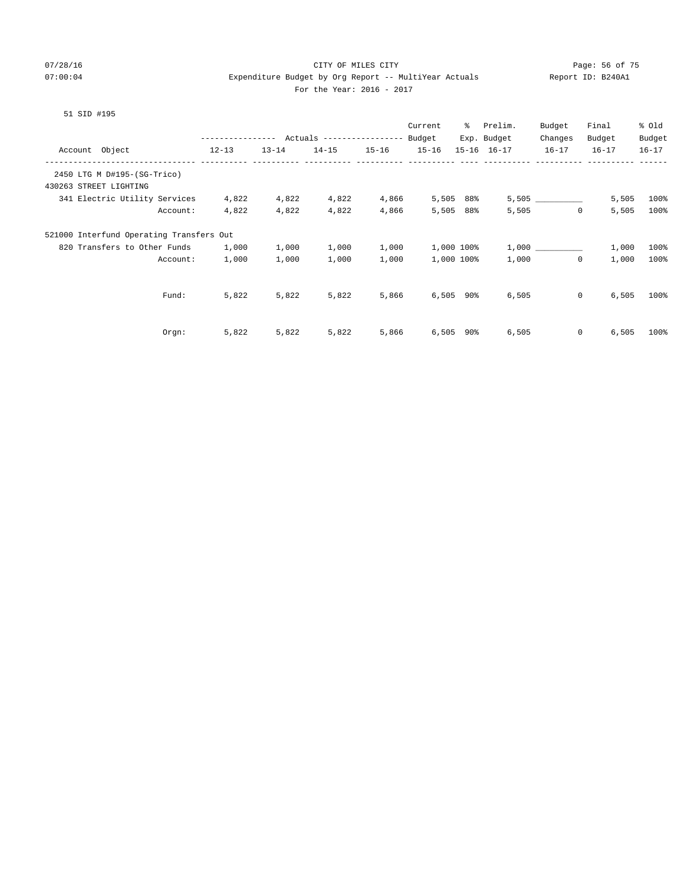CITY OF MILES CITY

Expenditure Budget by Org Report -- MultiYear Actuals

For the Year: 2016 - 2017

07/28/16 07:00:04 Report ID: B240A1

51 SID #195

| Account Object | Actuals 12-13 | Actuals 13-14 | Actuals 14-15 | Actuals 15-16 | Current Budget 15-16 | % Exp. 15-16 | Prelim. Budget 16-17 | Budget Changes 16-17 | Final Budget 16-17 | % Old Budget 16-17 |
|---|---|---|---|---|---|---|---|---|---|---|
| 2450 LTG M D#195-(SG-Trico) | | | | | | | | | | |
| 430263 STREET LIGHTING | | | | | | | | | | |
| 341 Electric Utility Services | 4,822 | 4,822 | 4,822 | 4,866 | 5,505 | 88% | 5,505 | __________ | 5,505 | 100% |
| Account: | 4,822 | 4,822 | 4,822 | 4,866 | 5,505 | 88% | 5,505 | 0 | 5,505 | 100% |
| 521000 Interfund Operating Transfers Out | | | | | | | | | | |
| 820 Transfers to Other Funds | 1,000 | 1,000 | 1,000 | 1,000 | 1,000 | 100% | 1,000 | __________ | 1,000 | 100% |
| Account: | 1,000 | 1,000 | 1,000 | 1,000 | 1,000 | 100% | 1,000 | 0 | 1,000 | 100% |
| Fund: | 5,822 | 5,822 | 5,822 | 5,866 | 6,505 | 90% | 6,505 | 0 | 6,505 | 100% |
| Orgn: | 5,822 | 5,822 | 5,822 | 5,866 | 6,505 | 90% | 6,505 | 0 | 6,505 | 100% |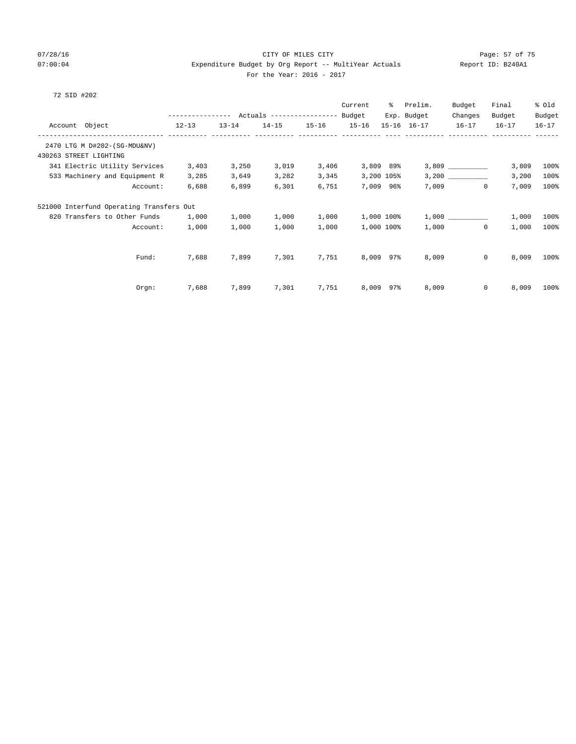CITY OF MILES CITY
Expenditure Budget by Org Report -- MultiYear Actuals
For the Year: 2016 - 2017

72 SID #202

| Account Object | Actuals 12-13 | Actuals 13-14 | Actuals 14-15 | Actuals 15-16 | Current Budget 15-16 | % Exp. 15-16 | Prelim. Budget 16-17 | Budget Changes 16-17 | Final Budget 16-17 | % Old Budget 16-17 |
|---|---|---|---|---|---|---|---|---|---|---|
| 2470 LTG M D#202-(SG-MDU&NV) | | | | | | | | | | |
| 430263 STREET LIGHTING | | | | | | | | | | |
| 341 Electric Utility Services | 3,403 | 3,250 | 3,019 | 3,406 | 3,809 | 89% | 3,809 | __________ | 3,809 | 100% |
| 533 Machinery and Equipment R | 3,285 | 3,649 | 3,282 | 3,345 | 3,200 | 105% | 3,200 | __________ | 3,200 | 100% |
| Account: | 6,688 | 6,899 | 6,301 | 6,751 | 7,009 | 96% | 7,009 | 0 | 7,009 | 100% |
| 521000 Interfund Operating Transfers Out | | | | | | | | | | |
| 820 Transfers to Other Funds | 1,000 | 1,000 | 1,000 | 1,000 | 1,000 | 100% | 1,000 | __________ | 1,000 | 100% |
| Account: | 1,000 | 1,000 | 1,000 | 1,000 | 1,000 | 100% | 1,000 | 0 | 1,000 | 100% |
| Fund: | 7,688 | 7,899 | 7,301 | 7,751 | 8,009 | 97% | 8,009 | 0 | 8,009 | 100% |
| Orgn: | 7,688 | 7,899 | 7,301 | 7,751 | 8,009 | 97% | 8,009 | 0 | 8,009 | 100% |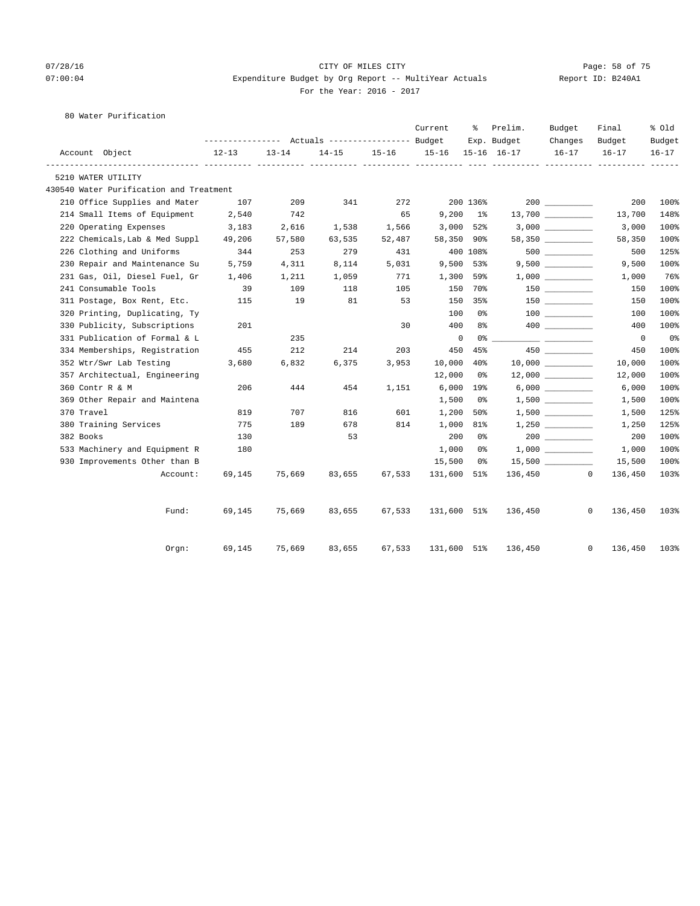07/28/16 CITY OF MILES CITY
07:00:04 Expenditure Budget by Org Report -- MultiYear Actuals Report ID: B240A1
For the Year: 2016 - 2017

80 Water Purification

| Account Object | Actuals 12-13 | Actuals 13-14 | Actuals 14-15 | Actuals 15-16 | Current Budget 15-16 | % Exp. 15-16 | Prelim. Budget 16-17 | Budget Changes 16-17 | Final Budget 16-17 | % Old Budget 16-17 |
|---|---|---|---|---|---|---|---|---|---|---|
| 5210 WATER UTILITY | | | | | | | | | | |
| 430540 Water Purification and Treatment | | | | | | | | | | |
| 210 Office Supplies and Mater | 107 | 209 | 341 | 272 | 200 | 136% | 200 | __________ | 200 | 100% |
| 214 Small Items of Equipment | 2,540 | 742 | | 65 | 9,200 | 1% | 13,700 | __________ | 13,700 | 148% |
| 220 Operating Expenses | 3,183 | 2,616 | 1,538 | 1,566 | 3,000 | 52% | 3,000 | __________ | 3,000 | 100% |
| 222 Chemicals,Lab & Med Suppl | 49,206 | 57,580 | 63,535 | 52,487 | 58,350 | 90% | 58,350 | __________ | 58,350 | 100% |
| 226 Clothing and Uniforms | 344 | 253 | 279 | 431 | 400 | 108% | 500 | __________ | 500 | 125% |
| 230 Repair and Maintenance Su | 5,759 | 4,311 | 8,114 | 5,031 | 9,500 | 53% | 9,500 | __________ | 9,500 | 100% |
| 231 Gas, Oil, Diesel Fuel, Gr | 1,406 | 1,211 | 1,059 | 771 | 1,300 | 59% | 1,000 | __________ | 1,000 | 76% |
| 241 Consumable Tools | 39 | 109 | 118 | 105 | 150 | 70% | 150 | __________ | 150 | 100% |
| 311 Postage, Box Rent, Etc. | 115 | 19 | 81 | 53 | 150 | 35% | 150 | __________ | 150 | 100% |
| 320 Printing, Duplicating, Ty | | | | | 100 | 0% | 100 | __________ | 100 | 100% |
| 330 Publicity, Subscriptions | 201 | | | 30 | 400 | 8% | 400 | __________ | 400 | 100% |
| 331 Publication of Formal & L | | 235 | | | 0 | 0% | __________ | __________ | 0 | 0% |
| 334 Memberships, Registration | 455 | 212 | 214 | 203 | 450 | 45% | 450 | __________ | 450 | 100% |
| 352 Wtr/Swr Lab Testing | 3,680 | 6,832 | 6,375 | 3,953 | 10,000 | 40% | 10,000 | __________ | 10,000 | 100% |
| 357 Architectual, Engineering | | | | | 12,000 | 0% | 12,000 | __________ | 12,000 | 100% |
| 360 Contr R & M | 206 | 444 | 454 | 1,151 | 6,000 | 19% | 6,000 | __________ | 6,000 | 100% |
| 369 Other Repair and Maintena | | | | | 1,500 | 0% | 1,500 | __________ | 1,500 | 100% |
| 370 Travel | 819 | 707 | 816 | 601 | 1,200 | 50% | 1,500 | __________ | 1,500 | 125% |
| 380 Training Services | 775 | 189 | 678 | 814 | 1,000 | 81% | 1,250 | __________ | 1,250 | 125% |
| 382 Books | 130 | | 53 | | 200 | 0% | 200 | __________ | 200 | 100% |
| 533 Machinery and Equipment R | 180 | | | | 1,000 | 0% | 1,000 | __________ | 1,000 | 100% |
| 930 Improvements Other than B | | | | | 15,500 | 0% | 15,500 | __________ | 15,500 | 100% |
| Account: | 69,145 | 75,669 | 83,655 | 67,533 | 131,600 | 51% | 136,450 | 0 | 136,450 | 103% |
| Fund: | 69,145 | 75,669 | 83,655 | 67,533 | 131,600 | 51% | 136,450 | 0 | 136,450 | 103% |
| Orgn: | 69,145 | 75,669 | 83,655 | 67,533 | 131,600 | 51% | 136,450 | 0 | 136,450 | 103% |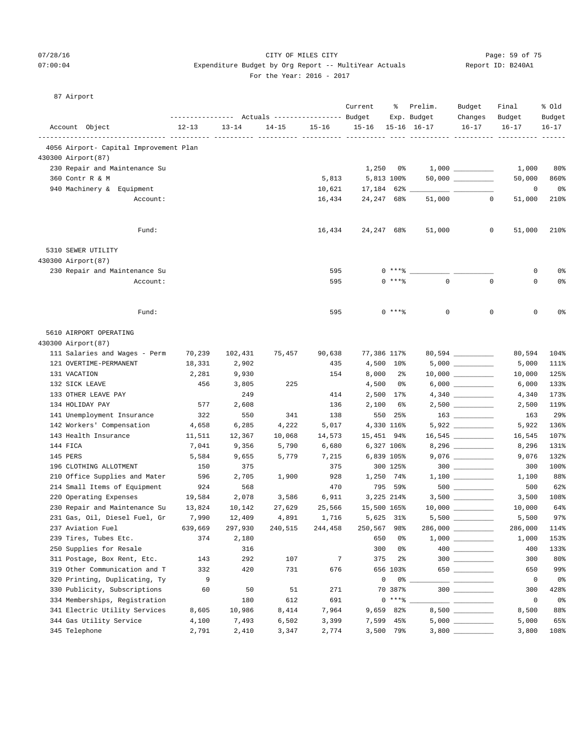CITY OF MILES CITY
Expenditure Budget by Org Report -- MultiYear Actuals
For the Year: 2016 - 2017

87 Airport

| Account Object | Actuals 12-13 | Actuals 13-14 | Actuals 14-15 | Actuals 15-16 | Current Budget 15-16 | % Exp. 15-16 | Prelim. Budget 16-17 | Budget Changes 16-17 | Final Budget 16-17 | % Old Budget 16-17 |
|---|---|---|---|---|---|---|---|---|---|---|
| 4056 Airport- Capital Improvement Plan | | | | | | | | | | |
| 430300 Airport(87) | | | | | | | | | | |
| 230 Repair and Maintenance Su | | | | | 1,250 | 0% | 1,000 | | 1,000 | 80% |
| 360 Contr R & M | | | | 5,813 | 5,813 | 100% | 50,000 | | 50,000 | 860% |
| 940 Machinery & Equipment | | | | 10,621 | 17,184 | 62% | | | 0 | 0% |
| Account: | | | | 16,434 | 24,247 | 68% | 51,000 | 0 | 51,000 | 210% |
| Fund: | | | | 16,434 | 24,247 | 68% | 51,000 | 0 | 51,000 | 210% |
| 5310 SEWER UTILITY | | | | | | | | | | |
| 430300 Airport(87) | | | | | | | | | | |
| 230 Repair and Maintenance Su | | | | 595 | 0 | ***% | | | 0 | 0% |
| Account: | | | | 595 | 0 | ***% | 0 | 0 | 0 | 0% |
| Fund: | | | | 595 | 0 | ***% | 0 | 0 | 0 | 0% |
| 5610 AIRPORT OPERATING | | | | | | | | | | |
| 430300 Airport(87) | | | | | | | | | | |
| 111 Salaries and Wages - Perm | 70,239 | 102,431 | 75,457 | 90,638 | 77,386 | 117% | 80,594 | | 80,594 | 104% |
| 121 OVERTIME-PERMANENT | 18,331 | 2,902 | | 435 | 4,500 | 10% | 5,000 | | 5,000 | 111% |
| 131 VACATION | 2,281 | 9,930 | | 154 | 8,000 | 2% | 10,000 | | 10,000 | 125% |
| 132 SICK LEAVE | 456 | 3,805 | 225 | | 4,500 | 0% | 6,000 | | 6,000 | 133% |
| 133 OTHER LEAVE PAY | | 249 | | 414 | 2,500 | 17% | 4,340 | | 4,340 | 173% |
| 134 HOLIDAY PAY | 577 | 2,608 | | 136 | 2,100 | 6% | 2,500 | | 2,500 | 119% |
| 141 Unemployment Insurance | 322 | 550 | 341 | 138 | 550 | 25% | 163 | | 163 | 29% |
| 142 Workers' Compensation | 4,658 | 6,285 | 4,222 | 5,017 | 4,330 | 116% | 5,922 | | 5,922 | 136% |
| 143 Health Insurance | 11,511 | 12,367 | 10,068 | 14,573 | 15,451 | 94% | 16,545 | | 16,545 | 107% |
| 144 FICA | 7,041 | 9,356 | 5,790 | 6,680 | 6,327 | 106% | 8,296 | | 8,296 | 131% |
| 145 PERS | 5,584 | 9,655 | 5,779 | 7,215 | 6,839 | 105% | 9,076 | | 9,076 | 132% |
| 196 CLOTHING ALLOTMENT | 150 | 375 | | 375 | 300 | 125% | 300 | | 300 | 100% |
| 210 Office Supplies and Mater | 596 | 2,705 | 1,900 | 928 | 1,250 | 74% | 1,100 | | 1,100 | 88% |
| 214 Small Items of Equipment | 924 | 568 | | 470 | 795 | 59% | 500 | | 500 | 62% |
| 220 Operating Expenses | 19,584 | 2,078 | 3,586 | 6,911 | 3,225 | 214% | 3,500 | | 3,500 | 108% |
| 230 Repair and Maintenance Su | 13,824 | 10,142 | 27,629 | 25,566 | 15,500 | 165% | 10,000 | | 10,000 | 64% |
| 231 Gas, Oil, Diesel Fuel, Gr | 7,990 | 12,409 | 4,891 | 1,716 | 5,625 | 31% | 5,500 | | 5,500 | 97% |
| 237 Aviation Fuel | 639,669 | 297,930 | 240,515 | 244,458 | 250,567 | 98% | 286,000 | | 286,000 | 114% |
| 239 Tires, Tubes Etc. | 374 | 2,180 | | | 650 | 0% | 1,000 | | 1,000 | 153% |
| 250 Supplies for Resale | | 316 | | | 300 | 0% | 400 | | 400 | 133% |
| 311 Postage, Box Rent, Etc. | 143 | 292 | 107 | 7 | 375 | 2% | 300 | | 300 | 80% |
| 319 Other Communication and T | 332 | 420 | 731 | 676 | 656 | 103% | 650 | | 650 | 99% |
| 320 Printing, Duplicating, Ty | 9 | | | | 0 | 0% | | | 0 | 0% |
| 330 Publicity, Subscriptions | 60 | 50 | 51 | 271 | 70 | 387% | 300 | | 300 | 428% |
| 334 Memberships, Registration | | 180 | 612 | 691 | 0 | ***% | | | 0 | 0% |
| 341 Electric Utility Services | 8,605 | 10,986 | 8,414 | 7,964 | 9,659 | 82% | 8,500 | | 8,500 | 88% |
| 344 Gas Utility Service | 4,100 | 7,493 | 6,502 | 3,399 | 7,599 | 45% | 5,000 | | 5,000 | 65% |
| 345 Telephone | 2,791 | 2,410 | 3,347 | 2,774 | 3,500 | 79% | 3,800 | | 3,800 | 108% |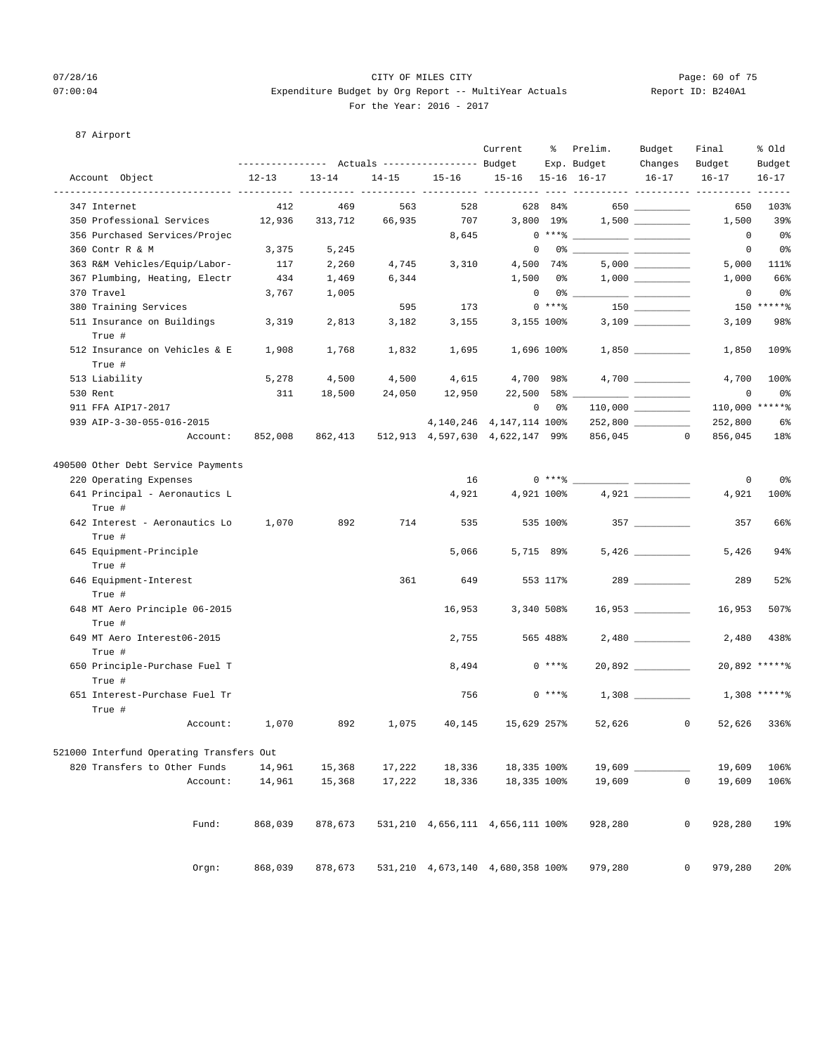CITY OF MILES CITY

Expenditure Budget by Org Report -- MultiYear Actuals

For the Year: 2016 - 2017

07/28/16 07:00:04 Report ID: B240A1

87 Airport

| Account Object | 12-13 | 13-14 | 14-15 | 15-16 | Current Budget 15-16 | % Exp. 15-16 | Prelim. Budget 16-17 | Budget Changes 16-17 | Final Budget 16-17 | % Old Budget 16-17 |
|---|---|---|---|---|---|---|---|---|---|---|
| 347 Internet | 412 | 469 | 563 | 528 | 628 | 84% | 650 | | 650 | 103% |
| 350 Professional Services | 12,936 | 313,712 | 66,935 | 707 | 3,800 | 19% | 1,500 | | 1,500 | 39% |
| 356 Purchased Services/Projec | | | | 8,645 | 0 | ***% | | | 0 | 0% |
| 360 Contr R & M | 3,375 | 5,245 | | | 0 | 0% | | | 0 | 0% |
| 363 R&M Vehicles/Equip/Labor- | 117 | 2,260 | 4,745 | 3,310 | 4,500 | 74% | 5,000 | | 5,000 | 111% |
| 367 Plumbing, Heating, Electr | 434 | 1,469 | 6,344 | | 1,500 | 0% | 1,000 | | 1,000 | 66% |
| 370 Travel | 3,767 | 1,005 | | | 0 | 0% | | | 0 | 0% |
| 380 Training Services | | | 595 | 173 | 0 | ***% | 150 | | 150 | *****% |
| 511 Insurance on Buildings True # | 3,319 | 2,813 | 3,182 | 3,155 | 3,155 | 100% | 3,109 | | 3,109 | 98% |
| 512 Insurance on Vehicles & E True # | 1,908 | 1,768 | 1,832 | 1,695 | 1,696 | 100% | 1,850 | | 1,850 | 109% |
| 513 Liability | 5,278 | 4,500 | 4,500 | 4,615 | 4,700 | 98% | 4,700 | | 4,700 | 100% |
| 530 Rent | 311 | 18,500 | 24,050 | 12,950 | 22,500 | 58% | | | 0 | 0% |
| 911 FFA AIP17-2017 | | | | | 0 | 0% | 110,000 | | 110,000 | *****% |
| 939 AIP-3-30-055-016-2015 | | | | 4,140,246 | 4,147,114 | 100% | 252,800 | | 252,800 | 6% |
| Account: | 852,008 | 862,413 | 512,913 | 4,597,630 | 4,622,147 | 99% | 856,045 | 0 | 856,045 | 18% |
| **490500 Other Debt Service Payments** | | | | | | | | | | |
| 220 Operating Expenses | | | | 16 | 0 | ***% | | | 0 | 0% |
| 641 Principal - Aeronautics L True # | | | | 4,921 | 4,921 | 100% | 4,921 | | 4,921 | 100% |
| 642 Interest - Aeronautics Lo True # | 1,070 | 892 | 714 | 535 | 535 | 100% | 357 | | 357 | 66% |
| 645 Equipment-Principle True # | | | | 5,066 | 5,715 | 89% | 5,426 | | 5,426 | 94% |
| 646 Equipment-Interest True # | | | 361 | 649 | 553 | 117% | 289 | | 289 | 52% |
| 648 MT Aero Principle 06-2015 True # | | | | 16,953 | 3,340 | 508% | 16,953 | | 16,953 | 507% |
| 649 MT Aero Interest06-2015 True # | | | | 2,755 | 565 | 488% | 2,480 | | 2,480 | 438% |
| 650 Principle-Purchase Fuel T True # | | | | 8,494 | 0 | ***% | 20,892 | | 20,892 | *****% |
| 651 Interest-Purchase Fuel Tr True # | | | | 756 | 0 | ***% | 1,308 | | 1,308 | *****% |
| Account: | 1,070 | 892 | 1,075 | 40,145 | 15,629 | 257% | 52,626 | 0 | 52,626 | 336% |
| **521000 Interfund Operating Transfers Out** | | | | | | | | | | |
| 820 Transfers to Other Funds | 14,961 | 15,368 | 17,222 | 18,336 | 18,335 | 100% | 19,609 | | 19,609 | 106% |
| Account: | 14,961 | 15,368 | 17,222 | 18,336 | 18,335 | 100% | 19,609 | 0 | 19,609 | 106% |
| Fund: | 868,039 | 878,673 | 531,210 | 4,656,111 | 4,656,111 | 100% | 928,280 | 0 | 928,280 | 19% |
| Orgn: | 868,039 | 878,673 | 531,210 | 4,673,140 | 4,680,358 | 100% | 979,280 | 0 | 979,280 | 20% |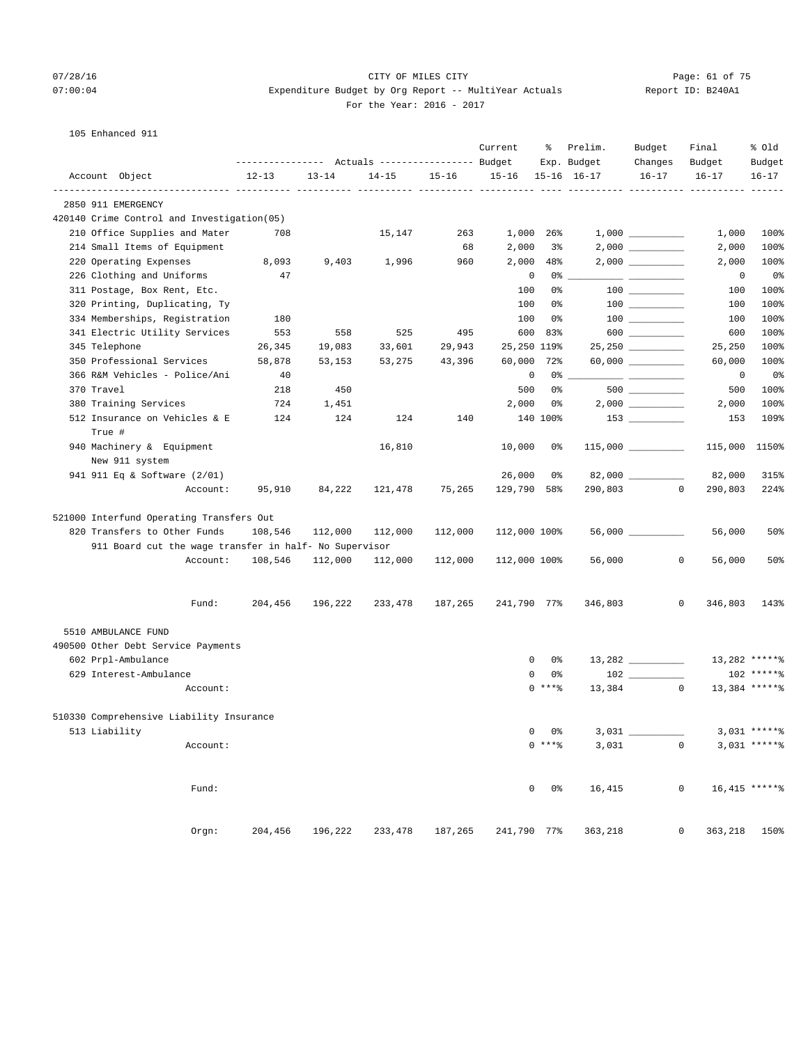CITY OF MILES CITY

Expenditure Budget by Org Report -- MultiYear Actuals

For the Year: 2016 - 2017

Report ID: B240A1

105 Enhanced 911

| Account Object | Actuals 12-13 | Actuals 13-14 | Actuals 14-15 | Actuals 15-16 | Current Budget 15-16 | % Exp. 15-16 | Prelim. Budget 16-17 | Budget Changes 16-17 | Final Budget 16-17 | % Old Budget 16-17 |
|---|---|---|---|---|---|---|---|---|---|---|
| **2850 911 EMERGENCY** | | | | | | | | | | |
| **420140 Crime Control and Investigation(05)** | | | | | | | | | | |
| 210 Office Supplies and Mater | 708 | | 15,147 | 263 | 1,000 | 26% | 1,000 | __________ | 1,000 | 100% |
| 214 Small Items of Equipment | | | | 68 | 2,000 | 3% | 2,000 | __________ | 2,000 | 100% |
| 220 Operating Expenses | 8,093 | 9,403 | 1,996 | 960 | 2,000 | 48% | 2,000 | __________ | 2,000 | 100% |
| 226 Clothing and Uniforms | 47 | | | | 0 | 0% | __________ | __________ | 0 | 0% |
| 311 Postage, Box Rent, Etc. | | | | | 100 | 0% | 100 | __________ | 100 | 100% |
| 320 Printing, Duplicating, Ty | | | | | 100 | 0% | 100 | __________ | 100 | 100% |
| 334 Memberships, Registration | 180 | | | | 100 | 0% | 100 | __________ | 100 | 100% |
| 341 Electric Utility Services | 553 | 558 | 525 | 495 | 600 | 83% | 600 | __________ | 600 | 100% |
| 345 Telephone | 26,345 | 19,083 | 33,601 | 29,943 | 25,250 | 119% | 25,250 | __________ | 25,250 | 100% |
| 350 Professional Services | 58,878 | 53,153 | 53,275 | 43,396 | 60,000 | 72% | 60,000 | __________ | 60,000 | 100% |
| 366 R&M Vehicles - Police/Ani | 40 | | | | 0 | 0% | __________ | __________ | 0 | 0% |
| 370 Travel | 218 | 450 | | | 500 | 0% | 500 | __________ | 500 | 100% |
| 380 Training Services | 724 | 1,451 | | | 2,000 | 0% | 2,000 | __________ | 2,000 | 100% |
| 512 Insurance on Vehicles & E True # | 124 | 124 | 124 | 140 | 140 | 100% | 153 | __________ | 153 | 109% |
| 940 Machinery & Equipment New 911 system | | | 16,810 | | 10,000 | 0% | 115,000 | __________ | 115,000 | 1150% |
| 941 911 Eq & Software (2/01) | | | | | 26,000 | 0% | 82,000 | __________ | 82,000 | 315% |
| Account: | 95,910 | 84,222 | 121,478 | 75,265 | 129,790 | 58% | 290,803 | 0 | 290,803 | 224% |
| **521000 Interfund Operating Transfers Out** | | | | | | | | | | |
| 820 Transfers to Other Funds | 108,546 | 112,000 | 112,000 | 112,000 | 112,000 | 100% | 56,000 | __________ | 56,000 | 50% |
| 911 Board cut the wage transfer in half- No Supervisor | | | | | | | | | | |
| Account: | 108,546 | 112,000 | 112,000 | 112,000 | 112,000 | 100% | 56,000 | 0 | 56,000 | 50% |
| Fund: | 204,456 | 196,222 | 233,478 | 187,265 | 241,790 | 77% | 346,803 | 0 | 346,803 | 143% |
| **5510 AMBULANCE FUND** | | | | | | | | | | |
| **490500 Other Debt Service Payments** | | | | | | | | | | |
| 602 Prpl-Ambulance | | | | | 0 | 0% | 13,282 | __________ | 13,282 | *****% |
| 629 Interest-Ambulance | | | | | 0 | 0% | 102 | __________ | 102 | *****% |
| Account: | | | | | 0 | ***% | 13,384 | 0 | 13,384 | *****% |
| **510330 Comprehensive Liability Insurance** | | | | | | | | | | |
| 513 Liability | | | | | 0 | 0% | 3,031 | __________ | 3,031 | *****% |
| Account: | | | | | 0 | ***% | 3,031 | 0 | 3,031 | *****% |
| Fund: | | | | | 0 | 0% | 16,415 | 0 | 16,415 | *****% |
| Orgn: | 204,456 | 196,222 | 233,478 | 187,265 | 241,790 | 77% | 363,218 | 0 | 363,218 | 150% |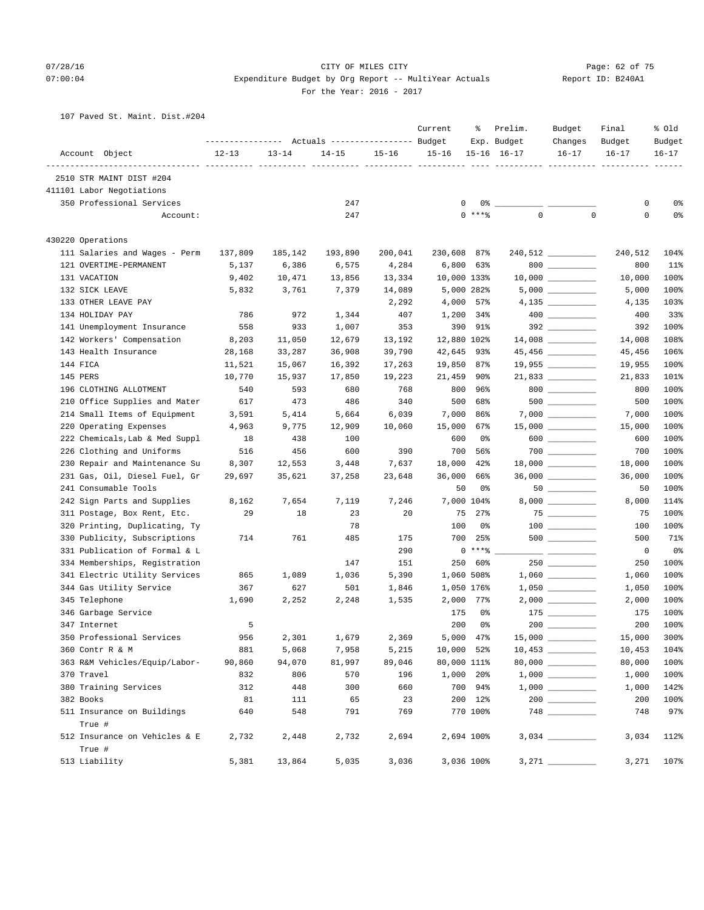# CITY OF MILES CITY

## Expenditure Budget by Org Report -- MultiYear Actuals

For the Year: 2016 - 2017

07/28/16 07:00:04 — Report ID: B240A1

107 Paved St. Maint. Dist.#204

| Account Object | Actuals 12-13 | Actuals 13-14 | Actuals 14-15 | Actuals 15-16 | Current Budget 15-16 | % Exp. 15-16 | Prelim. Budget 16-17 | Budget Changes 16-17 | Final Budget 16-17 | % Old Budget 16-17 |
|---|---|---|---|---|---|---|---|---|---|---|
| **2510 STR MAINT DIST #204** | | | | | | | | | | |
| **411101 Labor Negotiations** | | | | | | | | | | |
| 350 Professional Services | | | 247 | | 0 | 0% | | | 0 | 0% |
| Account: | | | 247 | | 0 | ***% | 0 | 0 | 0 | 0% |
| **430220 Operations** | | | | | | | | | | |
| 111 Salaries and Wages - Perm | 137,809 | 185,142 | 193,890 | 200,041 | 230,608 | 87% | 240,512 | | 240,512 | 104% |
| 121 OVERTIME-PERMANENT | 5,137 | 6,386 | 6,575 | 4,284 | 6,800 | 63% | 800 | | 800 | 11% |
| 131 VACATION | 9,402 | 10,471 | 13,856 | 13,334 | 10,000 | 133% | 10,000 | | 10,000 | 100% |
| 132 SICK LEAVE | 5,832 | 3,761 | 7,379 | 14,089 | 5,000 | 282% | 5,000 | | 5,000 | 100% |
| 133 OTHER LEAVE PAY | | | | 2,292 | 4,000 | 57% | 4,135 | | 4,135 | 103% |
| 134 HOLIDAY PAY | 786 | 972 | 1,344 | 407 | 1,200 | 34% | 400 | | 400 | 33% |
| 141 Unemployment Insurance | 558 | 933 | 1,007 | 353 | 390 | 91% | 392 | | 392 | 100% |
| 142 Workers' Compensation | 8,203 | 11,050 | 12,679 | 13,192 | 12,880 | 102% | 14,008 | | 14,008 | 108% |
| 143 Health Insurance | 28,168 | 33,287 | 36,908 | 39,790 | 42,645 | 93% | 45,456 | | 45,456 | 106% |
| 144 FICA | 11,521 | 15,067 | 16,392 | 17,263 | 19,850 | 87% | 19,955 | | 19,955 | 100% |
| 145 PERS | 10,770 | 15,937 | 17,850 | 19,223 | 21,459 | 90% | 21,833 | | 21,833 | 101% |
| 196 CLOTHING ALLOTMENT | 540 | 593 | 680 | 768 | 800 | 96% | 800 | | 800 | 100% |
| 210 Office Supplies and Mater | 617 | 473 | 486 | 340 | 500 | 68% | 500 | | 500 | 100% |
| 214 Small Items of Equipment | 3,591 | 5,414 | 5,664 | 6,039 | 7,000 | 86% | 7,000 | | 7,000 | 100% |
| 220 Operating Expenses | 4,963 | 9,775 | 12,909 | 10,060 | 15,000 | 67% | 15,000 | | 15,000 | 100% |
| 222 Chemicals,Lab & Med Suppl | 18 | 438 | 100 | | 600 | 0% | 600 | | 600 | 100% |
| 226 Clothing and Uniforms | 516 | 456 | 600 | 390 | 700 | 56% | 700 | | 700 | 100% |
| 230 Repair and Maintenance Su | 8,307 | 12,553 | 3,448 | 7,637 | 18,000 | 42% | 18,000 | | 18,000 | 100% |
| 231 Gas, Oil, Diesel Fuel, Gr | 29,697 | 35,621 | 37,258 | 23,648 | 36,000 | 66% | 36,000 | | 36,000 | 100% |
| 241 Consumable Tools | | | | | 50 | 0% | 50 | | 50 | 100% |
| 242 Sign Parts and Supplies | 8,162 | 7,654 | 7,119 | 7,246 | 7,000 | 104% | 8,000 | | 8,000 | 114% |
| 311 Postage, Box Rent, Etc. | 29 | 18 | 23 | 20 | 75 | 27% | 75 | | 75 | 100% |
| 320 Printing, Duplicating, Ty | | | 78 | | 100 | 0% | 100 | | 100 | 100% |
| 330 Publicity, Subscriptions | 714 | 761 | 485 | 175 | 700 | 25% | 500 | | 500 | 71% |
| 331 Publication of Formal & L | | | | 290 | 0 | ***% | | | 0 | 0% |
| 334 Memberships, Registration | | | 147 | 151 | 250 | 60% | 250 | | 250 | 100% |
| 341 Electric Utility Services | 865 | 1,089 | 1,036 | 5,390 | 1,060 | 508% | 1,060 | | 1,060 | 100% |
| 344 Gas Utility Service | 367 | 627 | 501 | 1,846 | 1,050 | 176% | 1,050 | | 1,050 | 100% |
| 345 Telephone | 1,690 | 2,252 | 2,248 | 1,535 | 2,000 | 77% | 2,000 | | 2,000 | 100% |
| 346 Garbage Service | | | | | 175 | 0% | 175 | | 175 | 100% |
| 347 Internet | 5 | | | | 200 | 0% | 200 | | 200 | 100% |
| 350 Professional Services | 956 | 2,301 | 1,679 | 2,369 | 5,000 | 47% | 15,000 | | 15,000 | 300% |
| 360 Contr R & M | 881 | 5,068 | 7,958 | 5,215 | 10,000 | 52% | 10,453 | | 10,453 | 104% |
| 363 R&M Vehicles/Equip/Labor- | 90,860 | 94,070 | 81,997 | 89,046 | 80,000 | 111% | 80,000 | | 80,000 | 100% |
| 370 Travel | 832 | 806 | 570 | 196 | 1,000 | 20% | 1,000 | | 1,000 | 100% |
| 380 Training Services | 312 | 448 | 300 | 660 | 700 | 94% | 1,000 | | 1,000 | 142% |
| 382 Books | 81 | 111 | 65 | 23 | 200 | 12% | 200 | | 200 | 100% |
| 511 Insurance on Buildings True # | 640 | 548 | 791 | 769 | 770 | 100% | 748 | | 748 | 97% |
| 512 Insurance on Vehicles & E True # | 2,732 | 2,448 | 2,732 | 2,694 | 2,694 | 100% | 3,034 | | 3,034 | 112% |
| 513 Liability | 5,381 | 13,864 | 5,035 | 3,036 | 3,036 | 100% | 3,271 | | 3,271 | 107% |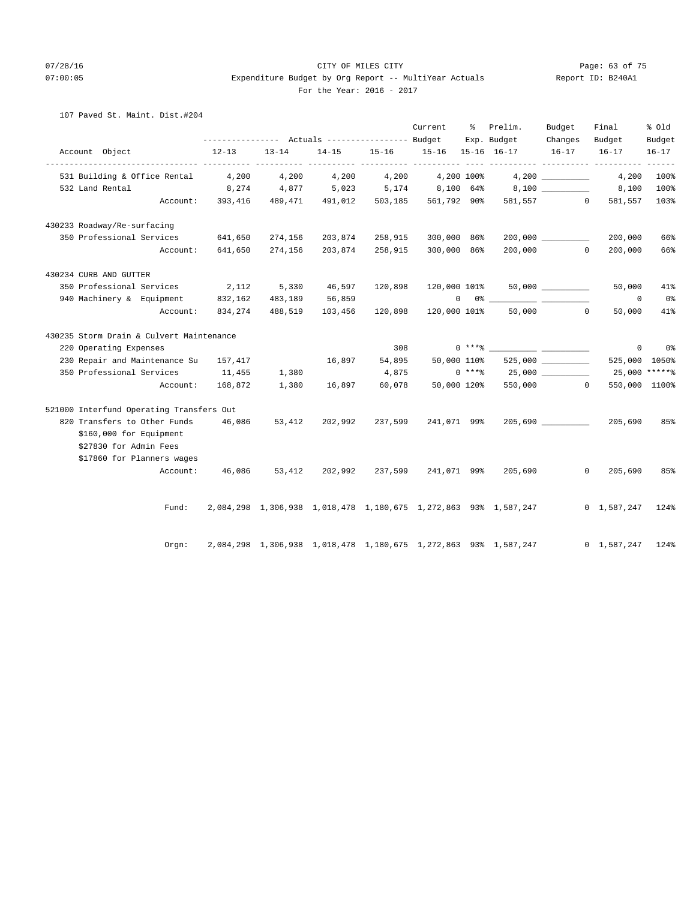CITY OF MILES CITY
Expenditure Budget by Org Report -- MultiYear Actuals
For the Year: 2016 - 2017

107 Paved St. Maint. Dist.#204

| Account Object | Actuals 12-13 | Actuals 13-14 | Actuals 14-15 | Actuals 15-16 | Current Budget 15-16 | % Exp. 15-16 | Prelim. Budget 16-17 | Budget Changes 16-17 | Final Budget 16-17 | % Old Budget 16-17 |
|---|---|---|---|---|---|---|---|---|---|---|
| 531 Building & Office Rental | 4,200 | 4,200 | 4,200 | 4,200 | 4,200 | 100% | 4,200 | | 4,200 | 100% |
| 532 Land Rental | 8,274 | 4,877 | 5,023 | 5,174 | 8,100 | 64% | 8,100 | | 8,100 | 100% |
| Account: | 393,416 | 489,471 | 491,012 | 503,185 | 561,792 | 90% | 581,557 | 0 | 581,557 | 103% |
| **430233 Roadway/Re-surfacing** | | | | | | | | | | |
| 350 Professional Services | 641,650 | 274,156 | 203,874 | 258,915 | 300,000 | 86% | 200,000 | | 200,000 | 66% |
| Account: | 641,650 | 274,156 | 203,874 | 258,915 | 300,000 | 86% | 200,000 | 0 | 200,000 | 66% |
| **430234 CURB AND GUTTER** | | | | | | | | | | |
| 350 Professional Services | 2,112 | 5,330 | 46,597 | 120,898 | 120,000 | 101% | 50,000 | | 50,000 | 41% |
| 940 Machinery & Equipment | 832,162 | 483,189 | 56,859 | | 0 | 0% | | | 0 | 0% |
| Account: | 834,274 | 488,519 | 103,456 | 120,898 | 120,000 | 101% | 50,000 | 0 | 50,000 | 41% |
| **430235 Storm Drain & Culvert Maintenance** | | | | | | | | | | |
| 220 Operating Expenses | | | | 308 | 0 | ***% | | | 0 | 0% |
| 230 Repair and Maintenance Su | 157,417 | | 16,897 | 54,895 | 50,000 | 110% | 525,000 | | 525,000 | 1050% |
| 350 Professional Services | 11,455 | 1,380 | | 4,875 | 0 | ***% | 25,000 | | 25,000 | *****% |
| Account: | 168,872 | 1,380 | 16,897 | 60,078 | 50,000 | 120% | 550,000 | 0 | 550,000 | 1100% |
| **521000 Interfund Operating Transfers Out** | | | | | | | | | | |
| 820 Transfers to Other Funds | 46,086 | 53,412 | 202,992 | 237,599 | 241,071 | 99% | 205,690 | | 205,690 | 85% |
| $160,000 for Equipment | | | | | | | | | | |
| $27830 for Admin Fees | | | | | | | | | | |
| $17860 for Planners wages | | | | | | | | | | |
| Account: | 46,086 | 53,412 | 202,992 | 237,599 | 241,071 | 99% | 205,690 | 0 | 205,690 | 85% |
| Fund: | 2,084,298 | 1,306,938 | 1,018,478 | 1,180,675 | 1,272,863 | 93% | 1,587,247 | 0 | 1,587,247 | 124% |
| Orgn: | 2,084,298 | 1,306,938 | 1,018,478 | 1,180,675 | 1,272,863 | 93% | 1,587,247 | 0 | 1,587,247 | 124% |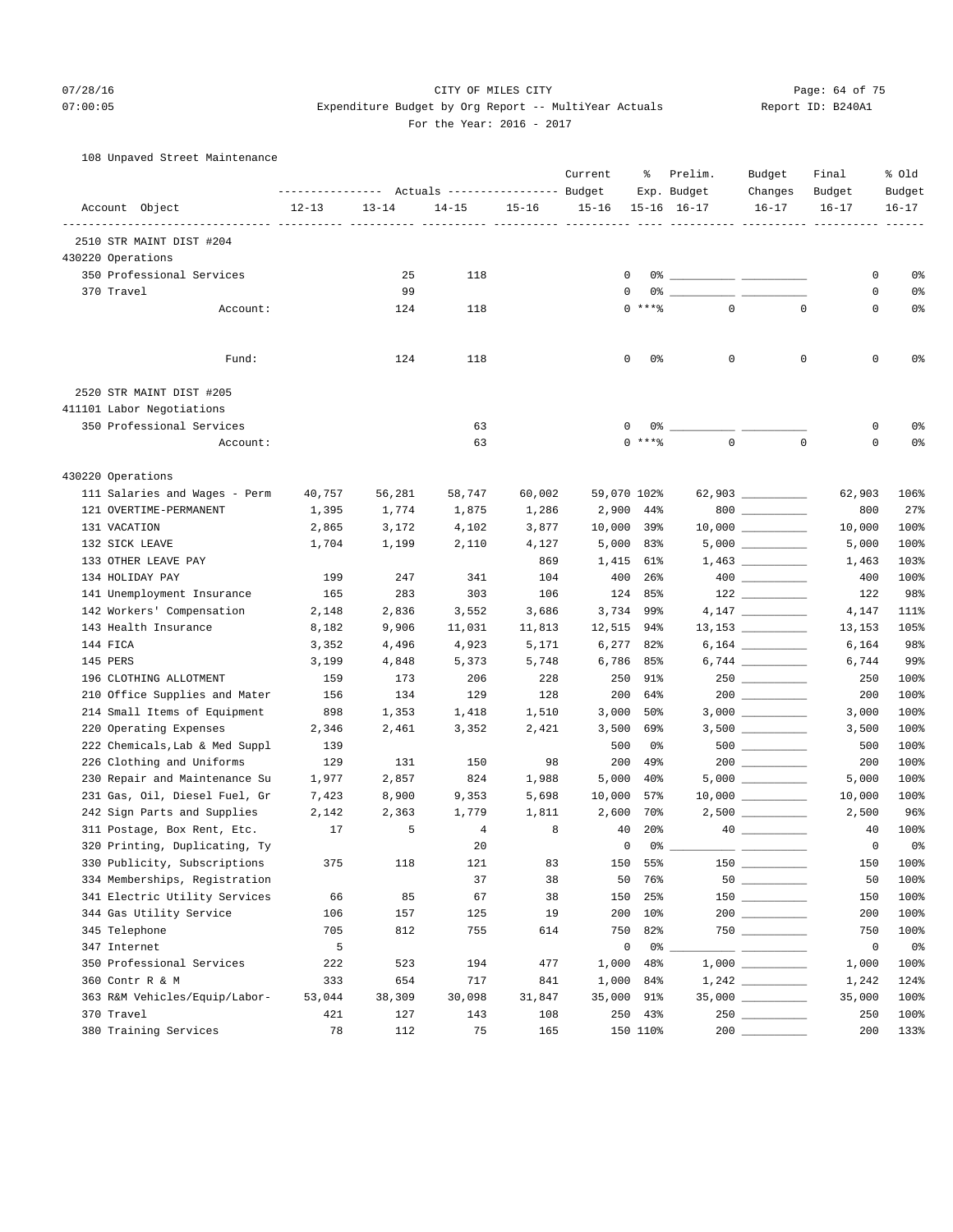# CITY OF MILES CITY

## Expenditure Budget by Org Report -- MultiYear Actuals

For the Year: 2016 - 2017

07/28/16 07:00:05 Report ID: B240A1

108 Unpaved Street Maintenance

| Account Object | Actuals 12-13 | Actuals 13-14 | Actuals 14-15 | Actuals 15-16 | Current Budget 15-16 | % Exp. 15-16 | Prelim. Budget 16-17 | Budget Changes 16-17 | Final Budget 16-17 | % Old Budget 16-17 |
|---|---|---|---|---|---|---|---|---|---|---|
| **2510 STR MAINT DIST #204** | | | | | | | | | | |
| 430220 Operations | | | | | | | | | | |
| 350 Professional Services | | 25 | 118 | | 0 | 0% | | | 0 | 0% |
| 370 Travel | | 99 | | | 0 | 0% | | | 0 | 0% |
| Account: | | 124 | 118 | | 0 | ***% | 0 | 0 | 0 | 0% |
| Fund: | | 124 | 118 | | 0 | 0% | 0 | 0 | 0 | 0% |
| **2520 STR MAINT DIST #205** | | | | | | | | | | |
| 411101 Labor Negotiations | | | | | | | | | | |
| 350 Professional Services | | | 63 | | 0 | 0% | | | 0 | 0% |
| Account: | | | 63 | | 0 | ***% | 0 | 0 | 0 | 0% |
| 430220 Operations | | | | | | | | | | |
| 111 Salaries and Wages - Perm | 40,757 | 56,281 | 58,747 | 60,002 | 59,070 | 102% | 62,903 | | 62,903 | 106% |
| 121 OVERTIME-PERMANENT | 1,395 | 1,774 | 1,875 | 1,286 | 2,900 | 44% | 800 | | 800 | 27% |
| 131 VACATION | 2,865 | 3,172 | 4,102 | 3,877 | 10,000 | 39% | 10,000 | | 10,000 | 100% |
| 132 SICK LEAVE | 1,704 | 1,199 | 2,110 | 4,127 | 5,000 | 83% | 5,000 | | 5,000 | 100% |
| 133 OTHER LEAVE PAY | | | | 869 | 1,415 | 61% | 1,463 | | 1,463 | 103% |
| 134 HOLIDAY PAY | 199 | 247 | 341 | 104 | 400 | 26% | 400 | | 400 | 100% |
| 141 Unemployment Insurance | 165 | 283 | 303 | 106 | 124 | 85% | 122 | | 122 | 98% |
| 142 Workers' Compensation | 2,148 | 2,836 | 3,552 | 3,686 | 3,734 | 99% | 4,147 | | 4,147 | 111% |
| 143 Health Insurance | 8,182 | 9,906 | 11,031 | 11,813 | 12,515 | 94% | 13,153 | | 13,153 | 105% |
| 144 FICA | 3,352 | 4,496 | 4,923 | 5,171 | 6,277 | 82% | 6,164 | | 6,164 | 98% |
| 145 PERS | 3,199 | 4,848 | 5,373 | 5,748 | 6,786 | 85% | 6,744 | | 6,744 | 99% |
| 196 CLOTHING ALLOTMENT | 159 | 173 | 206 | 228 | 250 | 91% | 250 | | 250 | 100% |
| 210 Office Supplies and Mater | 156 | 134 | 129 | 128 | 200 | 64% | 200 | | 200 | 100% |
| 214 Small Items of Equipment | 898 | 1,353 | 1,418 | 1,510 | 3,000 | 50% | 3,000 | | 3,000 | 100% |
| 220 Operating Expenses | 2,346 | 2,461 | 3,352 | 2,421 | 3,500 | 69% | 3,500 | | 3,500 | 100% |
| 222 Chemicals,Lab & Med Suppl | 139 | | | | 500 | 0% | 500 | | 500 | 100% |
| 226 Clothing and Uniforms | 129 | 131 | 150 | 98 | 200 | 49% | 200 | | 200 | 100% |
| 230 Repair and Maintenance Su | 1,977 | 2,857 | 824 | 1,988 | 5,000 | 40% | 5,000 | | 5,000 | 100% |
| 231 Gas, Oil, Diesel Fuel, Gr | 7,423 | 8,900 | 9,353 | 5,698 | 10,000 | 57% | 10,000 | | 10,000 | 100% |
| 242 Sign Parts and Supplies | 2,142 | 2,363 | 1,779 | 1,811 | 2,600 | 70% | 2,500 | | 2,500 | 96% |
| 311 Postage, Box Rent, Etc. | 17 | 5 | 4 | 8 | 40 | 20% | 40 | | 40 | 100% |
| 320 Printing, Duplicating, Ty | | | 20 | | 0 | 0% | | | 0 | 0% |
| 330 Publicity, Subscriptions | 375 | 118 | 121 | 83 | 150 | 55% | 150 | | 150 | 100% |
| 334 Memberships, Registration | | | 37 | 38 | 50 | 76% | 50 | | 50 | 100% |
| 341 Electric Utility Services | 66 | 85 | 67 | 38 | 150 | 25% | 150 | | 150 | 100% |
| 344 Gas Utility Service | 106 | 157 | 125 | 19 | 200 | 10% | 200 | | 200 | 100% |
| 345 Telephone | 705 | 812 | 755 | 614 | 750 | 82% | 750 | | 750 | 100% |
| 347 Internet | 5 | | | | 0 | 0% | | | 0 | 0% |
| 350 Professional Services | 222 | 523 | 194 | 477 | 1,000 | 48% | 1,000 | | 1,000 | 100% |
| 360 Contr R & M | 333 | 654 | 717 | 841 | 1,000 | 84% | 1,242 | | 1,242 | 124% |
| 363 R&M Vehicles/Equip/Labor- | 53,044 | 38,309 | 30,098 | 31,847 | 35,000 | 91% | 35,000 | | 35,000 | 100% |
| 370 Travel | 421 | 127 | 143 | 108 | 250 | 43% | 250 | | 250 | 100% |
| 380 Training Services | 78 | 112 | 75 | 165 | 150 | 110% | 200 | | 200 | 133% |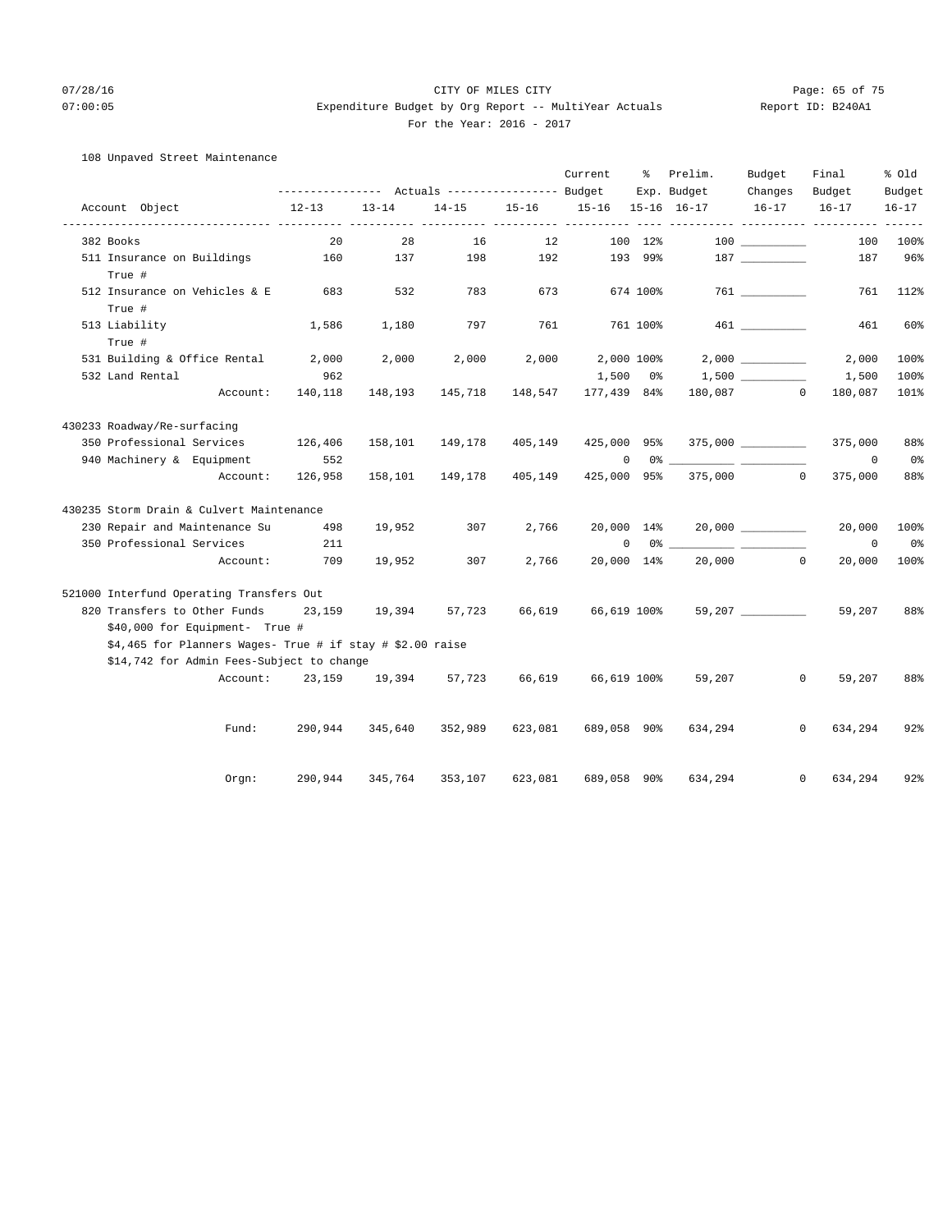CITY OF MILES CITY

Expenditure Budget by Org Report -- MultiYear Actuals

For the Year: 2016 - 2017

07/28/16 07:00:05 Report ID: B240A1

108 Unpaved Street Maintenance

| Account Object | Actuals 12-13 | Actuals 13-14 | Actuals 14-15 | Actuals 15-16 | Current Budget 15-16 | % Exp. 15-16 | Prelim. Budget 16-17 | Budget Changes 16-17 | Final Budget 16-17 | % Old Budget 16-17 |
|---|---|---|---|---|---|---|---|---|---|---|
| 382 Books | 20 | 28 | 16 | 12 | 100 | 12% | 100 | __________ | 100 | 100% |
| 511 Insurance on Buildings | 160 | 137 | 198 | 192 | 193 | 99% | 187 | __________ | 187 | 96% |
| True # | | | | | | | | | | |
| 512 Insurance on Vehicles & E | 683 | 532 | 783 | 673 | 674 | 100% | 761 | __________ | 761 | 112% |
| True # | | | | | | | | | | |
| 513 Liability | 1,586 | 1,180 | 797 | 761 | 761 | 100% | 461 | __________ | 461 | 60% |
| True # | | | | | | | | | | |
| 531 Building & Office Rental | 2,000 | 2,000 | 2,000 | 2,000 | 2,000 | 100% | 2,000 | __________ | 2,000 | 100% |
| 532 Land Rental | 962 | | | | 1,500 | 0% | 1,500 | __________ | 1,500 | 100% |
| Account: | 140,118 | 148,193 | 145,718 | 148,547 | 177,439 | 84% | 180,087 | 0 | 180,087 | 101% |
| **430233 Roadway/Re-surfacing** | | | | | | | | | | |
| 350 Professional Services | 126,406 | 158,101 | 149,178 | 405,149 | 425,000 | 95% | 375,000 | __________ | 375,000 | 88% |
| 940 Machinery & Equipment | 552 | | | | 0 | 0% | __________ | __________ | 0 | 0% |
| Account: | 126,958 | 158,101 | 149,178 | 405,149 | 425,000 | 95% | 375,000 | 0 | 375,000 | 88% |
| **430235 Storm Drain & Culvert Maintenance** | | | | | | | | | | |
| 230 Repair and Maintenance Su | 498 | 19,952 | 307 | 2,766 | 20,000 | 14% | 20,000 | __________ | 20,000 | 100% |
| 350 Professional Services | 211 | | | | 0 | 0% | __________ | __________ | 0 | 0% |
| Account: | 709 | 19,952 | 307 | 2,766 | 20,000 | 14% | 20,000 | 0 | 20,000 | 100% |
| **521000 Interfund Operating Transfers Out** | | | | | | | | | | |
| 820 Transfers to Other Funds | 23,159 | 19,394 | 57,723 | 66,619 | 66,619 | 100% | 59,207 | __________ | 59,207 | 88% |
| $40,000 for Equipment- True # | | | | | | | | | | |
| $4,465 for Planners Wages- True # if stay # $2.00 raise | | | | | | | | | | |
| $14,742 for Admin Fees-Subject to change | | | | | | | | | | |
| Account: | 23,159 | 19,394 | 57,723 | 66,619 | 66,619 | 100% | 59,207 | 0 | 59,207 | 88% |
| Fund: | 290,944 | 345,640 | 352,989 | 623,081 | 689,058 | 90% | 634,294 | 0 | 634,294 | 92% |
| Orgn: | 290,944 | 345,764 | 353,107 | 623,081 | 689,058 | 90% | 634,294 | 0 | 634,294 | 92% |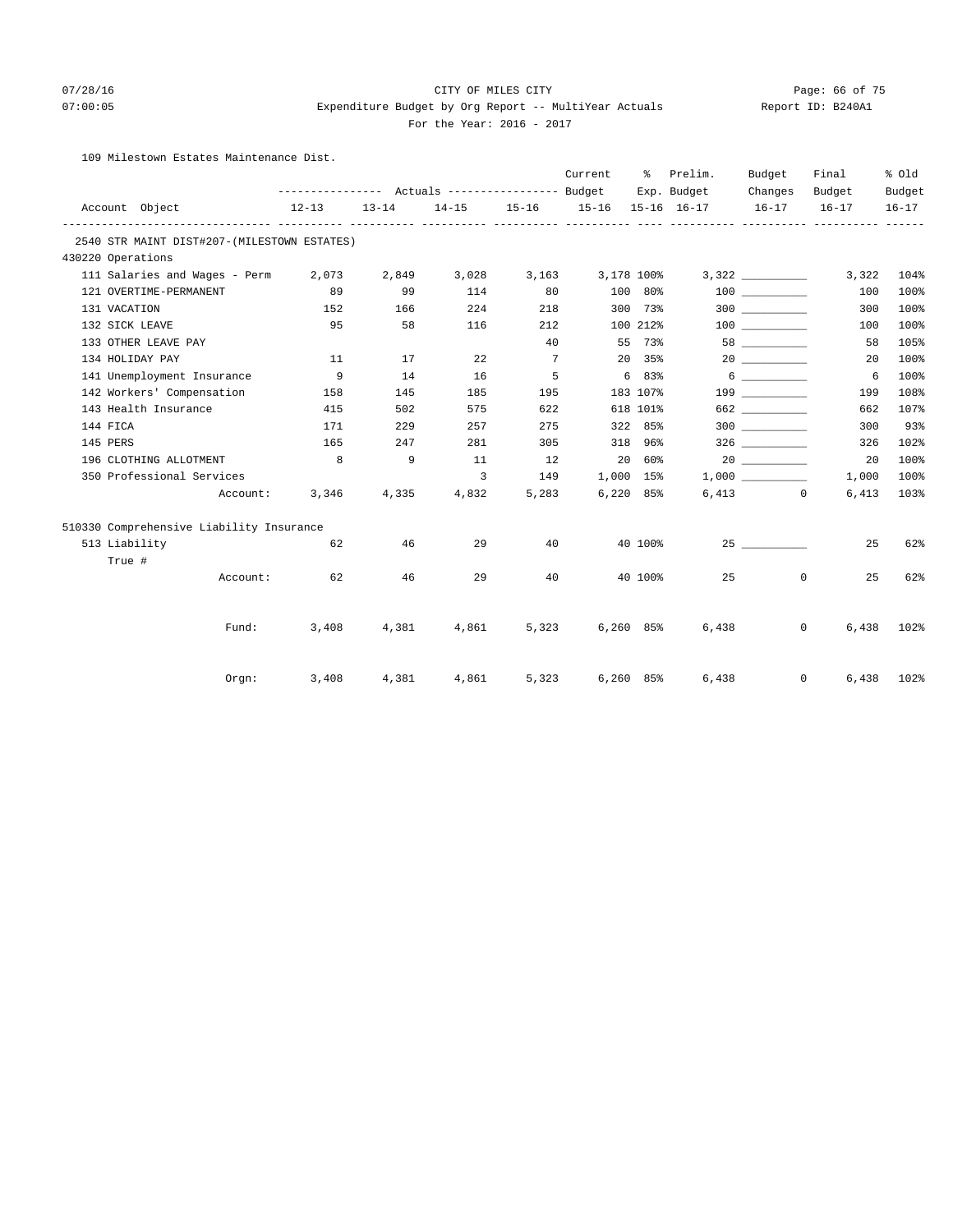CITY OF MILES CITY
Expenditure Budget by Org Report -- MultiYear Actuals
For the Year: 2016 - 2017

07/28/16
07:00:05

Report ID: B240A1

109 Milestown Estates Maintenance Dist.

| Account Object | Actuals 12-13 | Actuals 13-14 | Actuals 14-15 | Actuals 15-16 | Current Budget 15-16 | % Exp. 15-16 | Prelim. Budget 16-17 | Budget Changes 16-17 | Final Budget 16-17 | % Old Budget 16-17 |
|---|---|---|---|---|---|---|---|---|---|---|
| **2540 STR MAINT DIST#207-(MILESTOWN ESTATES)** | | | | | | | | | | |
| **430220 Operations** | | | | | | | | | | |
| 111 Salaries and Wages - Perm | 2,073 | 2,849 | 3,028 | 3,163 | 3,178 | 100% | 3,322 | __________ | 3,322 | 104% |
| 121 OVERTIME-PERMANENT | 89 | 99 | 114 | 80 | 100 | 80% | 100 | __________ | 100 | 100% |
| 131 VACATION | 152 | 166 | 224 | 218 | 300 | 73% | 300 | __________ | 300 | 100% |
| 132 SICK LEAVE | 95 | 58 | 116 | 212 | 100 | 212% | 100 | __________ | 100 | 100% |
| 133 OTHER LEAVE PAY | | | | 40 | 55 | 73% | 58 | __________ | 58 | 105% |
| 134 HOLIDAY PAY | 11 | 17 | 22 | 7 | 20 | 35% | 20 | __________ | 20 | 100% |
| 141 Unemployment Insurance | 9 | 14 | 16 | 5 | 6 | 83% | 6 | __________ | 6 | 100% |
| 142 Workers' Compensation | 158 | 145 | 185 | 195 | 183 | 107% | 199 | __________ | 199 | 108% |
| 143 Health Insurance | 415 | 502 | 575 | 622 | 618 | 101% | 662 | __________ | 662 | 107% |
| 144 FICA | 171 | 229 | 257 | 275 | 322 | 85% | 300 | __________ | 300 | 93% |
| 145 PERS | 165 | 247 | 281 | 305 | 318 | 96% | 326 | __________ | 326 | 102% |
| 196 CLOTHING ALLOTMENT | 8 | 9 | 11 | 12 | 20 | 60% | 20 | __________ | 20 | 100% |
| 350 Professional Services | | | 3 | 149 | 1,000 | 15% | 1,000 | __________ | 1,000 | 100% |
| Account: | 3,346 | 4,335 | 4,832 | 5,283 | 6,220 | 85% | 6,413 | 0 | 6,413 | 103% |
| **510330 Comprehensive Liability Insurance** | | | | | | | | | | |
| 513 Liability | 62 | 46 | 29 | 40 | 40 | 100% | 25 | __________ | 25 | 62% |
| True # | | | | | | | | | | |
| Account: | 62 | 46 | 29 | 40 | 40 | 100% | 25 | 0 | 25 | 62% |
| Fund: | 3,408 | 4,381 | 4,861 | 5,323 | 6,260 | 85% | 6,438 | 0 | 6,438 | 102% |
| Orgn: | 3,408 | 4,381 | 4,861 | 5,323 | 6,260 | 85% | 6,438 | 0 | 6,438 | 102% |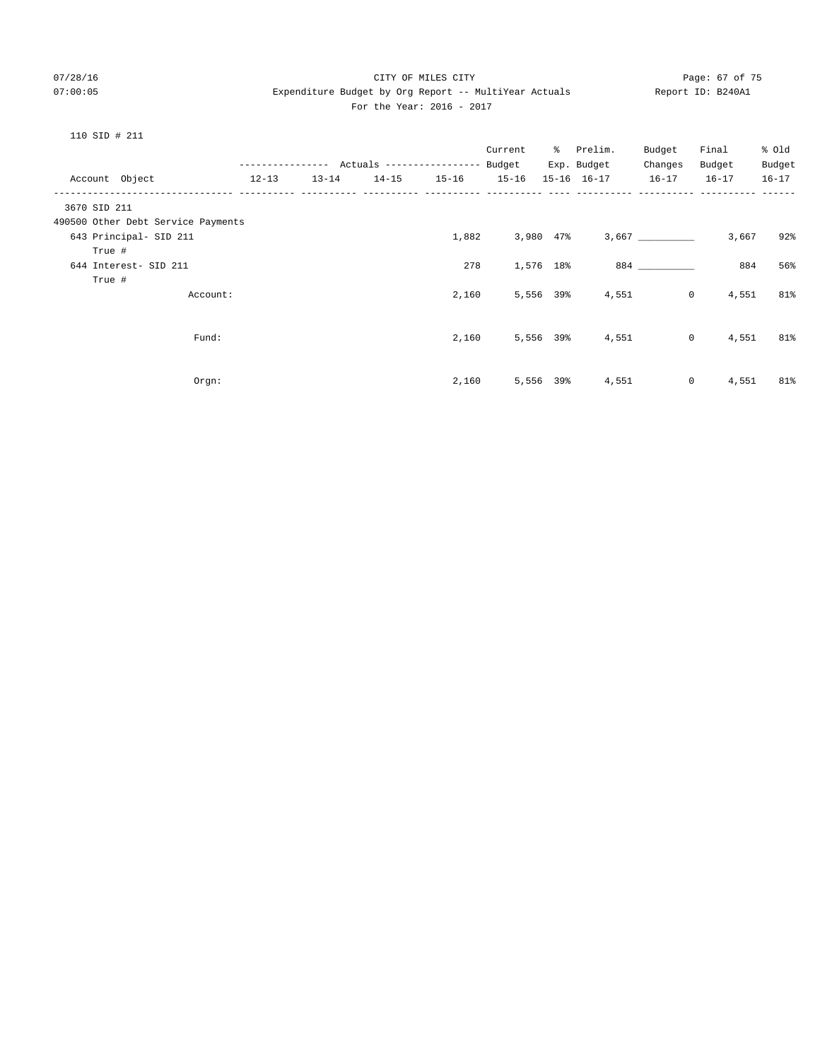CITY OF MILES CITY
Expenditure Budget by Org Report -- MultiYear Actuals
For the Year: 2016 - 2017

110 SID # 211

| Account Object | Actuals 12-13 | Actuals 13-14 | Actuals 14-15 | Actuals 15-16 | Current Budget 15-16 | % Exp. 15-16 | Prelim. Budget 16-17 | Budget Changes 16-17 | Final Budget 16-17 | % Old Budget 16-17 |
|---|---|---|---|---|---|---|---|---|---|---|
| 3670 SID 211 | | | | | | | | | | |
| 490500 Other Debt Service Payments | | | | | | | | | | |
| 643 Principal- SID 211 | | | | 1,882 | 3,980 | 47% | 3,667 | __________ | 3,667 | 92% |
| True # | | | | | | | | | | |
| 644 Interest- SID 211 | | | | 278 | 1,576 | 18% | 884 | __________ | 884 | 56% |
| True # | | | | | | | | | | |
| Account: | | | | 2,160 | 5,556 | 39% | 4,551 | 0 | 4,551 | 81% |
| Fund: | | | | 2,160 | 5,556 | 39% | 4,551 | 0 | 4,551 | 81% |
| Orgn: | | | | 2,160 | 5,556 | 39% | 4,551 | 0 | 4,551 | 81% |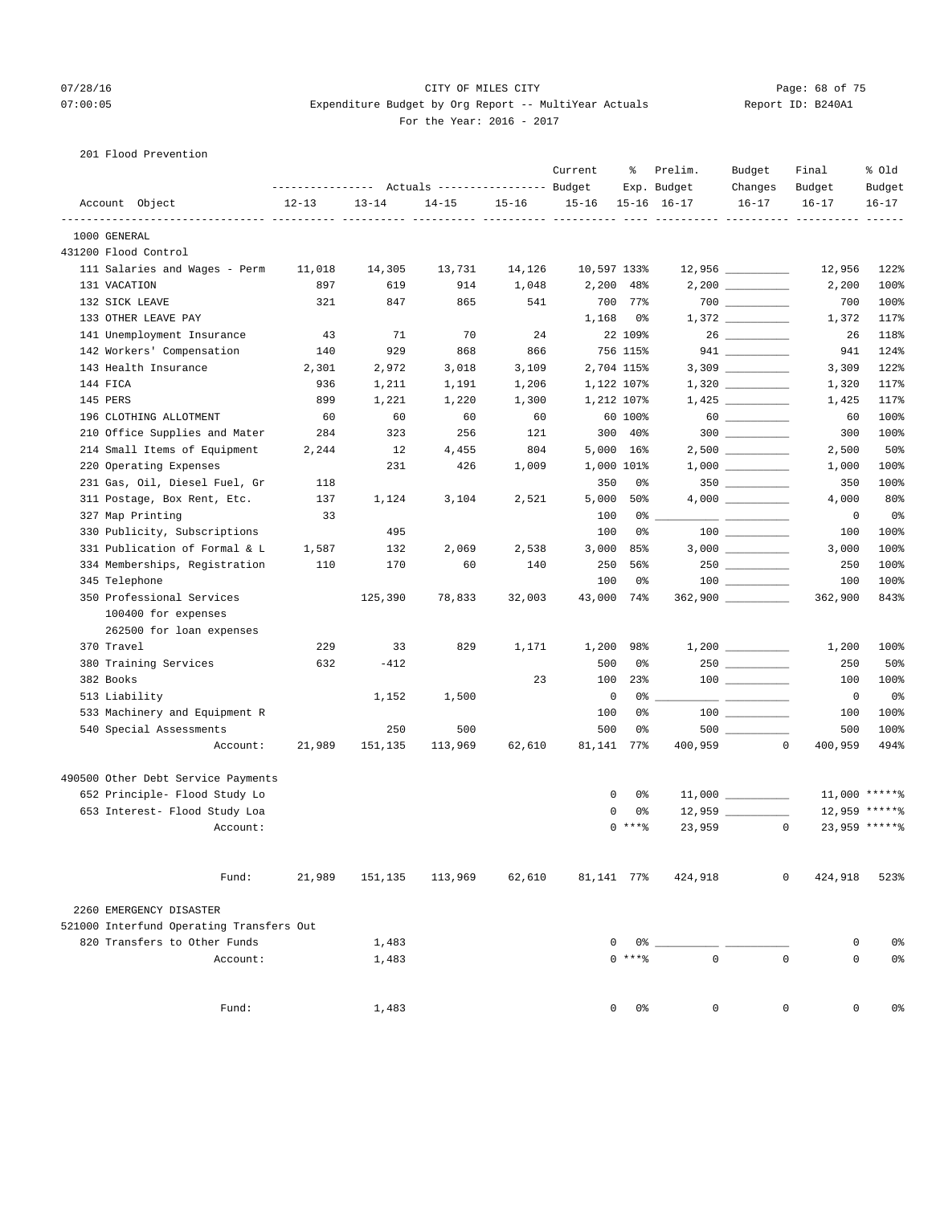CITY OF MILES CITY
Expenditure Budget by Org Report -- MultiYear Actuals
For the Year: 2016 - 2017

201 Flood Prevention

| Account Object | Actuals 12-13 | Actuals 13-14 | Actuals 14-15 | Actuals 15-16 | Current Budget 15-16 | % Exp. 15-16 | Prelim. Budget 16-17 | Budget Changes 16-17 | Final Budget 16-17 | % Old Budget 16-17 |
|---|---|---|---|---|---|---|---|---|---|---|
| 1000 GENERAL | | | | | | | | | | |
| 431200 Flood Control | | | | | | | | | | |
| 111 Salaries and Wages - Perm | 11,018 | 14,305 | 13,731 | 14,126 | 10,597 | 133% | 12,956 | __________ | 12,956 | 122% |
| 131 VACATION | 897 | 619 | 914 | 1,048 | 2,200 | 48% | 2,200 | __________ | 2,200 | 100% |
| 132 SICK LEAVE | 321 | 847 | 865 | 541 | 700 | 77% | 700 | __________ | 700 | 100% |
| 133 OTHER LEAVE PAY | | | | | 1,168 | 0% | 1,372 | __________ | 1,372 | 117% |
| 141 Unemployment Insurance | 43 | 71 | 70 | 24 | 22 | 109% | 26 | __________ | 26 | 118% |
| 142 Workers' Compensation | 140 | 929 | 868 | 866 | 756 | 115% | 941 | __________ | 941 | 124% |
| 143 Health Insurance | 2,301 | 2,972 | 3,018 | 3,109 | 2,704 | 115% | 3,309 | __________ | 3,309 | 122% |
| 144 FICA | 936 | 1,211 | 1,191 | 1,206 | 1,122 | 107% | 1,320 | __________ | 1,320 | 117% |
| 145 PERS | 899 | 1,221 | 1,220 | 1,300 | 1,212 | 107% | 1,425 | __________ | 1,425 | 117% |
| 196 CLOTHING ALLOTMENT | 60 | 60 | 60 | 60 | 60 | 100% | 60 | __________ | 60 | 100% |
| 210 Office Supplies and Mater | 284 | 323 | 256 | 121 | 300 | 40% | 300 | __________ | 300 | 100% |
| 214 Small Items of Equipment | 2,244 | 12 | 4,455 | 804 | 5,000 | 16% | 2,500 | __________ | 2,500 | 50% |
| 220 Operating Expenses | | 231 | 426 | 1,009 | 1,000 | 101% | 1,000 | __________ | 1,000 | 100% |
| 231 Gas, Oil, Diesel Fuel, Gr | 118 | | | | 350 | 0% | 350 | __________ | 350 | 100% |
| 311 Postage, Box Rent, Etc. | 137 | 1,124 | 3,104 | 2,521 | 5,000 | 50% | 4,000 | __________ | 4,000 | 80% |
| 327 Map Printing | 33 | | | | 100 | 0% | __________ | __________ | 0 | 0% |
| 330 Publicity, Subscriptions | | 495 | | | 100 | 0% | 100 | __________ | 100 | 100% |
| 331 Publication of Formal & L | 1,587 | 132 | 2,069 | 2,538 | 3,000 | 85% | 3,000 | __________ | 3,000 | 100% |
| 334 Memberships, Registration | 110 | 170 | 60 | 140 | 250 | 56% | 250 | __________ | 250 | 100% |
| 345 Telephone | | | | | 100 | 0% | 100 | __________ | 100 | 100% |
| 350 Professional Services | | 125,390 | 78,833 | 32,003 | 43,000 | 74% | 362,900 | __________ | 362,900 | 843% |
| 100400 for expenses | | | | | | | | | | |
| 262500 for loan expenses | | | | | | | | | | |
| 370 Travel | 229 | 33 | 829 | 1,171 | 1,200 | 98% | 1,200 | __________ | 1,200 | 100% |
| 380 Training Services | 632 | -412 | | | 500 | 0% | 250 | __________ | 250 | 50% |
| 382 Books | | | | 23 | 100 | 23% | 100 | __________ | 100 | 100% |
| 513 Liability | | 1,152 | 1,500 | | 0 | 0% | __________ | __________ | 0 | 0% |
| 533 Machinery and Equipment R | | | | | 100 | 0% | 100 | __________ | 100 | 100% |
| 540 Special Assessments | | 250 | 500 | | 500 | 0% | 500 | __________ | 500 | 100% |
| Account: | 21,989 | 151,135 | 113,969 | 62,610 | 81,141 | 77% | 400,959 | 0 | 400,959 | 494% |
| 490500 Other Debt Service Payments | | | | | | | | | | |
| 652 Principle- Flood Study Lo | | | | | 0 | 0% | 11,000 | __________ | 11,000 | *****% |
| 653 Interest- Flood Study Loa | | | | | 0 | 0% | 12,959 | __________ | 12,959 | *****% |
| Account: | | | | | 0 | ***% | 23,959 | 0 | 23,959 | *****% |
| Fund: | 21,989 | 151,135 | 113,969 | 62,610 | 81,141 | 77% | 424,918 | 0 | 424,918 | 523% |
| 2260 EMERGENCY DISASTER | | | | | | | | | | |
| 521000 Interfund Operating Transfers Out | | | | | | | | | | |
| 820 Transfers to Other Funds | | 1,483 | | | 0 | 0% | __________ | __________ | 0 | 0% |
| Account: | | 1,483 | | | 0 | ***% | 0 | 0 | 0 | 0% |
| Fund: | | 1,483 | | | 0 | 0% | 0 | 0 | 0 | 0% |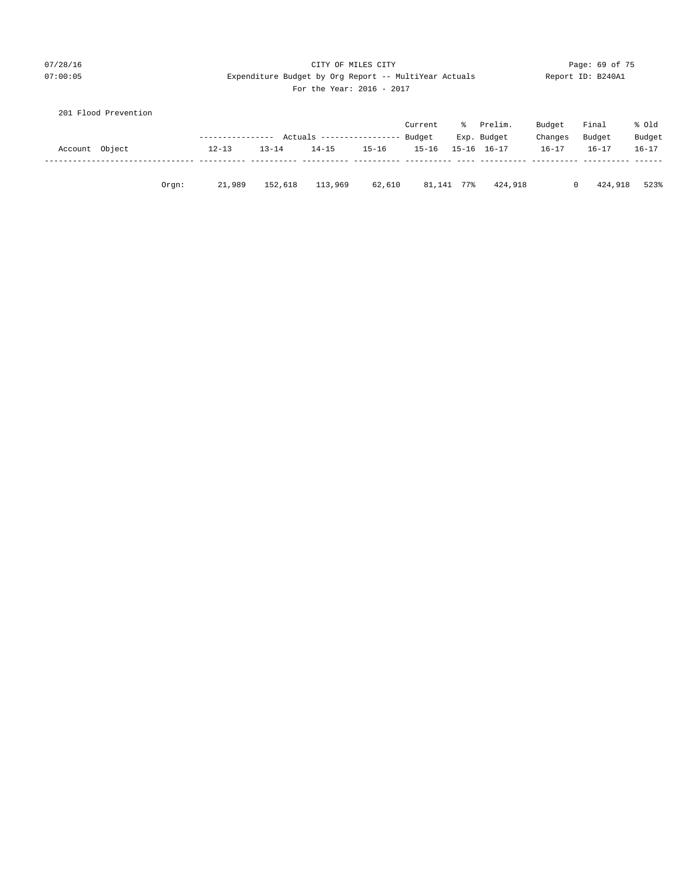201 Flood Prevention

| Account Object | | Actuals 12-13 | Actuals 13-14 | Actuals 14-15 | Actuals 15-16 | Current Budget 15-16 | % Exp. 15-16 | Prelim. Budget 16-17 | Budget Changes 16-17 | Final Budget 16-17 | % Old Budget 16-17 |
|---|---|---|---|---|---|---|---|---|---|---|---|
| | Orgn: | 21,989 | 152,618 | 113,969 | 62,610 | 81,141 | 77% | 424,918 | 0 | 424,918 | 523% |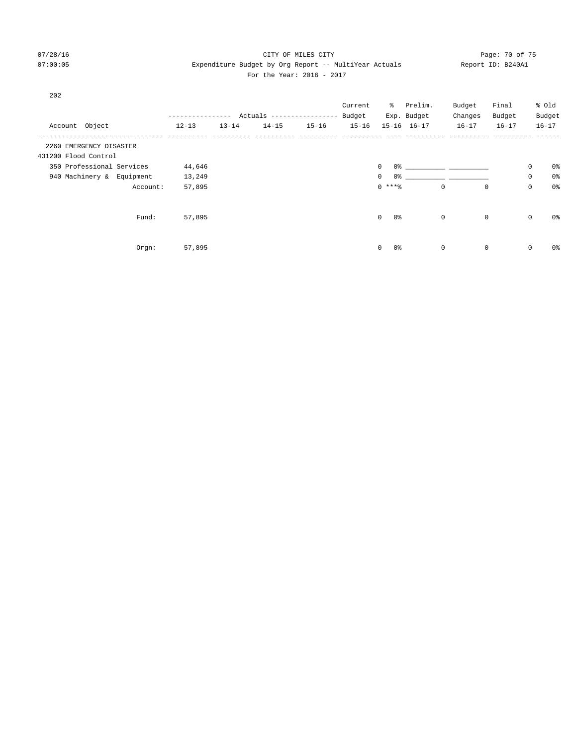CITY OF MILES CITY

Expenditure Budget by Org Report -- MultiYear Actuals

For the Year: 2016 - 2017

202

| Account Object | Actuals 12-13 | Actuals 13-14 | Actuals 14-15 | Actuals 15-16 | Current Budget 15-16 | % Exp. 15-16 | Prelim. Budget 16-17 | Budget Changes 16-17 | Final Budget 16-17 | % Old Budget 16-17 |
|---|---|---|---|---|---|---|---|---|---|---|
| 2260 EMERGENCY DISASTER | | | | | | | | | | |
| 431200 Flood Control | | | | | | | | | | |
| 350 Professional Services | 44,646 | | | | 0 | 0% | __________ | __________ | 0 | 0% |
| 940 Machinery & Equipment | 13,249 | | | | 0 | 0% | __________ | __________ | 0 | 0% |
| Account: | 57,895 | | | | 0 | ***% | 0 | 0 | 0 | 0% |
| Fund: | 57,895 | | | | 0 | 0% | 0 | 0 | 0 | 0% |
| Orgn: | 57,895 | | | | 0 | 0% | 0 | 0 | 0 | 0% |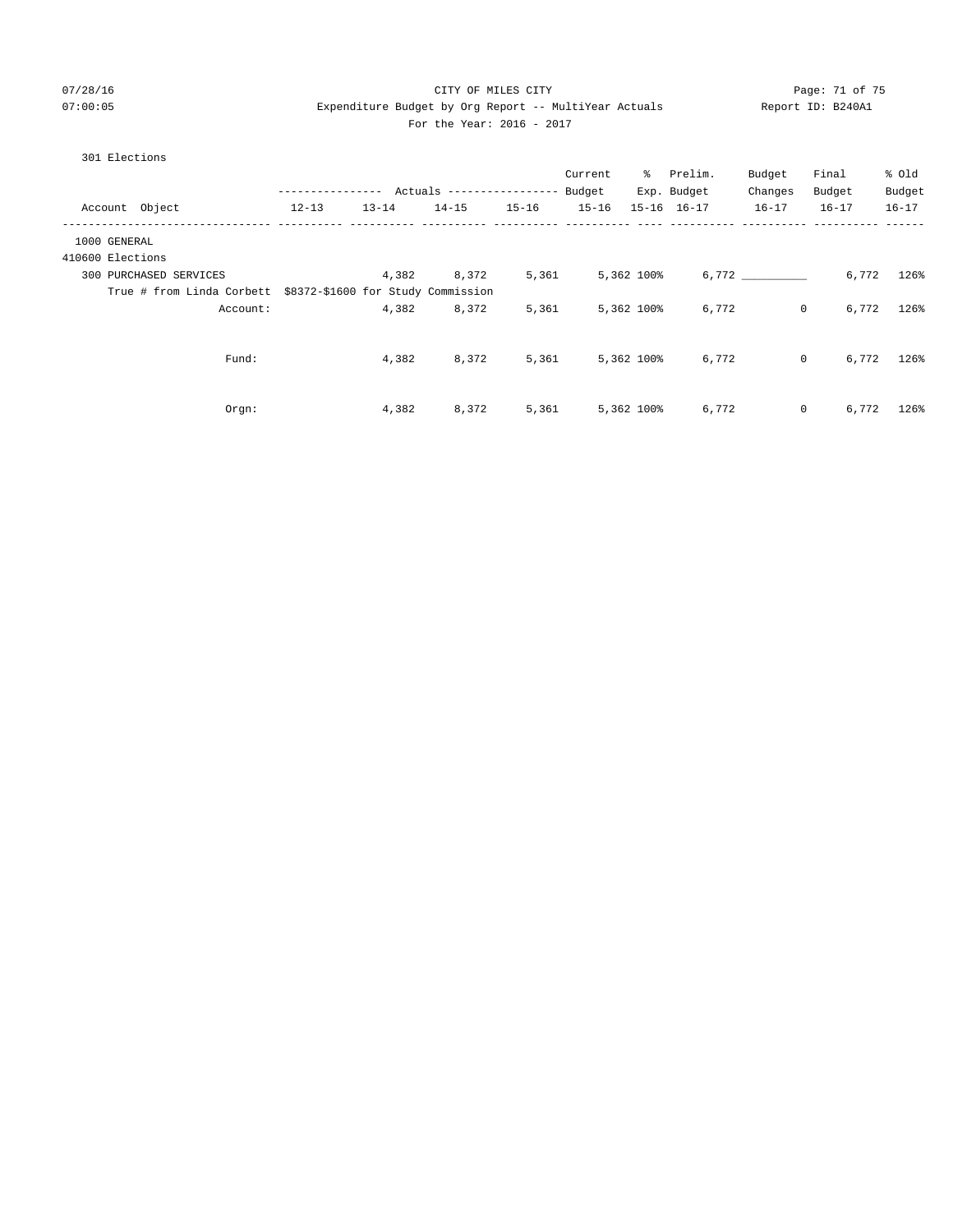CITY OF MILES CITY

Expenditure Budget by Org Report -- MultiYear Actuals

For the Year: 2016 - 2017

07/28/16 07:00:05 Report ID: B240A1

301 Elections

| Account Object | Actuals 12-13 | Actuals 13-14 | Actuals 14-15 | Actuals 15-16 | Current Budget 15-16 | % Exp. 15-16 | Prelim. Budget 16-17 | Budget Changes 16-17 | Final Budget 16-17 | % Old Budget 16-17 |
|---|---|---|---|---|---|---|---|---|---|---|
| 1000 GENERAL | | | | | | | | | | |
| 410600 Elections | | | | | | | | | | |
| 300 PURCHASED SERVICES | | 4,382 | 8,372 | 5,361 | 5,362 | 100% | 6,772 | __________ | 6,772 | 126% |
| True # from Linda Corbett $8372-$1600 for Study Commission | | | | | | | | | | |
| Account: | | 4,382 | 8,372 | 5,361 | 5,362 | 100% | 6,772 | 0 | 6,772 | 126% |
| Fund: | | 4,382 | 8,372 | 5,361 | 5,362 | 100% | 6,772 | 0 | 6,772 | 126% |
| Orgn: | | 4,382 | 8,372 | 5,361 | 5,362 | 100% | 6,772 | 0 | 6,772 | 126% |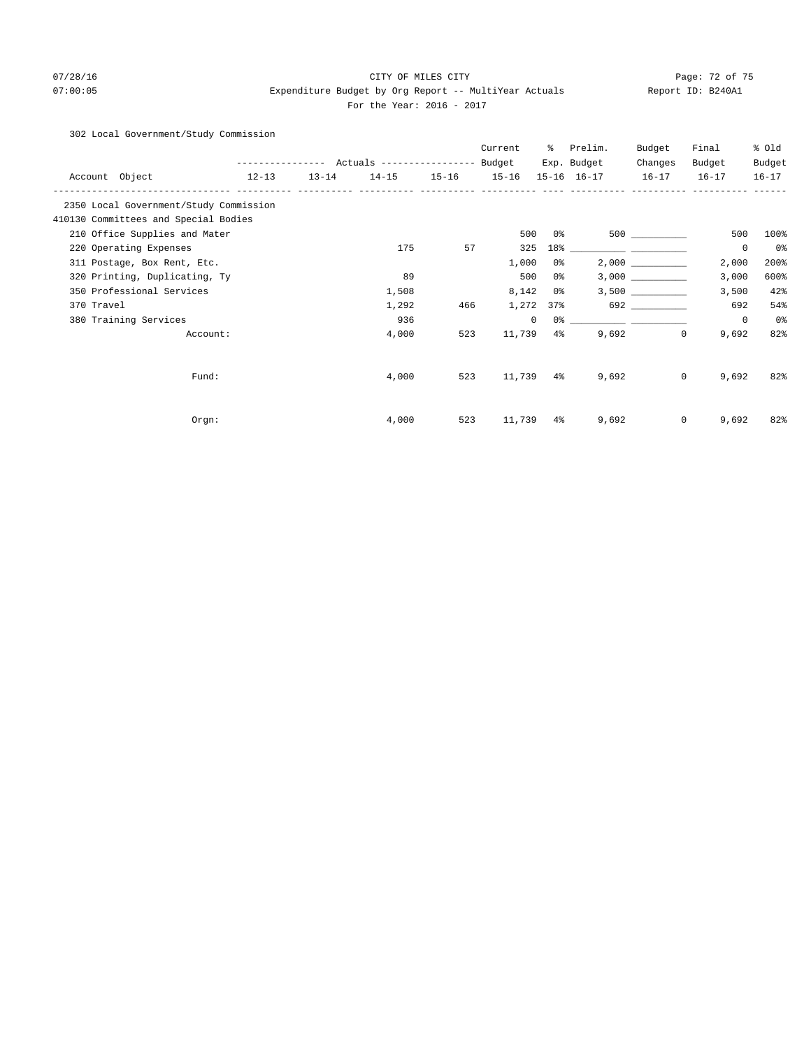CITY OF MILES CITY

Expenditure Budget by Org Report -- MultiYear Actuals

For the Year: 2016 - 2017

07/28/16 07:00:05 Report ID: B240A1

302 Local Government/Study Commission

| Account Object | Actuals 12-13 | Actuals 13-14 | Actuals 14-15 | Actuals 15-16 | Current Budget 15-16 | % Exp. 15-16 | Prelim. Budget 16-17 | Budget Changes 16-17 | Final Budget 16-17 | % Old Budget 16-17 |
|---|---|---|---|---|---|---|---|---|---|---|
| 2350 Local Government/Study Commission | | | | | | | | | | |
| 410130 Committees and Special Bodies | | | | | | | | | | |
| 210 Office Supplies and Mater | | | | | 500 | 0% | 500 | ___________ | 500 | 100% |
| 220 Operating Expenses | | | 175 | 57 | 325 | 18% | ___________ | ___________ | 0 | 0% |
| 311 Postage, Box Rent, Etc. | | | | | 1,000 | 0% | 2,000 | ___________ | 2,000 | 200% |
| 320 Printing, Duplicating, Ty | | | 89 | | 500 | 0% | 3,000 | ___________ | 3,000 | 600% |
| 350 Professional Services | | | 1,508 | | 8,142 | 0% | 3,500 | ___________ | 3,500 | 42% |
| 370 Travel | | | 1,292 | 466 | 1,272 | 37% | 692 | ___________ | 692 | 54% |
| 380 Training Services | | | 936 | | 0 | 0% | ___________ | ___________ | 0 | 0% |
| Account: | | | 4,000 | 523 | 11,739 | 4% | 9,692 | 0 | 9,692 | 82% |
| Fund: | | | 4,000 | 523 | 11,739 | 4% | 9,692 | 0 | 9,692 | 82% |
| Orgn: | | | 4,000 | 523 | 11,739 | 4% | 9,692 | 0 | 9,692 | 82% |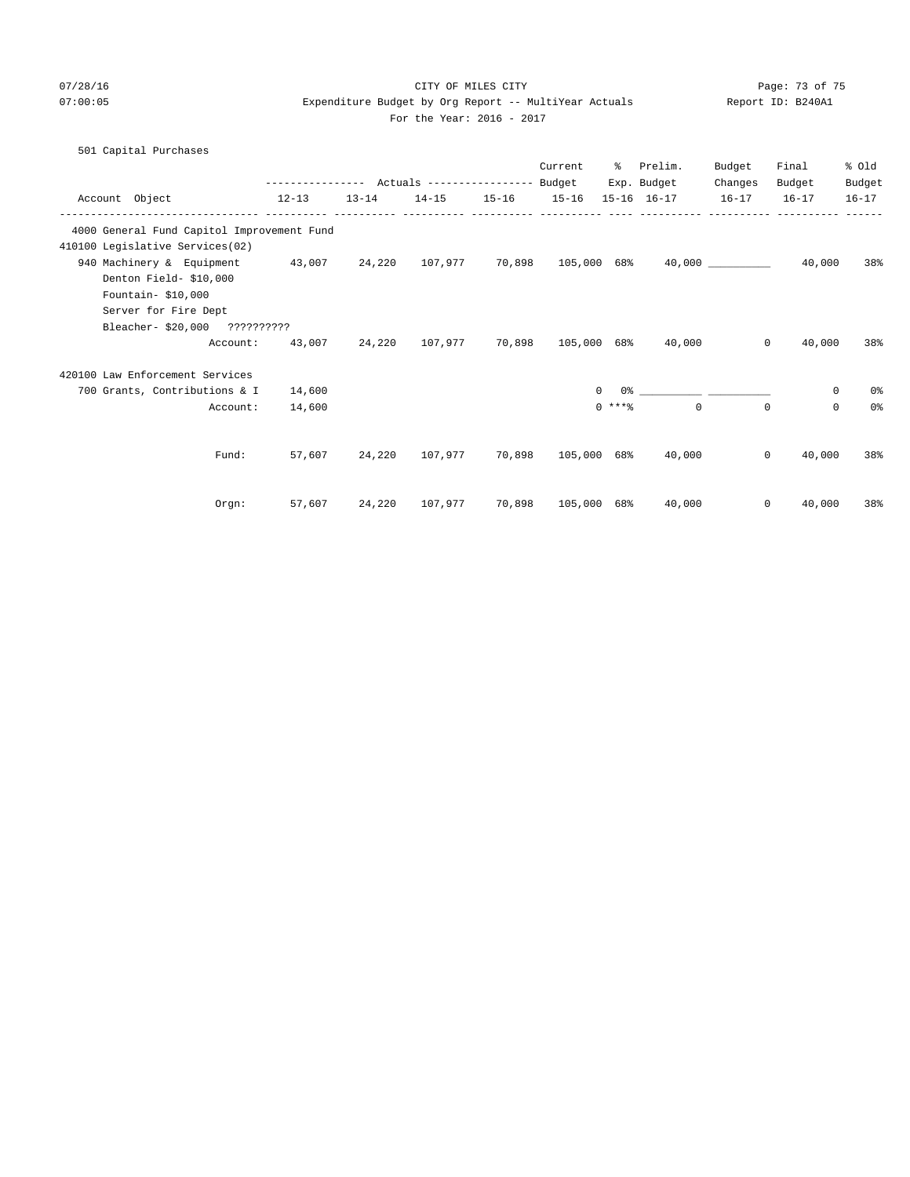# CITY OF MILES CITY

## Expenditure Budget by Org Report -- MultiYear Actuals

For the Year: 2016 - 2017

Report ID: B240A1

07/28/16 07:00:05

### 501 Capital Purchases

| Account Object | Actuals 12-13 | Actuals 13-14 | Actuals 14-15 | Actuals 15-16 | Current Budget 15-16 | % Exp. 15-16 | Prelim. Budget 16-17 | Budget Changes 16-17 | Final Budget 16-17 | % Old Budget 16-17 |
|---|---|---|---|---|---|---|---|---|---|---|
| **4000 General Fund Capitol Improvement Fund** | | | | | | | | | | |
| **410100 Legislative Services(02)** | | | | | | | | | | |
| 940 Machinery & Equipment | 43,007 | 24,220 | 107,977 | 70,898 | 105,000 | 68% | 40,000 | __________ | 40,000 | 38% |
| Denton Field- $10,000 | | | | | | | | | | |
| Fountain- $10,000 | | | | | | | | | | |
| Server for Fire Dept | | | | | | | | | | |
| Bleacher- $20,000 ?????????? | | | | | | | | | | |
| Account: | 43,007 | 24,220 | 107,977 | 70,898 | 105,000 | 68% | 40,000 | 0 | 40,000 | 38% |
| **420100 Law Enforcement Services** | | | | | | | | | | |
| 700 Grants, Contributions & I | 14,600 | | | | 0 | 0% | __________ | __________ | 0 | 0% |
| Account: | 14,600 | | | | 0 | ***% | 0 | 0 | 0 | 0% |
| Fund: | 57,607 | 24,220 | 107,977 | 70,898 | 105,000 | 68% | 40,000 | 0 | 40,000 | 38% |
| Orgn: | 57,607 | 24,220 | 107,977 | 70,898 | 105,000 | 68% | 40,000 | 0 | 40,000 | 38% |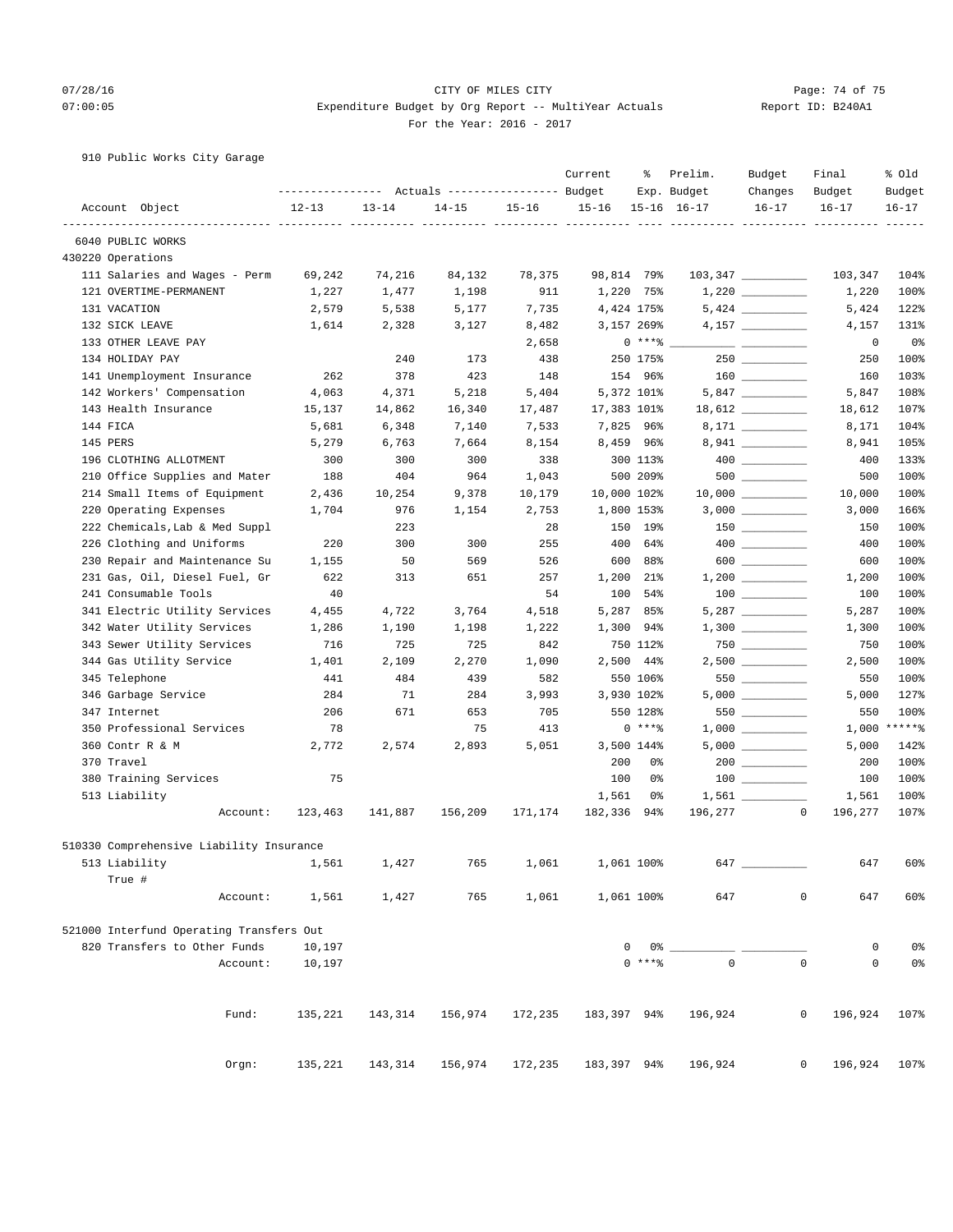CITY OF MILES CITY
Expenditure Budget by Org Report -- MultiYear Actuals
For the Year: 2016 - 2017

910 Public Works City Garage

| Account Object | Actuals 12-13 | Actuals 13-14 | Actuals 14-15 | Actuals 15-16 | Current Budget 15-16 | % Exp. 15-16 | Prelim. Budget 16-17 | Budget Changes 16-17 | Final Budget 16-17 | % Old Budget 16-17 |
|---|---|---|---|---|---|---|---|---|---|---|
| 6040 PUBLIC WORKS | | | | | | | | | | |
| 430220 Operations | | | | | | | | | | |
| 111 Salaries and Wages - Perm | 69,242 | 74,216 | 84,132 | 78,375 | 98,814 | 79% | 103,347 | __________ | 103,347 | 104% |
| 121 OVERTIME-PERMANENT | 1,227 | 1,477 | 1,198 | 911 | 1,220 | 75% | 1,220 | __________ | 1,220 | 100% |
| 131 VACATION | 2,579 | 5,538 | 5,177 | 7,735 | 4,424 | 175% | 5,424 | __________ | 5,424 | 122% |
| 132 SICK LEAVE | 1,614 | 2,328 | 3,127 | 8,482 | 3,157 | 269% | 4,157 | __________ | 4,157 | 131% |
| 133 OTHER LEAVE PAY | | | | 2,658 | 0 | ***% | __________ | __________ | 0 | 0% |
| 134 HOLIDAY PAY | | 240 | 173 | 438 | 250 | 175% | 250 | __________ | 250 | 100% |
| 141 Unemployment Insurance | 262 | 378 | 423 | 148 | 154 | 96% | 160 | __________ | 160 | 103% |
| 142 Workers' Compensation | 4,063 | 4,371 | 5,218 | 5,404 | 5,372 | 101% | 5,847 | __________ | 5,847 | 108% |
| 143 Health Insurance | 15,137 | 14,862 | 16,340 | 17,487 | 17,383 | 101% | 18,612 | __________ | 18,612 | 107% |
| 144 FICA | 5,681 | 6,348 | 7,140 | 7,533 | 7,825 | 96% | 8,171 | __________ | 8,171 | 104% |
| 145 PERS | 5,279 | 6,763 | 7,664 | 8,154 | 8,459 | 96% | 8,941 | __________ | 8,941 | 105% |
| 196 CLOTHING ALLOTMENT | 300 | 300 | 300 | 338 | 300 | 113% | 400 | __________ | 400 | 133% |
| 210 Office Supplies and Mater | 188 | 404 | 964 | 1,043 | 500 | 209% | 500 | __________ | 500 | 100% |
| 214 Small Items of Equipment | 2,436 | 10,254 | 9,378 | 10,179 | 10,000 | 102% | 10,000 | __________ | 10,000 | 100% |
| 220 Operating Expenses | 1,704 | 976 | 1,154 | 2,753 | 1,800 | 153% | 3,000 | __________ | 3,000 | 166% |
| 222 Chemicals,Lab & Med Suppl | | 223 | | 28 | 150 | 19% | 150 | __________ | 150 | 100% |
| 226 Clothing and Uniforms | 220 | 300 | 300 | 255 | 400 | 64% | 400 | __________ | 400 | 100% |
| 230 Repair and Maintenance Su | 1,155 | 50 | 569 | 526 | 600 | 88% | 600 | __________ | 600 | 100% |
| 231 Gas, Oil, Diesel Fuel, Gr | 622 | 313 | 651 | 257 | 1,200 | 21% | 1,200 | __________ | 1,200 | 100% |
| 241 Consumable Tools | 40 | | | 54 | 100 | 54% | 100 | __________ | 100 | 100% |
| 341 Electric Utility Services | 4,455 | 4,722 | 3,764 | 4,518 | 5,287 | 85% | 5,287 | __________ | 5,287 | 100% |
| 342 Water Utility Services | 1,286 | 1,190 | 1,198 | 1,222 | 1,300 | 94% | 1,300 | __________ | 1,300 | 100% |
| 343 Sewer Utility Services | 716 | 725 | 725 | 842 | 750 | 112% | 750 | __________ | 750 | 100% |
| 344 Gas Utility Service | 1,401 | 2,109 | 2,270 | 1,090 | 2,500 | 44% | 2,500 | __________ | 2,500 | 100% |
| 345 Telephone | 441 | 484 | 439 | 582 | 550 | 106% | 550 | __________ | 550 | 100% |
| 346 Garbage Service | 284 | 71 | 284 | 3,993 | 3,930 | 102% | 5,000 | __________ | 5,000 | 127% |
| 347 Internet | 206 | 671 | 653 | 705 | 550 | 128% | 550 | __________ | 550 | 100% |
| 350 Professional Services | 78 | | 75 | 413 | 0 | ***% | 1,000 | __________ | 1,000 | *****% |
| 360 Contr R & M | 2,772 | 2,574 | 2,893 | 5,051 | 3,500 | 144% | 5,000 | __________ | 5,000 | 142% |
| 370 Travel | | | | | 200 | 0% | 200 | __________ | 200 | 100% |
| 380 Training Services | 75 | | | | 100 | 0% | 100 | __________ | 100 | 100% |
| 513 Liability | | | | | 1,561 | 0% | 1,561 | __________ | 1,561 | 100% |
| Account: | 123,463 | 141,887 | 156,209 | 171,174 | 182,336 | 94% | 196,277 | 0 | 196,277 | 107% |
| 510330 Comprehensive Liability Insurance | | | | | | | | | | |
| 513 Liability True # | 1,561 | 1,427 | 765 | 1,061 | 1,061 | 100% | 647 | __________ | 647 | 60% |
| Account: | 1,561 | 1,427 | 765 | 1,061 | 1,061 | 100% | 647 | 0 | 647 | 60% |
| 521000 Interfund Operating Transfers Out | | | | | | | | | | |
| 820 Transfers to Other Funds | 10,197 | | | | 0 | 0% | __________ | __________ | 0 | 0% |
| Account: | 10,197 | | | | 0 | ***% | 0 | 0 | 0 | 0% |
| Fund: | 135,221 | 143,314 | 156,974 | 172,235 | 183,397 | 94% | 196,924 | 0 | 196,924 | 107% |
| Orgn: | 135,221 | 143,314 | 156,974 | 172,235 | 183,397 | 94% | 196,924 | 0 | 196,924 | 107% |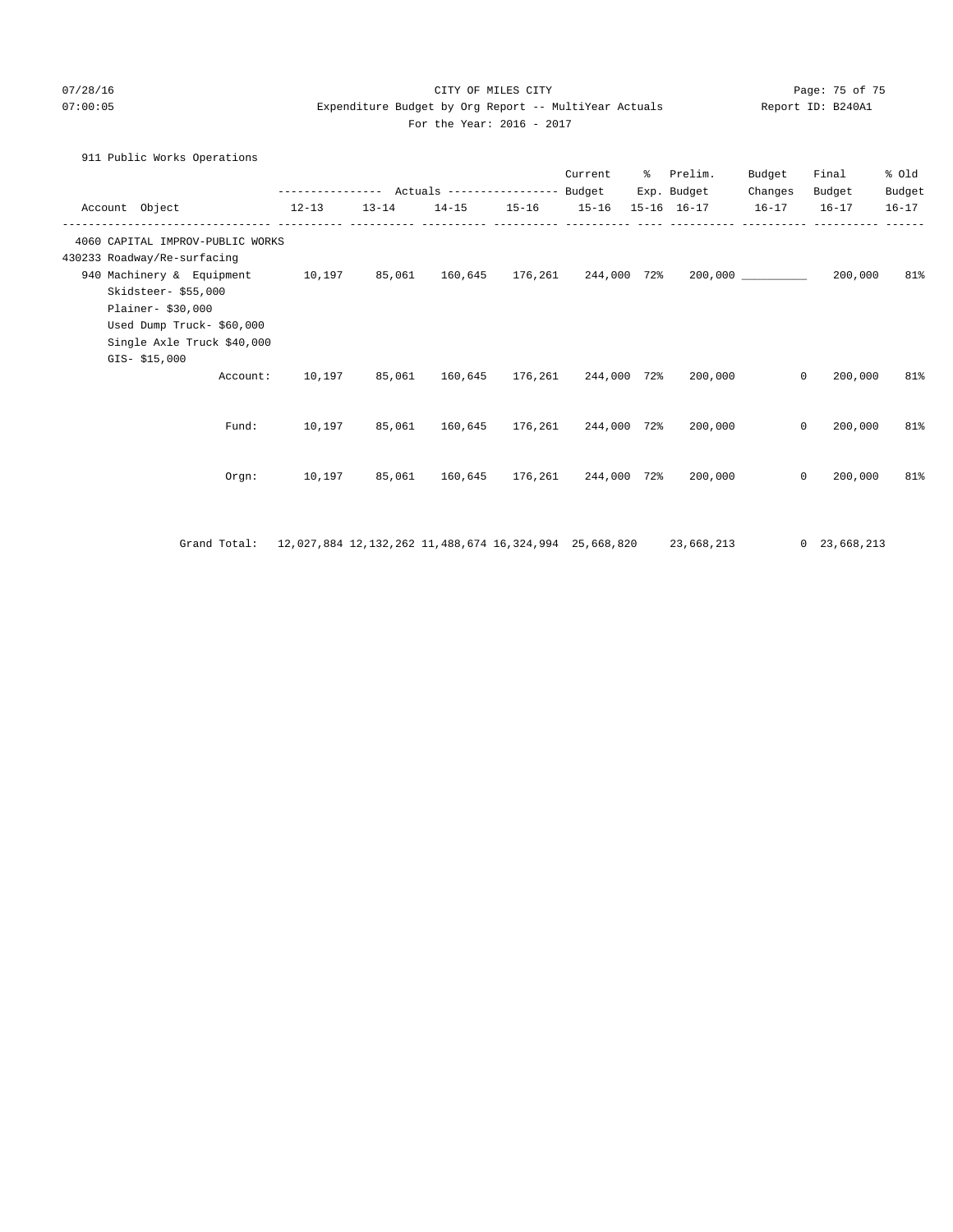CITY OF MILES CITY

Expenditure Budget by Org Report -- MultiYear Actuals

For the Year: 2016 - 2017

911 Public Works Operations

| Account Object | Actuals 12-13 | Actuals 13-14 | Actuals 14-15 | Actuals 15-16 | Current Budget 15-16 | % Exp. 15-16 | Prelim. Budget 16-17 | Budget Changes 16-17 | Final Budget 16-17 | % Old Budget 16-17 |
|---|---|---|---|---|---|---|---|---|---|---|
| 4060 CAPITAL IMPROV-PUBLIC WORKS | | | | | | | | | | |
| 430233 Roadway/Re-surfacing | | | | | | | | | | |
| 940 Machinery & Equipment | 10,197 | 85,061 | 160,645 | 176,261 | 244,000 | 72% | 200,000 | __________ | 200,000 | 81% |
| Skidsteer- $55,000 | | | | | | | | | | |
| Plainer- $30,000 | | | | | | | | | | |
| Used Dump Truck- $60,000 | | | | | | | | | | |
| Single Axle Truck $40,000 | | | | | | | | | | |
| GIS- $15,000 | | | | | | | | | | |
| Account: | 10,197 | 85,061 | 160,645 | 176,261 | 244,000 | 72% | 200,000 | 0 | 200,000 | 81% |
| Fund: | 10,197 | 85,061 | 160,645 | 176,261 | 244,000 | 72% | 200,000 | 0 | 200,000 | 81% |
| Orgn: | 10,197 | 85,061 | 160,645 | 176,261 | 244,000 | 72% | 200,000 | 0 | 200,000 | 81% |
| Grand Total: | 12,027,884 | 12,132,262 | 11,488,674 | 16,324,994 | 25,668,820 | | 23,668,213 | 0 | 23,668,213 | |